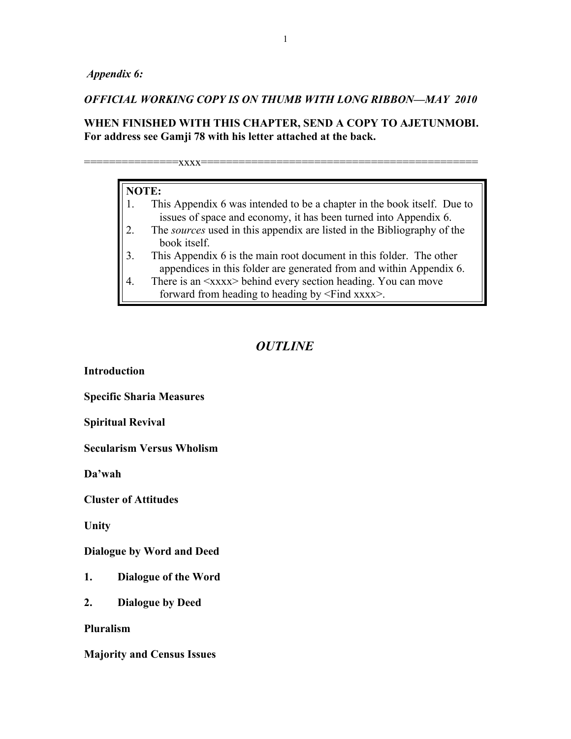*Appendix 6:*

***OFFICIAL WORKING COPY IS ON THUMB WITH LONG RIBBON—MAY 2010***

**WHEN FINISHED WITH THIS CHAPTER, SEND A COPY TO AJETUNMOBI. For address see Gamji 78 with his letter attached at the back.**

===============xxxx============================================

> **NOTE:**
> 1. This Appendix 6 was intended to be a chapter in the book itself. Due to issues of space and economy, it has been turned into Appendix 6.
> 2. The *sources* used in this appendix are listed in the Bibliography of the book itself.
> 3. This Appendix 6 is the main root document in this folder. The other appendices in this folder are generated from and within Appendix 6.
> 4. There is an <xxxx> behind every section heading. You can move forward from heading to heading by <Find xxxx>.

# *OUTLINE*

**Introduction**

**Specific Sharia Measures**

**Spiritual Revival**

**Secularism Versus Wholism**

**Da'wah**

**Cluster of Attitudes**

**Unity**

**Dialogue by Word and Deed**

**1. Dialogue of the Word**

**2. Dialogue by Deed**

**Pluralism**

**Majority and Census Issues**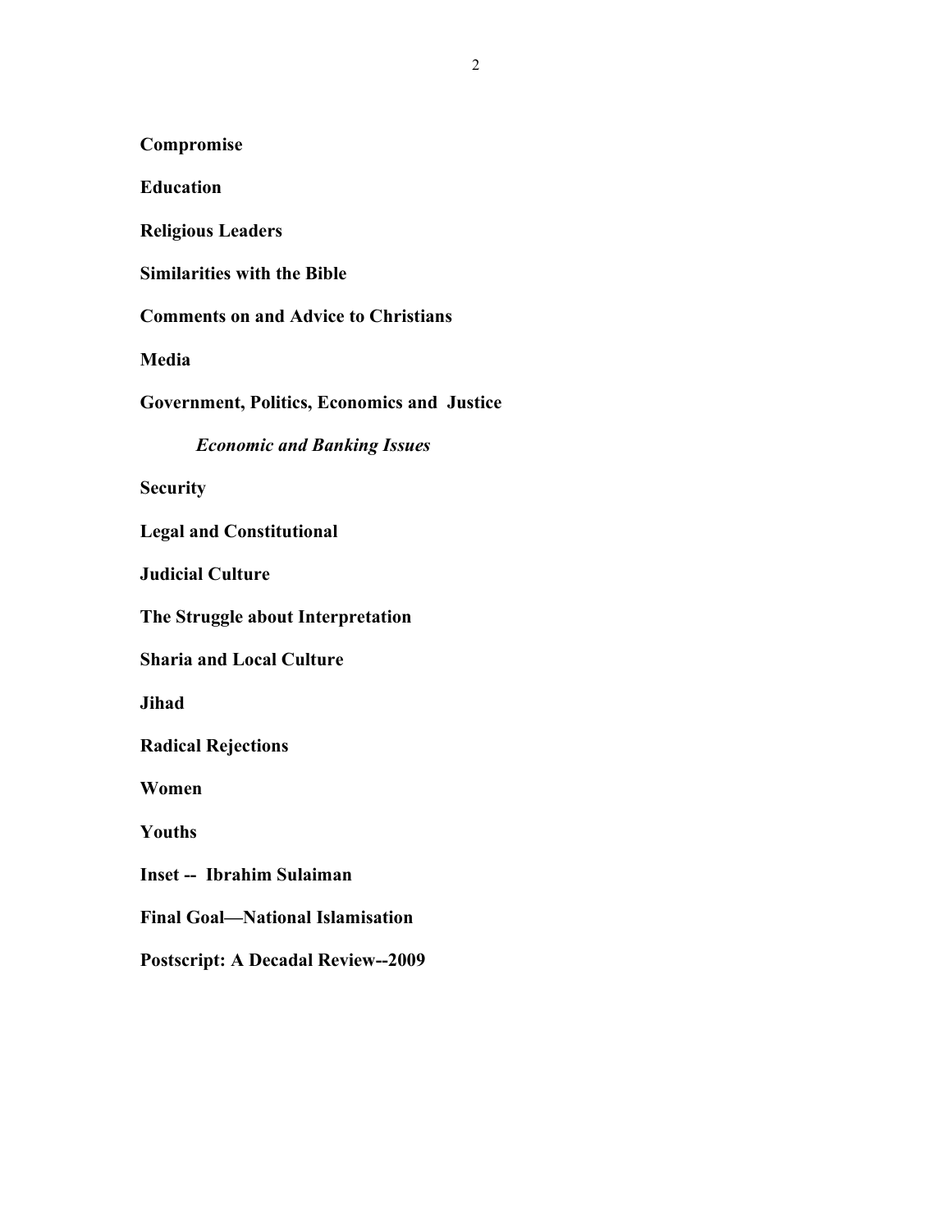**Compromise**

**Education**

**Religious Leaders**

**Similarities with the Bible**

**Comments on and Advice to Christians**

**Media**

**Government, Politics, Economics and Justice**

***Economic and Banking Issues***

**Security**

**Legal and Constitutional**

**Judicial Culture**

**The Struggle about Interpretation**

**Sharia and Local Culture**

**Jihad**

**Radical Rejections**

**Women**

**Youths**

**Inset -- Ibrahim Sulaiman**

**Final Goal—National Islamisation**

**Postscript: A Decadal Review--2009**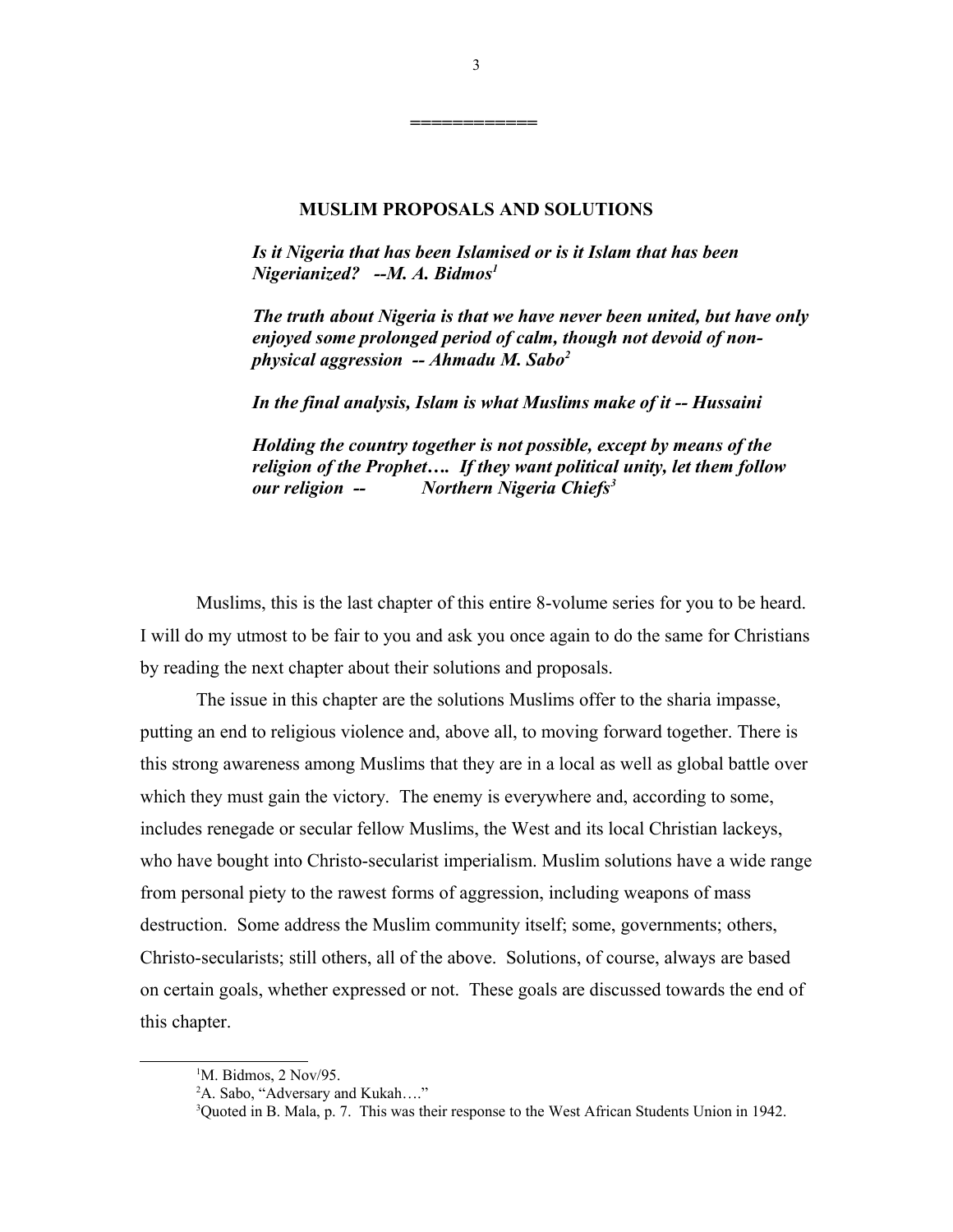============

## MUSLIM PROPOSALS AND SOLUTIONS

***Is it Nigeria that has been Islamised or is it Islam that has been Nigerianized? --M. A. Bidmos[1]***

***The truth about Nigeria is that we have never been united, but have only enjoyed some prolonged period of calm, though not devoid of non-physical aggression -- Ahmadu M. Sabo[2]***

***In the final analysis, Islam is what Muslims make of it -- Hussaini***

***Holding the country together is not possible, except by means of the religion of the Prophet…. If they want political unity, let them follow our religion -- Northern Nigeria Chiefs[3]***

Muslims, this is the last chapter of this entire 8-volume series for you to be heard. I will do my utmost to be fair to you and ask you once again to do the same for Christians by reading the next chapter about their solutions and proposals.

The issue in this chapter are the solutions Muslims offer to the sharia impasse, putting an end to religious violence and, above all, to moving forward together. There is this strong awareness among Muslims that they are in a local as well as global battle over which they must gain the victory. The enemy is everywhere and, according to some, includes renegade or secular fellow Muslims, the West and its local Christian lackeys, who have bought into Christo-secularist imperialism. Muslim solutions have a wide range from personal piety to the rawest forms of aggression, including weapons of mass destruction. Some address the Muslim community itself; some, governments; others, Christo-secularists; still others, all of the above. Solutions, of course, always are based on certain goals, whether expressed or not. These goals are discussed towards the end of this chapter.

---

[1] M. Bidmos, 2 Nov/95.

[2] A. Sabo, "Adversary and Kukah…."

[3] Quoted in B. Mala, p. 7. This was their response to the West African Students Union in 1942.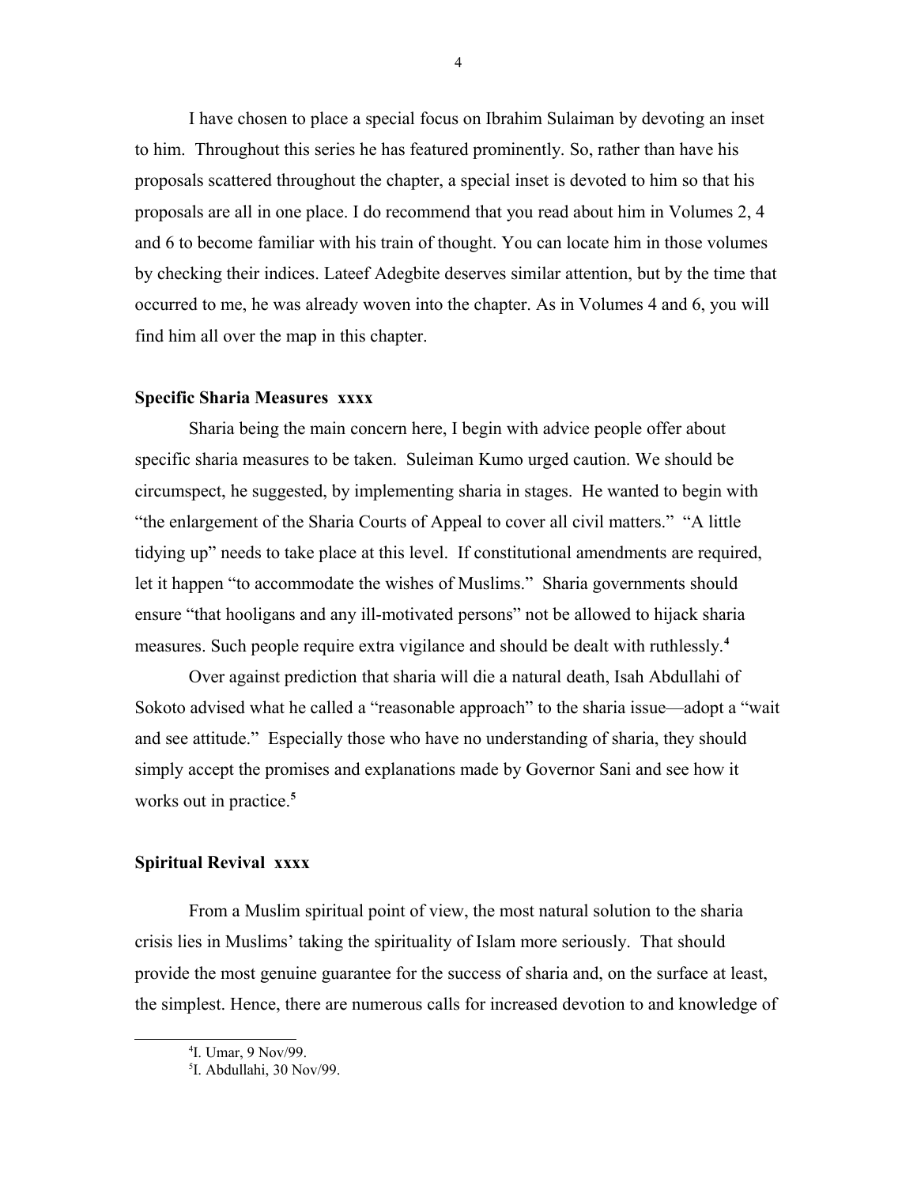I have chosen to place a special focus on Ibrahim Sulaiman by devoting an inset to him. Throughout this series he has featured prominently. So, rather than have his proposals scattered throughout the chapter, a special inset is devoted to him so that his proposals are all in one place. I do recommend that you read about him in Volumes 2, 4 and 6 to become familiar with his train of thought. You can locate him in those volumes by checking their indices. Lateef Adegbite deserves similar attention, but by the time that occurred to me, he was already woven into the chapter. As in Volumes 4 and 6, you will find him all over the map in this chapter.

### Specific Sharia Measures xxxx

Sharia being the main concern here, I begin with advice people offer about specific sharia measures to be taken. Suleiman Kumo urged caution. We should be circumspect, he suggested, by implementing sharia in stages. He wanted to begin with "the enlargement of the Sharia Courts of Appeal to cover all civil matters." "A little tidying up" needs to take place at this level. If constitutional amendments are required, let it happen "to accommodate the wishes of Muslims." Sharia governments should ensure "that hooligans and any ill-motivated persons" not be allowed to hijack sharia measures. Such people require extra vigilance and should be dealt with ruthlessly.[4]

Over against prediction that sharia will die a natural death, Isah Abdullahi of Sokoto advised what he called a "reasonable approach" to the sharia issue—adopt a "wait and see attitude." Especially those who have no understanding of sharia, they should simply accept the promises and explanations made by Governor Sani and see how it works out in practice.[5]

### Spiritual Revival xxxx

From a Muslim spiritual point of view, the most natural solution to the sharia crisis lies in Muslims' taking the spirituality of Islam more seriously. That should provide the most genuine guarantee for the success of sharia and, on the surface at least, the simplest. Hence, there are numerous calls for increased devotion to and knowledge of

---

[4] I. Umar, 9 Nov/99.

[5] I. Abdullahi, 30 Nov/99.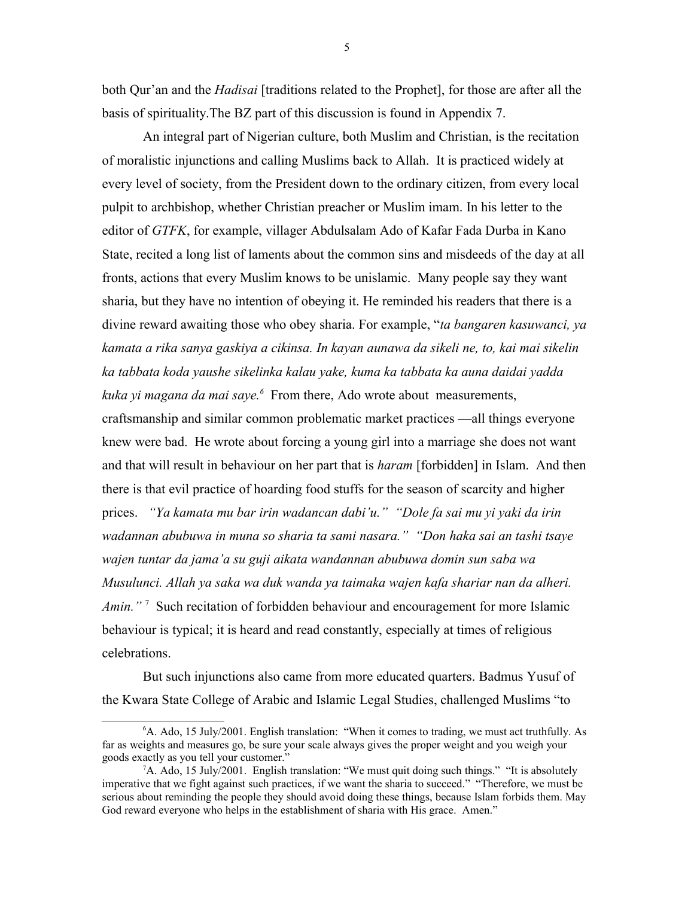both Qur'an and the *Hadisai* [traditions related to the Prophet], for those are after all the basis of spirituality.The BZ part of this discussion is found in Appendix 7.

An integral part of Nigerian culture, both Muslim and Christian, is the recitation of moralistic injunctions and calling Muslims back to Allah. It is practiced widely at every level of society, from the President down to the ordinary citizen, from every local pulpit to archbishop, whether Christian preacher or Muslim imam. In his letter to the editor of *GTFK*, for example, villager Abdulsalam Ado of Kafar Fada Durba in Kano State, recited a long list of laments about the common sins and misdeeds of the day at all fronts, actions that every Muslim knows to be unislamic. Many people say they want sharia, but they have no intention of obeying it. He reminded his readers that there is a divine reward awaiting those who obey sharia. For example, "*ta bangaren kasuwanci, ya kamata a rika sanya gaskiya a cikinsa. In kayan aunawa da sikeli ne, to, kai mai sikelin ka tabbata koda yaushe sikelinka kalau yake, kuma ka tabbata ka auna daidai yadda kuka yi magana da mai saye.*[6] From there, Ado wrote about measurements, craftsmanship and similar common problematic market practices —all things everyone knew were bad. He wrote about forcing a young girl into a marriage she does not want and that will result in behaviour on her part that is *haram* [forbidden] in Islam. And then there is that evil practice of hoarding food stuffs for the season of scarcity and higher prices. *"Ya kamata mu bar irin wadancan dabi'u." "Dole fa sai mu yi yaki da irin wadannan abubuwa in muna so sharia ta sami nasara." "Don haka sai an tashi tsaye wajen tuntar da jama'a su guji aikata wandannan abubuwa domin sun saba wa Musulunci. Allah ya saka wa duk wanda ya taimaka wajen kafa shariar nan da alheri. Amin."*[7] Such recitation of forbidden behaviour and encouragement for more Islamic behaviour is typical; it is heard and read constantly, especially at times of religious celebrations.

But such injunctions also came from more educated quarters. Badmus Yusuf of the Kwara State College of Arabic and Islamic Legal Studies, challenged Muslims "to

---

[6] A. Ado, 15 July/2001. English translation: "When it comes to trading, we must act truthfully. As far as weights and measures go, be sure your scale always gives the proper weight and you weigh your goods exactly as you tell your customer."

[7] A. Ado, 15 July/2001. English translation: "We must quit doing such things." "It is absolutely imperative that we fight against such practices, if we want the sharia to succeed." "Therefore, we must be serious about reminding the people they should avoid doing these things, because Islam forbids them. May God reward everyone who helps in the establishment of sharia with His grace. Amen."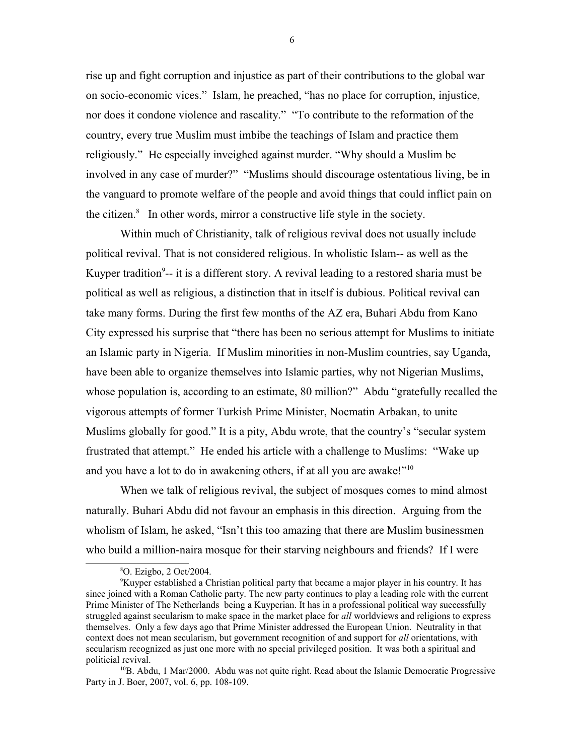rise up and fight corruption and injustice as part of their contributions to the global war on socio-economic vices." Islam, he preached, "has no place for corruption, injustice, nor does it condone violence and rascality." "To contribute to the reformation of the country, every true Muslim must imbibe the teachings of Islam and practice them religiously." He especially inveighed against murder. "Why should a Muslim be involved in any case of murder?" "Muslims should discourage ostentatious living, be in the vanguard to promote welfare of the people and avoid things that could inflict pain on the citizen.[8] In other words, mirror a constructive life style in the society.

Within much of Christianity, talk of religious revival does not usually include political revival. That is not considered religious. In wholistic Islam-- as well as the Kuyper tradition[9]-- it is a different story. A revival leading to a restored sharia must be political as well as religious, a distinction that in itself is dubious. Political revival can take many forms. During the first few months of the AZ era, Buhari Abdu from Kano City expressed his surprise that "there has been no serious attempt for Muslims to initiate an Islamic party in Nigeria. If Muslim minorities in non-Muslim countries, say Uganda, have been able to organize themselves into Islamic parties, why not Nigerian Muslims, whose population is, according to an estimate, 80 million?" Abdu "gratefully recalled the vigorous attempts of former Turkish Prime Minister, Nocmatin Arbakan, to unite Muslims globally for good." It is a pity, Abdu wrote, that the country's "secular system frustrated that attempt." He ended his article with a challenge to Muslims: "Wake up and you have a lot to do in awakening others, if at all you are awake!"[10]

When we talk of religious revival, the subject of mosques comes to mind almost naturally. Buhari Abdu did not favour an emphasis in this direction. Arguing from the wholism of Islam, he asked, "Isn't this too amazing that there are Muslim businessmen who build a million-naira mosque for their starving neighbours and friends? If I were

---

[8]O. Ezigbo, 2 Oct/2004.

[9]Kuyper established a Christian political party that became a major player in his country. It has since joined with a Roman Catholic party. The new party continues to play a leading role with the current Prime Minister of The Netherlands being a Kuyperian. It has in a professional political way successfully struggled against secularism to make space in the market place for *all* worldviews and religions to express themselves. Only a few days ago that Prime Minister addressed the European Union. Neutrality in that context does not mean secularism, but government recognition of and support for *all* orientations, with secularism recognized as just one more with no special privileged position. It was both a spiritual and politicial revival.

[10]B. Abdu, 1 Mar/2000. Abdu was not quite right. Read about the Islamic Democratic Progressive Party in J. Boer, 2007, vol. 6, pp. 108-109.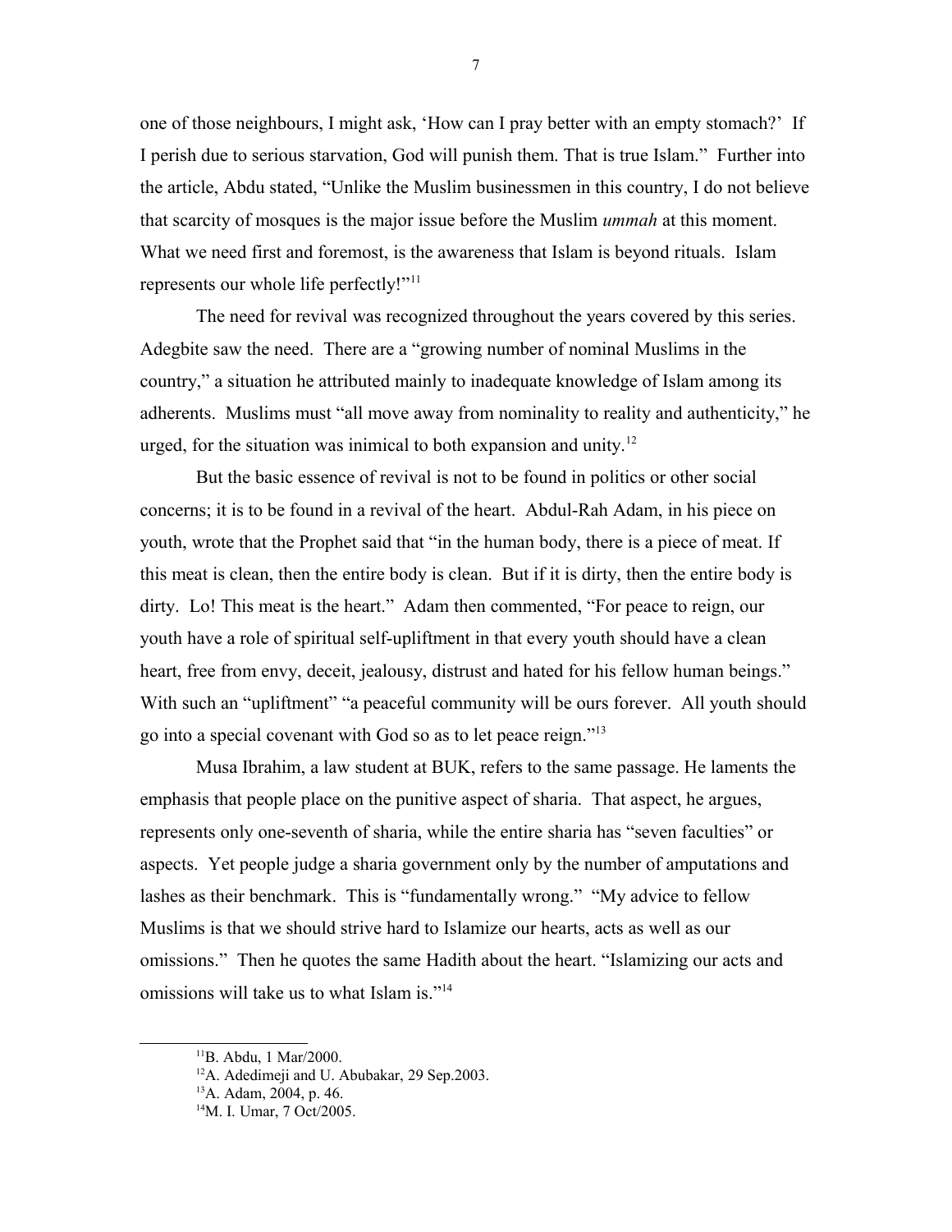one of those neighbours, I might ask, 'How can I pray better with an empty stomach?' If I perish due to serious starvation, God will punish them. That is true Islam." Further into the article, Abdu stated, "Unlike the Muslim businessmen in this country, I do not believe that scarcity of mosques is the major issue before the Muslim *ummah* at this moment. What we need first and foremost, is the awareness that Islam is beyond rituals. Islam represents our whole life perfectly!"[11]

The need for revival was recognized throughout the years covered by this series. Adegbite saw the need. There are a "growing number of nominal Muslims in the country," a situation he attributed mainly to inadequate knowledge of Islam among its adherents. Muslims must "all move away from nominality to reality and authenticity," he urged, for the situation was inimical to both expansion and unity.[12]

But the basic essence of revival is not to be found in politics or other social concerns; it is to be found in a revival of the heart. Abdul-Rah Adam, in his piece on youth, wrote that the Prophet said that "in the human body, there is a piece of meat. If this meat is clean, then the entire body is clean. But if it is dirty, then the entire body is dirty. Lo! This meat is the heart." Adam then commented, "For peace to reign, our youth have a role of spiritual self-upliftment in that every youth should have a clean heart, free from envy, deceit, jealousy, distrust and hated for his fellow human beings." With such an "upliftment" "a peaceful community will be ours forever. All youth should go into a special covenant with God so as to let peace reign."[13]

Musa Ibrahim, a law student at BUK, refers to the same passage. He laments the emphasis that people place on the punitive aspect of sharia. That aspect, he argues, represents only one-seventh of sharia, while the entire sharia has "seven faculties" or aspects. Yet people judge a sharia government only by the number of amputations and lashes as their benchmark. This is "fundamentally wrong." "My advice to fellow Muslims is that we should strive hard to Islamize our hearts, acts as well as our omissions." Then he quotes the same Hadith about the heart. "Islamizing our acts and omissions will take us to what Islam is."[14]

---

[11]B. Abdu, 1 Mar/2000.

[12]A. Adedimeji and U. Abubakar, 29 Sep.2003.

[13]A. Adam, 2004, p. 46.

[14]M. I. Umar, 7 Oct/2005.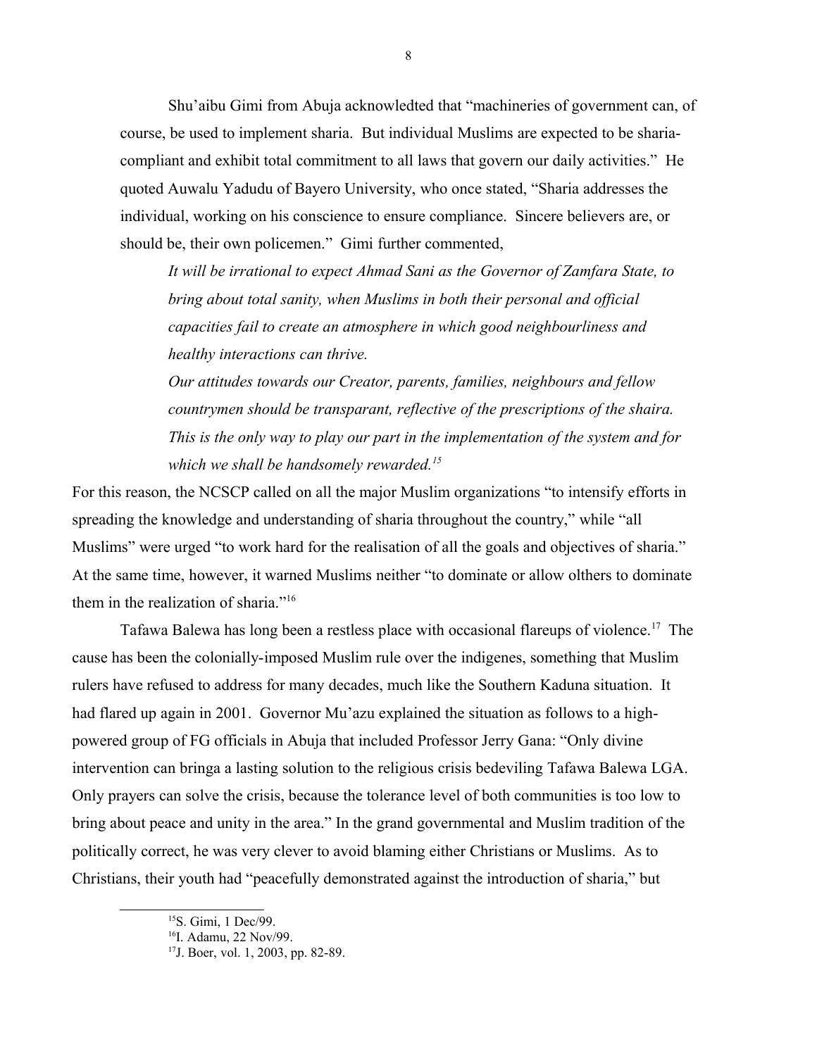Shu'aibu Gimi from Abuja acknowledted that "machineries of government can, of course, be used to implement sharia. But individual Muslims are expected to be sharia-compliant and exhibit total commitment to all laws that govern our daily activities." He quoted Auwalu Yadudu of Bayero University, who once stated, "Sharia addresses the individual, working on his conscience to ensure compliance. Sincere believers are, or should be, their own policemen." Gimi further commented,

> *It will be irrational to expect Ahmad Sani as the Governor of Zamfara State, to bring about total sanity, when Muslims in both their personal and official capacities fail to create an atmosphere in which good neighbourliness and healthy interactions can thrive.*
>
> *Our attitudes towards our Creator, parents, families, neighbours and fellow countrymen should be transparant, reflective of the prescriptions of the shaira. This is the only way to play our part in the implementation of the system and for which we shall be handsomely rewarded.*[15]

For this reason, the NCSCP called on all the major Muslim organizations "to intensify efforts in spreading the knowledge and understanding of sharia throughout the country," while "all Muslims" were urged "to work hard for the realisation of all the goals and objectives of sharia." At the same time, however, it warned Muslims neither "to dominate or allow olthers to dominate them in the realization of sharia."[16]

Tafawa Balewa has long been a restless place with occasional flareups of violence.[17] The cause has been the colonially-imposed Muslim rule over the indigenes, something that Muslim rulers have refused to address for many decades, much like the Southern Kaduna situation. It had flared up again in 2001. Governor Mu'azu explained the situation as follows to a high-powered group of FG officials in Abuja that included Professor Jerry Gana: "Only divine intervention can bringa a lasting solution to the religious crisis bedeviling Tafawa Balewa LGA. Only prayers can solve the crisis, because the tolerance level of both communities is too low to bring about peace and unity in the area." In the grand governmental and Muslim tradition of the politically correct, he was very clever to avoid blaming either Christians or Muslims. As to Christians, their youth had "peacefully demonstrated against the introduction of sharia," but

[15] S. Gimi, 1 Dec/99.

[16] I. Adamu, 22 Nov/99.

[17] J. Boer, vol. 1, 2003, pp. 82-89.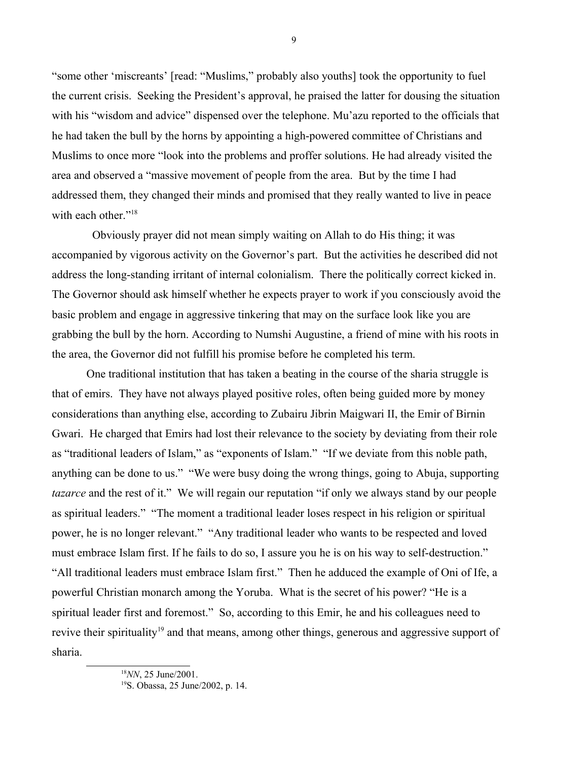"some other 'miscreants' [read: "Muslims," probably also youths] took the opportunity to fuel the current crisis. Seeking the President's approval, he praised the latter for dousing the situation with his "wisdom and advice" dispensed over the telephone. Mu'azu reported to the officials that he had taken the bull by the horns by appointing a high-powered committee of Christians and Muslims to once more "look into the problems and proffer solutions. He had already visited the area and observed a "massive movement of people from the area. But by the time I had addressed them, they changed their minds and promised that they really wanted to live in peace with each other."[18]

Obviously prayer did not mean simply waiting on Allah to do His thing; it was accompanied by vigorous activity on the Governor's part. But the activities he described did not address the long-standing irritant of internal colonialism. There the politically correct kicked in. The Governor should ask himself whether he expects prayer to work if you consciously avoid the basic problem and engage in aggressive tinkering that may on the surface look like you are grabbing the bull by the horn. According to Numshi Augustine, a friend of mine with his roots in the area, the Governor did not fulfill his promise before he completed his term.

One traditional institution that has taken a beating in the course of the sharia struggle is that of emirs. They have not always played positive roles, often being guided more by money considerations than anything else, according to Zubairu Jibrin Maigwari II, the Emir of Birnin Gwari. He charged that Emirs had lost their relevance to the society by deviating from their role as "traditional leaders of Islam," as "exponents of Islam." "If we deviate from this noble path, anything can be done to us." "We were busy doing the wrong things, going to Abuja, supporting *tazarce* and the rest of it." We will regain our reputation "if only we always stand by our people as spiritual leaders." "The moment a traditional leader loses respect in his religion or spiritual power, he is no longer relevant." "Any traditional leader who wants to be respected and loved must embrace Islam first. If he fails to do so, I assure you he is on his way to self-destruction." "All traditional leaders must embrace Islam first." Then he adduced the example of Oni of Ife, a powerful Christian monarch among the Yoruba. What is the secret of his power? "He is a spiritual leader first and foremost." So, according to this Emir, he and his colleagues need to revive their spirituality[19] and that means, among other things, generous and aggressive support of sharia.

[18] *NN*, 25 June/2001.

[19] S. Obassa, 25 June/2002, p. 14.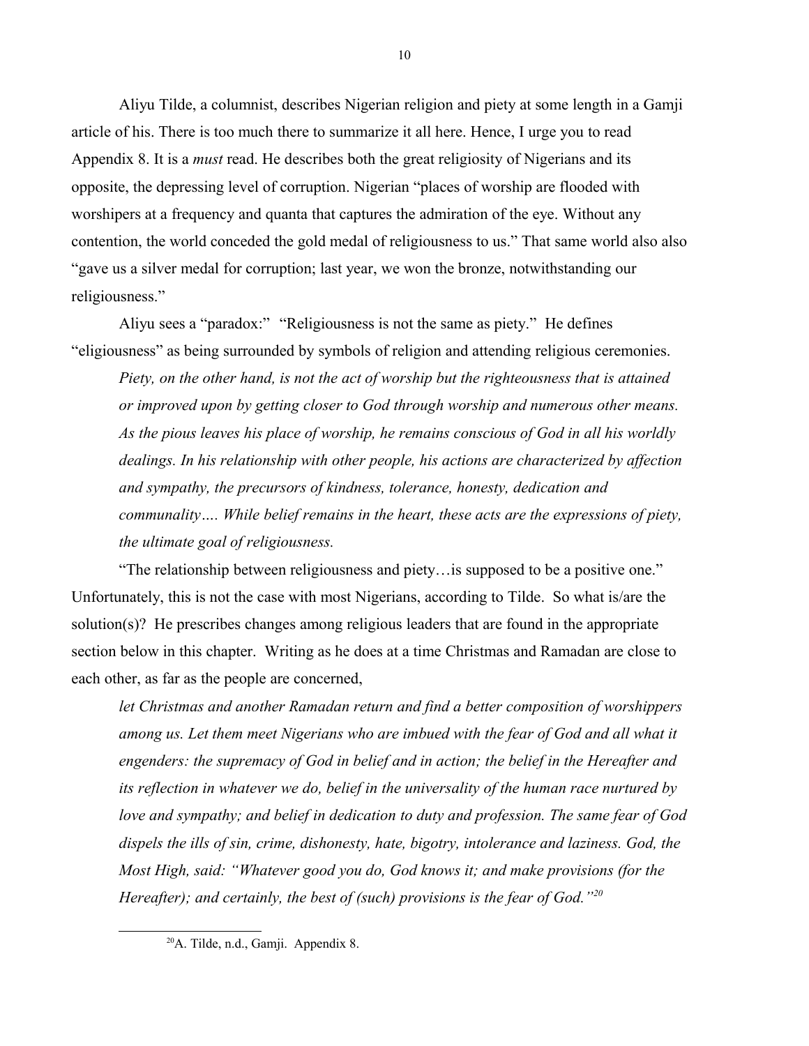Aliyu Tilde, a columnist, describes Nigerian religion and piety at some length in a Gamji article of his. There is too much there to summarize it all here. Hence, I urge you to read Appendix 8. It is a *must* read. He describes both the great religiosity of Nigerians and its opposite, the depressing level of corruption. Nigerian "places of worship are flooded with worshipers at a frequency and quanta that captures the admiration of the eye. Without any contention, the world conceded the gold medal of religiousness to us." That same world also also "gave us a silver medal for corruption; last year, we won the bronze, notwithstanding our religiousness."

Aliyu sees a "paradox:" "Religiousness is not the same as piety." He defines "eligiousness" as being surrounded by symbols of religion and attending religious ceremonies.

> *Piety, on the other hand, is not the act of worship but the righteousness that is attained or improved upon by getting closer to God through worship and numerous other means. As the pious leaves his place of worship, he remains conscious of God in all his worldly dealings. In his relationship with other people, his actions are characterized by affection and sympathy, the precursors of kindness, tolerance, honesty, dedication and communality…. While belief remains in the heart, these acts are the expressions of piety, the ultimate goal of religiousness.*

"The relationship between religiousness and piety…is supposed to be a positive one." Unfortunately, this is not the case with most Nigerians, according to Tilde. So what is/are the solution(s)? He prescribes changes among religious leaders that are found in the appropriate section below in this chapter. Writing as he does at a time Christmas and Ramadan are close to each other, as far as the people are concerned,

> *let Christmas and another Ramadan return and find a better composition of worshippers among us. Let them meet Nigerians who are imbued with the fear of God and all what it engenders: the supremacy of God in belief and in action; the belief in the Hereafter and its reflection in whatever we do, belief in the universality of the human race nurtured by love and sympathy; and belief in dedication to duty and profession. The same fear of God dispels the ills of sin, crime, dishonesty, hate, bigotry, intolerance and laziness. God, the Most High, said: "Whatever good you do, God knows it; and make provisions (for the Hereafter); and certainly, the best of (such) provisions is the fear of God."*[20]

---

[20] A. Tilde, n.d., Gamji. Appendix 8.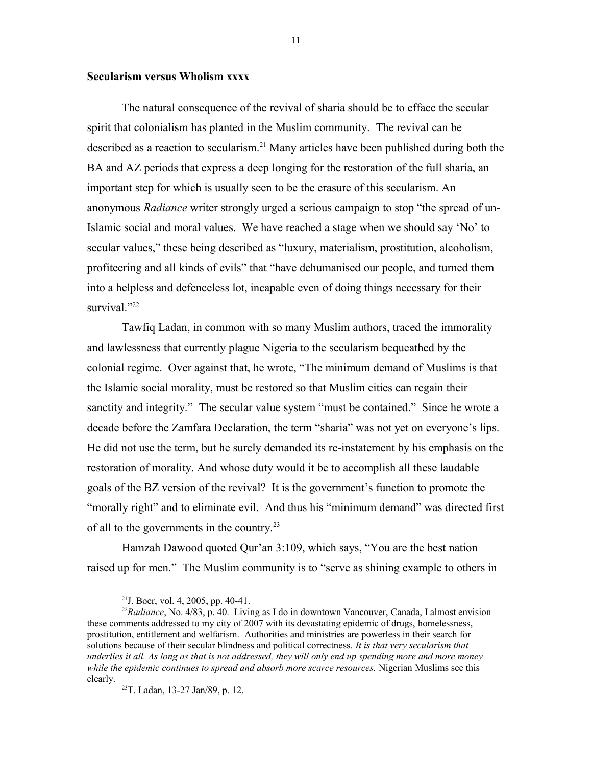## Secularism versus Wholism xxxx

The natural consequence of the revival of sharia should be to efface the secular spirit that colonialism has planted in the Muslim community. The revival can be described as a reaction to secularism.[21] Many articles have been published during both the BA and AZ periods that express a deep longing for the restoration of the full sharia, an important step for which is usually seen to be the erasure of this secularism. An anonymous *Radiance* writer strongly urged a serious campaign to stop "the spread of un-Islamic social and moral values. We have reached a stage when we should say 'No' to secular values," these being described as "luxury, materialism, prostitution, alcoholism, profiteering and all kinds of evils" that "have dehumanised our people, and turned them into a helpless and defenceless lot, incapable even of doing things necessary for their survival."[22]

Tawfiq Ladan, in common with so many Muslim authors, traced the immorality and lawlessness that currently plague Nigeria to the secularism bequeathed by the colonial regime. Over against that, he wrote, "The minimum demand of Muslims is that the Islamic social morality, must be restored so that Muslim cities can regain their sanctity and integrity." The secular value system "must be contained." Since he wrote a decade before the Zamfara Declaration, the term "sharia" was not yet on everyone's lips. He did not use the term, but he surely demanded its re-instatement by his emphasis on the restoration of morality. And whose duty would it be to accomplish all these laudable goals of the BZ version of the revival? It is the government's function to promote the "morally right" and to eliminate evil. And thus his "minimum demand" was directed first of all to the governments in the country.[23]

Hamzah Dawood quoted Qur'an 3:109, which says, "You are the best nation raised up for men." The Muslim community is to "serve as shining example to others in

---

[21] J. Boer, vol. 4, 2005, pp. 40-41.

[22] *Radiance*, No. 4/83, p. 40. Living as I do in downtown Vancouver, Canada, I almost envision these comments addressed to my city of 2007 with its devastating epidemic of drugs, homelessness, prostitution, entitlement and welfarism. Authorities and ministries are powerless in their search for solutions because of their secular blindness and political correctness. *It is that very secularism that underlies it all. As long as that is not addressed, they will only end up spending more and more money while the epidemic continues to spread and absorb more scarce resources.* Nigerian Muslims see this clearly.

[23] T. Ladan, 13-27 Jan/89, p. 12.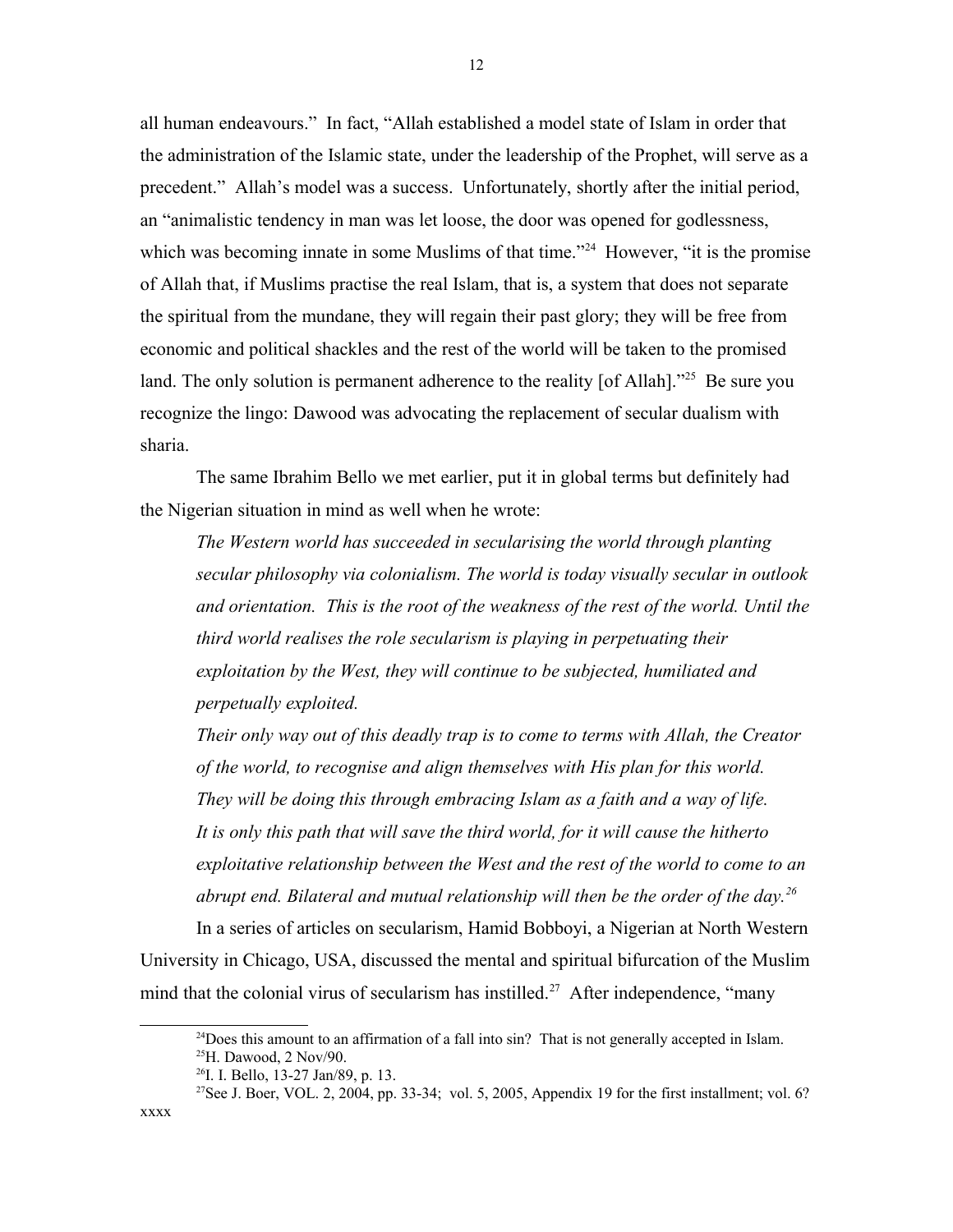all human endeavours." In fact, "Allah established a model state of Islam in order that the administration of the Islamic state, under the leadership of the Prophet, will serve as a precedent." Allah's model was a success. Unfortunately, shortly after the initial period, an "animalistic tendency in man was let loose, the door was opened for godlessness, which was becoming innate in some Muslims of that time."[24] However, "it is the promise of Allah that, if Muslims practise the real Islam, that is, a system that does not separate the spiritual from the mundane, they will regain their past glory; they will be free from economic and political shackles and the rest of the world will be taken to the promised land. The only solution is permanent adherence to the reality [of Allah]."[25] Be sure you recognize the lingo: Dawood was advocating the replacement of secular dualism with sharia.

The same Ibrahim Bello we met earlier, put it in global terms but definitely had the Nigerian situation in mind as well when he wrote:

> *The Western world has succeeded in secularising the world through planting secular philosophy via colonialism. The world is today visually secular in outlook and orientation. This is the root of the weakness of the rest of the world. Until the third world realises the role secularism is playing in perpetuating their exploitation by the West, they will continue to be subjected, humiliated and perpetually exploited.*
>
> *Their only way out of this deadly trap is to come to terms with Allah, the Creator of the world, to recognise and align themselves with His plan for this world. They will be doing this through embracing Islam as a faith and a way of life. It is only this path that will save the third world, for it will cause the hitherto exploitative relationship between the West and the rest of the world to come to an abrupt end. Bilateral and mutual relationship will then be the order of the day.*[26]

In a series of articles on secularism, Hamid Bobboyi, a Nigerian at North Western University in Chicago, USA, discussed the mental and spiritual bifurcation of the Muslim mind that the colonial virus of secularism has instilled.[27] After independence, "many

---

[24] Does this amount to an affirmation of a fall into sin? That is not generally accepted in Islam.

[25] H. Dawood, 2 Nov/90.

[26] I. I. Bello, 13-27 Jan/89, p. 13.

[27] See J. Boer, VOL. 2, 2004, pp. 33-34; vol. 5, 2005, Appendix 19 for the first installment; vol. 6? xxxx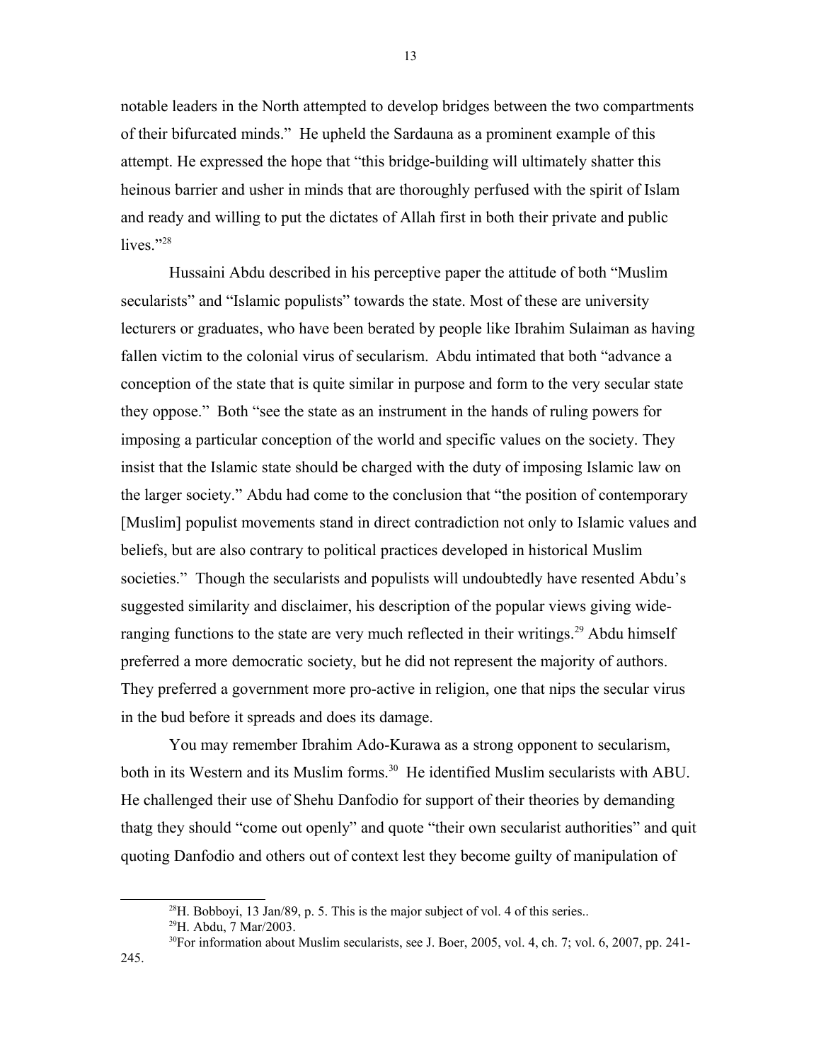notable leaders in the North attempted to develop bridges between the two compartments of their bifurcated minds." He upheld the Sardauna as a prominent example of this attempt. He expressed the hope that "this bridge-building will ultimately shatter this heinous barrier and usher in minds that are thoroughly perfused with the spirit of Islam and ready and willing to put the dictates of Allah first in both their private and public lives."[28]

Hussaini Abdu described in his perceptive paper the attitude of both "Muslim secularists" and "Islamic populists" towards the state. Most of these are university lecturers or graduates, who have been berated by people like Ibrahim Sulaiman as having fallen victim to the colonial virus of secularism. Abdu intimated that both "advance a conception of the state that is quite similar in purpose and form to the very secular state they oppose." Both "see the state as an instrument in the hands of ruling powers for imposing a particular conception of the world and specific values on the society. They insist that the Islamic state should be charged with the duty of imposing Islamic law on the larger society." Abdu had come to the conclusion that "the position of contemporary [Muslim] populist movements stand in direct contradiction not only to Islamic values and beliefs, but are also contrary to political practices developed in historical Muslim societies." Though the secularists and populists will undoubtedly have resented Abdu's suggested similarity and disclaimer, his description of the popular views giving wide-ranging functions to the state are very much reflected in their writings.[29] Abdu himself preferred a more democratic society, but he did not represent the majority of authors. They preferred a government more pro-active in religion, one that nips the secular virus in the bud before it spreads and does its damage.

You may remember Ibrahim Ado-Kurawa as a strong opponent to secularism, both in its Western and its Muslim forms.[30] He identified Muslim secularists with ABU. He challenged their use of Shehu Danfodio for support of their theories by demanding thatg they should "come out openly" and quote "their own secularist authorities" and quit quoting Danfodio and others out of context lest they become guilty of manipulation of

---

[28] H. Bobboyi, 13 Jan/89, p. 5. This is the major subject of vol. 4 of this series..

[29] H. Abdu, 7 Mar/2003.

[30] For information about Muslim secularists, see J. Boer, 2005, vol. 4, ch. 7; vol. 6, 2007, pp. 241-245.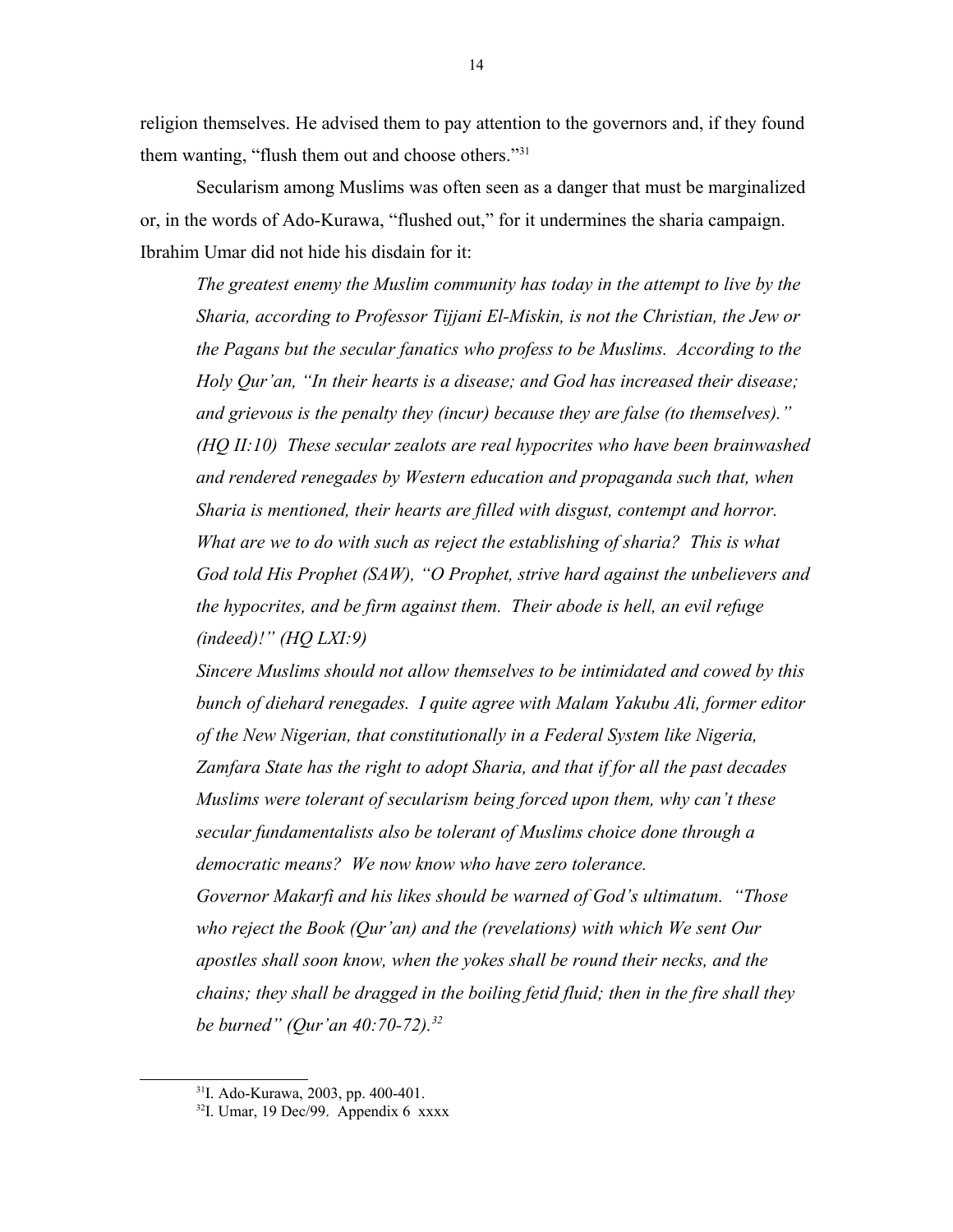religion themselves. He advised them to pay attention to the governors and, if they found them wanting, "flush them out and choose others."[31]

Secularism among Muslims was often seen as a danger that must be marginalized or, in the words of Ado-Kurawa, "flushed out," for it undermines the sharia campaign. Ibrahim Umar did not hide his disdain for it:

> *The greatest enemy the Muslim community has today in the attempt to live by the Sharia, according to Professor Tijjani El-Miskin, is not the Christian, the Jew or the Pagans but the secular fanatics who profess to be Muslims. According to the Holy Qur'an, "In their hearts is a disease; and God has increased their disease; and grievous is the penalty they (incur) because they are false (to themselves)." (HQ II:10) These secular zealots are real hypocrites who have been brainwashed and rendered renegades by Western education and propaganda such that, when Sharia is mentioned, their hearts are filled with disgust, contempt and horror. What are we to do with such as reject the establishing of sharia? This is what God told His Prophet (SAW), "O Prophet, strive hard against the unbelievers and the hypocrites, and be firm against them. Their abode is hell, an evil refuge (indeed)!" (HQ LXI:9)*
>
> *Sincere Muslims should not allow themselves to be intimidated and cowed by this bunch of diehard renegades. I quite agree with Malam Yakubu Ali, former editor of the New Nigerian, that constitutionally in a Federal System like Nigeria, Zamfara State has the right to adopt Sharia, and that if for all the past decades Muslims were tolerant of secularism being forced upon them, why can't these secular fundamentalists also be tolerant of Muslims choice done through a democratic means? We now know who have zero tolerance.*
>
> *Governor Makarfi and his likes should be warned of God's ultimatum. "Those who reject the Book (Qur'an) and the (revelations) with which We sent Our apostles shall soon know, when the yokes shall be round their necks, and the chains; they shall be dragged in the boiling fetid fluid; then in the fire shall they be burned" (Qur'an 40:70-72).*[32]

---

[31] I. Ado-Kurawa, 2003, pp. 400-401.

[32] I. Umar, 19 Dec/99. Appendix 6 xxxx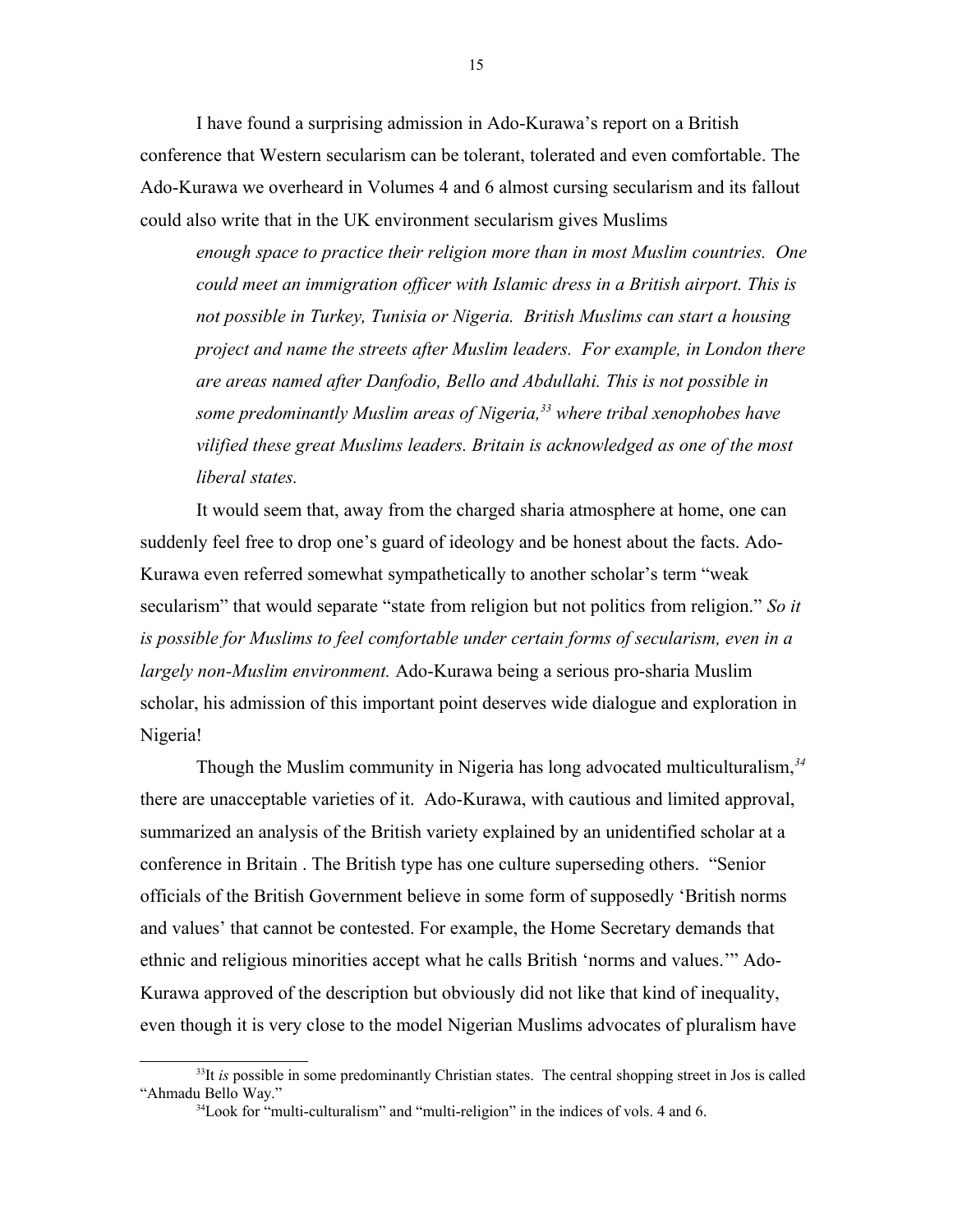I have found a surprising admission in Ado-Kurawa's report on a British conference that Western secularism can be tolerant, tolerated and even comfortable. The Ado-Kurawa we overheard in Volumes 4 and 6 almost cursing secularism and its fallout could also write that in the UK environment secularism gives Muslims

> *enough space to practice their religion more than in most Muslim countries. One could meet an immigration officer with Islamic dress in a British airport. This is not possible in Turkey, Tunisia or Nigeria. British Muslims can start a housing project and name the streets after Muslim leaders. For example, in London there are areas named after Danfodio, Bello and Abdullahi. This is not possible in some predominantly Muslim areas of Nigeria,[33] where tribal xenophobes have vilified these great Muslims leaders. Britain is acknowledged as one of the most liberal states.*

It would seem that, away from the charged sharia atmosphere at home, one can suddenly feel free to drop one's guard of ideology and be honest about the facts. Ado-Kurawa even referred somewhat sympathetically to another scholar's term "weak secularism" that would separate "state from religion but not politics from religion." *So it is possible for Muslims to feel comfortable under certain forms of secularism, even in a largely non-Muslim environment.* Ado-Kurawa being a serious pro-sharia Muslim scholar, his admission of this important point deserves wide dialogue and exploration in Nigeria!

Though the Muslim community in Nigeria has long advocated multiculturalism,[34] there are unacceptable varieties of it. Ado-Kurawa, with cautious and limited approval, summarized an analysis of the British variety explained by an unidentified scholar at a conference in Britain . The British type has one culture superseding others. "Senior officials of the British Government believe in some form of supposedly 'British norms and values' that cannot be contested. For example, the Home Secretary demands that ethnic and religious minorities accept what he calls British 'norms and values.'" Ado-Kurawa approved of the description but obviously did not like that kind of inequality, even though it is very close to the model Nigerian Muslims advocates of pluralism have

---

[33]It *is* possible in some predominantly Christian states. The central shopping street in Jos is called "Ahmadu Bello Way."

[34]Look for "multi-culturalism" and "multi-religion" in the indices of vols. 4 and 6.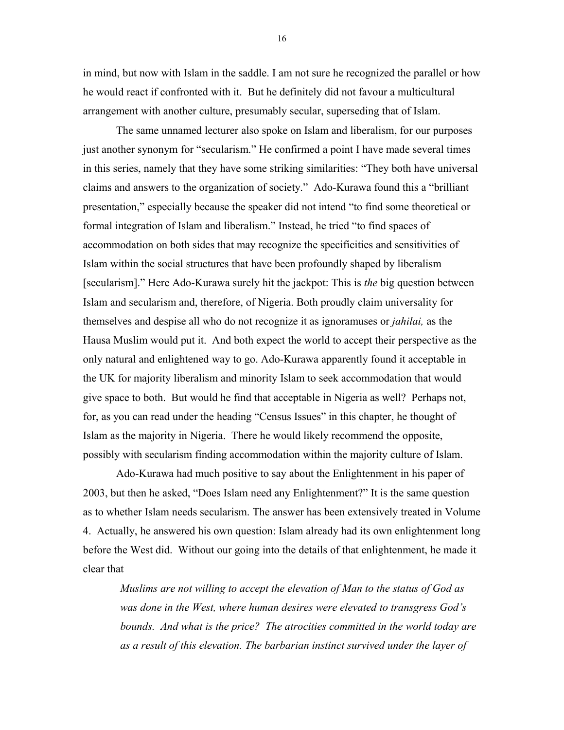in mind, but now with Islam in the saddle. I am not sure he recognized the parallel or how he would react if confronted with it. But he definitely did not favour a multicultural arrangement with another culture, presumably secular, superseding that of Islam.

The same unnamed lecturer also spoke on Islam and liberalism, for our purposes just another synonym for "secularism." He confirmed a point I have made several times in this series, namely that they have some striking similarities: "They both have universal claims and answers to the organization of society." Ado-Kurawa found this a "brilliant presentation," especially because the speaker did not intend "to find some theoretical or formal integration of Islam and liberalism." Instead, he tried "to find spaces of accommodation on both sides that may recognize the specificities and sensitivities of Islam within the social structures that have been profoundly shaped by liberalism [secularism]." Here Ado-Kurawa surely hit the jackpot: This is *the* big question between Islam and secularism and, therefore, of Nigeria. Both proudly claim universality for themselves and despise all who do not recognize it as ignoramuses or *jahilai,* as the Hausa Muslim would put it. And both expect the world to accept their perspective as the only natural and enlightened way to go. Ado-Kurawa apparently found it acceptable in the UK for majority liberalism and minority Islam to seek accommodation that would give space to both. But would he find that acceptable in Nigeria as well? Perhaps not, for, as you can read under the heading "Census Issues" in this chapter, he thought of Islam as the majority in Nigeria. There he would likely recommend the opposite, possibly with secularism finding accommodation within the majority culture of Islam.

Ado-Kurawa had much positive to say about the Enlightenment in his paper of 2003, but then he asked, "Does Islam need any Enlightenment?" It is the same question as to whether Islam needs secularism. The answer has been extensively treated in Volume 4. Actually, he answered his own question: Islam already had its own enlightenment long before the West did. Without our going into the details of that enlightenment, he made it clear that

> *Muslims are not willing to accept the elevation of Man to the status of God as was done in the West, where human desires were elevated to transgress God's bounds. And what is the price? The atrocities committed in the world today are as a result of this elevation. The barbarian instinct survived under the layer of*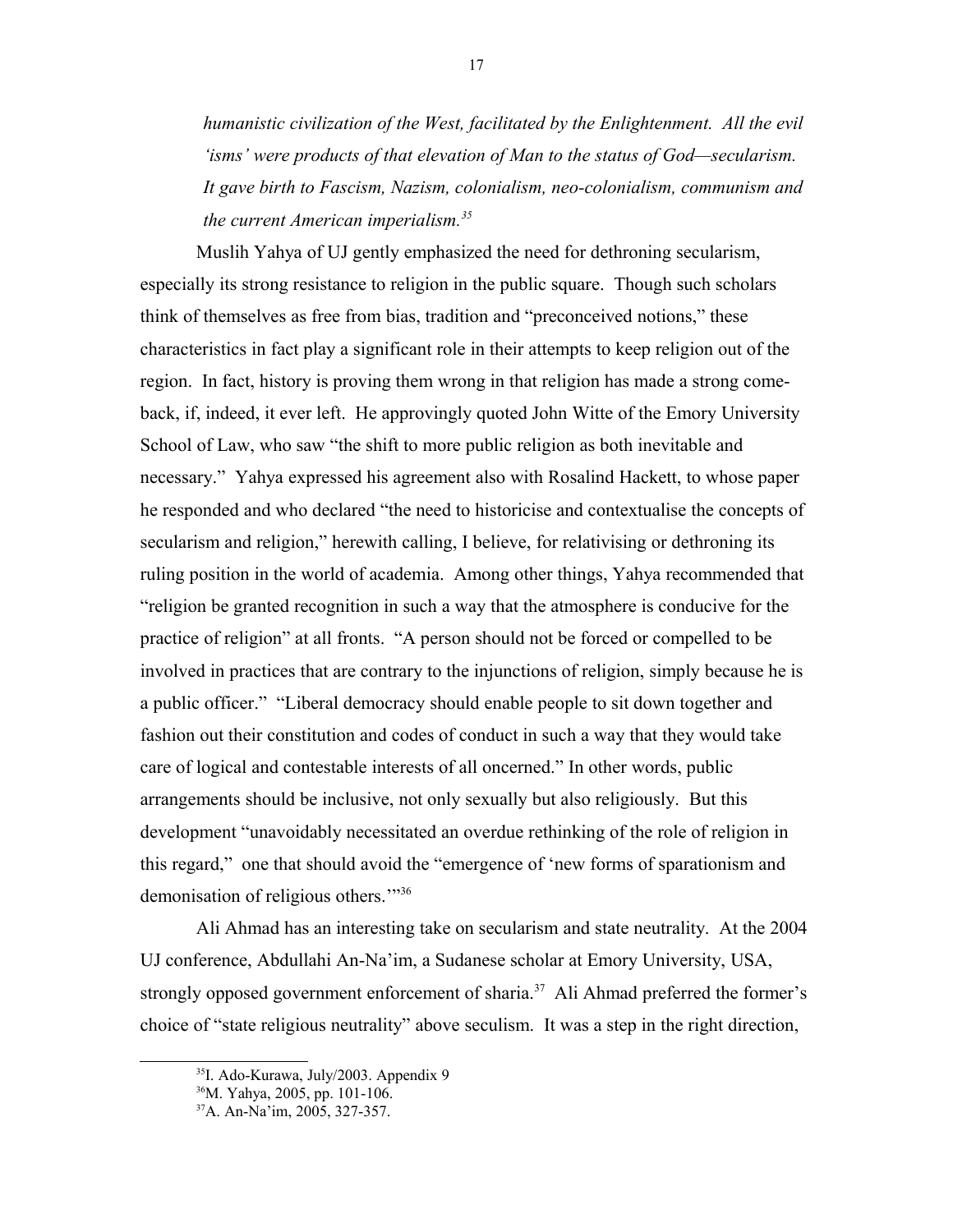*humanistic civilization of the West, facilitated by the Enlightenment. All the evil 'isms' were products of that elevation of Man to the status of God—secularism. It gave birth to Fascism, Nazism, colonialism, neo-colonialism, communism and the current American imperialism.*[35]

Muslih Yahya of UJ gently emphasized the need for dethroning secularism, especially its strong resistance to religion in the public square. Though such scholars think of themselves as free from bias, tradition and "preconceived notions," these characteristics in fact play a significant role in their attempts to keep religion out of the region. In fact, history is proving them wrong in that religion has made a strong come-back, if, indeed, it ever left. He approvingly quoted John Witte of the Emory University School of Law, who saw "the shift to more public religion as both inevitable and necessary." Yahya expressed his agreement also with Rosalind Hackett, to whose paper he responded and who declared "the need to historicise and contextualise the concepts of secularism and religion," herewith calling, I believe, for relativising or dethroning its ruling position in the world of academia. Among other things, Yahya recommended that "religion be granted recognition in such a way that the atmosphere is conducive for the practice of religion" at all fronts. "A person should not be forced or compelled to be involved in practices that are contrary to the injunctions of religion, simply because he is a public officer." "Liberal democracy should enable people to sit down together and fashion out their constitution and codes of conduct in such a way that they would take care of logical and contestable interests of all oncerned." In other words, public arrangements should be inclusive, not only sexually but also religiously. But this development "unavoidably necessitated an overdue rethinking of the role of religion in this regard," one that should avoid the "emergence of 'new forms of sparationism and demonisation of religious others.'"[36]

Ali Ahmad has an interesting take on secularism and state neutrality. At the 2004 UJ conference, Abdullahi An-Na'im, a Sudanese scholar at Emory University, USA, strongly opposed government enforcement of sharia.[37] Ali Ahmad preferred the former's choice of "state religious neutrality" above seculism. It was a step in the right direction,

[35] I. Ado-Kurawa, July/2003. Appendix 9

[36] M. Yahya, 2005, pp. 101-106.

[37] A. An-Na'im, 2005, 327-357.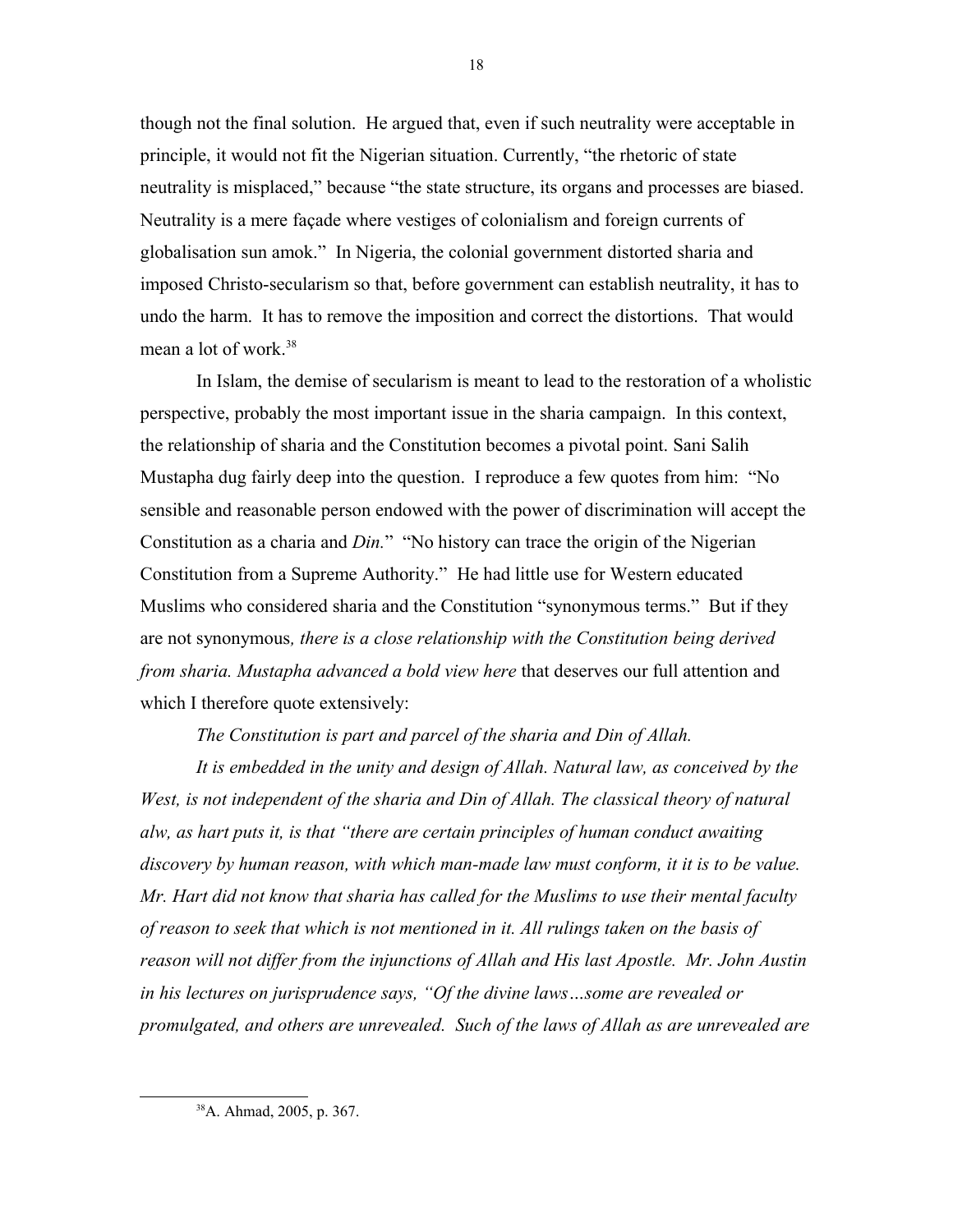though not the final solution. He argued that, even if such neutrality were acceptable in principle, it would not fit the Nigerian situation. Currently, "the rhetoric of state neutrality is misplaced," because "the state structure, its organs and processes are biased. Neutrality is a mere façade where vestiges of colonialism and foreign currents of globalisation sun amok." In Nigeria, the colonial government distorted sharia and imposed Christo-secularism so that, before government can establish neutrality, it has to undo the harm. It has to remove the imposition and correct the distortions. That would mean a lot of work.[38]

In Islam, the demise of secularism is meant to lead to the restoration of a wholistic perspective, probably the most important issue in the sharia campaign. In this context, the relationship of sharia and the Constitution becomes a pivotal point. Sani Salih Mustapha dug fairly deep into the question. I reproduce a few quotes from him: "No sensible and reasonable person endowed with the power of discrimination will accept the Constitution as a charia and *Din.*" "No history can trace the origin of the Nigerian Constitution from a Supreme Authority." He had little use for Western educated Muslims who considered sharia and the Constitution "synonymous terms." But if they are not synonymous*, there is a close relationship with the Constitution being derived from sharia. Mustapha advanced a bold view here* that deserves our full attention and which I therefore quote extensively:

*The Constitution is part and parcel of the sharia and Din of Allah.*

*It is embedded in the unity and design of Allah. Natural law, as conceived by the West, is not independent of the sharia and Din of Allah. The classical theory of natural alw, as hart puts it, is that "there are certain principles of human conduct awaiting discovery by human reason, with which man-made law must conform, it it is to be value. Mr. Hart did not know that sharia has called for the Muslims to use their mental faculty of reason to seek that which is not mentioned in it. All rulings taken on the basis of reason will not differ from the injunctions of Allah and His last Apostle. Mr. John Austin in his lectures on jurisprudence says, "Of the divine laws…some are revealed or promulgated, and others are unrevealed. Such of the laws of Allah as are unrevealed are*

[38] A. Ahmad, 2005, p. 367.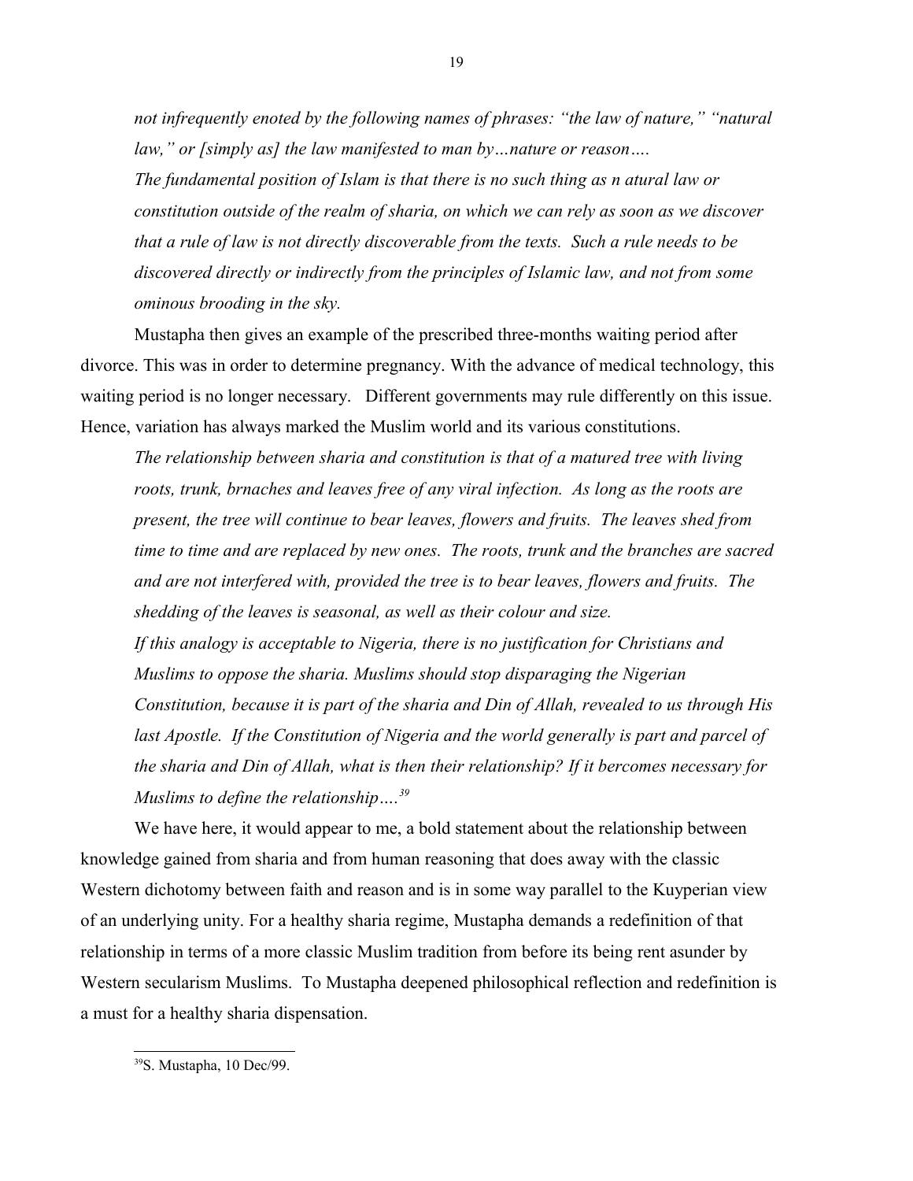*not infrequently enoted by the following names of phrases: "the law of nature," "natural law," or [simply as] the law manifested to man by…nature or reason….*

*The fundamental position of Islam is that there is no such thing as n atural law or constitution outside of the realm of sharia, on which we can rely as soon as we discover that a rule of law is not directly discoverable from the texts. Such a rule needs to be discovered directly or indirectly from the principles of Islamic law, and not from some ominous brooding in the sky.*

Mustapha then gives an example of the prescribed three-months waiting period after divorce. This was in order to determine pregnancy. With the advance of medical technology, this waiting period is no longer necessary. Different governments may rule differently on this issue. Hence, variation has always marked the Muslim world and its various constitutions.

*The relationship between sharia and constitution is that of a matured tree with living roots, trunk, brnaches and leaves free of any viral infection. As long as the roots are present, the tree will continue to bear leaves, flowers and fruits. The leaves shed from time to time and are replaced by new ones. The roots, trunk and the branches are sacred and are not interfered with, provided the tree is to bear leaves, flowers and fruits. The shedding of the leaves is seasonal, as well as their colour and size.*

*If this analogy is acceptable to Nigeria, there is no justification for Christians and Muslims to oppose the sharia. Muslims should stop disparaging the Nigerian Constitution, because it is part of the sharia and Din of Allah, revealed to us through His last Apostle. If the Constitution of Nigeria and the world generally is part and parcel of the sharia and Din of Allah, what is then their relationship? If it bercomes necessary for Muslims to define the relationship….*[39]

We have here, it would appear to me, a bold statement about the relationship between knowledge gained from sharia and from human reasoning that does away with the classic Western dichotomy between faith and reason and is in some way parallel to the Kuyperian view of an underlying unity. For a healthy sharia regime, Mustapha demands a redefinition of that relationship in terms of a more classic Muslim tradition from before its being rent asunder by Western secularism Muslims. To Mustapha deepened philosophical reflection and redefinition is a must for a healthy sharia dispensation.

---

[39] S. Mustapha, 10 Dec/99.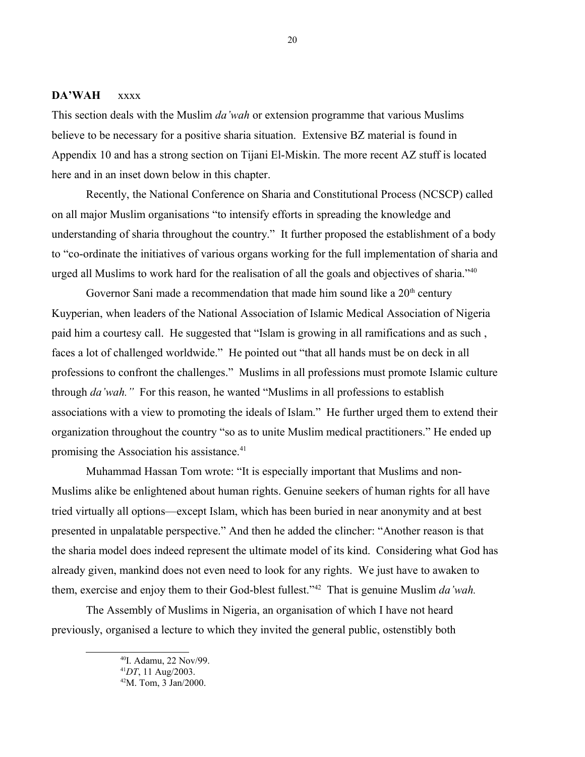**DA'WAH** xxxx

This section deals with the Muslim *da'wah* or extension programme that various Muslims believe to be necessary for a positive sharia situation. Extensive BZ material is found in Appendix 10 and has a strong section on Tijani El-Miskin. The more recent AZ stuff is located here and in an inset down below in this chapter.

Recently, the National Conference on Sharia and Constitutional Process (NCSCP) called on all major Muslim organisations "to intensify efforts in spreading the knowledge and understanding of sharia throughout the country." It further proposed the establishment of a body to "co-ordinate the initiatives of various organs working for the full implementation of sharia and urged all Muslims to work hard for the realisation of all the goals and objectives of sharia."[40]

Governor Sani made a recommendation that made him sound like a 20th century Kuyperian, when leaders of the National Association of Islamic Medical Association of Nigeria paid him a courtesy call. He suggested that "Islam is growing in all ramifications and as such , faces a lot of challenged worldwide." He pointed out "that all hands must be on deck in all professions to confront the challenges." Muslims in all professions must promote Islamic culture through *da'wah."* For this reason, he wanted "Muslims in all professions to establish associations with a view to promoting the ideals of Islam." He further urged them to extend their organization throughout the country "so as to unite Muslim medical practitioners." He ended up promising the Association his assistance.[41]

Muhammad Hassan Tom wrote: "It is especially important that Muslims and non-Muslims alike be enlightened about human rights. Genuine seekers of human rights for all have tried virtually all options—except Islam, which has been buried in near anonymity and at best presented in unpalatable perspective." And then he added the clincher: "Another reason is that the sharia model does indeed represent the ultimate model of its kind. Considering what God has already given, mankind does not even need to look for any rights. We just have to awaken to them, exercise and enjoy them to their God-blest fullest."[42] That is genuine Muslim *da'wah.*

The Assembly of Muslims in Nigeria, an organisation of which I have not heard previously, organised a lecture to which they invited the general public, ostenstibly both

[40] I. Adamu, 22 Nov/99.

[41] *DT*, 11 Aug/2003.

[42] M. Tom, 3 Jan/2000.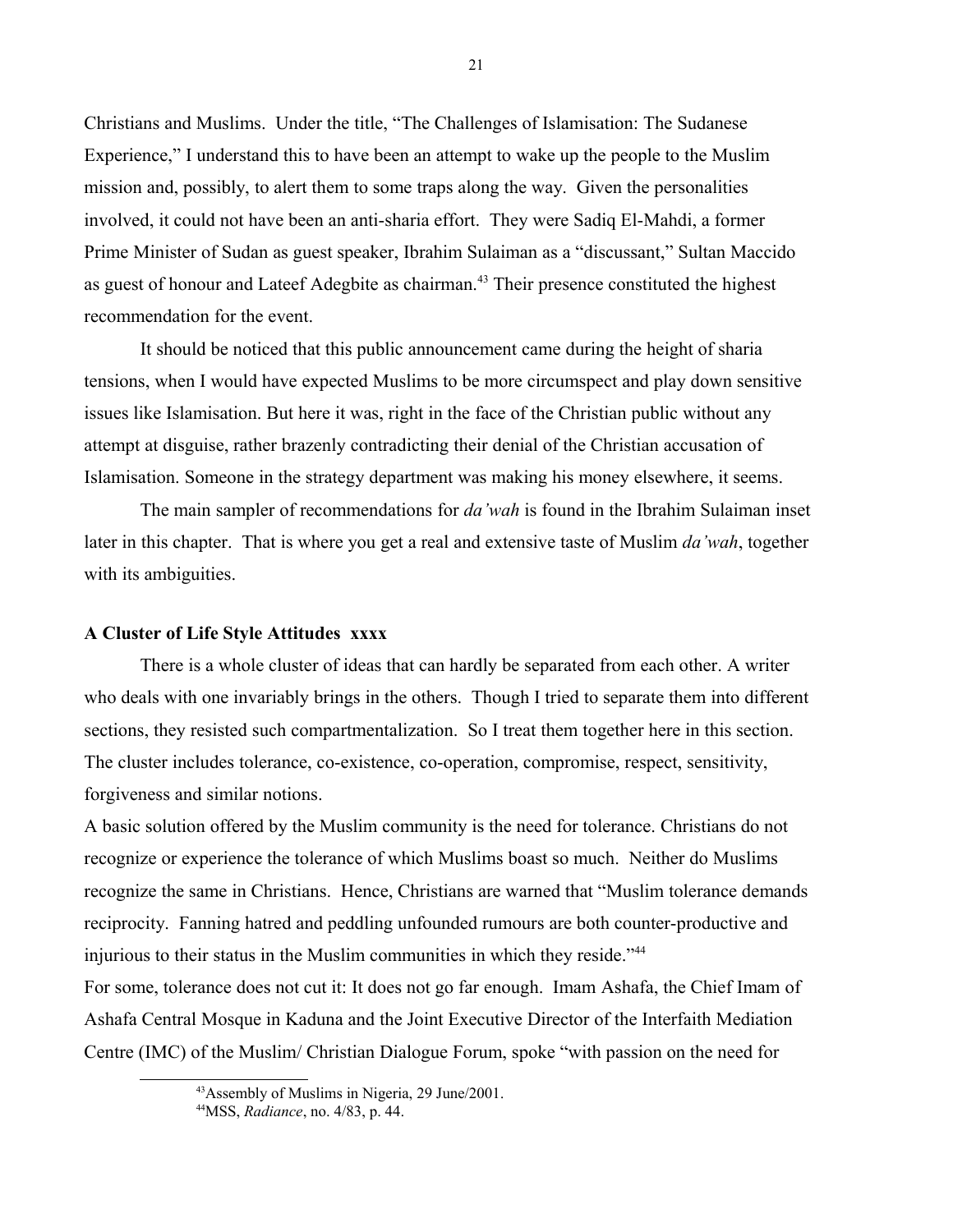Christians and Muslims. Under the title, "The Challenges of Islamisation: The Sudanese Experience," I understand this to have been an attempt to wake up the people to the Muslim mission and, possibly, to alert them to some traps along the way. Given the personalities involved, it could not have been an anti-sharia effort. They were Sadiq El-Mahdi, a former Prime Minister of Sudan as guest speaker, Ibrahim Sulaiman as a "discussant," Sultan Maccido as guest of honour and Lateef Adegbite as chairman.[43] Their presence constituted the highest recommendation for the event.

It should be noticed that this public announcement came during the height of sharia tensions, when I would have expected Muslims to be more circumspect and play down sensitive issues like Islamisation. But here it was, right in the face of the Christian public without any attempt at disguise, rather brazenly contradicting their denial of the Christian accusation of Islamisation. Someone in the strategy department was making his money elsewhere, it seems.

The main sampler of recommendations for *da'wah* is found in the Ibrahim Sulaiman inset later in this chapter. That is where you get a real and extensive taste of Muslim *da'wah*, together with its ambiguities.

### A Cluster of Life Style Attitudes xxxx

There is a whole cluster of ideas that can hardly be separated from each other. A writer who deals with one invariably brings in the others. Though I tried to separate them into different sections, they resisted such compartmentalization. So I treat them together here in this section. The cluster includes tolerance, co-existence, co-operation, compromise, respect, sensitivity, forgiveness and similar notions.

A basic solution offered by the Muslim community is the need for tolerance. Christians do not recognize or experience the tolerance of which Muslims boast so much. Neither do Muslims recognize the same in Christians. Hence, Christians are warned that "Muslim tolerance demands reciprocity. Fanning hatred and peddling unfounded rumours are both counter-productive and injurious to their status in the Muslim communities in which they reside."[44]

For some, tolerance does not cut it: It does not go far enough. Imam Ashafa, the Chief Imam of Ashafa Central Mosque in Kaduna and the Joint Executive Director of the Interfaith Mediation Centre (IMC) of the Muslim/ Christian Dialogue Forum, spoke "with passion on the need for

[43] Assembly of Muslims in Nigeria, 29 June/2001.

[44] MSS, *Radiance*, no. 4/83, p. 44.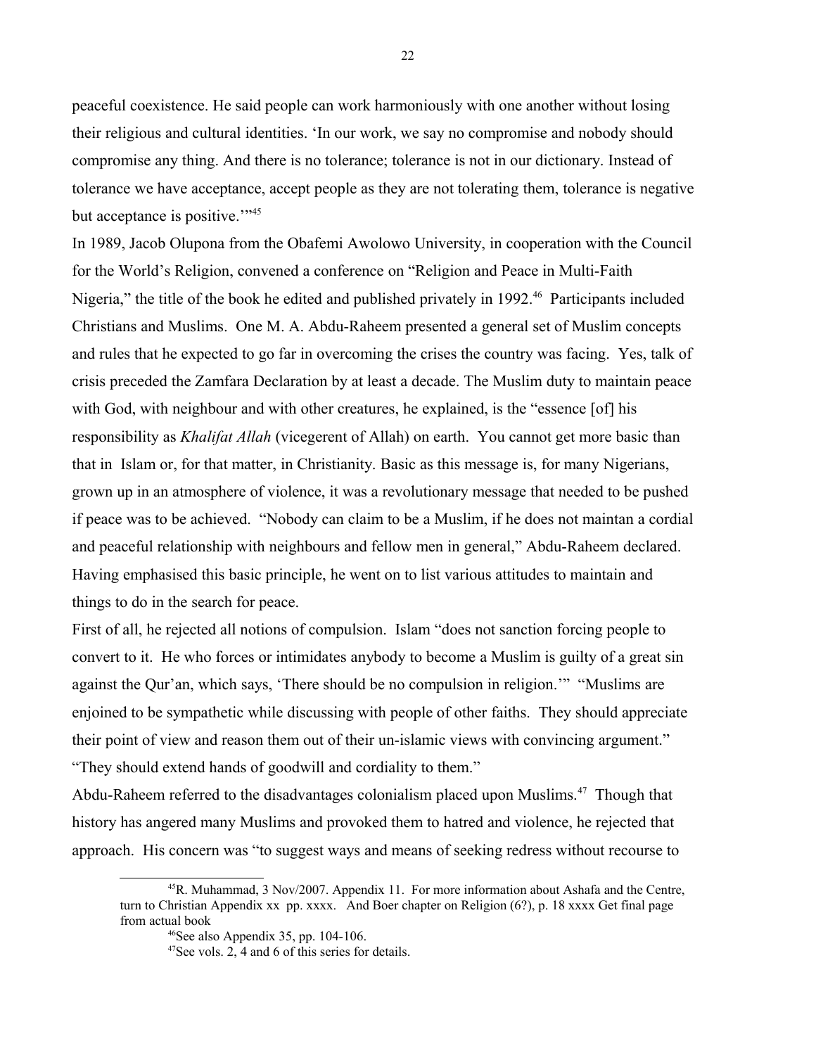peaceful coexistence. He said people can work harmoniously with one another without losing their religious and cultural identities. 'In our work, we say no compromise and nobody should compromise any thing. And there is no tolerance; tolerance is not in our dictionary. Instead of tolerance we have acceptance, accept people as they are not tolerating them, tolerance is negative but acceptance is positive.'"[45]

In 1989, Jacob Olupona from the Obafemi Awolowo University, in cooperation with the Council for the World's Religion, convened a conference on "Religion and Peace in Multi-Faith Nigeria," the title of the book he edited and published privately in 1992.[46] Participants included Christians and Muslims. One M. A. Abdu-Raheem presented a general set of Muslim concepts and rules that he expected to go far in overcoming the crises the country was facing. Yes, talk of crisis preceded the Zamfara Declaration by at least a decade. The Muslim duty to maintain peace with God, with neighbour and with other creatures, he explained, is the "essence [of] his responsibility as *Khalifat Allah* (vicegerent of Allah) on earth. You cannot get more basic than that in Islam or, for that matter, in Christianity. Basic as this message is, for many Nigerians, grown up in an atmosphere of violence, it was a revolutionary message that needed to be pushed if peace was to be achieved. "Nobody can claim to be a Muslim, if he does not maintan a cordial and peaceful relationship with neighbours and fellow men in general," Abdu-Raheem declared. Having emphasised this basic principle, he went on to list various attitudes to maintain and things to do in the search for peace.

First of all, he rejected all notions of compulsion. Islam "does not sanction forcing people to convert to it. He who forces or intimidates anybody to become a Muslim is guilty of a great sin against the Qur'an, which says, 'There should be no compulsion in religion.'" "Muslims are enjoined to be sympathetic while discussing with people of other faiths. They should appreciate their point of view and reason them out of their un-islamic views with convincing argument." "They should extend hands of goodwill and cordiality to them."

Abdu-Raheem referred to the disadvantages colonialism placed upon Muslims.[47] Though that history has angered many Muslims and provoked them to hatred and violence, he rejected that approach. His concern was "to suggest ways and means of seeking redress without recourse to

---

[45] R. Muhammad, 3 Nov/2007. Appendix 11. For more information about Ashafa and the Centre, turn to Christian Appendix xx pp. xxxx. And Boer chapter on Religion (6?), p. 18 xxxx Get final page from actual book

[46] See also Appendix 35, pp. 104-106.

[47] See vols. 2, 4 and 6 of this series for details.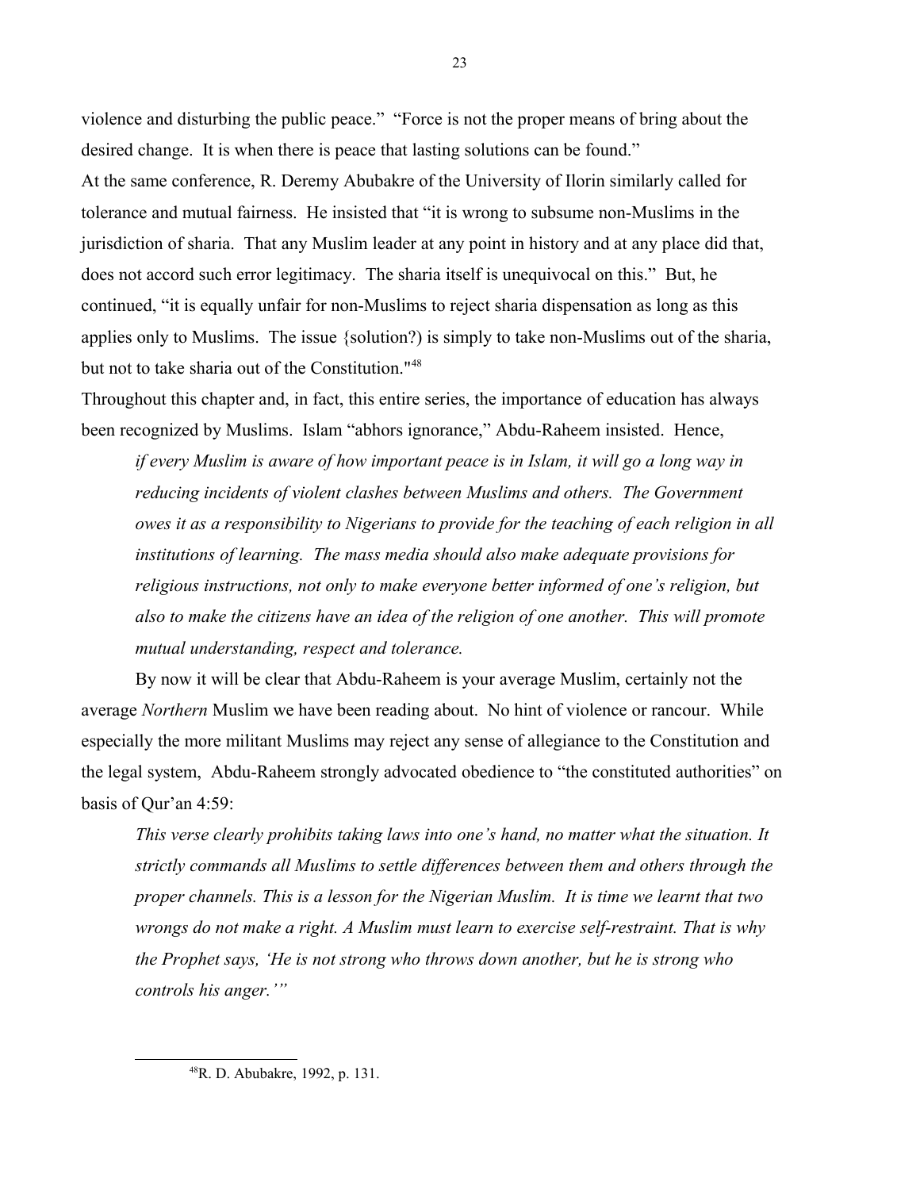violence and disturbing the public peace." "Force is not the proper means of bring about the desired change. It is when there is peace that lasting solutions can be found."

At the same conference, R. Deremy Abubakre of the University of Ilorin similarly called for tolerance and mutual fairness. He insisted that "it is wrong to subsume non-Muslims in the jurisdiction of sharia. That any Muslim leader at any point in history and at any place did that, does not accord such error legitimacy. The sharia itself is unequivocal on this." But, he continued, "it is equally unfair for non-Muslims to reject sharia dispensation as long as this applies only to Muslims. The issue {solution?) is simply to take non-Muslims out of the sharia, but not to take sharia out of the Constitution."[48]

Throughout this chapter and, in fact, this entire series, the importance of education has always been recognized by Muslims. Islam "abhors ignorance," Abdu-Raheem insisted. Hence,

> *if every Muslim is aware of how important peace is in Islam, it will go a long way in reducing incidents of violent clashes between Muslims and others. The Government owes it as a responsibility to Nigerians to provide for the teaching of each religion in all institutions of learning. The mass media should also make adequate provisions for religious instructions, not only to make everyone better informed of one's religion, but also to make the citizens have an idea of the religion of one another. This will promote mutual understanding, respect and tolerance.*

By now it will be clear that Abdu-Raheem is your average Muslim, certainly not the average *Northern* Muslim we have been reading about. No hint of violence or rancour. While especially the more militant Muslims may reject any sense of allegiance to the Constitution and the legal system, Abdu-Raheem strongly advocated obedience to "the constituted authorities" on basis of Qur'an 4:59:

> *This verse clearly prohibits taking laws into one's hand, no matter what the situation. It strictly commands all Muslims to settle differences between them and others through the proper channels. This is a lesson for the Nigerian Muslim. It is time we learnt that two wrongs do not make a right. A Muslim must learn to exercise self-restraint. That is why the Prophet says, 'He is not strong who throws down another, but he is strong who controls his anger.'"*

---

[48] R. D. Abubakre, 1992, p. 131.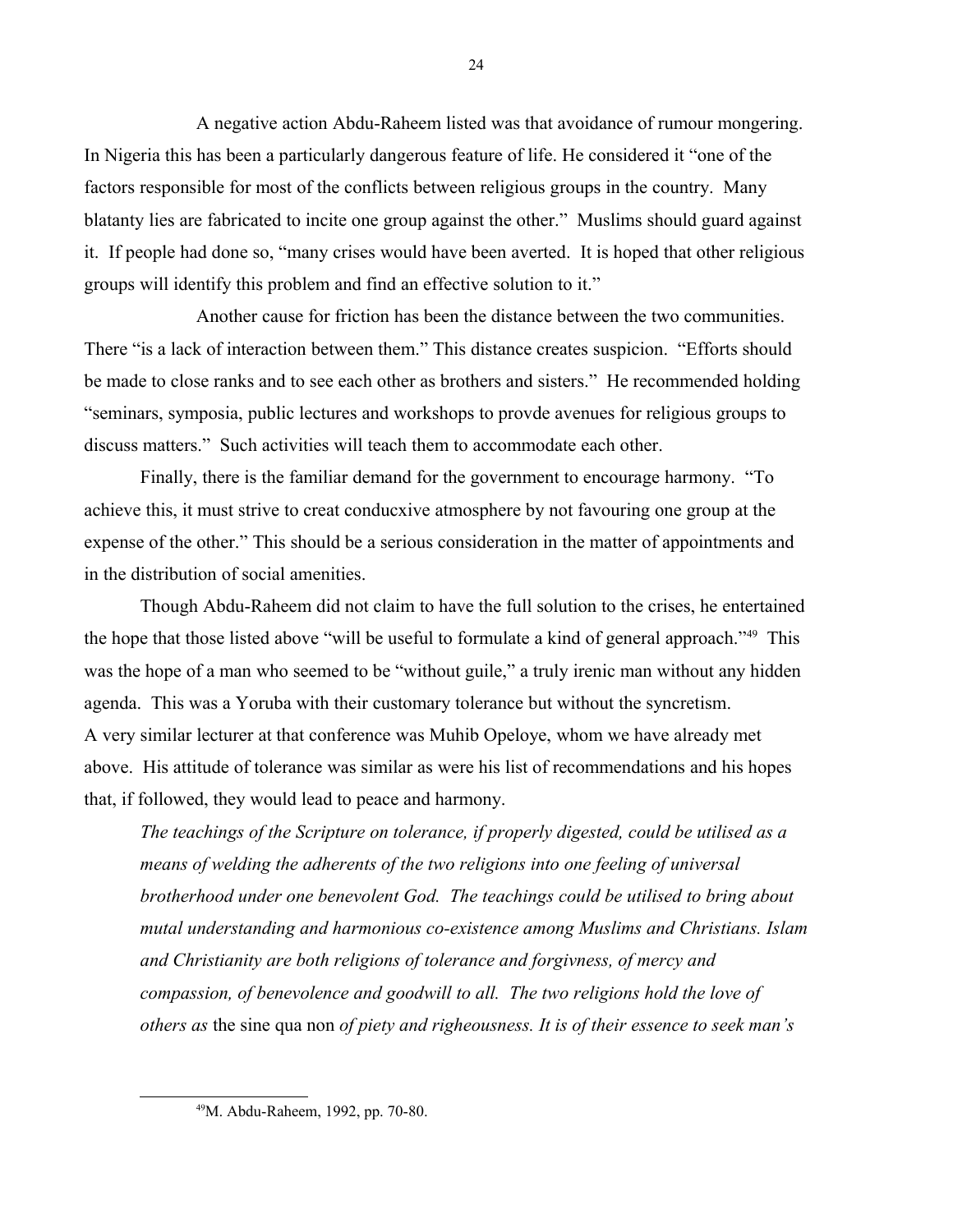A negative action Abdu-Raheem listed was that avoidance of rumour mongering. In Nigeria this has been a particularly dangerous feature of life. He considered it "one of the factors responsible for most of the conflicts between religious groups in the country. Many blatanty lies are fabricated to incite one group against the other." Muslims should guard against it. If people had done so, "many crises would have been averted. It is hoped that other religious groups will identify this problem and find an effective solution to it."

Another cause for friction has been the distance between the two communities. There "is a lack of interaction between them." This distance creates suspicion. "Efforts should be made to close ranks and to see each other as brothers and sisters." He recommended holding "seminars, symposia, public lectures and workshops to provde avenues for religious groups to discuss matters." Such activities will teach them to accommodate each other.

Finally, there is the familiar demand for the government to encourage harmony. "To achieve this, it must strive to creat conducxive atmosphere by not favouring one group at the expense of the other." This should be a serious consideration in the matter of appointments and in the distribution of social amenities.

Though Abdu-Raheem did not claim to have the full solution to the crises, he entertained the hope that those listed above "will be useful to formulate a kind of general approach."[49] This was the hope of a man who seemed to be "without guile," a truly irenic man without any hidden agenda. This was a Yoruba with their customary tolerance but without the syncretism.
A very similar lecturer at that conference was Muhib Opeloye, whom we have already met above. His attitude of tolerance was similar as were his list of recommendations and his hopes that, if followed, they would lead to peace and harmony.

> *The teachings of the Scripture on tolerance, if properly digested, could be utilised as a means of welding the adherents of the two religions into one feeling of universal brotherhood under one benevolent God. The teachings could be utilised to bring about mutal understanding and harmonious co-existence among Muslims and Christians. Islam and Christianity are both religions of tolerance and forgivness, of mercy and compassion, of benevolence and goodwill to all. The two religions hold the love of others as* the sine qua non *of piety and righeousness. It is of their essence to seek man's*

[49]M. Abdu-Raheem, 1992, pp. 70-80.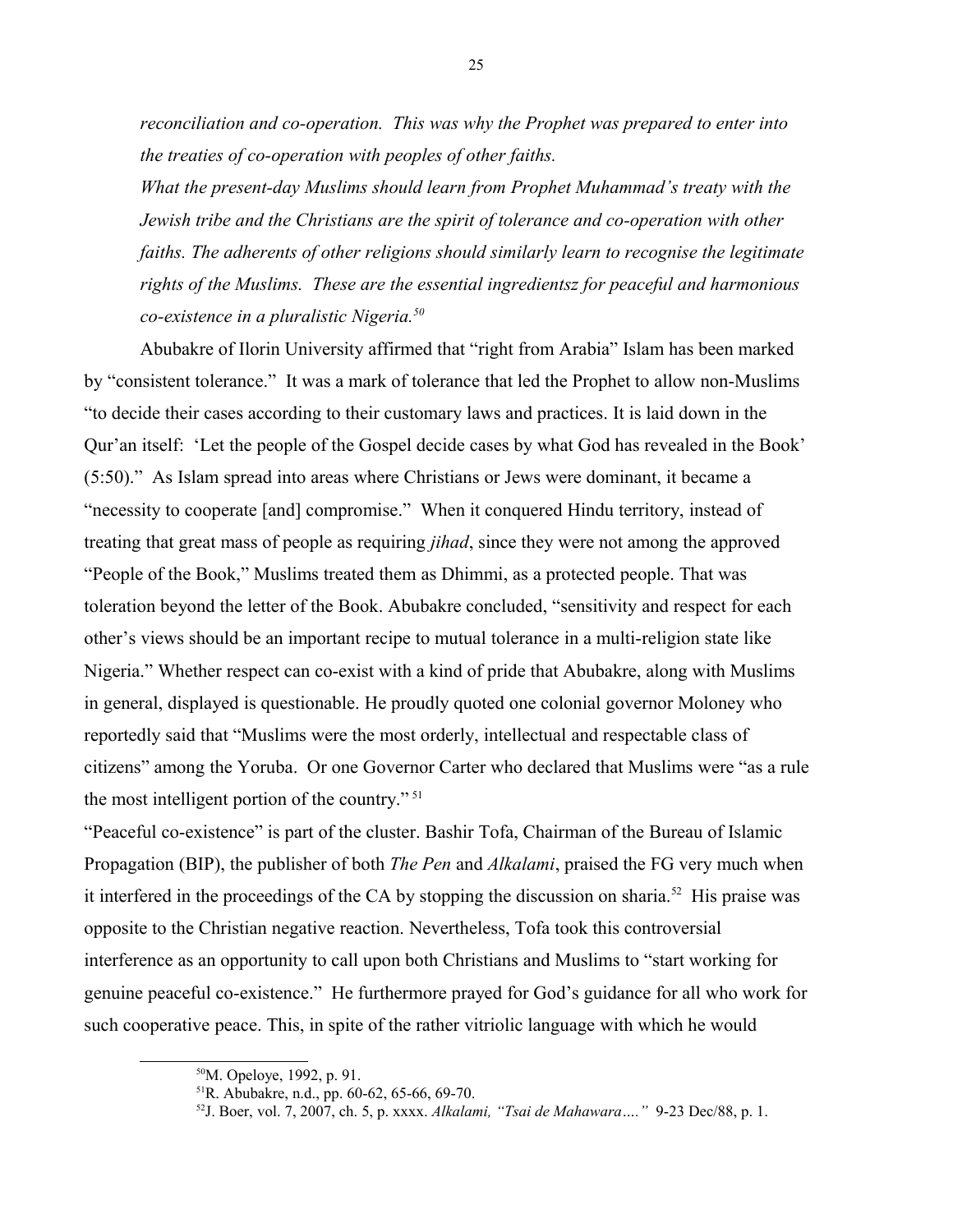*reconciliation and co-operation. This was why the Prophet was prepared to enter into the treaties of co-operation with peoples of other faiths.*

*What the present-day Muslims should learn from Prophet Muhammad's treaty with the Jewish tribe and the Christians are the spirit of tolerance and co-operation with other faiths. The adherents of other religions should similarly learn to recognise the legitimate rights of the Muslims. These are the essential ingredientsz for peaceful and harmonious co-existence in a pluralistic Nigeria.*[50]

Abubakre of Ilorin University affirmed that "right from Arabia" Islam has been marked by "consistent tolerance." It was a mark of tolerance that led the Prophet to allow non-Muslims "to decide their cases according to their customary laws and practices. It is laid down in the Qur'an itself: 'Let the people of the Gospel decide cases by what God has revealed in the Book' (5:50)." As Islam spread into areas where Christians or Jews were dominant, it became a "necessity to cooperate [and] compromise." When it conquered Hindu territory, instead of treating that great mass of people as requiring *jihad*, since they were not among the approved "People of the Book," Muslims treated them as Dhimmi, as a protected people. That was toleration beyond the letter of the Book. Abubakre concluded, "sensitivity and respect for each other's views should be an important recipe to mutual tolerance in a multi-religion state like Nigeria." Whether respect can co-exist with a kind of pride that Abubakre, along with Muslims in general, displayed is questionable. He proudly quoted one colonial governor Moloney who reportedly said that "Muslims were the most orderly, intellectual and respectable class of citizens" among the Yoruba. Or one Governor Carter who declared that Muslims were "as a rule the most intelligent portion of the country."[51]

"Peaceful co-existence" is part of the cluster. Bashir Tofa, Chairman of the Bureau of Islamic Propagation (BIP), the publisher of both *The Pen* and *Alkalami*, praised the FG very much when it interfered in the proceedings of the CA by stopping the discussion on sharia.[52] His praise was opposite to the Christian negative reaction. Nevertheless, Tofa took this controversial interference as an opportunity to call upon both Christians and Muslims to "start working for genuine peaceful co-existence." He furthermore prayed for God's guidance for all who work for such cooperative peace. This, in spite of the rather vitriolic language with which he would

---

[50]M. Opeloye, 1992, p. 91.

[51]R. Abubakre, n.d., pp. 60-62, 65-66, 69-70.

[52]J. Boer, vol. 7, 2007, ch. 5, p. xxxx. *Alkalami, "Tsai de Mahawara…."* 9-23 Dec/88, p. 1.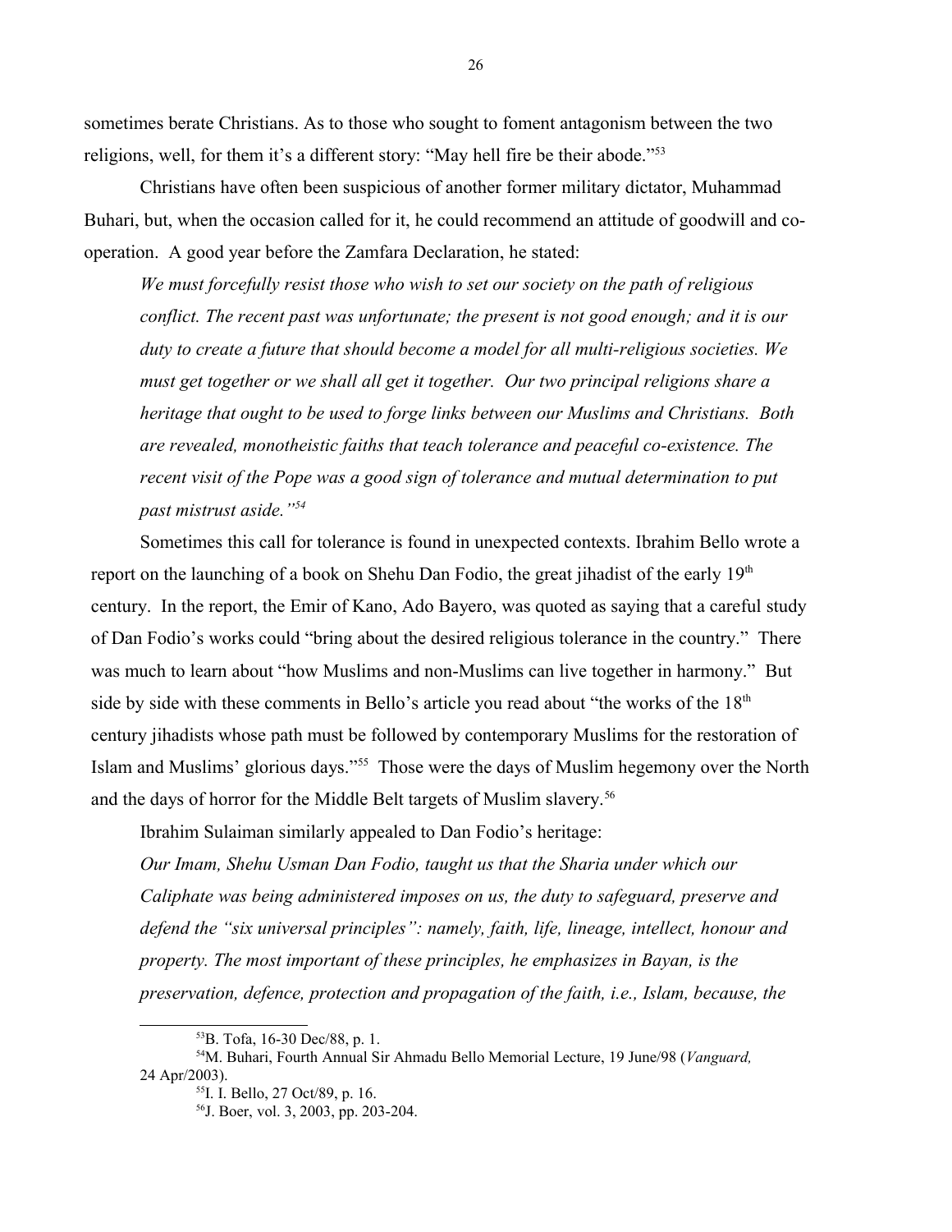sometimes berate Christians. As to those who sought to foment antagonism between the two religions, well, for them it's a different story: "May hell fire be their abode."[53]

Christians have often been suspicious of another former military dictator, Muhammad Buhari, but, when the occasion called for it, he could recommend an attitude of goodwill and co-operation. A good year before the Zamfara Declaration, he stated:

> *We must forcefully resist those who wish to set our society on the path of religious conflict. The recent past was unfortunate; the present is not good enough; and it is our duty to create a future that should become a model for all multi-religious societies. We must get together or we shall all get it together. Our two principal religions share a heritage that ought to be used to forge links between our Muslims and Christians. Both are revealed, monotheistic faiths that teach tolerance and peaceful co-existence. The recent visit of the Pope was a good sign of tolerance and mutual determination to put past mistrust aside."*[54]

Sometimes this call for tolerance is found in unexpected contexts. Ibrahim Bello wrote a report on the launching of a book on Shehu Dan Fodio, the great jihadist of the early 19th century. In the report, the Emir of Kano, Ado Bayero, was quoted as saying that a careful study of Dan Fodio's works could "bring about the desired religious tolerance in the country." There was much to learn about "how Muslims and non-Muslims can live together in harmony." But side by side with these comments in Bello's article you read about "the works of the 18th century jihadists whose path must be followed by contemporary Muslims for the restoration of Islam and Muslims' glorious days."[55] Those were the days of Muslim hegemony over the North and the days of horror for the Middle Belt targets of Muslim slavery.[56]

Ibrahim Sulaiman similarly appealed to Dan Fodio's heritage:

> *Our Imam, Shehu Usman Dan Fodio, taught us that the Sharia under which our Caliphate was being administered imposes on us, the duty to safeguard, preserve and defend the "six universal principles": namely, faith, life, lineage, intellect, honour and property. The most important of these principles, he emphasizes in Bayan, is the preservation, defence, protection and propagation of the faith, i.e., Islam, because, the*

---

[53] B. Tofa, 16-30 Dec/88, p. 1.

[54] M. Buhari, Fourth Annual Sir Ahmadu Bello Memorial Lecture, 19 June/98 (*Vanguard,* 24 Apr/2003).

[55] I. I. Bello, 27 Oct/89, p. 16.

[56] J. Boer, vol. 3, 2003, pp. 203-204.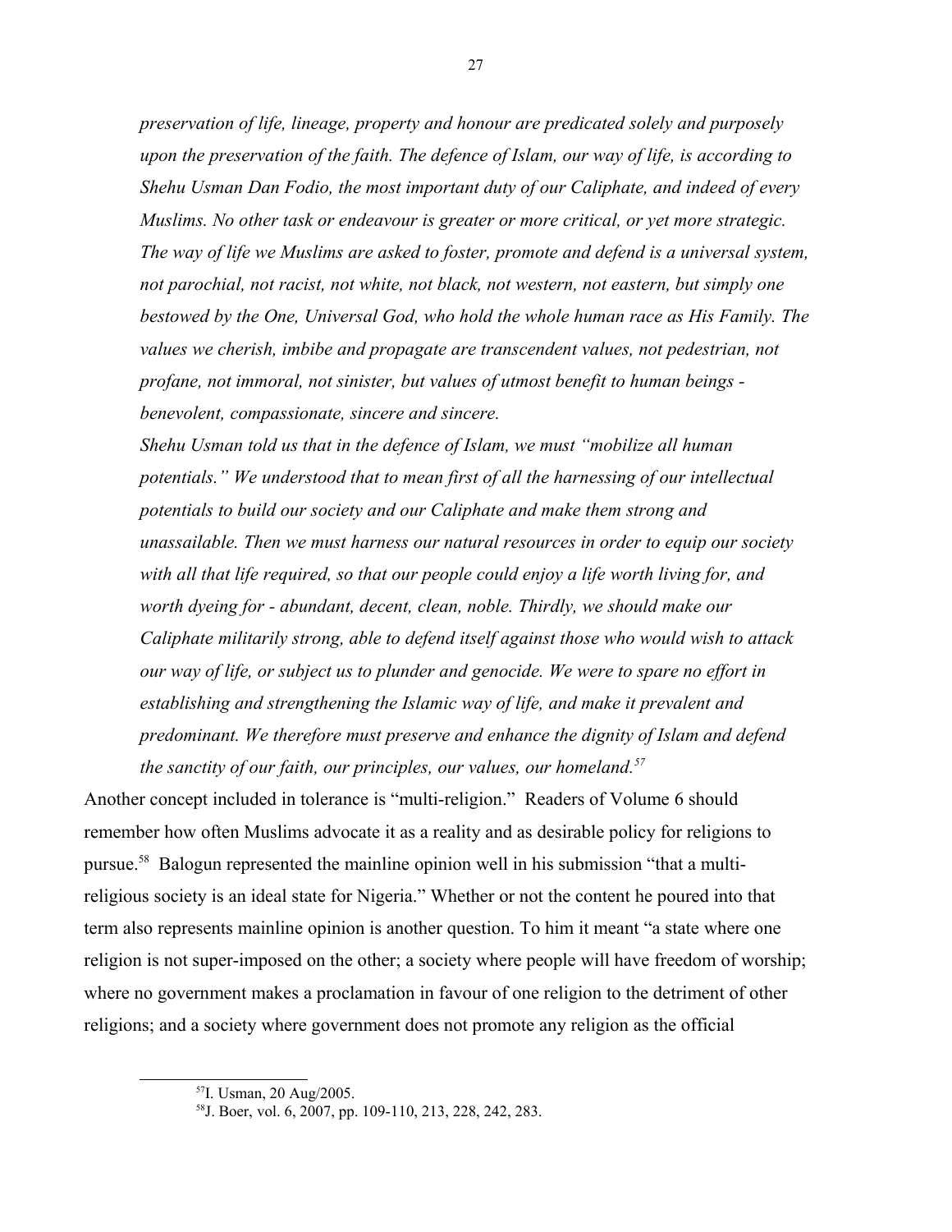*preservation of life, lineage, property and honour are predicated solely and purposely upon the preservation of the faith. The defence of Islam, our way of life, is according to Shehu Usman Dan Fodio, the most important duty of our Caliphate, and indeed of every Muslims. No other task or endeavour is greater or more critical, or yet more strategic. The way of life we Muslims are asked to foster, promote and defend is a universal system, not parochial, not racist, not white, not black, not western, not eastern, but simply one bestowed by the One, Universal God, who hold the whole human race as His Family. The values we cherish, imbibe and propagate are transcendent values, not pedestrian, not profane, not immoral, not sinister, but values of utmost benefit to human beings - benevolent, compassionate, sincere and sincere.*

*Shehu Usman told us that in the defence of Islam, we must "mobilize all human potentials." We understood that to mean first of all the harnessing of our intellectual potentials to build our society and our Caliphate and make them strong and unassailable. Then we must harness our natural resources in order to equip our society with all that life required, so that our people could enjoy a life worth living for, and worth dyeing for - abundant, decent, clean, noble. Thirdly, we should make our Caliphate militarily strong, able to defend itself against those who would wish to attack our way of life, or subject us to plunder and genocide. We were to spare no effort in establishing and strengthening the Islamic way of life, and make it prevalent and predominant. We therefore must preserve and enhance the dignity of Islam and defend the sanctity of our faith, our principles, our values, our homeland.*[57]

Another concept included in tolerance is "multi-religion." Readers of Volume 6 should remember how often Muslims advocate it as a reality and as desirable policy for religions to pursue.[58] Balogun represented the mainline opinion well in his submission "that a multi-religious society is an ideal state for Nigeria." Whether or not the content he poured into that term also represents mainline opinion is another question. To him it meant "a state where one religion is not super-imposed on the other; a society where people will have freedom of worship; where no government makes a proclamation in favour of one religion to the detriment of other religions; and a society where government does not promote any religion as the official

[57] I. Usman, 20 Aug/2005.

[58] J. Boer, vol. 6, 2007, pp. 109-110, 213, 228, 242, 283.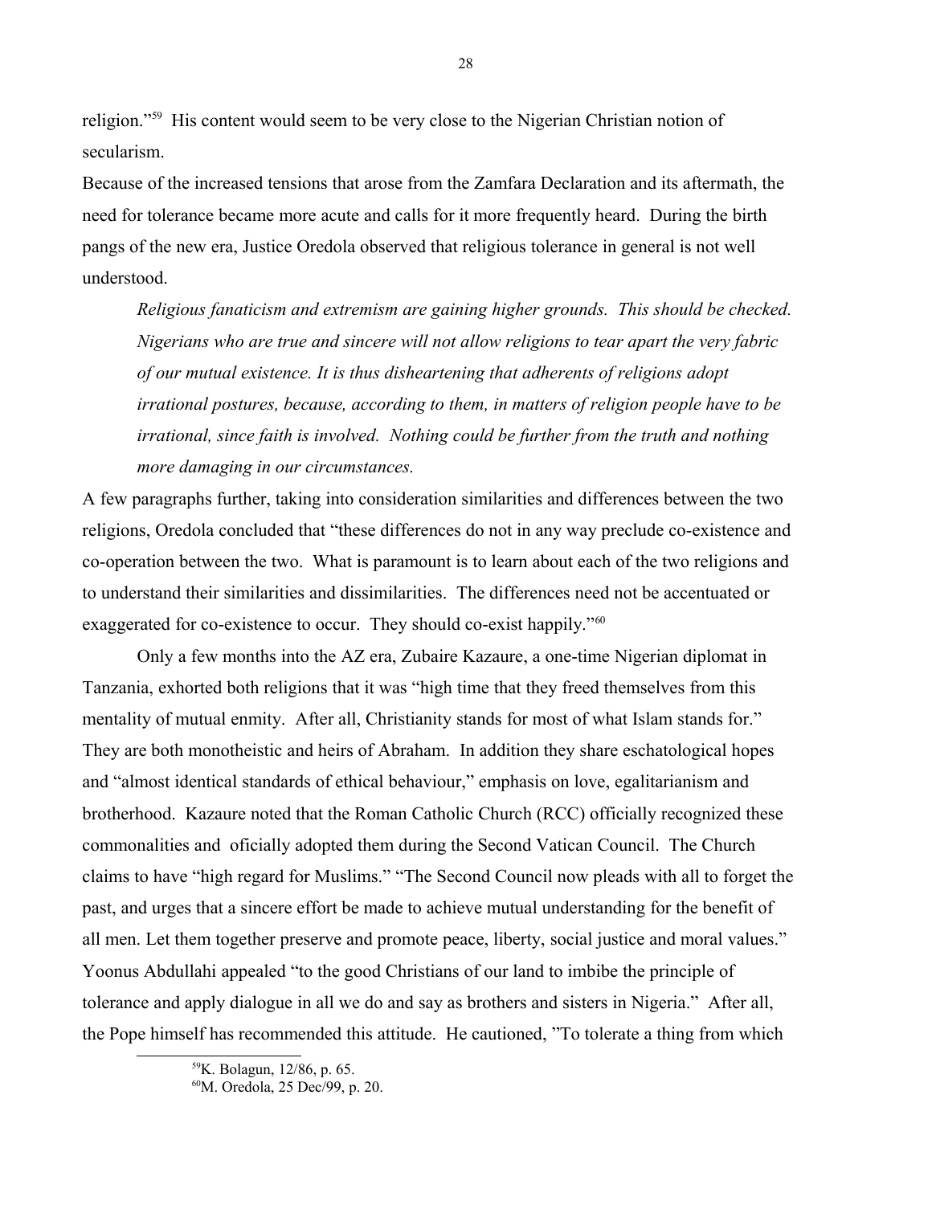religion."[59] His content would seem to be very close to the Nigerian Christian notion of secularism.

Because of the increased tensions that arose from the Zamfara Declaration and its aftermath, the need for tolerance became more acute and calls for it more frequently heard. During the birth pangs of the new era, Justice Oredola observed that religious tolerance in general is not well understood.

> *Religious fanaticism and extremism are gaining higher grounds. This should be checked. Nigerians who are true and sincere will not allow religions to tear apart the very fabric of our mutual existence. It is thus disheartening that adherents of religions adopt irrational postures, because, according to them, in matters of religion people have to be irrational, since faith is involved. Nothing could be further from the truth and nothing more damaging in our circumstances.*

A few paragraphs further, taking into consideration similarities and differences between the two religions, Oredola concluded that "these differences do not in any way preclude co-existence and co-operation between the two. What is paramount is to learn about each of the two religions and to understand their similarities and dissimilarities. The differences need not be accentuated or exaggerated for co-existence to occur. They should co-exist happily."[60]

Only a few months into the AZ era, Zubaire Kazaure, a one-time Nigerian diplomat in Tanzania, exhorted both religions that it was "high time that they freed themselves from this mentality of mutual enmity. After all, Christianity stands for most of what Islam stands for." They are both monotheistic and heirs of Abraham. In addition they share eschatological hopes and "almost identical standards of ethical behaviour," emphasis on love, egalitarianism and brotherhood. Kazaure noted that the Roman Catholic Church (RCC) officially recognized these commonalities and oficially adopted them during the Second Vatican Council. The Church claims to have "high regard for Muslims." "The Second Council now pleads with all to forget the past, and urges that a sincere effort be made to achieve mutual understanding for the benefit of all men. Let them together preserve and promote peace, liberty, social justice and moral values." Yoonus Abdullahi appealed "to the good Christians of our land to imbibe the principle of tolerance and apply dialogue in all we do and say as brothers and sisters in Nigeria." After all, the Pope himself has recommended this attitude. He cautioned, "To tolerate a thing from which

[59] K. Bolagun, 12/86, p. 65.

[60] M. Oredola, 25 Dec/99, p. 20.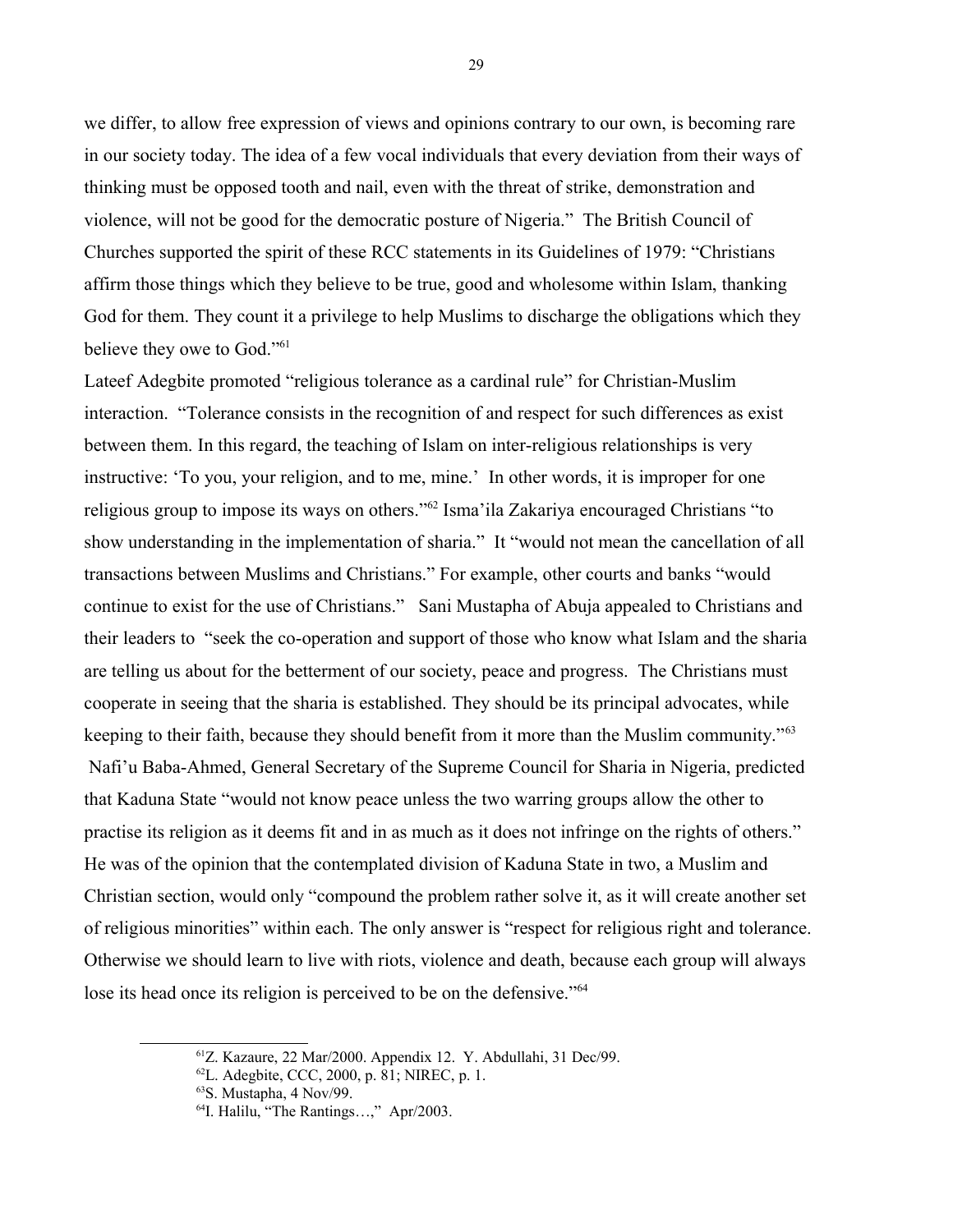we differ, to allow free expression of views and opinions contrary to our own, is becoming rare in our society today. The idea of a few vocal individuals that every deviation from their ways of thinking must be opposed tooth and nail, even with the threat of strike, demonstration and violence, will not be good for the democratic posture of Nigeria." The British Council of Churches supported the spirit of these RCC statements in its Guidelines of 1979: "Christians affirm those things which they believe to be true, good and wholesome within Islam, thanking God for them. They count it a privilege to help Muslims to discharge the obligations which they believe they owe to God."[61]

Lateef Adegbite promoted "religious tolerance as a cardinal rule" for Christian-Muslim interaction. "Tolerance consists in the recognition of and respect for such differences as exist between them. In this regard, the teaching of Islam on inter-religious relationships is very instructive: 'To you, your religion, and to me, mine.' In other words, it is improper for one religious group to impose its ways on others."[62] Isma'ila Zakariya encouraged Christians "to show understanding in the implementation of sharia." It "would not mean the cancellation of all transactions between Muslims and Christians." For example, other courts and banks "would continue to exist for the use of Christians." Sani Mustapha of Abuja appealed to Christians and their leaders to "seek the co-operation and support of those who know what Islam and the sharia are telling us about for the betterment of our society, peace and progress. The Christians must cooperate in seeing that the sharia is established. They should be its principal advocates, while keeping to their faith, because they should benefit from it more than the Muslim community."[63] Nafi'u Baba-Ahmed, General Secretary of the Supreme Council for Sharia in Nigeria, predicted that Kaduna State "would not know peace unless the two warring groups allow the other to practise its religion as it deems fit and in as much as it does not infringe on the rights of others." He was of the opinion that the contemplated division of Kaduna State in two, a Muslim and Christian section, would only "compound the problem rather solve it, as it will create another set of religious minorities" within each. The only answer is "respect for religious right and tolerance. Otherwise we should learn to live with riots, violence and death, because each group will always lose its head once its religion is perceived to be on the defensive."[64]

---

[61] Z. Kazaure, 22 Mar/2000. Appendix 12. Y. Abdullahi, 31 Dec/99.

[62] L. Adegbite, CCC, 2000, p. 81; NIREC, p. 1.

[63] S. Mustapha, 4 Nov/99.

[64] I. Halilu, "The Rantings…," Apr/2003.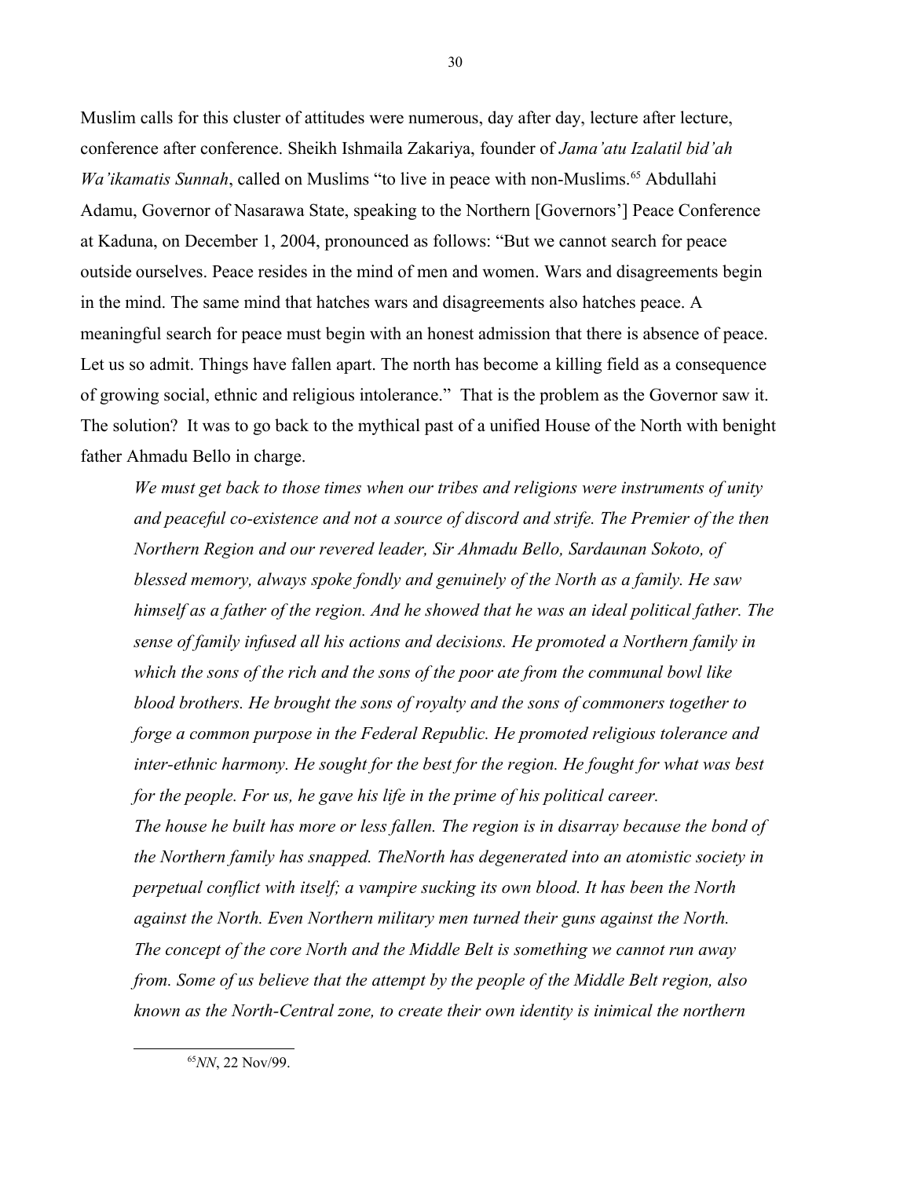Muslim calls for this cluster of attitudes were numerous, day after day, lecture after lecture, conference after conference. Sheikh Ishmaila Zakariya, founder of *Jama'atu Izalatil bid'ah Wa'ikamatis Sunnah*, called on Muslims "to live in peace with non-Muslims.[65] Abdullahi Adamu, Governor of Nasarawa State, speaking to the Northern [Governors'] Peace Conference at Kaduna, on December 1, 2004, pronounced as follows: "But we cannot search for peace outside ourselves. Peace resides in the mind of men and women. Wars and disagreements begin in the mind. The same mind that hatches wars and disagreements also hatches peace. A meaningful search for peace must begin with an honest admission that there is absence of peace. Let us so admit. Things have fallen apart. The north has become a killing field as a consequence of growing social, ethnic and religious intolerance." That is the problem as the Governor saw it. The solution? It was to go back to the mythical past of a unified House of the North with benight father Ahmadu Bello in charge.

> *We must get back to those times when our tribes and religions were instruments of unity and peaceful co-existence and not a source of discord and strife. The Premier of the then Northern Region and our revered leader, Sir Ahmadu Bello, Sardaunan Sokoto, of blessed memory, always spoke fondly and genuinely of the North as a family. He saw himself as a father of the region. And he showed that he was an ideal political father. The sense of family infused all his actions and decisions. He promoted a Northern family in which the sons of the rich and the sons of the poor ate from the communal bowl like blood brothers. He brought the sons of royalty and the sons of commoners together to forge a common purpose in the Federal Republic. He promoted religious tolerance and inter-ethnic harmony. He sought for the best for the region. He fought for what was best for the people. For us, he gave his life in the prime of his political career.*
>
> *The house he built has more or less fallen. The region is in disarray because the bond of the Northern family has snapped. TheNorth has degenerated into an atomistic society in perpetual conflict with itself; a vampire sucking its own blood. It has been the North against the North. Even Northern military men turned their guns against the North.*
>
> *The concept of the core North and the Middle Belt is something we cannot run away from. Some of us believe that the attempt by the people of the Middle Belt region, also known as the North-Central zone, to create their own identity is inimical the northern*

[65] *NN*, 22 Nov/99.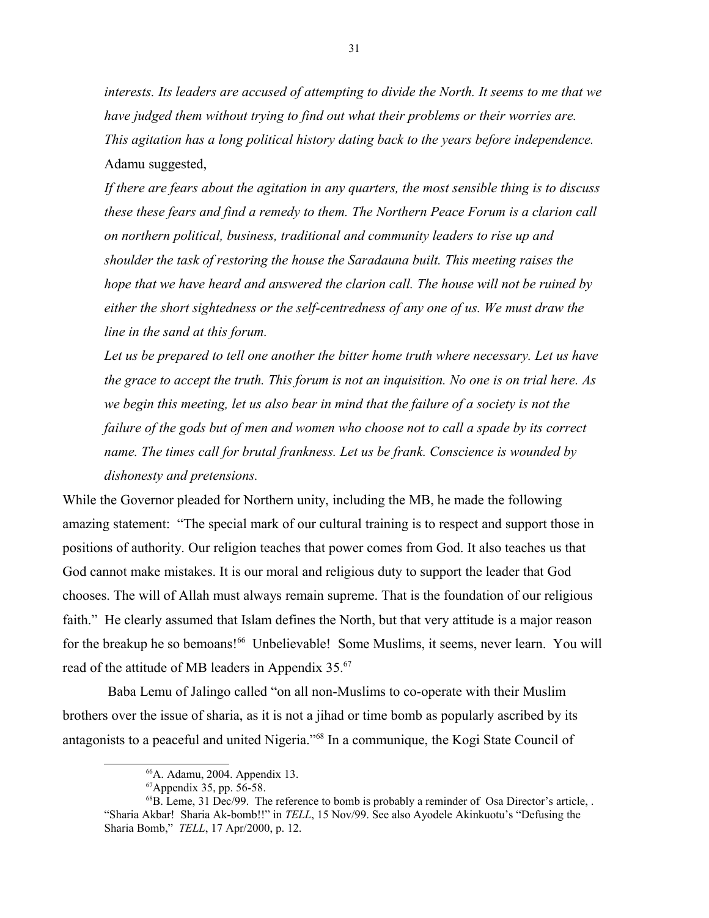*interests. Its leaders are accused of attempting to divide the North. It seems to me that we have judged them without trying to find out what their problems or their worries are. This agitation has a long political history dating back to the years before independence.*

Adamu suggested,

*If there are fears about the agitation in any quarters, the most sensible thing is to discuss these these fears and find a remedy to them. The Northern Peace Forum is a clarion call on northern political, business, traditional and community leaders to rise up and shoulder the task of restoring the house the Saradauna built. This meeting raises the hope that we have heard and answered the clarion call. The house will not be ruined by either the short sightedness or the self-centredness of any one of us. We must draw the line in the sand at this forum.*

*Let us be prepared to tell one another the bitter home truth where necessary. Let us have the grace to accept the truth. This forum is not an inquisition. No one is on trial here. As we begin this meeting, let us also bear in mind that the failure of a society is not the failure of the gods but of men and women who choose not to call a spade by its correct name. The times call for brutal frankness. Let us be frank. Conscience is wounded by dishonesty and pretensions.*

While the Governor pleaded for Northern unity, including the MB, he made the following amazing statement: "The special mark of our cultural training is to respect and support those in positions of authority. Our religion teaches that power comes from God. It also teaches us that God cannot make mistakes. It is our moral and religious duty to support the leader that God chooses. The will of Allah must always remain supreme. That is the foundation of our religious faith." He clearly assumed that Islam defines the North, but that very attitude is a major reason for the breakup he so bemoans![66] Unbelievable! Some Muslims, it seems, never learn. You will read of the attitude of MB leaders in Appendix 35.[67]

Baba Lemu of Jalingo called "on all non-Muslims to co-operate with their Muslim brothers over the issue of sharia, as it is not a jihad or time bomb as popularly ascribed by its antagonists to a peaceful and united Nigeria."[68] In a communique, the Kogi State Council of

---

[66] A. Adamu, 2004. Appendix 13.

[67] Appendix 35, pp. 56-58.

[68] B. Leme, 31 Dec/99. The reference to bomb is probably a reminder of Osa Director's article, . "Sharia Akbar! Sharia Ak-bomb!!" in *TELL*, 15 Nov/99. See also Ayodele Akinkuotu's "Defusing the Sharia Bomb," *TELL*, 17 Apr/2000, p. 12.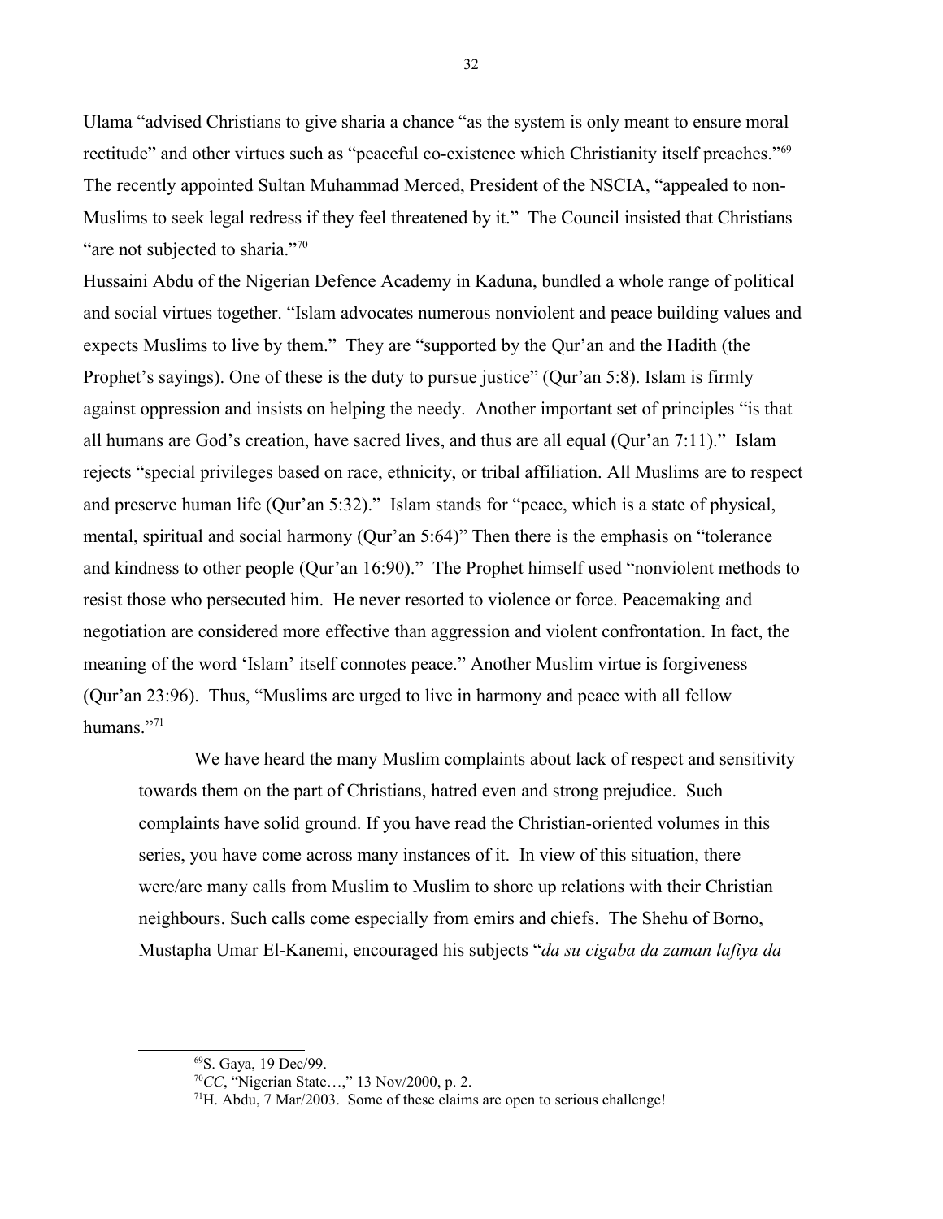Ulama "advised Christians to give sharia a chance "as the system is only meant to ensure moral rectitude" and other virtues such as "peaceful co-existence which Christianity itself preaches."[69] The recently appointed Sultan Muhammad Merced, President of the NSCIA, "appealed to non-Muslims to seek legal redress if they feel threatened by it." The Council insisted that Christians "are not subjected to sharia."[70]

Hussaini Abdu of the Nigerian Defence Academy in Kaduna, bundled a whole range of political and social virtues together. "Islam advocates numerous nonviolent and peace building values and expects Muslims to live by them." They are "supported by the Qur'an and the Hadith (the Prophet's sayings). One of these is the duty to pursue justice" (Qur'an 5:8). Islam is firmly against oppression and insists on helping the needy. Another important set of principles "is that all humans are God's creation, have sacred lives, and thus are all equal (Qur'an 7:11)." Islam rejects "special privileges based on race, ethnicity, or tribal affiliation. All Muslims are to respect and preserve human life (Qur'an 5:32)." Islam stands for "peace, which is a state of physical, mental, spiritual and social harmony (Qur'an 5:64)" Then there is the emphasis on "tolerance and kindness to other people (Qur'an 16:90)." The Prophet himself used "nonviolent methods to resist those who persecuted him. He never resorted to violence or force. Peacemaking and negotiation are considered more effective than aggression and violent confrontation. In fact, the meaning of the word 'Islam' itself connotes peace." Another Muslim virtue is forgiveness (Qur'an 23:96). Thus, "Muslims are urged to live in harmony and peace with all fellow humans."[71]

We have heard the many Muslim complaints about lack of respect and sensitivity towards them on the part of Christians, hatred even and strong prejudice. Such complaints have solid ground. If you have read the Christian-oriented volumes in this series, you have come across many instances of it. In view of this situation, there were/are many calls from Muslim to Muslim to shore up relations with their Christian neighbours. Such calls come especially from emirs and chiefs. The Shehu of Borno, Mustapha Umar El-Kanemi, encouraged his subjects "*da su cigaba da zaman lafiya da*

---

[69] S. Gaya, 19 Dec/99.

[70] *CC*, "Nigerian State…," 13 Nov/2000, p. 2.

[71] H. Abdu, 7 Mar/2003. Some of these claims are open to serious challenge!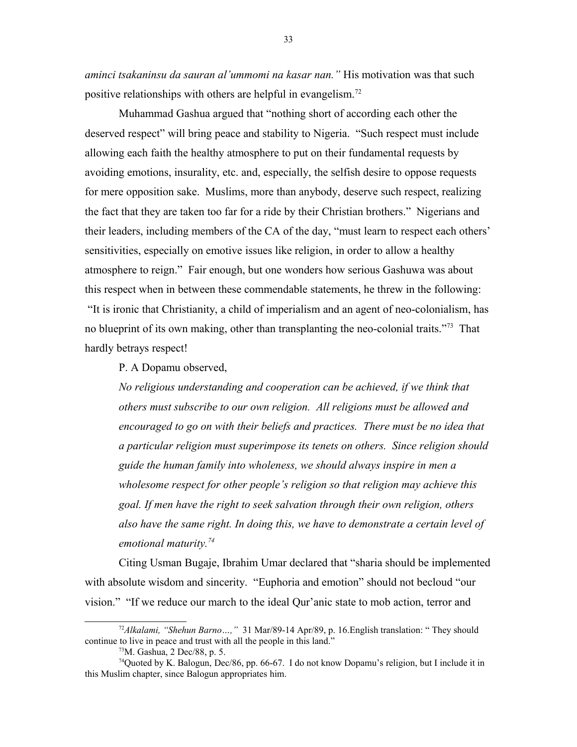*aminci tsakaninsu da sauran al'ummomi na kasar nan."* His motivation was that such positive relationships with others are helpful in evangelism.[72]

Muhammad Gashua argued that "nothing short of according each other the deserved respect" will bring peace and stability to Nigeria. "Such respect must include allowing each faith the healthy atmosphere to put on their fundamental requests by avoiding emotions, insurality, etc. and, especially, the selfish desire to oppose requests for mere opposition sake. Muslims, more than anybody, deserve such respect, realizing the fact that they are taken too far for a ride by their Christian brothers." Nigerians and their leaders, including members of the CA of the day, "must learn to respect each others' sensitivities, especially on emotive issues like religion, in order to allow a healthy atmosphere to reign." Fair enough, but one wonders how serious Gashuwa was about this respect when in between these commendable statements, he threw in the following: "It is ironic that Christianity, a child of imperialism and an agent of neo-colonialism, has no blueprint of its own making, other than transplanting the neo-colonial traits."[73] That hardly betrays respect!

P. A Dopamu observed,

> *No religious understanding and cooperation can be achieved, if we think that others must subscribe to our own religion. All religions must be allowed and encouraged to go on with their beliefs and practices. There must be no idea that a particular religion must superimpose its tenets on others. Since religion should guide the human family into wholeness, we should always inspire in men a wholesome respect for other people's religion so that religion may achieve this goal. If men have the right to seek salvation through their own religion, others also have the same right. In doing this, we have to demonstrate a certain level of emotional maturity.*[74]

Citing Usman Bugaje, Ibrahim Umar declared that "sharia should be implemented with absolute wisdom and sincerity. "Euphoria and emotion" should not becloud "our vision." "If we reduce our march to the ideal Qur'anic state to mob action, terror and

---

[72] *Alkalami, "Shehun Barno…,"* 31 Mar/89-14 Apr/89, p. 16.English translation: " They should continue to live in peace and trust with all the people in this land."

[73] M. Gashua, 2 Dec/88, p. 5.

[74] Quoted by K. Balogun, Dec/86, pp. 66-67. I do not know Dopamu's religion, but I include it in this Muslim chapter, since Balogun appropriates him.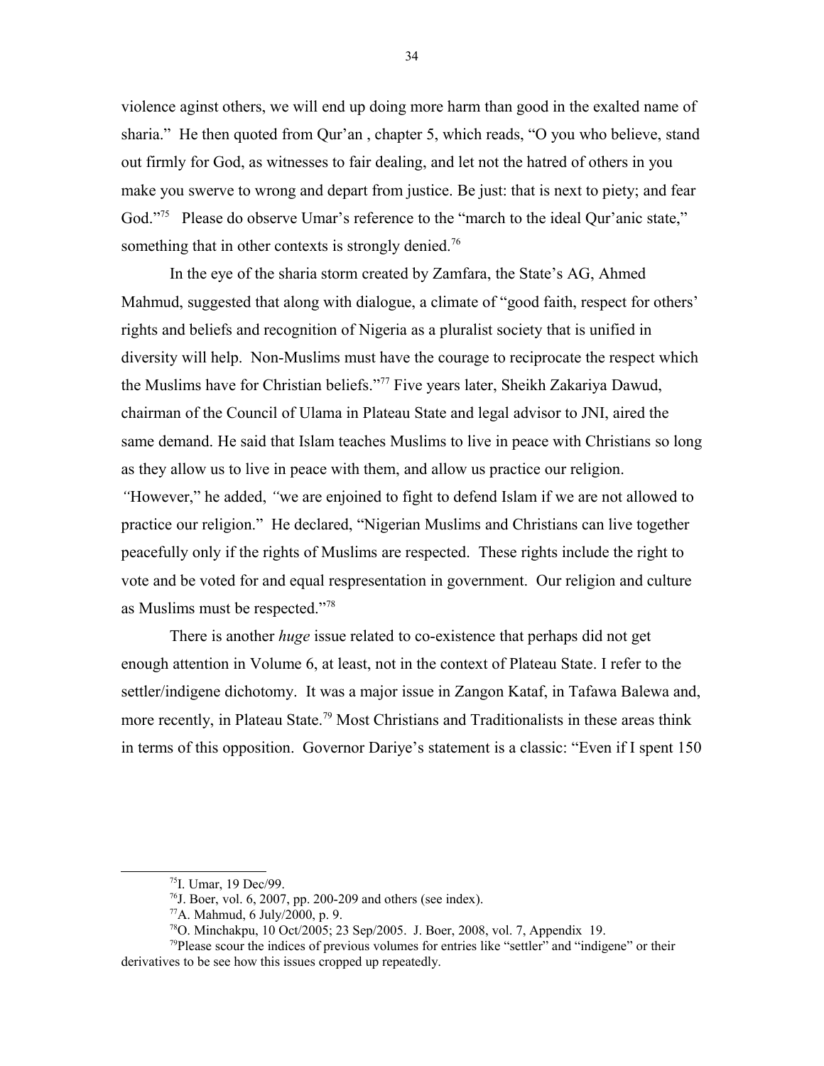violence aginst others, we will end up doing more harm than good in the exalted name of sharia." He then quoted from Qur'an , chapter 5, which reads, "O you who believe, stand out firmly for God, as witnesses to fair dealing, and let not the hatred of others in you make you swerve to wrong and depart from justice. Be just: that is next to piety; and fear God."[75] Please do observe Umar's reference to the "march to the ideal Qur'anic state," something that in other contexts is strongly denied.[76]

In the eye of the sharia storm created by Zamfara, the State's AG, Ahmed Mahmud, suggested that along with dialogue, a climate of "good faith, respect for others' rights and beliefs and recognition of Nigeria as a pluralist society that is unified in diversity will help. Non-Muslims must have the courage to reciprocate the respect which the Muslims have for Christian beliefs."[77] Five years later, Sheikh Zakariya Dawud, chairman of the Council of Ulama in Plateau State and legal advisor to JNI, aired the same demand. He said that Islam teaches Muslims to live in peace with Christians so long as they allow us to live in peace with them, and allow us practice our religion. *"*However," he added, *"*we are enjoined to fight to defend Islam if we are not allowed to practice our religion." He declared, "Nigerian Muslims and Christians can live together peacefully only if the rights of Muslims are respected. These rights include the right to vote and be voted for and equal respresentation in government. Our religion and culture as Muslims must be respected."[78]

There is another *huge* issue related to co-existence that perhaps did not get enough attention in Volume 6, at least, not in the context of Plateau State. I refer to the settler/indigene dichotomy. It was a major issue in Zangon Kataf, in Tafawa Balewa and, more recently, in Plateau State.[79] Most Christians and Traditionalists in these areas think in terms of this opposition. Governor Dariye's statement is a classic: "Even if I spent 150

---

[75] I. Umar, 19 Dec/99.

[76] J. Boer, vol. 6, 2007, pp. 200-209 and others (see index).

[77] A. Mahmud, 6 July/2000, p. 9.

[78] O. Minchakpu, 10 Oct/2005; 23 Sep/2005. J. Boer, 2008, vol. 7, Appendix 19.

[79] Please scour the indices of previous volumes for entries like "settler" and "indigene" or their derivatives to be see how this issues cropped up repeatedly.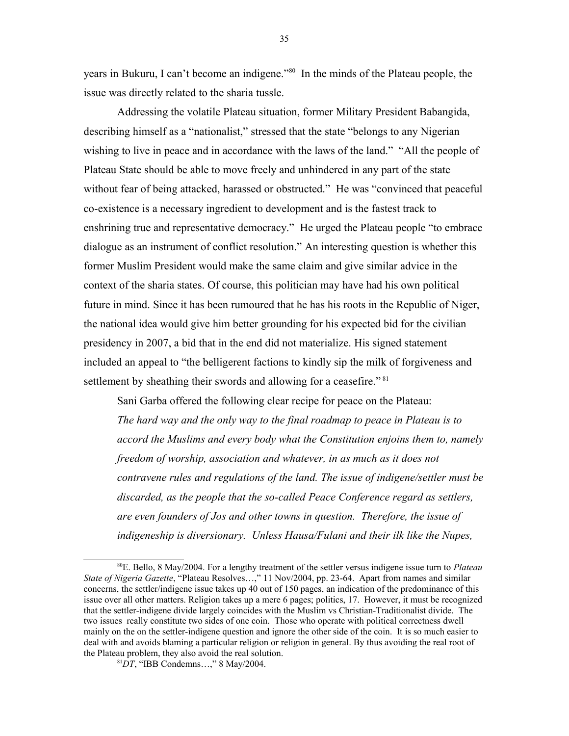years in Bukuru, I can't become an indigene."[80] In the minds of the Plateau people, the issue was directly related to the sharia tussle.

Addressing the volatile Plateau situation, former Military President Babangida, describing himself as a "nationalist," stressed that the state "belongs to any Nigerian wishing to live in peace and in accordance with the laws of the land." "All the people of Plateau State should be able to move freely and unhindered in any part of the state without fear of being attacked, harassed or obstructed." He was "convinced that peaceful co-existence is a necessary ingredient to development and is the fastest track to enshrining true and representative democracy." He urged the Plateau people "to embrace dialogue as an instrument of conflict resolution." An interesting question is whether this former Muslim President would make the same claim and give similar advice in the context of the sharia states. Of course, this politician may have had his own political future in mind. Since it has been rumoured that he has his roots in the Republic of Niger, the national idea would give him better grounding for his expected bid for the civilian presidency in 2007, a bid that in the end did not materialize. His signed statement included an appeal to "the belligerent factions to kindly sip the milk of forgiveness and settlement by sheathing their swords and allowing for a ceasefire." [81]

Sani Garba offered the following clear recipe for peace on the Plateau:

> *The hard way and the only way to the final roadmap to peace in Plateau is to accord the Muslims and every body what the Constitution enjoins them to, namely freedom of worship, association and whatever, in as much as it does not contravene rules and regulations of the land. The issue of indigene/settler must be discarded, as the people that the so-called Peace Conference regard as settlers, are even founders of Jos and other towns in question. Therefore, the issue of indigeneship is diversionary. Unless Hausa/Fulani and their ilk like the Nupes,*

---

[80] E. Bello, 8 May/2004. For a lengthy treatment of the settler versus indigene issue turn to *Plateau State of Nigeria Gazette*, "Plateau Resolves…," 11 Nov/2004, pp. 23-64. Apart from names and similar concerns, the settler/indigene issue takes up 40 out of 150 pages, an indication of the predominance of this issue over all other matters. Religion takes up a mere 6 pages; politics, 17. However, it must be recognized that the settler-indigene divide largely coincides with the Muslim vs Christian-Traditionalist divide. The two issues really constitute two sides of one coin. Those who operate with political correctness dwell mainly on the on the settler-indigene question and ignore the other side of the coin. It is so much easier to deal with and avoids blaming a particular religion or religion in general. By thus avoiding the real root of the Plateau problem, they also avoid the real solution.

[81] *DT*, "IBB Condemns…," 8 May/2004.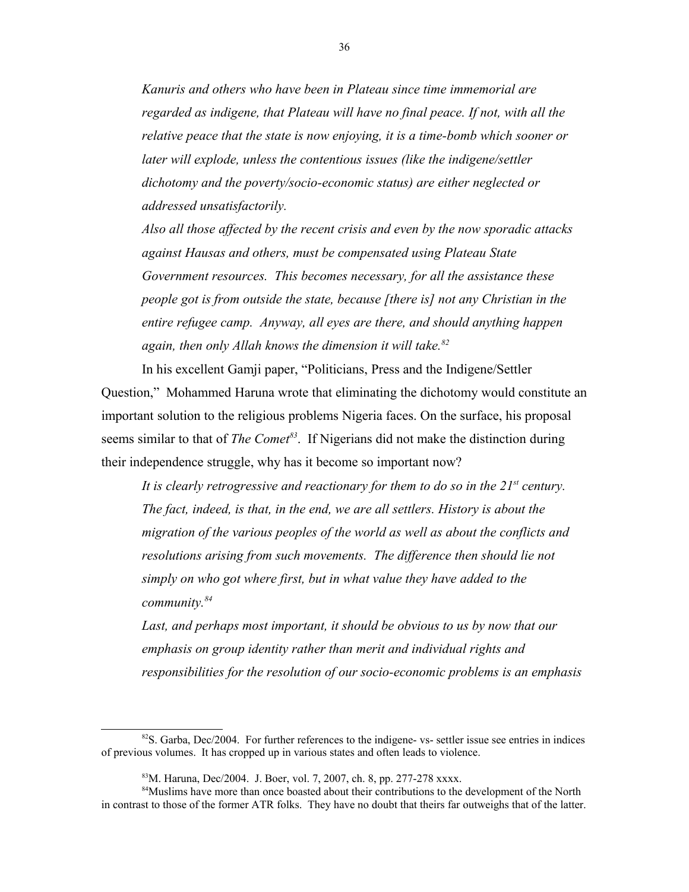*Kanuris and others who have been in Plateau since time immemorial are regarded as indigene, that Plateau will have no final peace. If not, with all the relative peace that the state is now enjoying, it is a time-bomb which sooner or later will explode, unless the contentious issues (like the indigene/settler dichotomy and the poverty/socio-economic status) are either neglected or addressed unsatisfactorily.*

*Also all those affected by the recent crisis and even by the now sporadic attacks against Hausas and others, must be compensated using Plateau State Government resources. This becomes necessary, for all the assistance these people got is from outside the state, because [there is] not any Christian in the entire refugee camp. Anyway, all eyes are there, and should anything happen again, then only Allah knows the dimension it will take.*[82]

In his excellent Gamji paper, "Politicians, Press and the Indigene/Settler Question," Mohammed Haruna wrote that eliminating the dichotomy would constitute an important solution to the religious problems Nigeria faces. On the surface, his proposal seems similar to that of *The Comet*[83]. If Nigerians did not make the distinction during their independence struggle, why has it become so important now?

*It is clearly retrogressive and reactionary for them to do so in the 21st century. The fact, indeed, is that, in the end, we are all settlers. History is about the migration of the various peoples of the world as well as about the conflicts and resolutions arising from such movements. The difference then should lie not simply on who got where first, but in what value they have added to the community.*[84]

*Last, and perhaps most important, it should be obvious to us by now that our emphasis on group identity rather than merit and individual rights and responsibilities for the resolution of our socio-economic problems is an emphasis*

---

[82] S. Garba, Dec/2004. For further references to the indigene- vs- settler issue see entries in indices of previous volumes. It has cropped up in various states and often leads to violence.

[83] M. Haruna, Dec/2004. J. Boer, vol. 7, 2007, ch. 8, pp. 277-278 xxxx.

[84] Muslims have more than once boasted about their contributions to the development of the North in contrast to those of the former ATR folks. They have no doubt that theirs far outweighs that of the latter.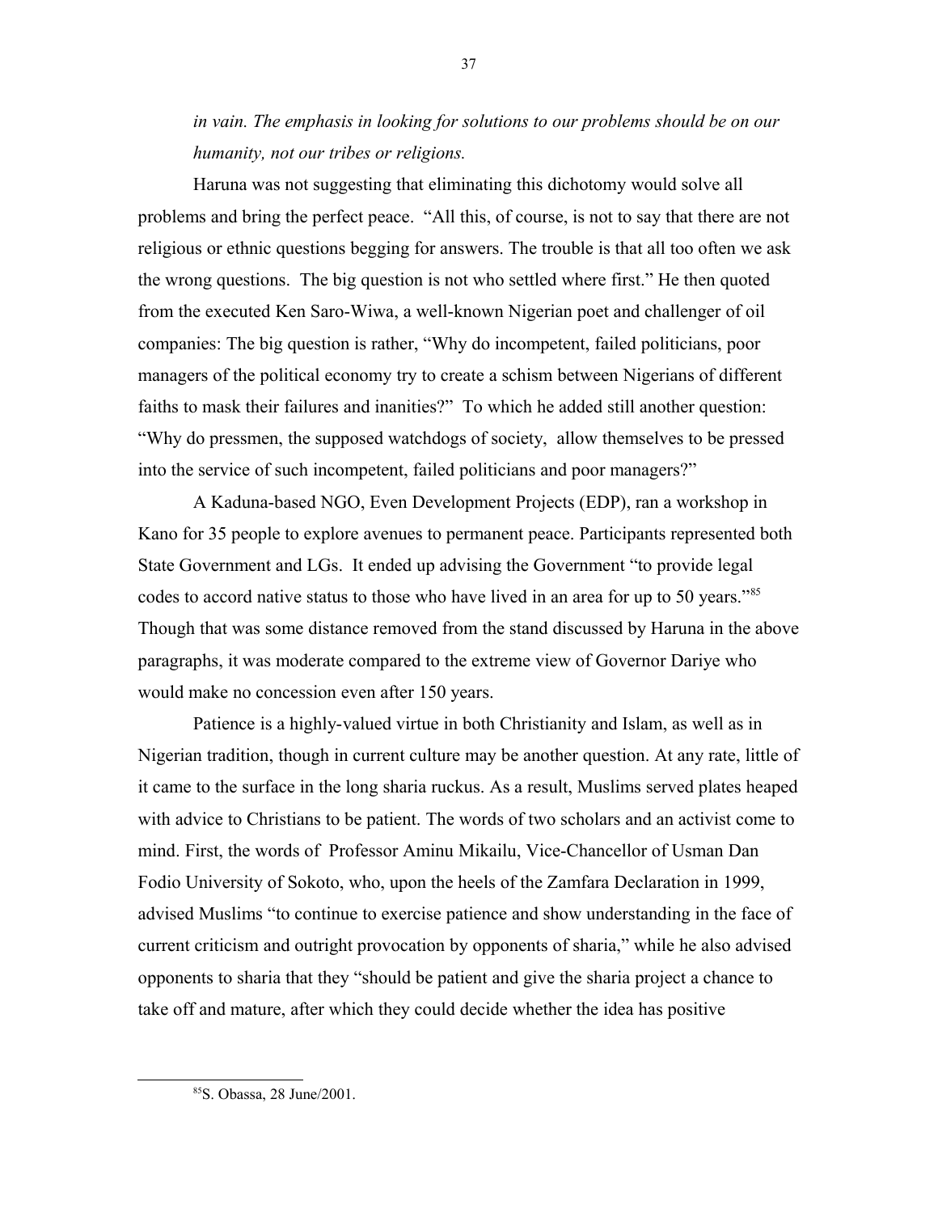*in vain. The emphasis in looking for solutions to our problems should be on our humanity, not our tribes or religions.*

Haruna was not suggesting that eliminating this dichotomy would solve all problems and bring the perfect peace. "All this, of course, is not to say that there are not religious or ethnic questions begging for answers. The trouble is that all too often we ask the wrong questions. The big question is not who settled where first." He then quoted from the executed Ken Saro-Wiwa, a well-known Nigerian poet and challenger of oil companies: The big question is rather, "Why do incompetent, failed politicians, poor managers of the political economy try to create a schism between Nigerians of different faiths to mask their failures and inanities?" To which he added still another question: "Why do pressmen, the supposed watchdogs of society, allow themselves to be pressed into the service of such incompetent, failed politicians and poor managers?"

A Kaduna-based NGO, Even Development Projects (EDP), ran a workshop in Kano for 35 people to explore avenues to permanent peace. Participants represented both State Government and LGs. It ended up advising the Government "to provide legal codes to accord native status to those who have lived in an area for up to 50 years."[85] Though that was some distance removed from the stand discussed by Haruna in the above paragraphs, it was moderate compared to the extreme view of Governor Dariye who would make no concession even after 150 years.

Patience is a highly-valued virtue in both Christianity and Islam, as well as in Nigerian tradition, though in current culture may be another question. At any rate, little of it came to the surface in the long sharia ruckus. As a result, Muslims served plates heaped with advice to Christians to be patient. The words of two scholars and an activist come to mind. First, the words of Professor Aminu Mikailu, Vice-Chancellor of Usman Dan Fodio University of Sokoto, who, upon the heels of the Zamfara Declaration in 1999, advised Muslims "to continue to exercise patience and show understanding in the face of current criticism and outright provocation by opponents of sharia," while he also advised opponents to sharia that they "should be patient and give the sharia project a chance to take off and mature, after which they could decide whether the idea has positive

[85] S. Obassa, 28 June/2001.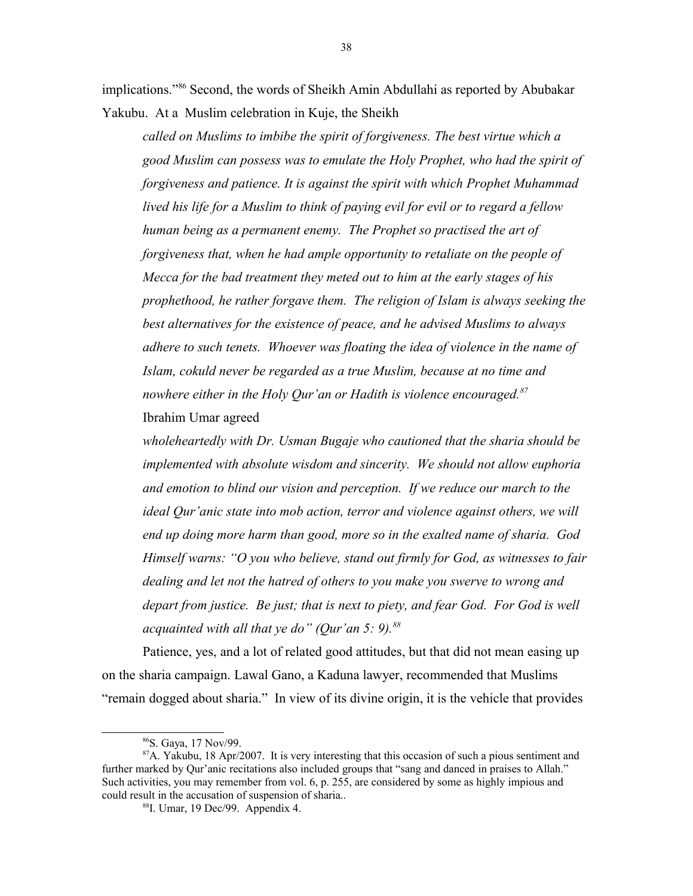implications."[86] Second, the words of Sheikh Amin Abdullahi as reported by Abubakar Yakubu. At a Muslim celebration in Kuje, the Sheikh

> *called on Muslims to imbibe the spirit of forgiveness. The best virtue which a good Muslim can possess was to emulate the Holy Prophet, who had the spirit of forgiveness and patience. It is against the spirit with which Prophet Muhammad lived his life for a Muslim to think of paying evil for evil or to regard a fellow human being as a permanent enemy. The Prophet so practised the art of forgiveness that, when he had ample opportunity to retaliate on the people of Mecca for the bad treatment they meted out to him at the early stages of his prophethood, he rather forgave them. The religion of Islam is always seeking the best alternatives for the existence of peace, and he advised Muslims to always adhere to such tenets. Whoever was floating the idea of violence in the name of Islam, cokuld never be regarded as a true Muslim, because at no time and nowhere either in the Holy Qur'an or Hadith is violence encouraged.*[87]

Ibrahim Umar agreed

> *wholeheartedly with Dr. Usman Bugaje who cautioned that the sharia should be implemented with absolute wisdom and sincerity. We should not allow euphoria and emotion to blind our vision and perception. If we reduce our march to the ideal Qur'anic state into mob action, terror and violence against others, we will end up doing more harm than good, more so in the exalted name of sharia. God Himself warns: "O you who believe, stand out firmly for God, as witnesses to fair dealing and let not the hatred of others to you make you swerve to wrong and depart from justice. Be just; that is next to piety, and fear God. For God is well acquainted with all that ye do" (Qur'an 5: 9).*[88]

Patience, yes, and a lot of related good attitudes, but that did not mean easing up on the sharia campaign. Lawal Gano, a Kaduna lawyer, recommended that Muslims "remain dogged about sharia." In view of its divine origin, it is the vehicle that provides

---

[86] S. Gaya, 17 Nov/99.

[87] A. Yakubu, 18 Apr/2007. It is very interesting that this occasion of such a pious sentiment and further marked by Qur'anic recitations also included groups that "sang and danced in praises to Allah." Such activities, you may remember from vol. 6, p. 255, are considered by some as highly impious and could result in the accusation of suspension of sharia..

[88] I. Umar, 19 Dec/99. Appendix 4.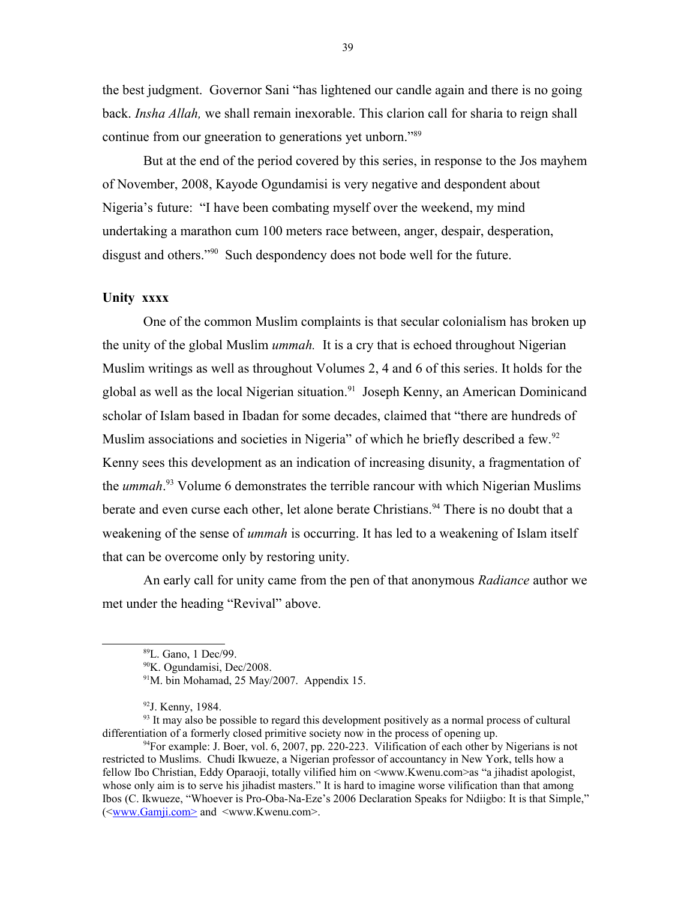the best judgment. Governor Sani "has lightened our candle again and there is no going back. *Insha Allah,* we shall remain inexorable. This clarion call for sharia to reign shall continue from our gneeration to generations yet unborn."[89]

But at the end of the period covered by this series, in response to the Jos mayhem of November, 2008, Kayode Ogundamisi is very negative and despondent about Nigeria's future: "I have been combating myself over the weekend, my mind undertaking a marathon cum 100 meters race between, anger, despair, desperation, disgust and others."[90] Such despondency does not bode well for the future.

**Unity xxxx**

One of the common Muslim complaints is that secular colonialism has broken up the unity of the global Muslim *ummah.* It is a cry that is echoed throughout Nigerian Muslim writings as well as throughout Volumes 2, 4 and 6 of this series. It holds for the global as well as the local Nigerian situation.[91] Joseph Kenny, an American Dominicand scholar of Islam based in Ibadan for some decades, claimed that "there are hundreds of Muslim associations and societies in Nigeria" of which he briefly described a few.[92] Kenny sees this development as an indication of increasing disunity, a fragmentation of the *ummah*.[93] Volume 6 demonstrates the terrible rancour with which Nigerian Muslims berate and even curse each other, let alone berate Christians.[94] There is no doubt that a weakening of the sense of *ummah* is occurring. It has led to a weakening of Islam itself that can be overcome only by restoring unity.

An early call for unity came from the pen of that anonymous *Radiance* author we met under the heading "Revival" above.

---

[89]L. Gano, 1 Dec/99.

[90]K. Ogundamisi, Dec/2008.

[91]M. bin Mohamad, 25 May/2007. Appendix 15.

[92]J. Kenny, 1984.

[93] It may also be possible to regard this development positively as a normal process of cultural differentiation of a formerly closed primitive society now in the process of opening up.

[94]For example: J. Boer, vol. 6, 2007, pp. 220-223. Vilification of each other by Nigerians is not restricted to Muslims. Chudi Ikwueze, a Nigerian professor of accountancy in New York, tells how a fellow Ibo Christian, Eddy Oparaoji, totally vilified him on <www.Kwenu.com>as "a jihadist apologist, whose only aim is to serve his jihadist masters." It is hard to imagine worse vilification than that among Ibos (C. Ikwueze, "Whoever is Pro-Oba-Na-Eze's 2006 Declaration Speaks for Ndiigbo: It is that Simple," (<www.Gamji.com> and <www.Kwenu.com>.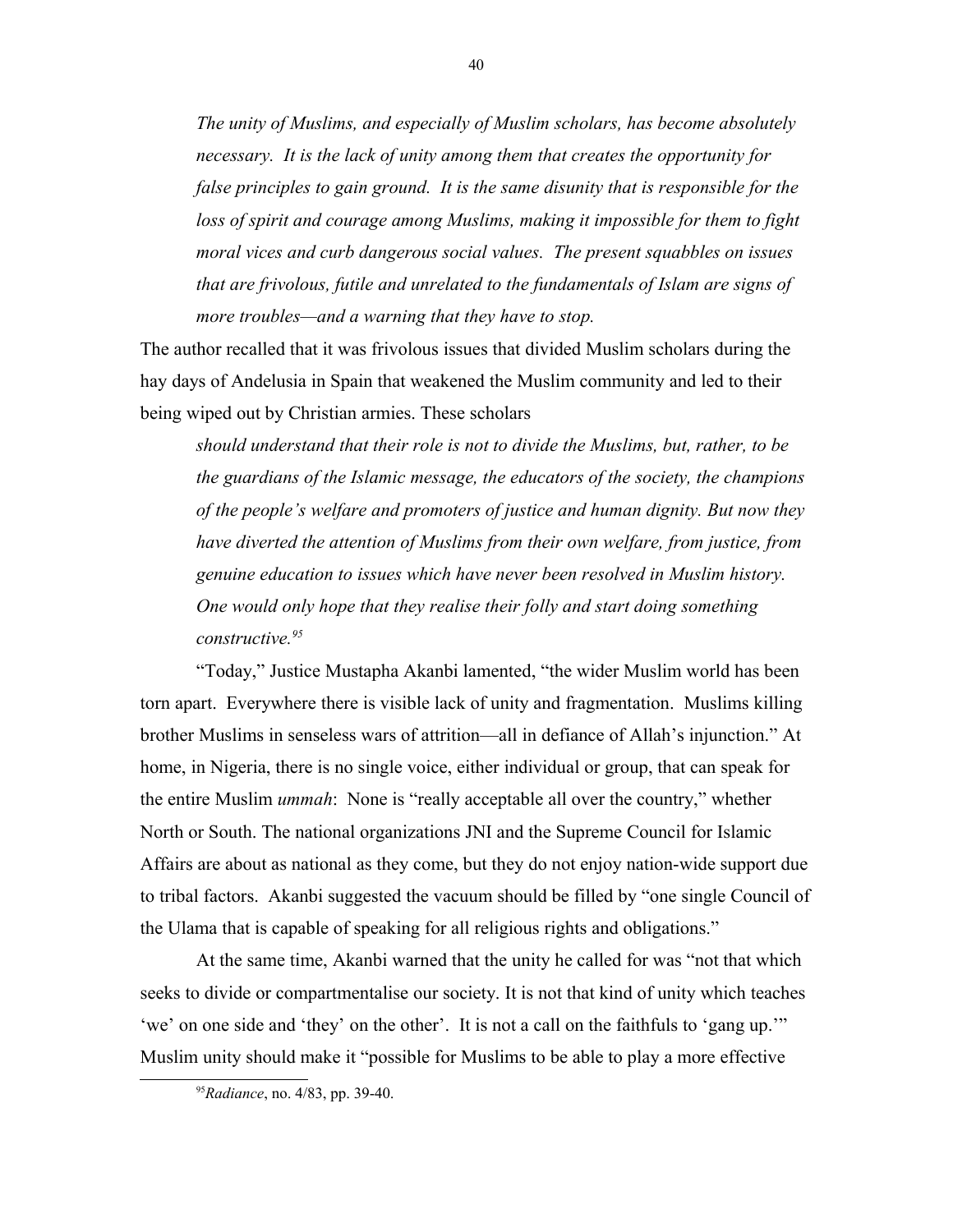*The unity of Muslims, and especially of Muslim scholars, has become absolutely necessary. It is the lack of unity among them that creates the opportunity for false principles to gain ground. It is the same disunity that is responsible for the loss of spirit and courage among Muslims, making it impossible for them to fight moral vices and curb dangerous social values. The present squabbles on issues that are frivolous, futile and unrelated to the fundamentals of Islam are signs of more troubles—and a warning that they have to stop.*

The author recalled that it was frivolous issues that divided Muslim scholars during the hay days of Andelusia in Spain that weakened the Muslim community and led to their being wiped out by Christian armies. These scholars

> *should understand that their role is not to divide the Muslims, but, rather, to be the guardians of the Islamic message, the educators of the society, the champions of the people's welfare and promoters of justice and human dignity. But now they have diverted the attention of Muslims from their own welfare, from justice, from genuine education to issues which have never been resolved in Muslim history. One would only hope that they realise their folly and start doing something constructive.*[95]

"Today," Justice Mustapha Akanbi lamented, "the wider Muslim world has been torn apart. Everywhere there is visible lack of unity and fragmentation. Muslims killing brother Muslims in senseless wars of attrition—all in defiance of Allah's injunction." At home, in Nigeria, there is no single voice, either individual or group, that can speak for the entire Muslim *ummah*: None is "really acceptable all over the country," whether North or South. The national organizations JNI and the Supreme Council for Islamic Affairs are about as national as they come, but they do not enjoy nation-wide support due to tribal factors. Akanbi suggested the vacuum should be filled by "one single Council of the Ulama that is capable of speaking for all religious rights and obligations."

At the same time, Akanbi warned that the unity he called for was "not that which seeks to divide or compartmentalise our society. It is not that kind of unity which teaches 'we' on one side and 'they' on the other'. It is not a call on the faithfuls to 'gang up.'" Muslim unity should make it "possible for Muslims to be able to play a more effective

[95] *Radiance*, no. 4/83, pp. 39-40.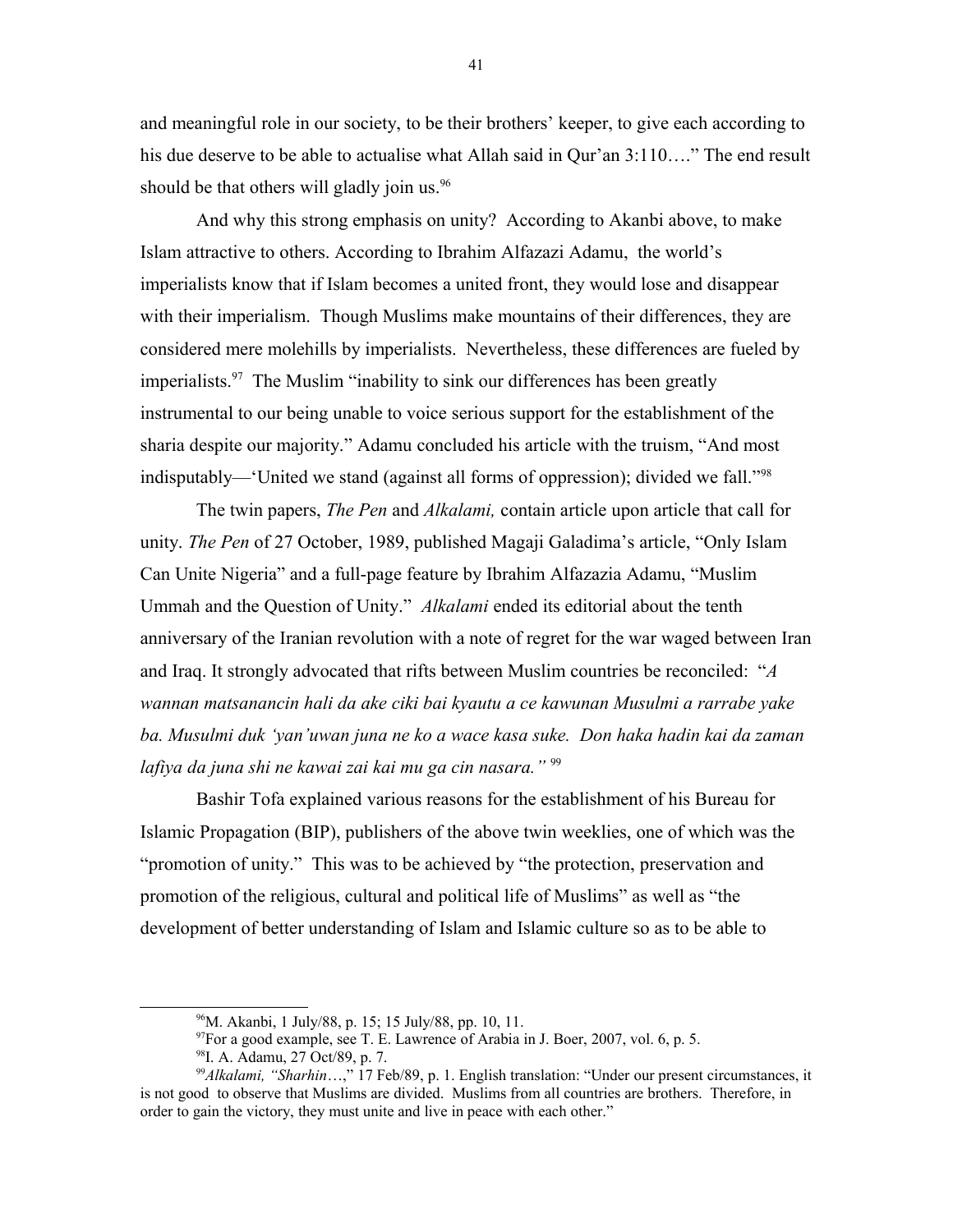and meaningful role in our society, to be their brothers' keeper, to give each according to his due deserve to be able to actualise what Allah said in Qur'an 3:110…." The end result should be that others will gladly join us.[96]

And why this strong emphasis on unity? According to Akanbi above, to make Islam attractive to others. According to Ibrahim Alfazazi Adamu, the world's imperialists know that if Islam becomes a united front, they would lose and disappear with their imperialism. Though Muslims make mountains of their differences, they are considered mere molehills by imperialists. Nevertheless, these differences are fueled by imperialists.[97] The Muslim "inability to sink our differences has been greatly instrumental to our being unable to voice serious support for the establishment of the sharia despite our majority." Adamu concluded his article with the truism, "And most indisputably—'United we stand (against all forms of oppression); divided we fall.'"[98]

The twin papers, *The Pen* and *Alkalami,* contain article upon article that call for unity. *The Pen* of 27 October, 1989, published Magaji Galadima's article, "Only Islam Can Unite Nigeria" and a full-page feature by Ibrahim Alfazazia Adamu, "Muslim Ummah and the Question of Unity." *Alkalami* ended its editorial about the tenth anniversary of the Iranian revolution with a note of regret for the war waged between Iran and Iraq. It strongly advocated that rifts between Muslim countries be reconciled: "*A wannan matsanancin hali da ake ciki bai kyautu a ce kawunan Musulmi a rarrabe yake ba. Musulmi duk 'yan'uwan juna ne ko a wace kasa suke. Don haka hadin kai da zaman lafiya da juna shi ne kawai zai kai mu ga cin nasara."* [99]

Bashir Tofa explained various reasons for the establishment of his Bureau for Islamic Propagation (BIP), publishers of the above twin weeklies, one of which was the "promotion of unity." This was to be achieved by "the protection, preservation and promotion of the religious, cultural and political life of Muslims" as well as "the development of better understanding of Islam and Islamic culture so as to be able to

---

[96] M. Akanbi, 1 July/88, p. 15; 15 July/88, pp. 10, 11.

[97] For a good example, see T. E. Lawrence of Arabia in J. Boer, 2007, vol. 6, p. 5.

[98] I. A. Adamu, 27 Oct/89, p. 7.

[99] *Alkalami, "Sharhin*…," 17 Feb/89, p. 1. English translation: "Under our present circumstances, it is not good to observe that Muslims are divided. Muslims from all countries are brothers. Therefore, in order to gain the victory, they must unite and live in peace with each other."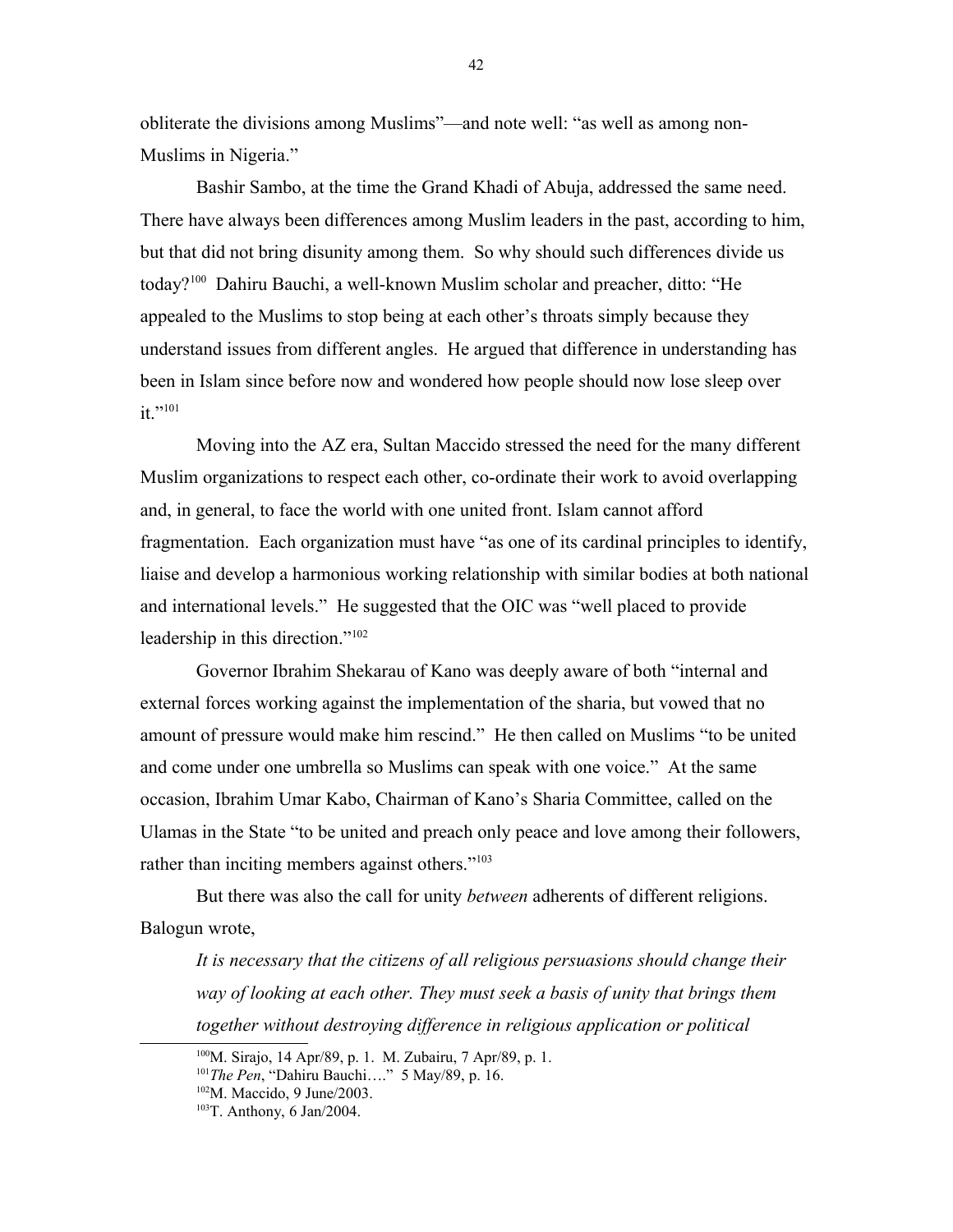obliterate the divisions among Muslims"—and note well: "as well as among non-Muslims in Nigeria."

Bashir Sambo, at the time the Grand Khadi of Abuja, addressed the same need. There have always been differences among Muslim leaders in the past, according to him, but that did not bring disunity among them. So why should such differences divide us today?[100] Dahiru Bauchi, a well-known Muslim scholar and preacher, ditto: "He appealed to the Muslims to stop being at each other's throats simply because they understand issues from different angles. He argued that difference in understanding has been in Islam since before now and wondered how people should now lose sleep over it."[101]

Moving into the AZ era, Sultan Maccido stressed the need for the many different Muslim organizations to respect each other, co-ordinate their work to avoid overlapping and, in general, to face the world with one united front. Islam cannot afford fragmentation. Each organization must have "as one of its cardinal principles to identify, liaise and develop a harmonious working relationship with similar bodies at both national and international levels." He suggested that the OIC was "well placed to provide leadership in this direction."[102]

Governor Ibrahim Shekarau of Kano was deeply aware of both "internal and external forces working against the implementation of the sharia, but vowed that no amount of pressure would make him rescind." He then called on Muslims "to be united and come under one umbrella so Muslims can speak with one voice." At the same occasion, Ibrahim Umar Kabo, Chairman of Kano's Sharia Committee, called on the Ulamas in the State "to be united and preach only peace and love among their followers, rather than inciting members against others."[103]

But there was also the call for unity *between* adherents of different religions. Balogun wrote,

> *It is necessary that the citizens of all religious persuasions should change their way of looking at each other. They must seek a basis of unity that brings them together without destroying difference in religious application or political*

---

[100]M. Sirajo, 14 Apr/89, p. 1. M. Zubairu, 7 Apr/89, p. 1.

[101]*The Pen*, "Dahiru Bauchi…." 5 May/89, p. 16.

[102]M. Maccido, 9 June/2003.

[103]T. Anthony, 6 Jan/2004.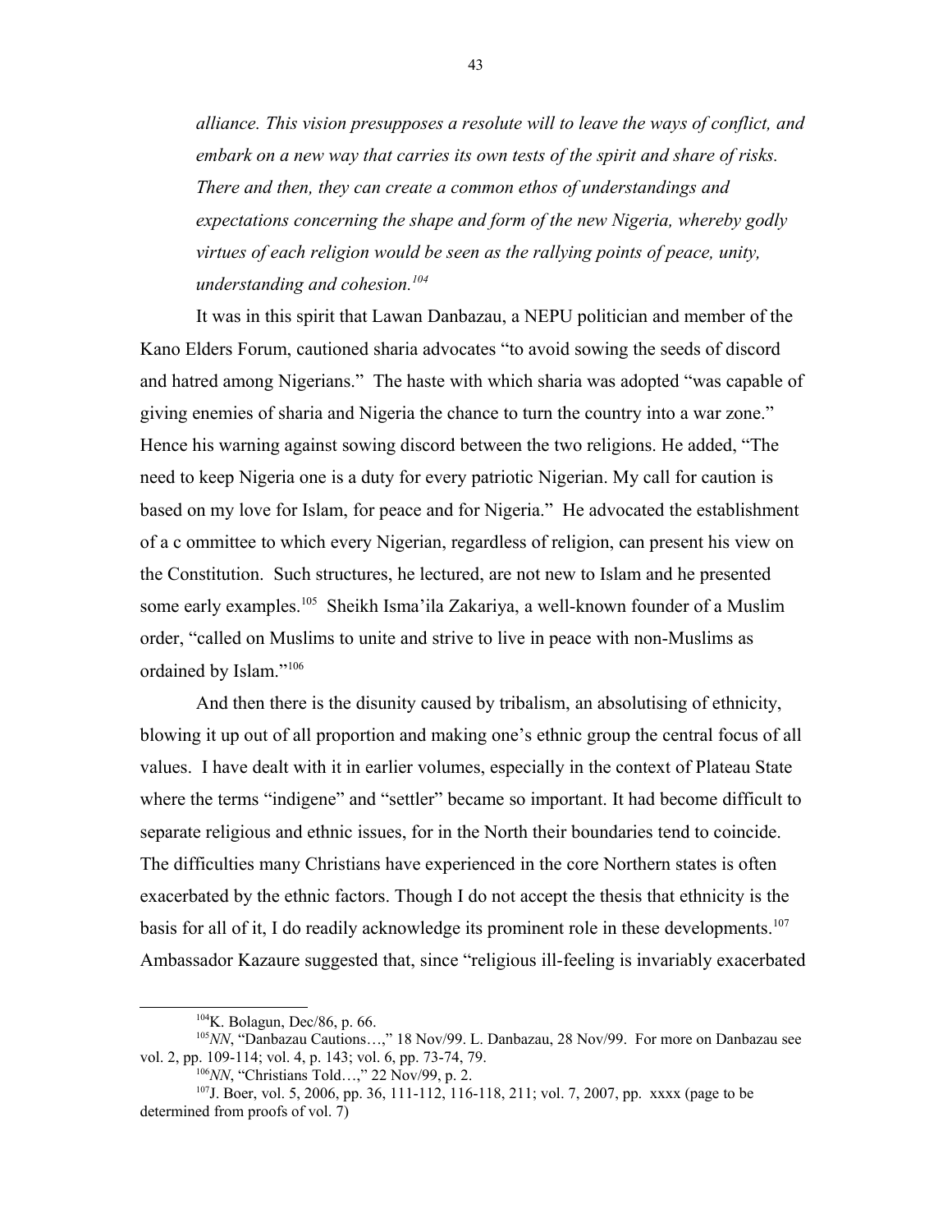*alliance. This vision presupposes a resolute will to leave the ways of conflict, and embark on a new way that carries its own tests of the spirit and share of risks. There and then, they can create a common ethos of understandings and expectations concerning the shape and form of the new Nigeria, whereby godly virtues of each religion would be seen as the rallying points of peace, unity, understanding and cohesion.*[104]

It was in this spirit that Lawan Danbazau, a NEPU politician and member of the Kano Elders Forum, cautioned sharia advocates "to avoid sowing the seeds of discord and hatred among Nigerians." The haste with which sharia was adopted "was capable of giving enemies of sharia and Nigeria the chance to turn the country into a war zone." Hence his warning against sowing discord between the two religions. He added, "The need to keep Nigeria one is a duty for every patriotic Nigerian. My call for caution is based on my love for Islam, for peace and for Nigeria." He advocated the establishment of a c ommittee to which every Nigerian, regardless of religion, can present his view on the Constitution. Such structures, he lectured, are not new to Islam and he presented some early examples.[105] Sheikh Isma'ila Zakariya, a well-known founder of a Muslim order, "called on Muslims to unite and strive to live in peace with non-Muslims as ordained by Islam."[106]

And then there is the disunity caused by tribalism, an absolutising of ethnicity, blowing it up out of all proportion and making one's ethnic group the central focus of all values. I have dealt with it in earlier volumes, especially in the context of Plateau State where the terms "indigene" and "settler" became so important. It had become difficult to separate religious and ethnic issues, for in the North their boundaries tend to coincide. The difficulties many Christians have experienced in the core Northern states is often exacerbated by the ethnic factors. Though I do not accept the thesis that ethnicity is the basis for all of it, I do readily acknowledge its prominent role in these developments.[107] Ambassador Kazaure suggested that, since "religious ill-feeling is invariably exacerbated

---

[104]K. Bolagun, Dec/86, p. 66.

[105]*NN*, "Danbazau Cautions…," 18 Nov/99. L. Danbazau, 28 Nov/99. For more on Danbazau see vol. 2, pp. 109-114; vol. 4, p. 143; vol. 6, pp. 73-74, 79.

[106]*NN*, "Christians Told…," 22 Nov/99, p. 2.

[107]J. Boer, vol. 5, 2006, pp. 36, 111-112, 116-118, 211; vol. 7, 2007, pp. xxxx (page to be determined from proofs of vol. 7)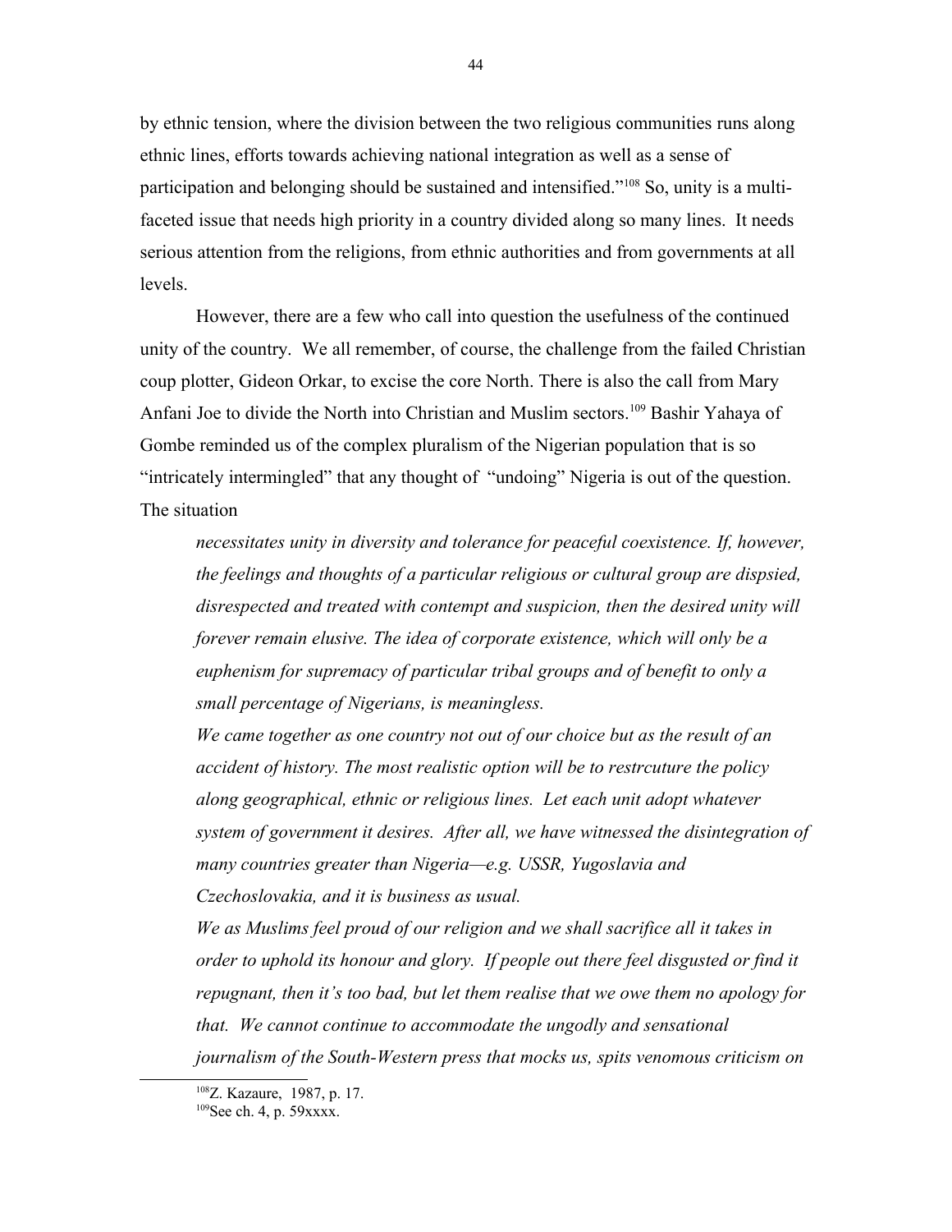by ethnic tension, where the division between the two religious communities runs along ethnic lines, efforts towards achieving national integration as well as a sense of participation and belonging should be sustained and intensified."[108] So, unity is a multi-faceted issue that needs high priority in a country divided along so many lines. It needs serious attention from the religions, from ethnic authorities and from governments at all levels.

However, there are a few who call into question the usefulness of the continued unity of the country. We all remember, of course, the challenge from the failed Christian coup plotter, Gideon Orkar, to excise the core North. There is also the call from Mary Anfani Joe to divide the North into Christian and Muslim sectors.[109] Bashir Yahaya of Gombe reminded us of the complex pluralism of the Nigerian population that is so "intricately intermingled" that any thought of "undoing" Nigeria is out of the question. The situation

> *necessitates unity in diversity and tolerance for peaceful coexistence. If, however, the feelings and thoughts of a particular religious or cultural group are dispsied, disrespected and treated with contempt and suspicion, then the desired unity will forever remain elusive. The idea of corporate existence, which will only be a euphenism for supremacy of particular tribal groups and of benefit to only a small percentage of Nigerians, is meaningless.*
>
> *We came together as one country not out of our choice but as the result of an accident of history. The most realistic option will be to restrcuture the policy along geographical, ethnic or religious lines. Let each unit adopt whatever system of government it desires. After all, we have witnessed the disintegration of many countries greater than Nigeria—e.g. USSR, Yugoslavia and Czechoslovakia, and it is business as usual.*
>
> *We as Muslims feel proud of our religion and we shall sacrifice all it takes in order to uphold its honour and glory. If people out there feel disgusted or find it repugnant, then it's too bad, but let them realise that we owe them no apology for that. We cannot continue to accommodate the ungodly and sensational journalism of the South-Western press that mocks us, spits venomous criticism on*

[108] Z. Kazaure, 1987, p. 17.

[109] See ch. 4, p. 59xxxx.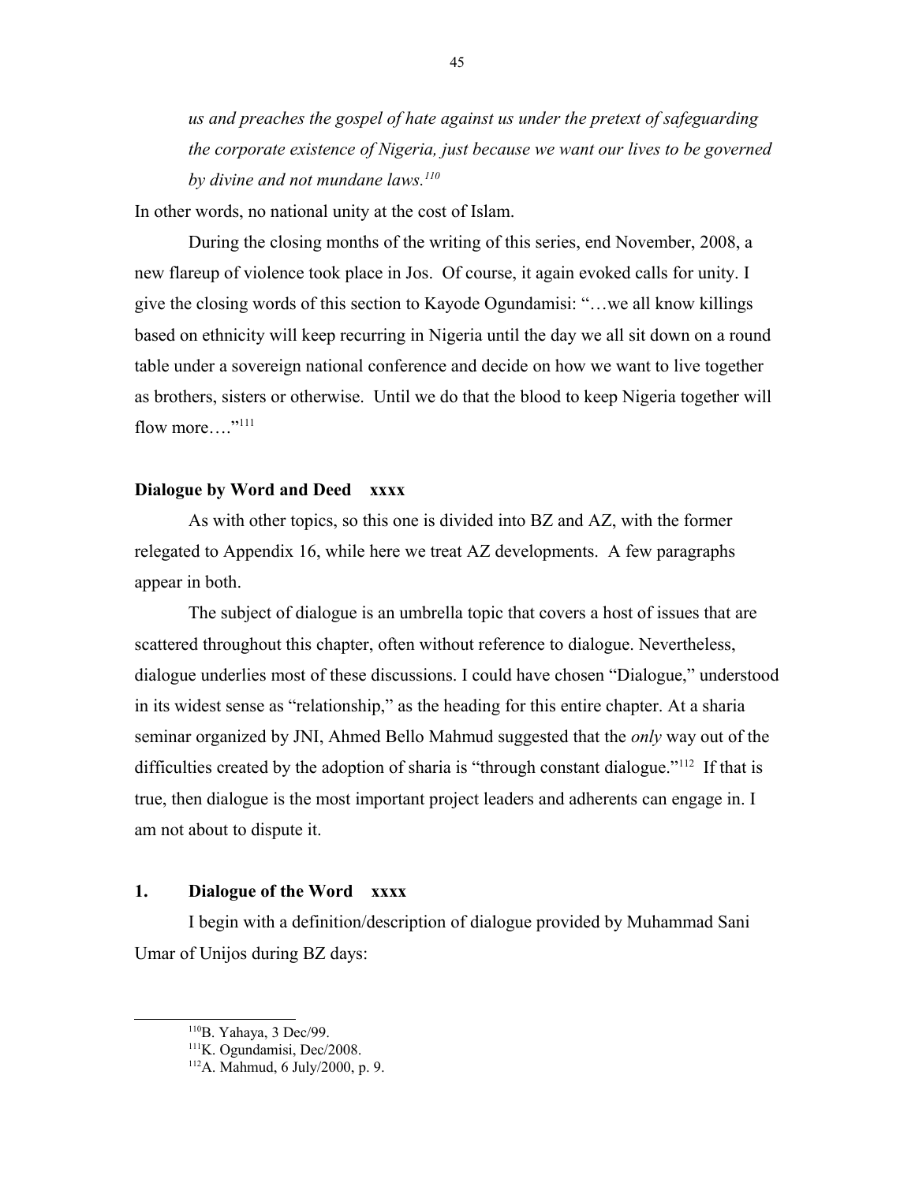*us and preaches the gospel of hate against us under the pretext of safeguarding the corporate existence of Nigeria, just because we want our lives to be governed by divine and not mundane laws.*[110]

In other words, no national unity at the cost of Islam.

During the closing months of the writing of this series, end November, 2008, a new flareup of violence took place in Jos. Of course, it again evoked calls for unity. I give the closing words of this section to Kayode Ogundamisi: "…we all know killings based on ethnicity will keep recurring in Nigeria until the day we all sit down on a round table under a sovereign national conference and decide on how we want to live together as brothers, sisters or otherwise. Until we do that the blood to keep Nigeria together will flow more…."[111]

## Dialogue by Word and Deed xxxx

As with other topics, so this one is divided into BZ and AZ, with the former relegated to Appendix 16, while here we treat AZ developments. A few paragraphs appear in both.

The subject of dialogue is an umbrella topic that covers a host of issues that are scattered throughout this chapter, often without reference to dialogue. Nevertheless, dialogue underlies most of these discussions. I could have chosen "Dialogue," understood in its widest sense as "relationship," as the heading for this entire chapter. At a sharia seminar organized by JNI, Ahmed Bello Mahmud suggested that the *only* way out of the difficulties created by the adoption of sharia is "through constant dialogue."[112] If that is true, then dialogue is the most important project leaders and adherents can engage in. I am not about to dispute it.

### 1. Dialogue of the Word xxxx

I begin with a definition/description of dialogue provided by Muhammad Sani Umar of Unijos during BZ days:

---

[110] B. Yahaya, 3 Dec/99.

[111] K. Ogundamisi, Dec/2008.

[112] A. Mahmud, 6 July/2000, p. 9.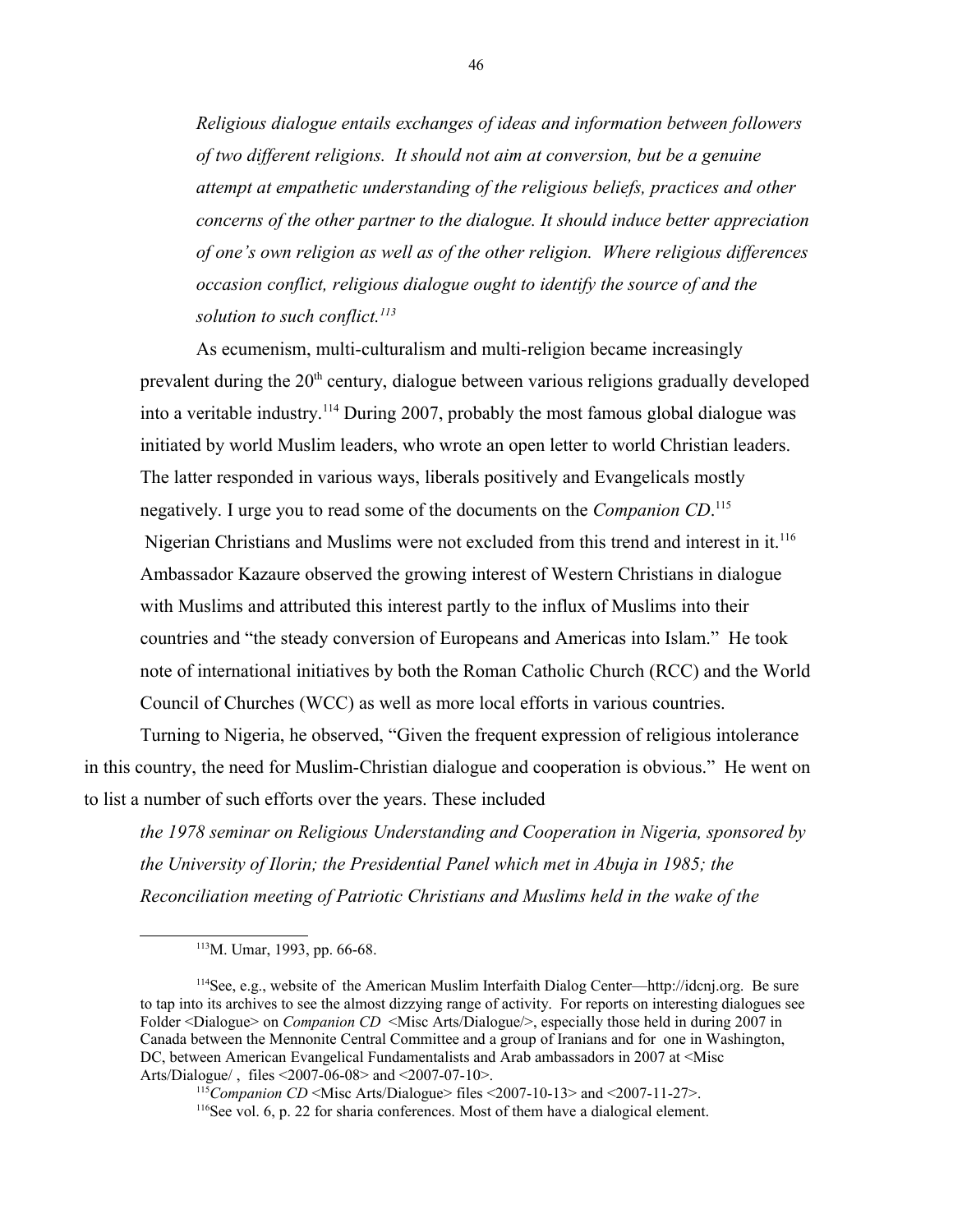*Religious dialogue entails exchanges of ideas and information between followers of two different religions. It should not aim at conversion, but be a genuine attempt at empathetic understanding of the religious beliefs, practices and other concerns of the other partner to the dialogue. It should induce better appreciation of one's own religion as well as of the other religion. Where religious differences occasion conflict, religious dialogue ought to identify the source of and the solution to such conflict.*[113]

As ecumenism, multi-culturalism and multi-religion became increasingly prevalent during the 20th century, dialogue between various religions gradually developed into a veritable industry.[114] During 2007, probably the most famous global dialogue was initiated by world Muslim leaders, who wrote an open letter to world Christian leaders. The latter responded in various ways, liberals positively and Evangelicals mostly negatively. I urge you to read some of the documents on the *Companion CD*.[115] Nigerian Christians and Muslims were not excluded from this trend and interest in it.[116] Ambassador Kazaure observed the growing interest of Western Christians in dialogue with Muslims and attributed this interest partly to the influx of Muslims into their countries and "the steady conversion of Europeans and Americas into Islam." He took note of international initiatives by both the Roman Catholic Church (RCC) and the World Council of Churches (WCC) as well as more local efforts in various countries.

Turning to Nigeria, he observed, "Given the frequent expression of religious intolerance in this country, the need for Muslim-Christian dialogue and cooperation is obvious." He went on to list a number of such efforts over the years. These included

*the 1978 seminar on Religious Understanding and Cooperation in Nigeria, sponsored by the University of Ilorin; the Presidential Panel which met in Abuja in 1985; the Reconciliation meeting of Patriotic Christians and Muslims held in the wake of the*

---

[113] M. Umar, 1993, pp. 66-68.

[114] See, e.g., website of the American Muslim Interfaith Dialog Center—http://idcnj.org. Be sure to tap into its archives to see the almost dizzying range of activity. For reports on interesting dialogues see Folder <Dialogue> on *Companion CD* <Misc Arts/Dialogue/>, especially those held in during 2007 in Canada between the Mennonite Central Committee and a group of Iranians and for one in Washington, DC, between American Evangelical Fundamentalists and Arab ambassadors in 2007 at <Misc Arts/Dialogue/ , files <2007-06-08> and <2007-07-10>.

[115] *Companion CD* <Misc Arts/Dialogue> files <2007-10-13> and <2007-11-27>.

[116] See vol. 6, p. 22 for sharia conferences. Most of them have a dialogical element.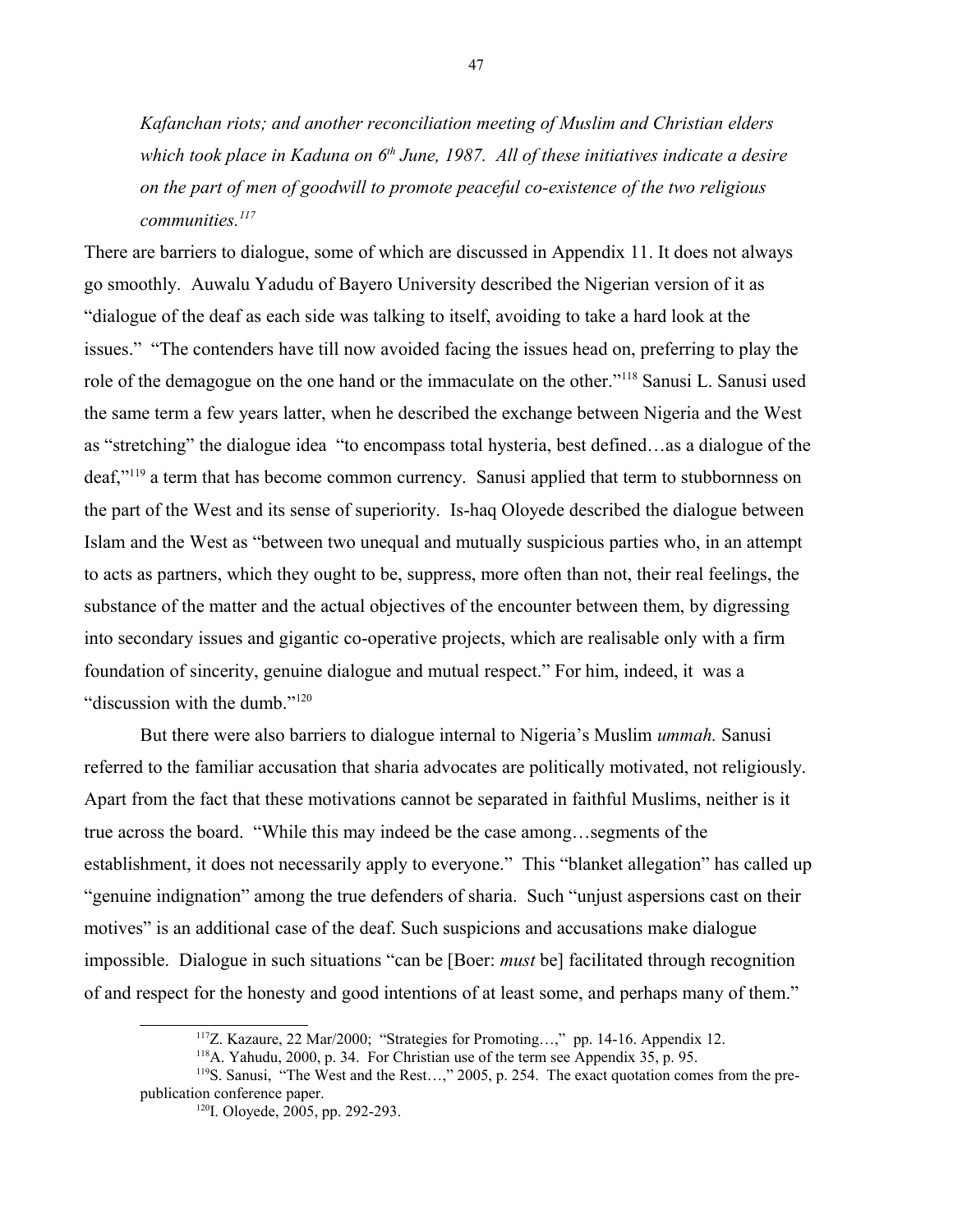*Kafanchan riots; and another reconciliation meeting of Muslim and Christian elders which took place in Kaduna on 6th June, 1987. All of these initiatives indicate a desire on the part of men of goodwill to promote peaceful co-existence of the two religious communities.*[117]

There are barriers to dialogue, some of which are discussed in Appendix 11. It does not always go smoothly. Auwalu Yadudu of Bayero University described the Nigerian version of it as "dialogue of the deaf as each side was talking to itself, avoiding to take a hard look at the issues." "The contenders have till now avoided facing the issues head on, preferring to play the role of the demagogue on the one hand or the immaculate on the other."[118] Sanusi L. Sanusi used the same term a few years latter, when he described the exchange between Nigeria and the West as "stretching" the dialogue idea "to encompass total hysteria, best defined…as a dialogue of the deaf,"[119] a term that has become common currency. Sanusi applied that term to stubbornness on the part of the West and its sense of superiority. Is-haq Oloyede described the dialogue between Islam and the West as "between two unequal and mutually suspicious parties who, in an attempt to acts as partners, which they ought to be, suppress, more often than not, their real feelings, the substance of the matter and the actual objectives of the encounter between them, by digressing into secondary issues and gigantic co-operative projects, which are realisable only with a firm foundation of sincerity, genuine dialogue and mutual respect." For him, indeed, it was a "discussion with the dumb."[120]

But there were also barriers to dialogue internal to Nigeria's Muslim *ummah.* Sanusi referred to the familiar accusation that sharia advocates are politically motivated, not religiously. Apart from the fact that these motivations cannot be separated in faithful Muslims, neither is it true across the board. "While this may indeed be the case among…segments of the establishment, it does not necessarily apply to everyone." This "blanket allegation" has called up "genuine indignation" among the true defenders of sharia. Such "unjust aspersions cast on their motives" is an additional case of the deaf. Such suspicions and accusations make dialogue impossible. Dialogue in such situations "can be [Boer: *must* be] facilitated through recognition of and respect for the honesty and good intentions of at least some, and perhaps many of them."

---

[117] Z. Kazaure, 22 Mar/2000; "Strategies for Promoting…," pp. 14-16. Appendix 12.

[118] A. Yahudu, 2000, p. 34. For Christian use of the term see Appendix 35, p. 95.

[119] S. Sanusi, "The West and the Rest…," 2005, p. 254. The exact quotation comes from the pre-publication conference paper.

[120] I. Oloyede, 2005, pp. 292-293.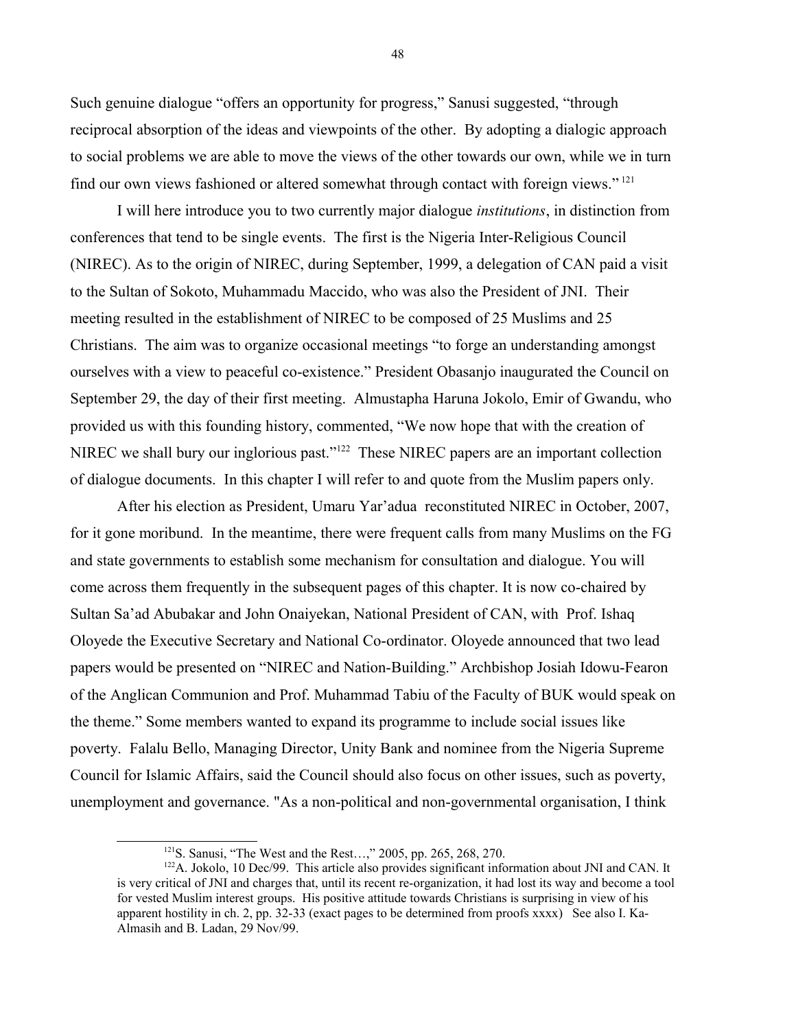Such genuine dialogue "offers an opportunity for progress," Sanusi suggested, "through reciprocal absorption of the ideas and viewpoints of the other. By adopting a dialogic approach to social problems we are able to move the views of the other towards our own, while we in turn find our own views fashioned or altered somewhat through contact with foreign views." [121]

I will here introduce you to two currently major dialogue *institutions*, in distinction from conferences that tend to be single events. The first is the Nigeria Inter-Religious Council (NIREC). As to the origin of NIREC, during September, 1999, a delegation of CAN paid a visit to the Sultan of Sokoto, Muhammadu Maccido, who was also the President of JNI. Their meeting resulted in the establishment of NIREC to be composed of 25 Muslims and 25 Christians. The aim was to organize occasional meetings "to forge an understanding amongst ourselves with a view to peaceful co-existence." President Obasanjo inaugurated the Council on September 29, the day of their first meeting. Almustapha Haruna Jokolo, Emir of Gwandu, who provided us with this founding history, commented, "We now hope that with the creation of NIREC we shall bury our inglorious past."[122] These NIREC papers are an important collection of dialogue documents. In this chapter I will refer to and quote from the Muslim papers only.

After his election as President, Umaru Yar'adua reconstituted NIREC in October, 2007, for it gone moribund. In the meantime, there were frequent calls from many Muslims on the FG and state governments to establish some mechanism for consultation and dialogue. You will come across them frequently in the subsequent pages of this chapter. It is now co-chaired by Sultan Sa'ad Abubakar and John Onaiyekan, National President of CAN, with Prof. Ishaq Oloyede the Executive Secretary and National Co-ordinator. Oloyede announced that two lead papers would be presented on "NIREC and Nation-Building." Archbishop Josiah Idowu-Fearon of the Anglican Communion and Prof. Muhammad Tabiu of the Faculty of BUK would speak on the theme." Some members wanted to expand its programme to include social issues like poverty. Falalu Bello, Managing Director, Unity Bank and nominee from the Nigeria Supreme Council for Islamic Affairs, said the Council should also focus on other issues, such as poverty, unemployment and governance. "As a non-political and non-governmental organisation, I think

---

[121] S. Sanusi, "The West and the Rest…," 2005, pp. 265, 268, 270.

[122] A. Jokolo, 10 Dec/99. This article also provides significant information about JNI and CAN. It is very critical of JNI and charges that, until its recent re-organization, it had lost its way and become a tool for vested Muslim interest groups. His positive attitude towards Christians is surprising in view of his apparent hostility in ch. 2, pp. 32-33 (exact pages to be determined from proofs xxxx) See also I. Ka-Almasih and B. Ladan, 29 Nov/99.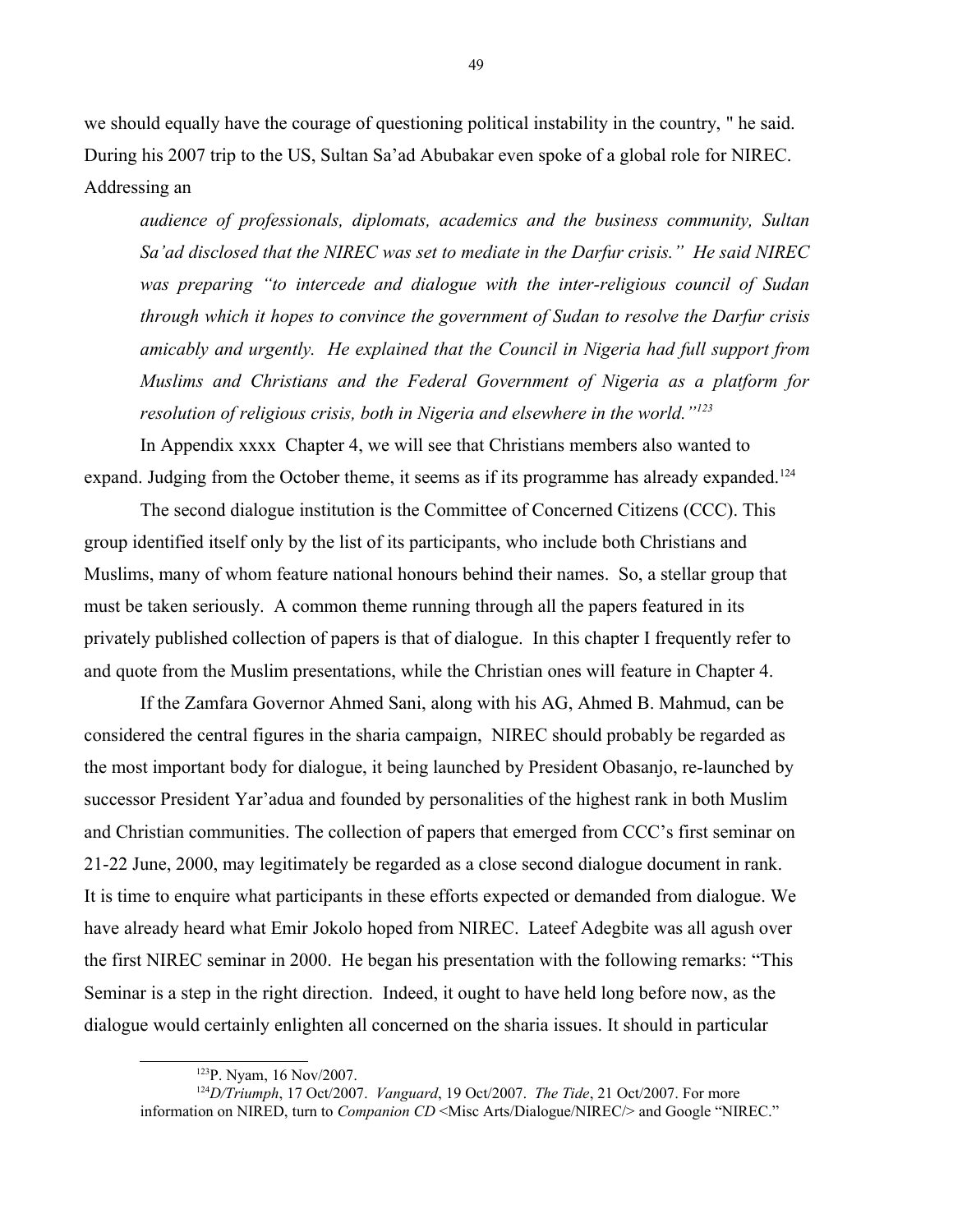we should equally have the courage of questioning political instability in the country, " he said. During his 2007 trip to the US, Sultan Sa'ad Abubakar even spoke of a global role for NIREC. Addressing an

> *audience of professionals, diplomats, academics and the business community, Sultan Sa'ad disclosed that the NIREC was set to mediate in the Darfur crisis." He said NIREC was preparing "to intercede and dialogue with the inter-religious council of Sudan through which it hopes to convince the government of Sudan to resolve the Darfur crisis amicably and urgently. He explained that the Council in Nigeria had full support from Muslims and Christians and the Federal Government of Nigeria as a platform for resolution of religious crisis, both in Nigeria and elsewhere in the world."*[123]

In Appendix xxxx Chapter 4, we will see that Christians members also wanted to expand. Judging from the October theme, it seems as if its programme has already expanded.[124]

The second dialogue institution is the Committee of Concerned Citizens (CCC). This group identified itself only by the list of its participants, who include both Christians and Muslims, many of whom feature national honours behind their names. So, a stellar group that must be taken seriously. A common theme running through all the papers featured in its privately published collection of papers is that of dialogue. In this chapter I frequently refer to and quote from the Muslim presentations, while the Christian ones will feature in Chapter 4.

If the Zamfara Governor Ahmed Sani, along with his AG, Ahmed B. Mahmud, can be considered the central figures in the sharia campaign, NIREC should probably be regarded as the most important body for dialogue, it being launched by President Obasanjo, re-launched by successor President Yar'adua and founded by personalities of the highest rank in both Muslim and Christian communities. The collection of papers that emerged from CCC's first seminar on 21-22 June, 2000, may legitimately be regarded as a close second dialogue document in rank. It is time to enquire what participants in these efforts expected or demanded from dialogue. We have already heard what Emir Jokolo hoped from NIREC. Lateef Adegbite was all agush over the first NIREC seminar in 2000. He began his presentation with the following remarks: "This Seminar is a step in the right direction. Indeed, it ought to have held long before now, as the dialogue would certainly enlighten all concerned on the sharia issues. It should in particular

---

[123] P. Nyam, 16 Nov/2007.

[124] *D/Triumph*, 17 Oct/2007. *Vanguard*, 19 Oct/2007. *The Tide*, 21 Oct/2007. For more information on NIRED, turn to *Companion CD* <Misc Arts/Dialogue/NIREC/> and Google "NIREC."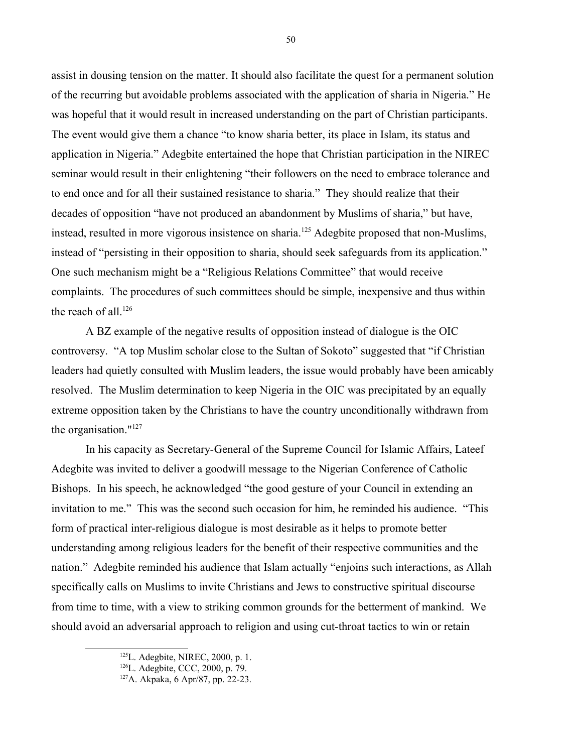assist in dousing tension on the matter. It should also facilitate the quest for a permanent solution of the recurring but avoidable problems associated with the application of sharia in Nigeria." He was hopeful that it would result in increased understanding on the part of Christian participants. The event would give them a chance "to know sharia better, its place in Islam, its status and application in Nigeria." Adegbite entertained the hope that Christian participation in the NIREC seminar would result in their enlightening "their followers on the need to embrace tolerance and to end once and for all their sustained resistance to sharia." They should realize that their decades of opposition "have not produced an abandonment by Muslims of sharia," but have, instead, resulted in more vigorous insistence on sharia.[125] Adegbite proposed that non-Muslims, instead of "persisting in their opposition to sharia, should seek safeguards from its application." One such mechanism might be a "Religious Relations Committee" that would receive complaints. The procedures of such committees should be simple, inexpensive and thus within the reach of all.[126]

A BZ example of the negative results of opposition instead of dialogue is the OIC controversy. "A top Muslim scholar close to the Sultan of Sokoto" suggested that "if Christian leaders had quietly consulted with Muslim leaders, the issue would probably have been amicably resolved. The Muslim determination to keep Nigeria in the OIC was precipitated by an equally extreme opposition taken by the Christians to have the country unconditionally withdrawn from the organisation."[127]

In his capacity as Secretary-General of the Supreme Council for Islamic Affairs, Lateef Adegbite was invited to deliver a goodwill message to the Nigerian Conference of Catholic Bishops. In his speech, he acknowledged "the good gesture of your Council in extending an invitation to me." This was the second such occasion for him, he reminded his audience. "This form of practical inter-religious dialogue is most desirable as it helps to promote better understanding among religious leaders for the benefit of their respective communities and the nation." Adegbite reminded his audience that Islam actually "enjoins such interactions, as Allah specifically calls on Muslims to invite Christians and Jews to constructive spiritual discourse from time to time, with a view to striking common grounds for the betterment of mankind. We should avoid an adversarial approach to religion and using cut-throat tactics to win or retain

---

[125] L. Adegbite, NIREC, 2000, p. 1.

[126] L. Adegbite, CCC, 2000, p. 79.

[127] A. Akpaka, 6 Apr/87, pp. 22-23.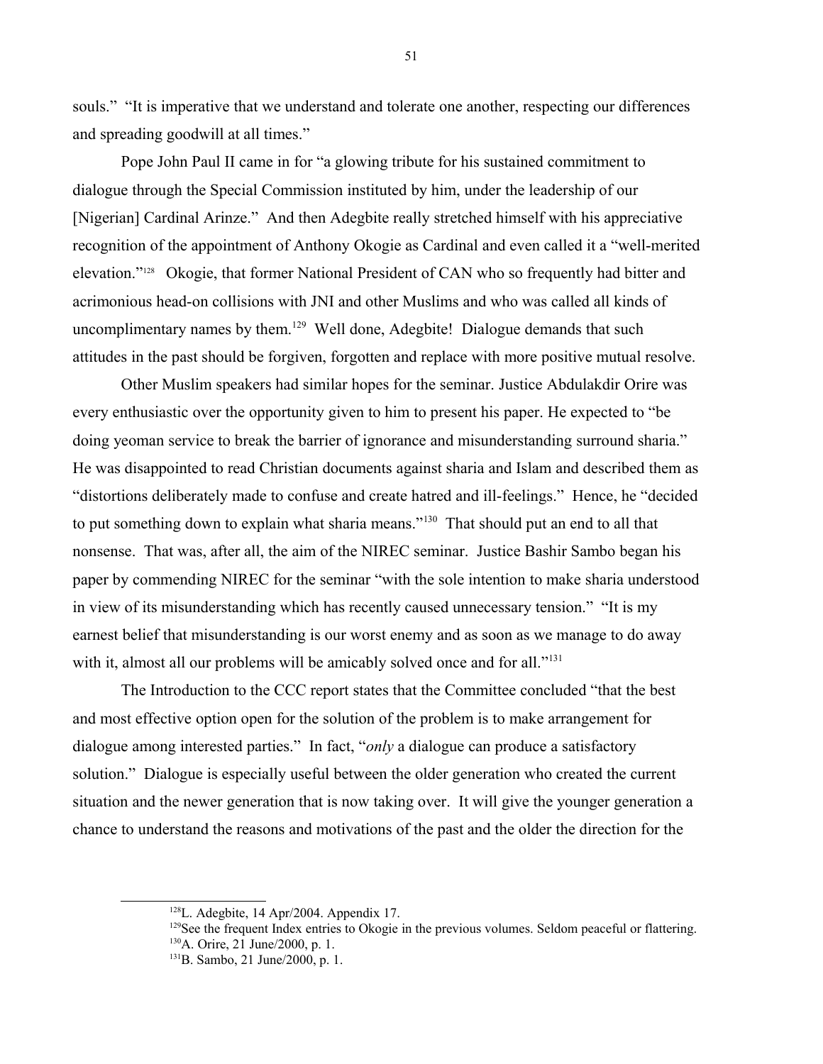souls." "It is imperative that we understand and tolerate one another, respecting our differences and spreading goodwill at all times."

Pope John Paul II came in for "a glowing tribute for his sustained commitment to dialogue through the Special Commission instituted by him, under the leadership of our [Nigerian] Cardinal Arinze." And then Adegbite really stretched himself with his appreciative recognition of the appointment of Anthony Okogie as Cardinal and even called it a "well-merited elevation."[128] Okogie, that former National President of CAN who so frequently had bitter and acrimonious head-on collisions with JNI and other Muslims and who was called all kinds of uncomplimentary names by them.[129] Well done, Adegbite! Dialogue demands that such attitudes in the past should be forgiven, forgotten and replace with more positive mutual resolve.

Other Muslim speakers had similar hopes for the seminar. Justice Abdulakdir Orire was every enthusiastic over the opportunity given to him to present his paper. He expected to "be doing yeoman service to break the barrier of ignorance and misunderstanding surround sharia." He was disappointed to read Christian documents against sharia and Islam and described them as "distortions deliberately made to confuse and create hatred and ill-feelings." Hence, he "decided to put something down to explain what sharia means."[130] That should put an end to all that nonsense. That was, after all, the aim of the NIREC seminar. Justice Bashir Sambo began his paper by commending NIREC for the seminar "with the sole intention to make sharia understood in view of its misunderstanding which has recently caused unnecessary tension." "It is my earnest belief that misunderstanding is our worst enemy and as soon as we manage to do away with it, almost all our problems will be amicably solved once and for all."[131]

The Introduction to the CCC report states that the Committee concluded "that the best and most effective option open for the solution of the problem is to make arrangement for dialogue among interested parties." In fact, "*only* a dialogue can produce a satisfactory solution." Dialogue is especially useful between the older generation who created the current situation and the newer generation that is now taking over. It will give the younger generation a chance to understand the reasons and motivations of the past and the older the direction for the

---

[128] L. Adegbite, 14 Apr/2004. Appendix 17.

[129] See the frequent Index entries to Okogie in the previous volumes. Seldom peaceful or flattering.

[130] A. Orire, 21 June/2000, p. 1.

[131] B. Sambo, 21 June/2000, p. 1.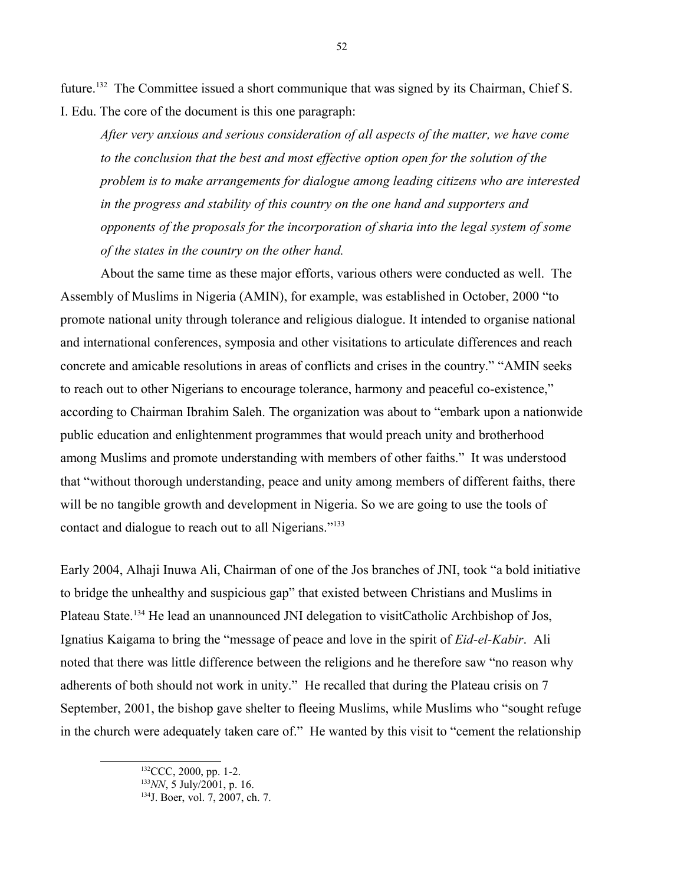future.[132] The Committee issued a short communique that was signed by its Chairman, Chief S. I. Edu. The core of the document is this one paragraph:

> *After very anxious and serious consideration of all aspects of the matter, we have come to the conclusion that the best and most effective option open for the solution of the problem is to make arrangements for dialogue among leading citizens who are interested in the progress and stability of this country on the one hand and supporters and opponents of the proposals for the incorporation of sharia into the legal system of some of the states in the country on the other hand.*

About the same time as these major efforts, various others were conducted as well. The Assembly of Muslims in Nigeria (AMIN), for example, was established in October, 2000 "to promote national unity through tolerance and religious dialogue. It intended to organise national and international conferences, symposia and other visitations to articulate differences and reach concrete and amicable resolutions in areas of conflicts and crises in the country." "AMIN seeks to reach out to other Nigerians to encourage tolerance, harmony and peaceful co-existence," according to Chairman Ibrahim Saleh. The organization was about to "embark upon a nationwide public education and enlightenment programmes that would preach unity and brotherhood among Muslims and promote understanding with members of other faiths." It was understood that "without thorough understanding, peace and unity among members of different faiths, there will be no tangible growth and development in Nigeria. So we are going to use the tools of contact and dialogue to reach out to all Nigerians."[133]

Early 2004, Alhaji Inuwa Ali, Chairman of one of the Jos branches of JNI, took "a bold initiative to bridge the unhealthy and suspicious gap" that existed between Christians and Muslims in Plateau State.[134] He lead an unannounced JNI delegation to visitCatholic Archbishop of Jos, Ignatius Kaigama to bring the "message of peace and love in the spirit of *Eid-el-Kabir*. Ali noted that there was little difference between the religions and he therefore saw "no reason why adherents of both should not work in unity." He recalled that during the Plateau crisis on 7 September, 2001, the bishop gave shelter to fleeing Muslims, while Muslims who "sought refuge in the church were adequately taken care of." He wanted by this visit to "cement the relationship

---

[132] CCC, 2000, pp. 1-2.

[133] *NN*, 5 July/2001, p. 16.

[134] J. Boer, vol. 7, 2007, ch. 7.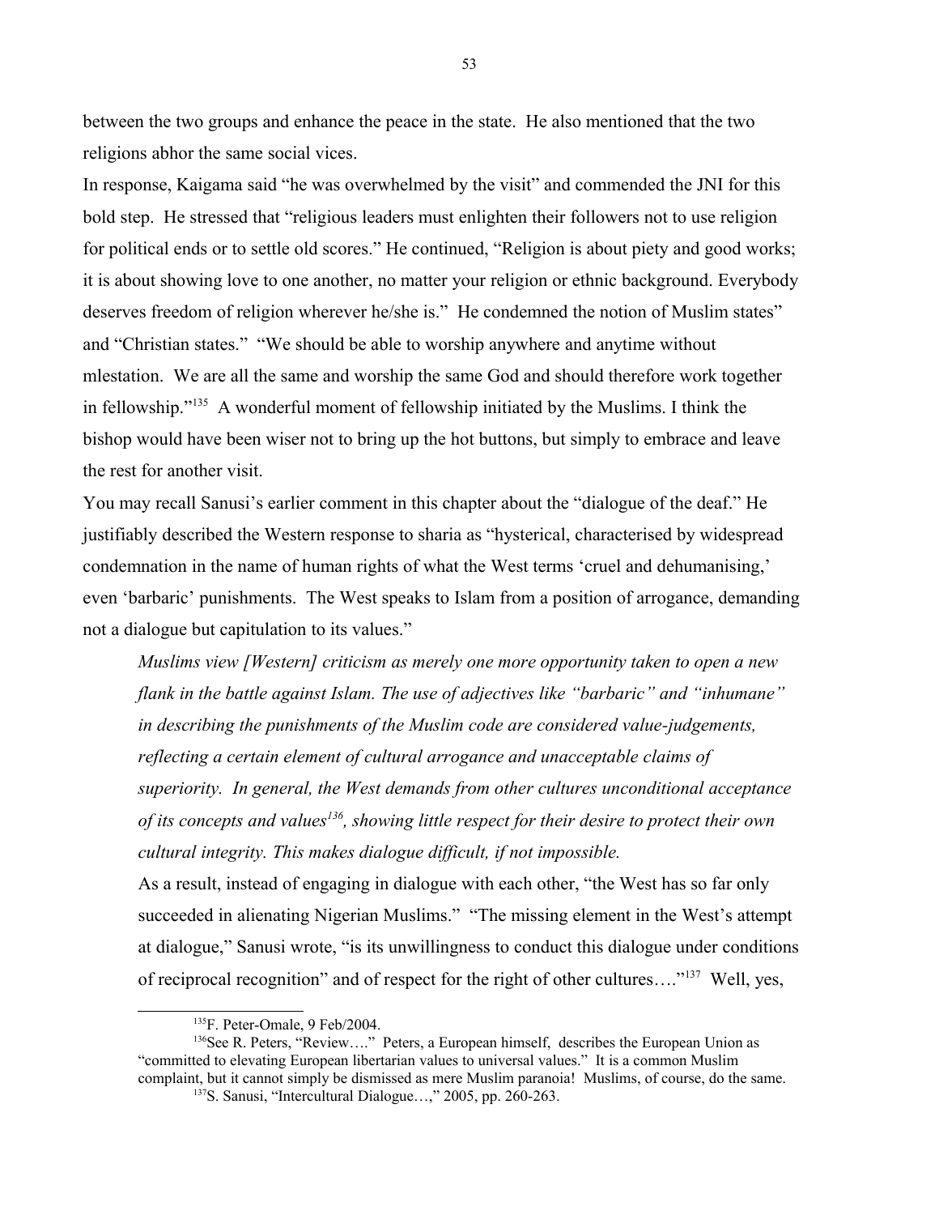between the two groups and enhance the peace in the state. He also mentioned that the two religions abhor the same social vices.

In response, Kaigama said "he was overwhelmed by the visit" and commended the JNI for this bold step. He stressed that "religious leaders must enlighten their followers not to use religion for political ends or to settle old scores." He continued, "Religion is about piety and good works; it is about showing love to one another, no matter your religion or ethnic background. Everybody deserves freedom of religion wherever he/she is." He condemned the notion of Muslim states" and "Christian states." "We should be able to worship anywhere and anytime without mlestation. We are all the same and worship the same God and should therefore work together in fellowship."[135] A wonderful moment of fellowship initiated by the Muslims. I think the bishop would have been wiser not to bring up the hot buttons, but simply to embrace and leave the rest for another visit.

You may recall Sanusi's earlier comment in this chapter about the "dialogue of the deaf." He justifiably described the Western response to sharia as "hysterical, characterised by widespread condemnation in the name of human rights of what the West terms 'cruel and dehumanising,' even 'barbaric' punishments. The West speaks to Islam from a position of arrogance, demanding not a dialogue but capitulation to its values."

> *Muslims view [Western] criticism as merely one more opportunity taken to open a new flank in the battle against Islam. The use of adjectives like "barbaric" and "inhumane" in describing the punishments of the Muslim code are considered value-judgements, reflecting a certain element of cultural arrogance and unacceptable claims of superiority. In general, the West demands from other cultures unconditional acceptance of its concepts and values*[136]*, showing little respect for their desire to protect their own cultural integrity. This makes dialogue difficult, if not impossible.*
>
> As a result, instead of engaging in dialogue with each other, "the West has so far only succeeded in alienating Nigerian Muslims." "The missing element in the West's attempt at dialogue," Sanusi wrote, "is its unwillingness to conduct this dialogue under conditions of reciprocal recognition" and of respect for the right of other cultures…."[137] Well, yes,

---

[135] F. Peter-Omale, 9 Feb/2004.

[136] See R. Peters, "Review…." Peters, a European himself, describes the European Union as "committed to elevating European libertarian values to universal values." It is a common Muslim complaint, but it cannot simply be dismissed as mere Muslim paranoia! Muslims, of course, do the same.

[137] S. Sanusi, "Intercultural Dialogue…," 2005, pp. 260-263.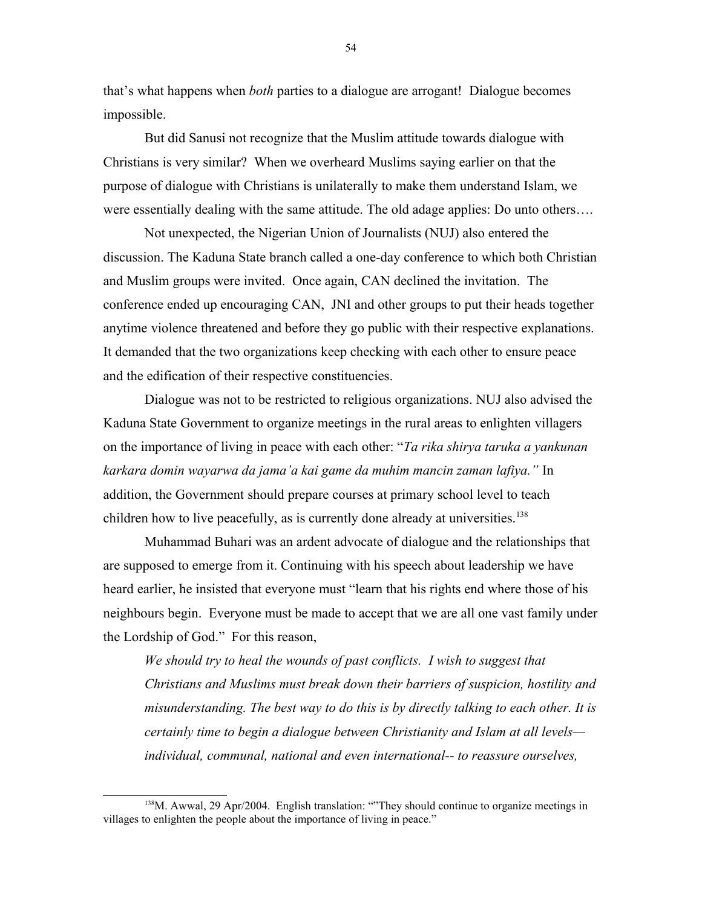that's what happens when *both* parties to a dialogue are arrogant! Dialogue becomes impossible.

But did Sanusi not recognize that the Muslim attitude towards dialogue with Christians is very similar? When we overheard Muslims saying earlier on that the purpose of dialogue with Christians is unilaterally to make them understand Islam, we were essentially dealing with the same attitude. The old adage applies: Do unto others….

Not unexpected, the Nigerian Union of Journalists (NUJ) also entered the discussion. The Kaduna State branch called a one-day conference to which both Christian and Muslim groups were invited. Once again, CAN declined the invitation. The conference ended up encouraging CAN, JNI and other groups to put their heads together anytime violence threatened and before they go public with their respective explanations. It demanded that the two organizations keep checking with each other to ensure peace and the edification of their respective constituencies.

Dialogue was not to be restricted to religious organizations. NUJ also advised the Kaduna State Government to organize meetings in the rural areas to enlighten villagers on the importance of living in peace with each other: "*Ta rika shirya taruka a yankunan karkara domin wayarwa da jama'a kai game da muhim mancin zaman lafiya."* In addition, the Government should prepare courses at primary school level to teach children how to live peacefully, as is currently done already at universities.[138]

Muhammad Buhari was an ardent advocate of dialogue and the relationships that are supposed to emerge from it. Continuing with his speech about leadership we have heard earlier, he insisted that everyone must "learn that his rights end where those of his neighbours begin. Everyone must be made to accept that we are all one vast family under the Lordship of God." For this reason,

> *We should try to heal the wounds of past conflicts. I wish to suggest that Christians and Muslims must break down their barriers of suspicion, hostility and misunderstanding. The best way to do this is by directly talking to each other. It is certainly time to begin a dialogue between Christianity and Islam at all levels—individual, communal, national and even international-- to reassure ourselves,*

---

[138] M. Awwal, 29 Apr/2004. English translation: ""They should continue to organize meetings in villages to enlighten the people about the importance of living in peace."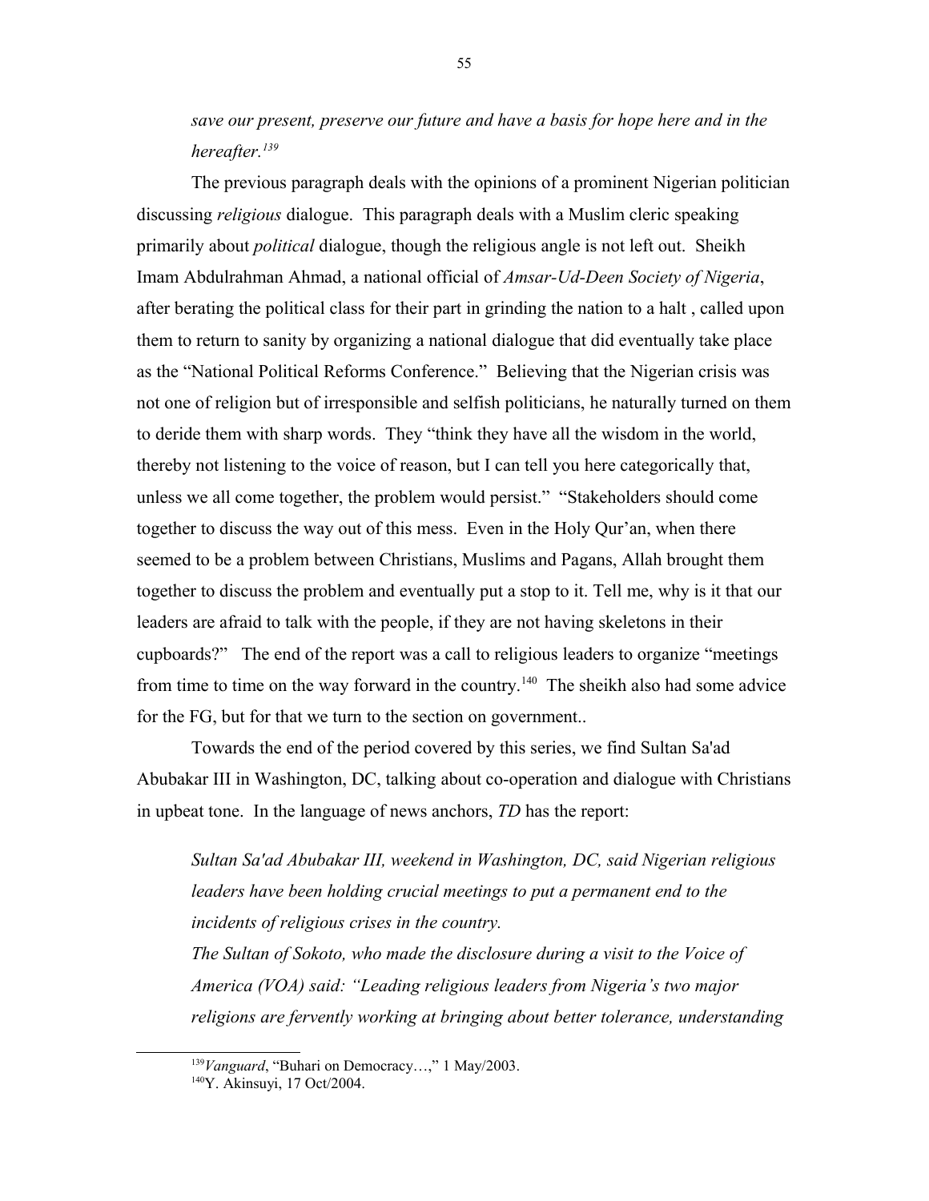*save our present, preserve our future and have a basis for hope here and in the hereafter.*[139]

The previous paragraph deals with the opinions of a prominent Nigerian politician discussing *religious* dialogue. This paragraph deals with a Muslim cleric speaking primarily about *political* dialogue, though the religious angle is not left out. Sheikh Imam Abdulrahman Ahmad, a national official of *Amsar-Ud-Deen Society of Nigeria*, after berating the political class for their part in grinding the nation to a halt , called upon them to return to sanity by organizing a national dialogue that did eventually take place as the "National Political Reforms Conference." Believing that the Nigerian crisis was not one of religion but of irresponsible and selfish politicians, he naturally turned on them to deride them with sharp words. They "think they have all the wisdom in the world, thereby not listening to the voice of reason, but I can tell you here categorically that, unless we all come together, the problem would persist." "Stakeholders should come together to discuss the way out of this mess. Even in the Holy Qur'an, when there seemed to be a problem between Christians, Muslims and Pagans, Allah brought them together to discuss the problem and eventually put a stop to it. Tell me, why is it that our leaders are afraid to talk with the people, if they are not having skeletons in their cupboards?" The end of the report was a call to religious leaders to organize "meetings from time to time on the way forward in the country.[140] The sheikh also had some advice for the FG, but for that we turn to the section on government..

Towards the end of the period covered by this series, we find Sultan Sa'ad Abubakar III in Washington, DC, talking about co-operation and dialogue with Christians in upbeat tone. In the language of news anchors, *TD* has the report:

*Sultan Sa'ad Abubakar III, weekend in Washington, DC, said Nigerian religious leaders have been holding crucial meetings to put a permanent end to the incidents of religious crises in the country.*

*The Sultan of Sokoto, who made the disclosure during a visit to the Voice of America (VOA) said: "Leading religious leaders from Nigeria's two major religions are fervently working at bringing about better tolerance, understanding*

---

[139] *Vanguard*, "Buhari on Democracy…," 1 May/2003.

[140] Y. Akinsuyi, 17 Oct/2004.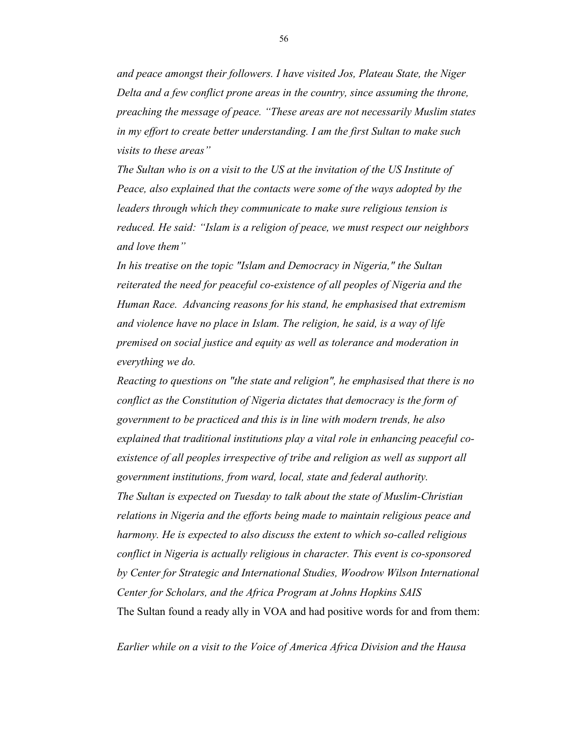*and peace amongst their followers. I have visited Jos, Plateau State, the Niger Delta and a few conflict prone areas in the country, since assuming the throne, preaching the message of peace. "These areas are not necessarily Muslim states in my effort to create better understanding. I am the first Sultan to make such visits to these areas"*

*The Sultan who is on a visit to the US at the invitation of the US Institute of Peace, also explained that the contacts were some of the ways adopted by the leaders through which they communicate to make sure religious tension is reduced. He said: "Islam is a religion of peace, we must respect our neighbors and love them"*

*In his treatise on the topic "Islam and Democracy in Nigeria," the Sultan reiterated the need for peaceful co-existence of all peoples of Nigeria and the Human Race. Advancing reasons for his stand, he emphasised that extremism and violence have no place in Islam. The religion, he said, is a way of life premised on social justice and equity as well as tolerance and moderation in everything we do.*

*Reacting to questions on "the state and religion", he emphasised that there is no conflict as the Constitution of Nigeria dictates that democracy is the form of government to be practiced and this is in line with modern trends, he also explained that traditional institutions play a vital role in enhancing peaceful co-existence of all peoples irrespective of tribe and religion as well as support all government institutions, from ward, local, state and federal authority.*

*The Sultan is expected on Tuesday to talk about the state of Muslim-Christian relations in Nigeria and the efforts being made to maintain religious peace and harmony. He is expected to also discuss the extent to which so-called religious conflict in Nigeria is actually religious in character. This event is co-sponsored by Center for Strategic and International Studies, Woodrow Wilson International Center for Scholars, and the Africa Program at Johns Hopkins SAIS*

The Sultan found a ready ally in VOA and had positive words for and from them:

*Earlier while on a visit to the Voice of America Africa Division and the Hausa*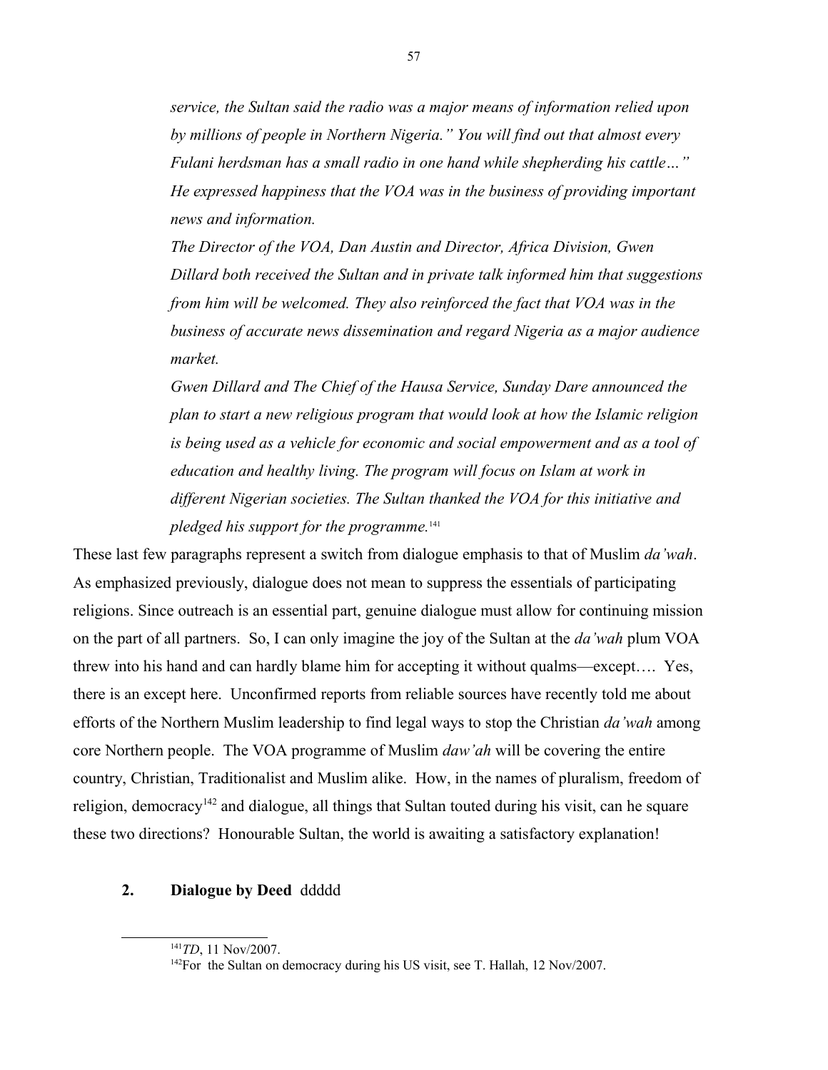*service, the Sultan said the radio was a major means of information relied upon by millions of people in Northern Nigeria." You will find out that almost every Fulani herdsman has a small radio in one hand while shepherding his cattle…" He expressed happiness that the VOA was in the business of providing important news and information.*

*The Director of the VOA, Dan Austin and Director, Africa Division, Gwen Dillard both received the Sultan and in private talk informed him that suggestions from him will be welcomed. They also reinforced the fact that VOA was in the business of accurate news dissemination and regard Nigeria as a major audience market.*

*Gwen Dillard and The Chief of the Hausa Service, Sunday Dare announced the plan to start a new religious program that would look at how the Islamic religion is being used as a vehicle for economic and social empowerment and as a tool of education and healthy living. The program will focus on Islam at work in different Nigerian societies. The Sultan thanked the VOA for this initiative and pledged his support for the programme.*[141]

These last few paragraphs represent a switch from dialogue emphasis to that of Muslim *da'wah*. As emphasized previously, dialogue does not mean to suppress the essentials of participating religions. Since outreach is an essential part, genuine dialogue must allow for continuing mission on the part of all partners. So, I can only imagine the joy of the Sultan at the *da'wah* plum VOA threw into his hand and can hardly blame him for accepting it without qualms—except…. Yes, there is an except here. Unconfirmed reports from reliable sources have recently told me about efforts of the Northern Muslim leadership to find legal ways to stop the Christian *da'wah* among core Northern people. The VOA programme of Muslim *daw'ah* will be covering the entire country, Christian, Traditionalist and Muslim alike. How, in the names of pluralism, freedom of religion, democracy[142] and dialogue, all things that Sultan touted during his visit, can he square these two directions? Honourable Sultan, the world is awaiting a satisfactory explanation!

## 2. Dialogue by Deed ddddd

---

[141]*TD*, 11 Nov/2007.

[142]For the Sultan on democracy during his US visit, see T. Hallah, 12 Nov/2007.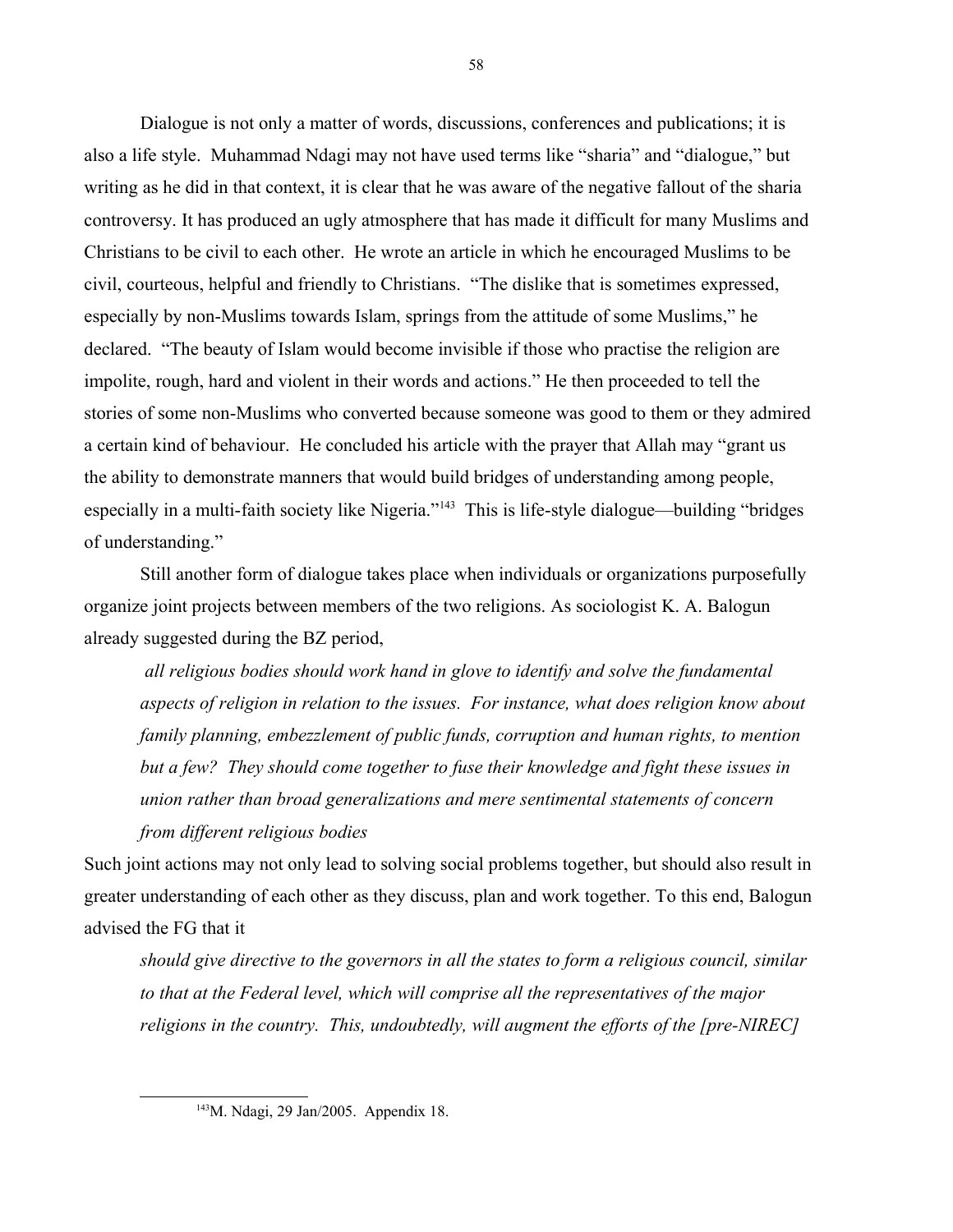Dialogue is not only a matter of words, discussions, conferences and publications; it is also a life style. Muhammad Ndagi may not have used terms like "sharia" and "dialogue," but writing as he did in that context, it is clear that he was aware of the negative fallout of the sharia controversy. It has produced an ugly atmosphere that has made it difficult for many Muslims and Christians to be civil to each other. He wrote an article in which he encouraged Muslims to be civil, courteous, helpful and friendly to Christians. "The dislike that is sometimes expressed, especially by non-Muslims towards Islam, springs from the attitude of some Muslims," he declared. "The beauty of Islam would become invisible if those who practise the religion are impolite, rough, hard and violent in their words and actions." He then proceeded to tell the stories of some non-Muslims who converted because someone was good to them or they admired a certain kind of behaviour. He concluded his article with the prayer that Allah may "grant us the ability to demonstrate manners that would build bridges of understanding among people, especially in a multi-faith society like Nigeria."[143] This is life-style dialogue—building "bridges of understanding."

Still another form of dialogue takes place when individuals or organizations purposefully organize joint projects between members of the two religions. As sociologist K. A. Balogun already suggested during the BZ period,

> *all religious bodies should work hand in glove to identify and solve the fundamental aspects of religion in relation to the issues. For instance, what does religion know about family planning, embezzlement of public funds, corruption and human rights, to mention but a few? They should come together to fuse their knowledge and fight these issues in union rather than broad generalizations and mere sentimental statements of concern from different religious bodies*

Such joint actions may not only lead to solving social problems together, but should also result in greater understanding of each other as they discuss, plan and work together. To this end, Balogun advised the FG that it

> *should give directive to the governors in all the states to form a religious council, similar to that at the Federal level, which will comprise all the representatives of the major religions in the country. This, undoubtedly, will augment the efforts of the [pre-NIREC]*

[143] M. Ndagi, 29 Jan/2005. Appendix 18.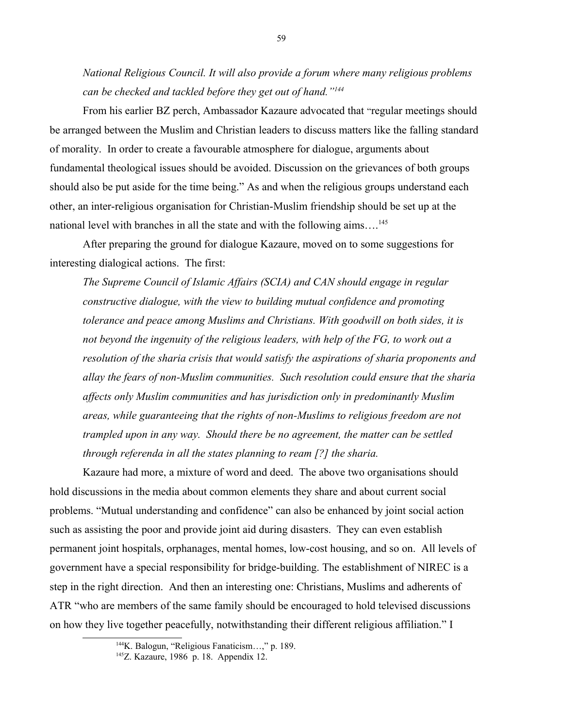*National Religious Council. It will also provide a forum where many religious problems can be checked and tackled before they get out of hand."[144]*

From his earlier BZ perch, Ambassador Kazaure advocated that "regular meetings should be arranged between the Muslim and Christian leaders to discuss matters like the falling standard of morality. In order to create a favourable atmosphere for dialogue, arguments about fundamental theological issues should be avoided. Discussion on the grievances of both groups should also be put aside for the time being." As and when the religious groups understand each other, an inter-religious organisation for Christian-Muslim friendship should be set up at the national level with branches in all the state and with the following aims….[145]

After preparing the ground for dialogue Kazaure, moved on to some suggestions for interesting dialogical actions. The first:

*The Supreme Council of Islamic Affairs (SCIA) and CAN should engage in regular constructive dialogue, with the view to building mutual confidence and promoting tolerance and peace among Muslims and Christians. With goodwill on both sides, it is not beyond the ingenuity of the religious leaders, with help of the FG, to work out a resolution of the sharia crisis that would satisfy the aspirations of sharia proponents and allay the fears of non-Muslim communities. Such resolution could ensure that the sharia affects only Muslim communities and has jurisdiction only in predominantly Muslim areas, while guaranteeing that the rights of non-Muslims to religious freedom are not trampled upon in any way. Should there be no agreement, the matter can be settled through referenda in all the states planning to ream [?] the sharia.*

Kazaure had more, a mixture of word and deed. The above two organisations should hold discussions in the media about common elements they share and about current social problems. "Mutual understanding and confidence" can also be enhanced by joint social action such as assisting the poor and provide joint aid during disasters. They can even establish permanent joint hospitals, orphanages, mental homes, low-cost housing, and so on. All levels of government have a special responsibility for bridge-building. The establishment of NIREC is a step in the right direction. And then an interesting one: Christians, Muslims and adherents of ATR "who are members of the same family should be encouraged to hold televised discussions on how they live together peacefully, notwithstanding their different religious affiliation." I

[144]K. Balogun, "Religious Fanaticism…," p. 189.

[145]Z. Kazaure, 1986 p. 18. Appendix 12.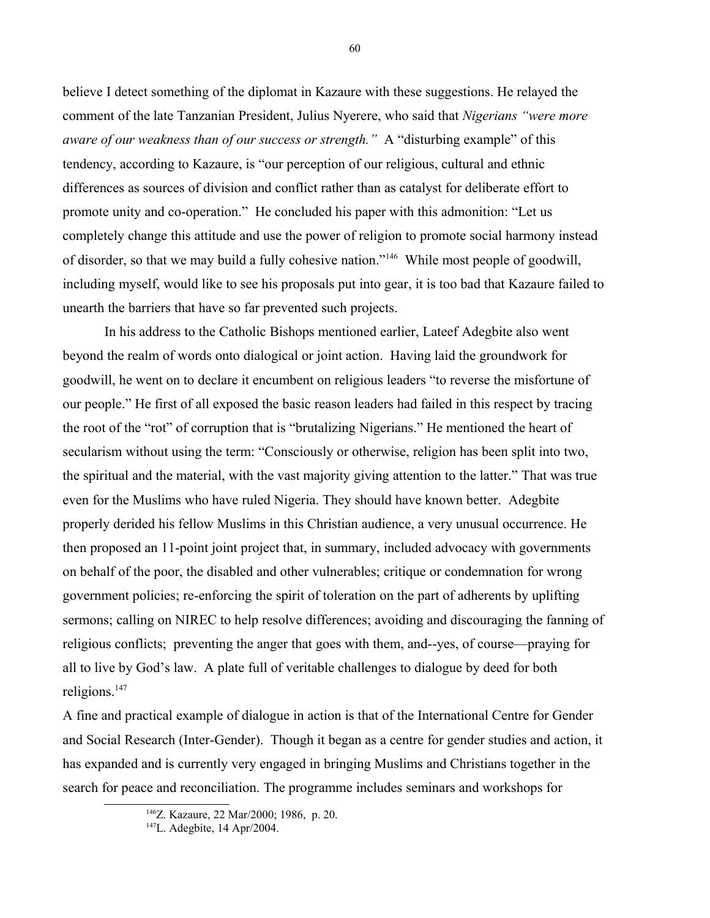believe I detect something of the diplomat in Kazaure with these suggestions. He relayed the comment of the late Tanzanian President, Julius Nyerere, who said that *Nigerians "were more aware of our weakness than of our success or strength."* A "disturbing example" of this tendency, according to Kazaure, is "our perception of our religious, cultural and ethnic differences as sources of division and conflict rather than as catalyst for deliberate effort to promote unity and co-operation." He concluded his paper with this admonition: "Let us completely change this attitude and use the power of religion to promote social harmony instead of disorder, so that we may build a fully cohesive nation."[146] While most people of goodwill, including myself, would like to see his proposals put into gear, it is too bad that Kazaure failed to unearth the barriers that have so far prevented such projects.

In his address to the Catholic Bishops mentioned earlier, Lateef Adegbite also went beyond the realm of words onto dialogical or joint action. Having laid the groundwork for goodwill, he went on to declare it encumbent on religious leaders "to reverse the misfortune of our people." He first of all exposed the basic reason leaders had failed in this respect by tracing the root of the "rot" of corruption that is "brutalizing Nigerians." He mentioned the heart of secularism without using the term: "Consciously or otherwise, religion has been split into two, the spiritual and the material, with the vast majority giving attention to the latter." That was true even for the Muslims who have ruled Nigeria. They should have known better. Adegbite properly derided his fellow Muslims in this Christian audience, a very unusual occurrence. He then proposed an 11-point joint project that, in summary, included advocacy with governments on behalf of the poor, the disabled and other vulnerables; critique or condemnation for wrong government policies; re-enforcing the spirit of toleration on the part of adherents by uplifting sermons; calling on NIREC to help resolve differences; avoiding and discouraging the fanning of religious conflicts; preventing the anger that goes with them, and--yes, of course—praying for all to live by God's law. A plate full of veritable challenges to dialogue by deed for both religions.[147]

A fine and practical example of dialogue in action is that of the International Centre for Gender and Social Research (Inter-Gender). Though it began as a centre for gender studies and action, it has expanded and is currently very engaged in bringing Muslims and Christians together in the search for peace and reconciliation. The programme includes seminars and workshops for

[146] Z. Kazaure, 22 Mar/2000; 1986, p. 20.

[147] L. Adegbite, 14 Apr/2004.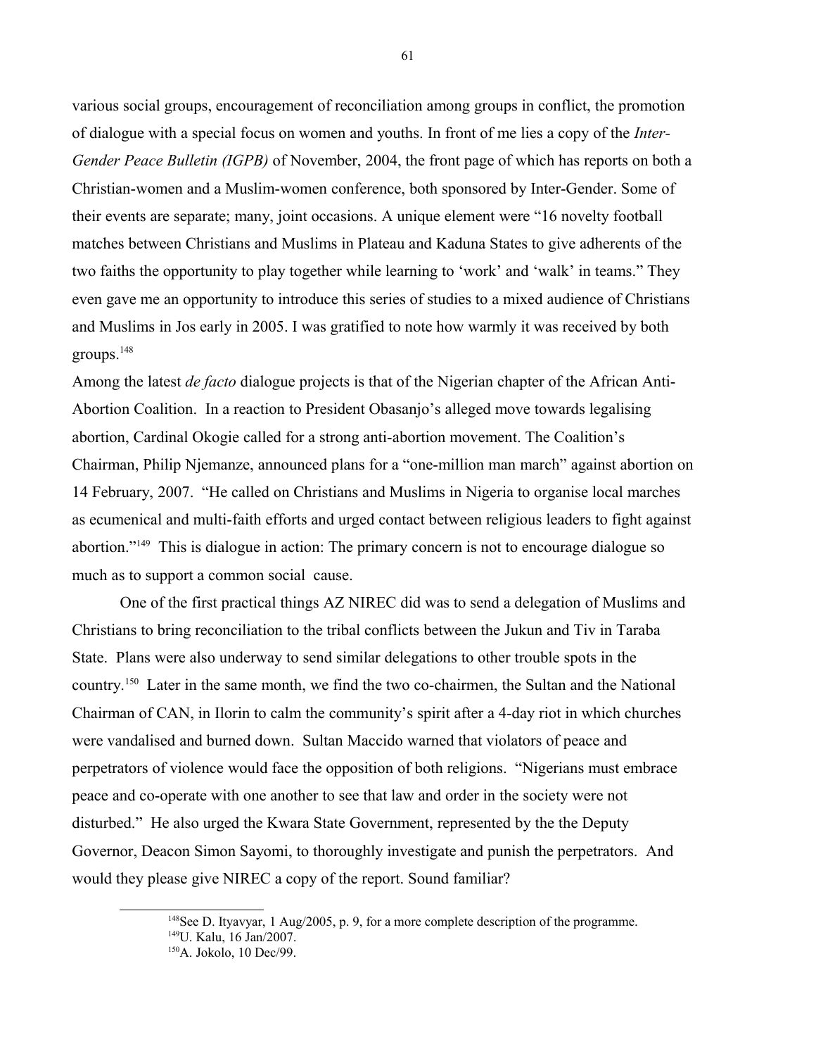various social groups, encouragement of reconciliation among groups in conflict, the promotion of dialogue with a special focus on women and youths. In front of me lies a copy of the *Inter-Gender Peace Bulletin (IGPB)* of November, 2004, the front page of which has reports on both a Christian-women and a Muslim-women conference, both sponsored by Inter-Gender. Some of their events are separate; many, joint occasions. A unique element were "16 novelty football matches between Christians and Muslims in Plateau and Kaduna States to give adherents of the two faiths the opportunity to play together while learning to 'work' and 'walk' in teams." They even gave me an opportunity to introduce this series of studies to a mixed audience of Christians and Muslims in Jos early in 2005. I was gratified to note how warmly it was received by both groups.[148]

Among the latest *de facto* dialogue projects is that of the Nigerian chapter of the African Anti-Abortion Coalition. In a reaction to President Obasanjo's alleged move towards legalising abortion, Cardinal Okogie called for a strong anti-abortion movement. The Coalition's Chairman, Philip Njemanze, announced plans for a "one-million man march" against abortion on 14 February, 2007. "He called on Christians and Muslims in Nigeria to organise local marches as ecumenical and multi-faith efforts and urged contact between religious leaders to fight against abortion."[149] This is dialogue in action: The primary concern is not to encourage dialogue so much as to support a common social cause.

One of the first practical things AZ NIREC did was to send a delegation of Muslims and Christians to bring reconciliation to the tribal conflicts between the Jukun and Tiv in Taraba State. Plans were also underway to send similar delegations to other trouble spots in the country.[150] Later in the same month, we find the two co-chairmen, the Sultan and the National Chairman of CAN, in Ilorin to calm the community's spirit after a 4-day riot in which churches were vandalised and burned down. Sultan Maccido warned that violators of peace and perpetrators of violence would face the opposition of both religions. "Nigerians must embrace peace and co-operate with one another to see that law and order in the society were not disturbed." He also urged the Kwara State Government, represented by the the Deputy Governor, Deacon Simon Sayomi, to thoroughly investigate and punish the perpetrators. And would they please give NIREC a copy of the report. Sound familiar?

[148]See D. Ityavyar, 1 Aug/2005, p. 9, for a more complete description of the programme.

[149]U. Kalu, 16 Jan/2007.

[150]A. Jokolo, 10 Dec/99.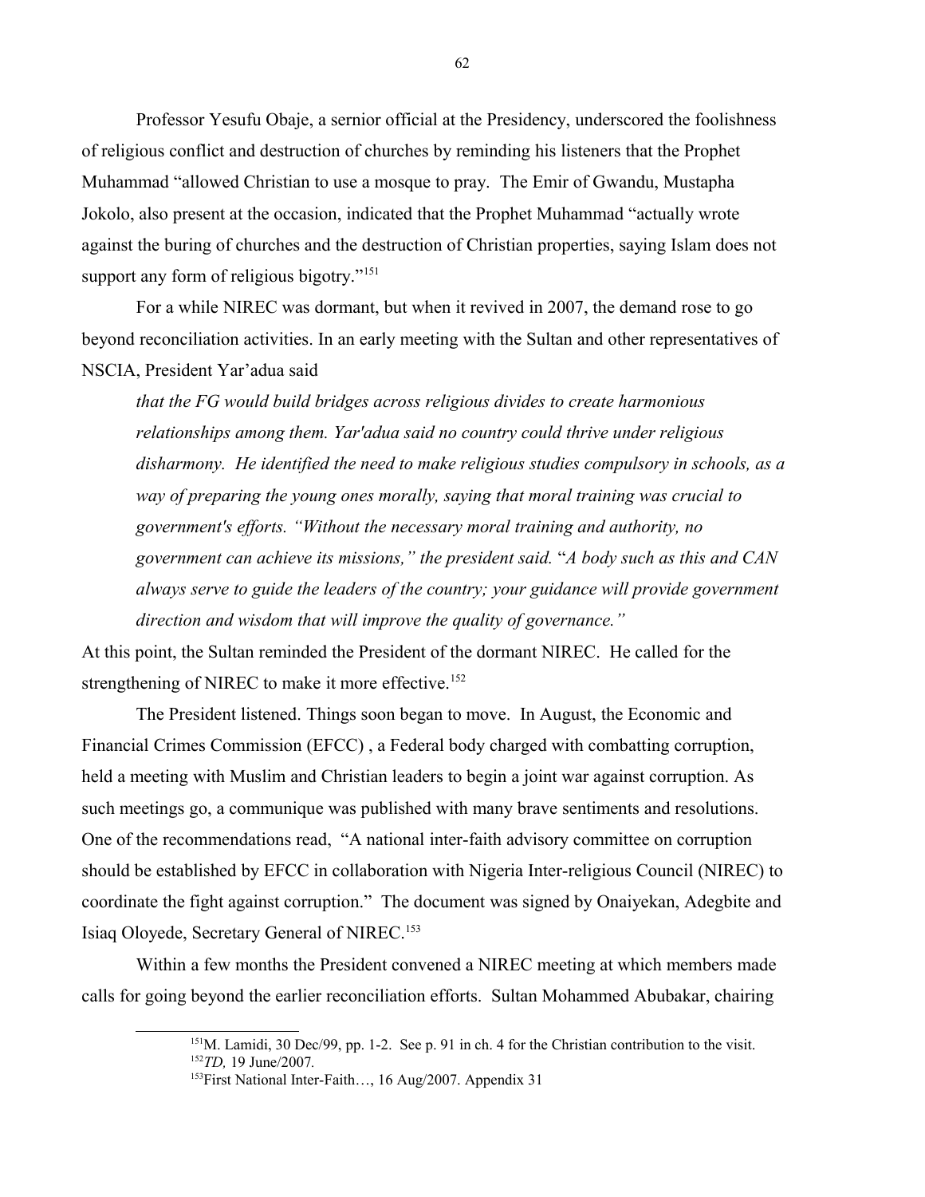Professor Yesufu Obaje, a sernior official at the Presidency, underscored the foolishness of religious conflict and destruction of churches by reminding his listeners that the Prophet Muhammad "allowed Christian to use a mosque to pray. The Emir of Gwandu, Mustapha Jokolo, also present at the occasion, indicated that the Prophet Muhammad "actually wrote against the buring of churches and the destruction of Christian properties, saying Islam does not support any form of religious bigotry."[151]

For a while NIREC was dormant, but when it revived in 2007, the demand rose to go beyond reconciliation activities. In an early meeting with the Sultan and other representatives of NSCIA, President Yar'adua said

> *that the FG would build bridges across religious divides to create harmonious relationships among them. Yar'adua said no country could thrive under religious disharmony. He identified the need to make religious studies compulsory in schools, as a way of preparing the young ones morally, saying that moral training was crucial to government's efforts. "Without the necessary moral training and authority, no government can achieve its missions," the president said.* "*A body such as this and CAN always serve to guide the leaders of the country; your guidance will provide government direction and wisdom that will improve the quality of governance."*

At this point, the Sultan reminded the President of the dormant NIREC. He called for the strengthening of NIREC to make it more effective.[152]

The President listened. Things soon began to move. In August, the Economic and Financial Crimes Commission (EFCC) , a Federal body charged with combatting corruption, held a meeting with Muslim and Christian leaders to begin a joint war against corruption. As such meetings go, a communique was published with many brave sentiments and resolutions. One of the recommendations read, "A national inter-faith advisory committee on corruption should be established by EFCC in collaboration with Nigeria Inter-religious Council (NIREC) to coordinate the fight against corruption." The document was signed by Onaiyekan, Adegbite and Isiaq Oloyede, Secretary General of NIREC.[153]

Within a few months the President convened a NIREC meeting at which members made calls for going beyond the earlier reconciliation efforts. Sultan Mohammed Abubakar, chairing

---

[151]M. Lamidi, 30 Dec/99, pp. 1-2. See p. 91 in ch. 4 for the Christian contribution to the visit.
[152]*TD,* 19 June/2007*.*
[153]First National Inter-Faith…, 16 Aug/2007. Appendix 31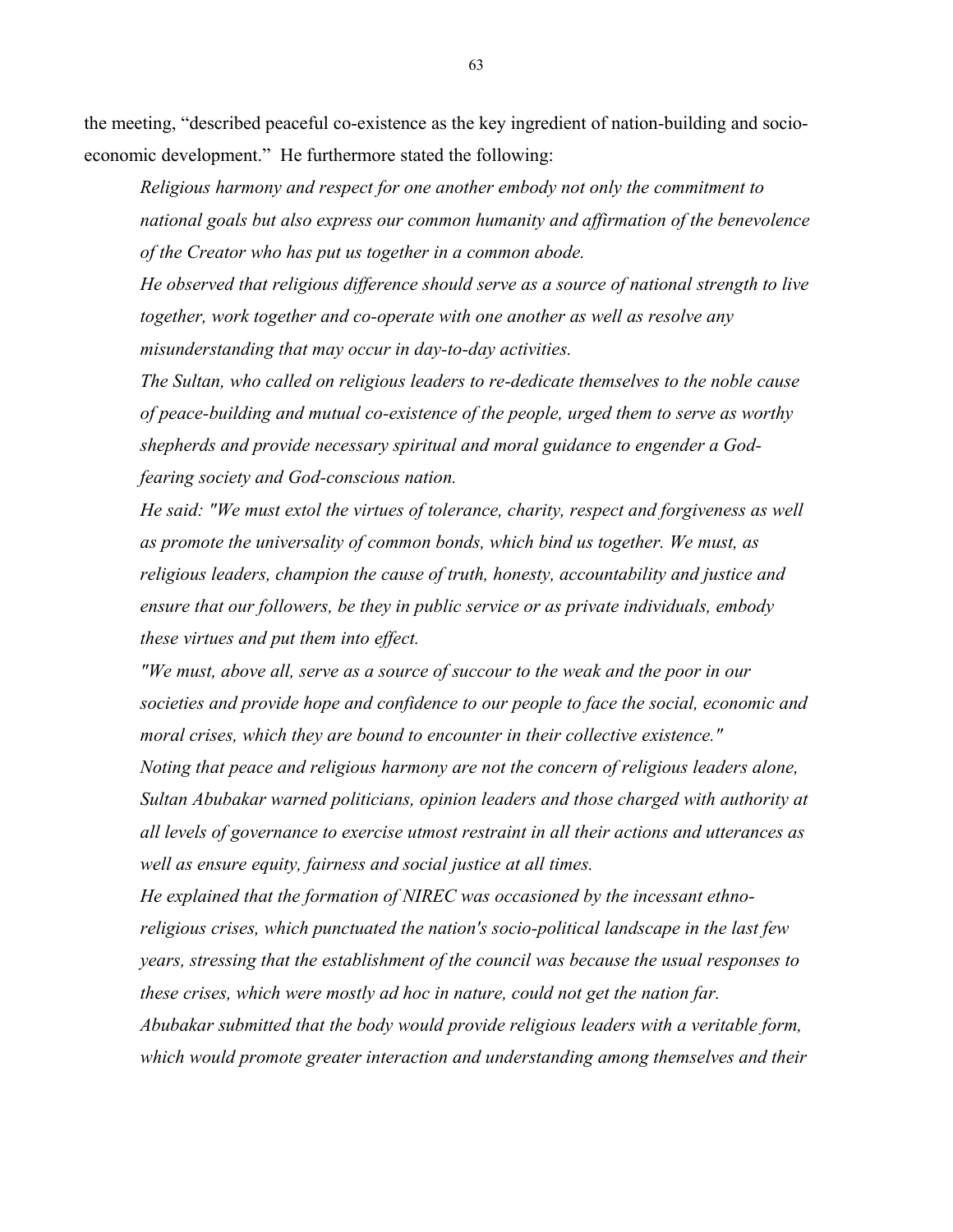the meeting, "described peaceful co-existence as the key ingredient of nation-building and socio-economic development." He furthermore stated the following:

> *Religious harmony and respect for one another embody not only the commitment to national goals but also express our common humanity and affirmation of the benevolence of the Creator who has put us together in a common abode.*
>
> *He observed that religious difference should serve as a source of national strength to live together, work together and co-operate with one another as well as resolve any misunderstanding that may occur in day-to-day activities.*
>
> *The Sultan, who called on religious leaders to re-dedicate themselves to the noble cause of peace-building and mutual co-existence of the people, urged them to serve as worthy shepherds and provide necessary spiritual and moral guidance to engender a God-fearing society and God-conscious nation.*
>
> *He said: "We must extol the virtues of tolerance, charity, respect and forgiveness as well as promote the universality of common bonds, which bind us together. We must, as religious leaders, champion the cause of truth, honesty, accountability and justice and ensure that our followers, be they in public service or as private individuals, embody these virtues and put them into effect.*
>
> *"We must, above all, serve as a source of succour to the weak and the poor in our societies and provide hope and confidence to our people to face the social, economic and moral crises, which they are bound to encounter in their collective existence."*
>
> *Noting that peace and religious harmony are not the concern of religious leaders alone, Sultan Abubakar warned politicians, opinion leaders and those charged with authority at all levels of governance to exercise utmost restraint in all their actions and utterances as well as ensure equity, fairness and social justice at all times.*
>
> *He explained that the formation of NIREC was occasioned by the incessant ethno-religious crises, which punctuated the nation's socio-political landscape in the last few years, stressing that the establishment of the council was because the usual responses to these crises, which were mostly ad hoc in nature, could not get the nation far.*
>
> *Abubakar submitted that the body would provide religious leaders with a veritable form, which would promote greater interaction and understanding among themselves and their*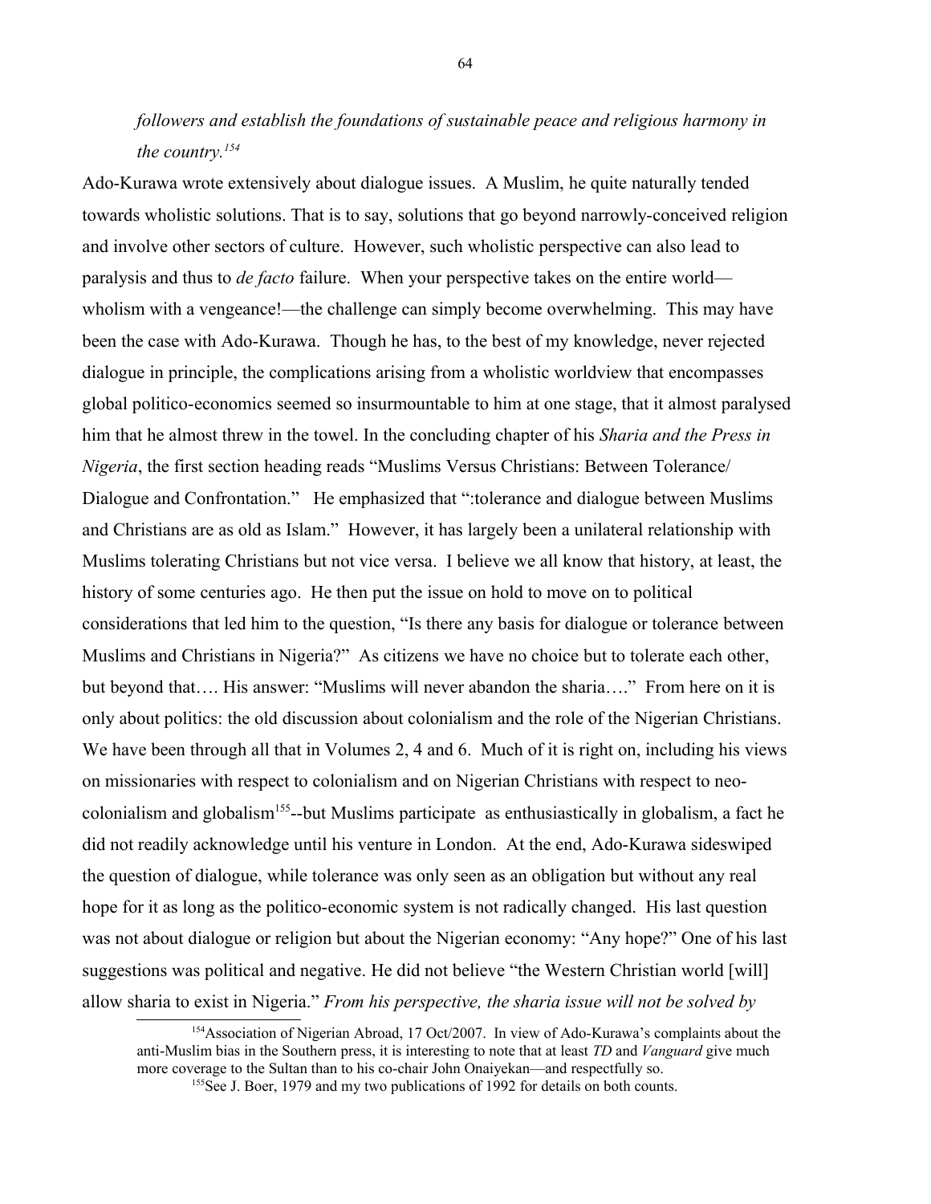*followers and establish the foundations of sustainable peace and religious harmony in the country.*[154]

Ado-Kurawa wrote extensively about dialogue issues. A Muslim, he quite naturally tended towards wholistic solutions. That is to say, solutions that go beyond narrowly-conceived religion and involve other sectors of culture. However, such wholistic perspective can also lead to paralysis and thus to *de facto* failure. When your perspective takes on the entire world—wholism with a vengeance!—the challenge can simply become overwhelming. This may have been the case with Ado-Kurawa. Though he has, to the best of my knowledge, never rejected dialogue in principle, the complications arising from a wholistic worldview that encompasses global politico-economics seemed so insurmountable to him at one stage, that it almost paralysed him that he almost threw in the towel. In the concluding chapter of his *Sharia and the Press in Nigeria*, the first section heading reads "Muslims Versus Christians: Between Tolerance/ Dialogue and Confrontation." He emphasized that ":tolerance and dialogue between Muslims and Christians are as old as Islam." However, it has largely been a unilateral relationship with Muslims tolerating Christians but not vice versa. I believe we all know that history, at least, the history of some centuries ago. He then put the issue on hold to move on to political considerations that led him to the question, "Is there any basis for dialogue or tolerance between Muslims and Christians in Nigeria?" As citizens we have no choice but to tolerate each other, but beyond that…. His answer: "Muslims will never abandon the sharia…." From here on it is only about politics: the old discussion about colonialism and the role of the Nigerian Christians. We have been through all that in Volumes 2, 4 and 6. Much of it is right on, including his views on missionaries with respect to colonialism and on Nigerian Christians with respect to neo-colonialism and globalism[155]--but Muslims participate as enthusiastically in globalism, a fact he did not readily acknowledge until his venture in London. At the end, Ado-Kurawa sideswiped the question of dialogue, while tolerance was only seen as an obligation but without any real hope for it as long as the politico-economic system is not radically changed. His last question was not about dialogue or religion but about the Nigerian economy: "Any hope?" One of his last suggestions was political and negative. He did not believe "the Western Christian world [will] allow sharia to exist in Nigeria." *From his perspective, the sharia issue will not be solved by*

---

[154] Association of Nigerian Abroad, 17 Oct/2007. In view of Ado-Kurawa's complaints about the anti-Muslim bias in the Southern press, it is interesting to note that at least *TD* and *Vanguard* give much more coverage to the Sultan than to his co-chair John Onaiyekan—and respectfully so.

[155] See J. Boer, 1979 and my two publications of 1992 for details on both counts.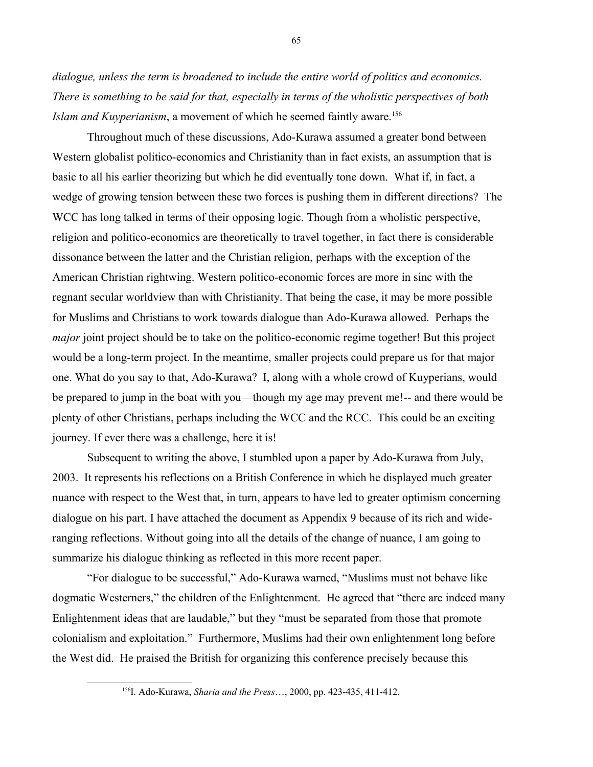*dialogue, unless the term is broadened to include the entire world of politics and economics. There is something to be said for that, especially in terms of the wholistic perspectives of both Islam and Kuyperianism*, a movement of which he seemed faintly aware.[156]

Throughout much of these discussions, Ado-Kurawa assumed a greater bond between Western globalist politico-economics and Christianity than in fact exists, an assumption that is basic to all his earlier theorizing but which he did eventually tone down. What if, in fact, a wedge of growing tension between these two forces is pushing them in different directions? The WCC has long talked in terms of their opposing logic. Though from a wholistic perspective, religion and politico-economics are theoretically to travel together, in fact there is considerable dissonance between the latter and the Christian religion, perhaps with the exception of the American Christian rightwing. Western politico-economic forces are more in sinc with the regnant secular worldview than with Christianity. That being the case, it may be more possible for Muslims and Christians to work towards dialogue than Ado-Kurawa allowed. Perhaps the *major* joint project should be to take on the politico-economic regime together! But this project would be a long-term project. In the meantime, smaller projects could prepare us for that major one. What do you say to that, Ado-Kurawa? I, along with a whole crowd of Kuyperians, would be prepared to jump in the boat with you—though my age may prevent me!-- and there would be plenty of other Christians, perhaps including the WCC and the RCC. This could be an exciting journey. If ever there was a challenge, here it is!

Subsequent to writing the above, I stumbled upon a paper by Ado-Kurawa from July, 2003. It represents his reflections on a British Conference in which he displayed much greater nuance with respect to the West that, in turn, appears to have led to greater optimism concerning dialogue on his part. I have attached the document as Appendix 9 because of its rich and wide-ranging reflections. Without going into all the details of the change of nuance, I am going to summarize his dialogue thinking as reflected in this more recent paper.

"For dialogue to be successful," Ado-Kurawa warned, "Muslims must not behave like dogmatic Westerners," the children of the Enlightenment. He agreed that "there are indeed many Enlightenment ideas that are laudable," but they "must be separated from those that promote colonialism and exploitation." Furthermore, Muslims had their own enlightenment long before the West did. He praised the British for organizing this conference precisely because this

[156] I. Ado-Kurawa, *Sharia and the Press*…, 2000, pp. 423-435, 411-412.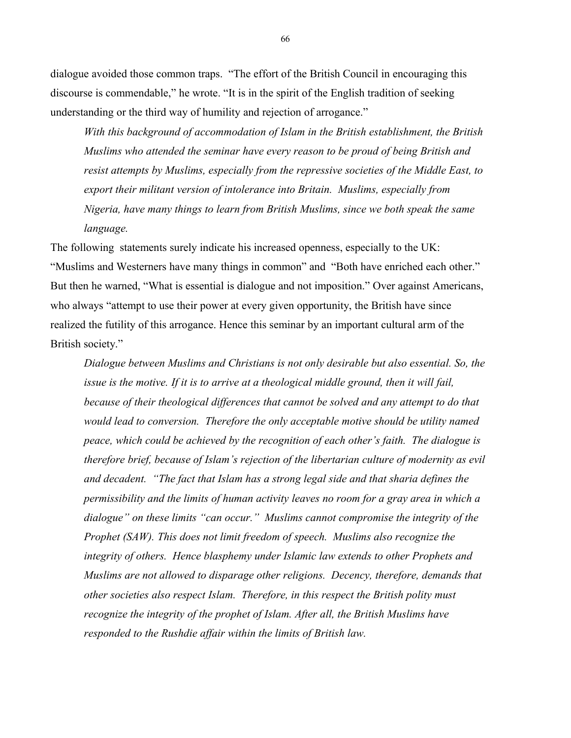dialogue avoided those common traps. "The effort of the British Council in encouraging this discourse is commendable," he wrote. "It is in the spirit of the English tradition of seeking understanding or the third way of humility and rejection of arrogance."

> *With this background of accommodation of Islam in the British establishment, the British Muslims who attended the seminar have every reason to be proud of being British and resist attempts by Muslims, especially from the repressive societies of the Middle East, to export their militant version of intolerance into Britain. Muslims, especially from Nigeria, have many things to learn from British Muslims, since we both speak the same language.*

The following statements surely indicate his increased openness, especially to the UK: "Muslims and Westerners have many things in common" and "Both have enriched each other." But then he warned, "What is essential is dialogue and not imposition." Over against Americans, who always "attempt to use their power at every given opportunity, the British have since realized the futility of this arrogance. Hence this seminar by an important cultural arm of the British society."

> *Dialogue between Muslims and Christians is not only desirable but also essential. So, the issue is the motive. If it is to arrive at a theological middle ground, then it will fail, because of their theological differences that cannot be solved and any attempt to do that would lead to conversion. Therefore the only acceptable motive should be utility named peace, which could be achieved by the recognition of each other's faith. The dialogue is therefore brief, because of Islam's rejection of the libertarian culture of modernity as evil and decadent. "The fact that Islam has a strong legal side and that sharia defines the permissibility and the limits of human activity leaves no room for a gray area in which a dialogue" on these limits "can occur." Muslims cannot compromise the integrity of the Prophet (SAW). This does not limit freedom of speech. Muslims also recognize the integrity of others. Hence blasphemy under Islamic law extends to other Prophets and Muslims are not allowed to disparage other religions. Decency, therefore, demands that other societies also respect Islam. Therefore, in this respect the British polity must recognize the integrity of the prophet of Islam. After all, the British Muslims have responded to the Rushdie affair within the limits of British law.*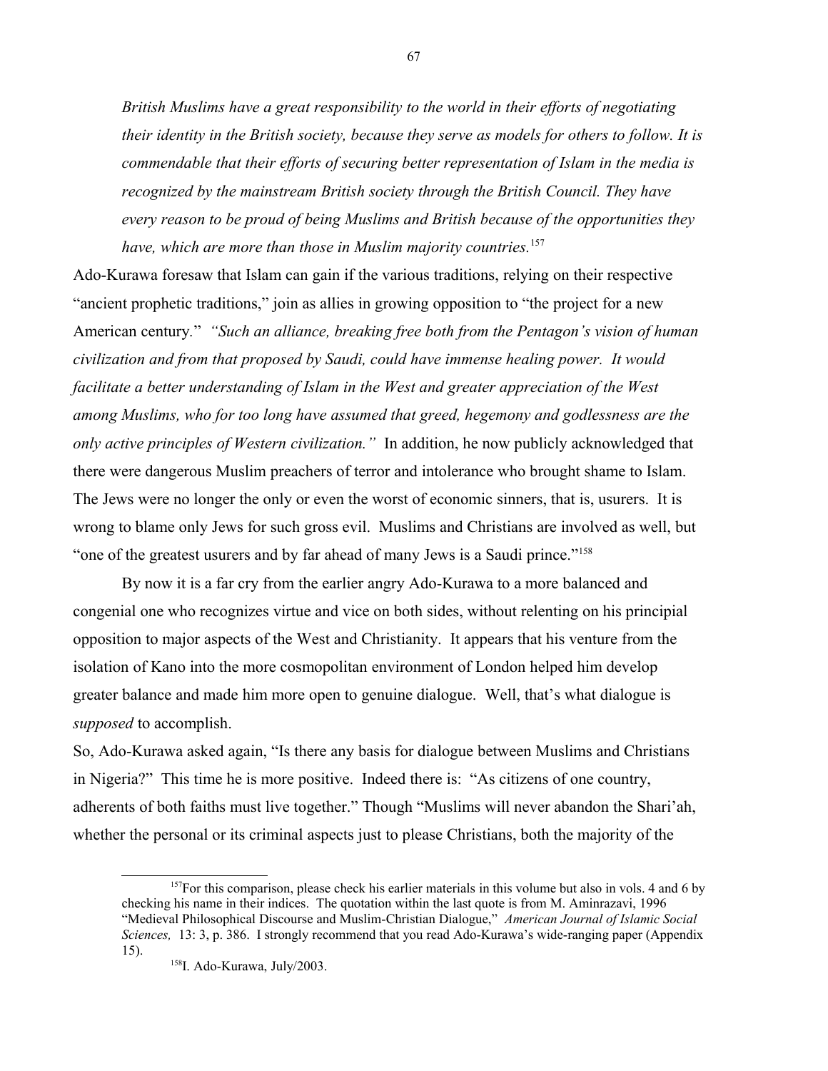> *British Muslims have a great responsibility to the world in their efforts of negotiating their identity in the British society, because they serve as models for others to follow. It is commendable that their efforts of securing better representation of Islam in the media is recognized by the mainstream British society through the British Council. They have every reason to be proud of being Muslims and British because of the opportunities they have, which are more than those in Muslim majority countries.*[157]

Ado-Kurawa foresaw that Islam can gain if the various traditions, relying on their respective "ancient prophetic traditions," join as allies in growing opposition to "the project for a new American century." *"Such an alliance, breaking free both from the Pentagon's vision of human civilization and from that proposed by Saudi, could have immense healing power. It would facilitate a better understanding of Islam in the West and greater appreciation of the West among Muslims, who for too long have assumed that greed, hegemony and godlessness are the only active principles of Western civilization."* In addition, he now publicly acknowledged that there were dangerous Muslim preachers of terror and intolerance who brought shame to Islam. The Jews were no longer the only or even the worst of economic sinners, that is, usurers. It is wrong to blame only Jews for such gross evil. Muslims and Christians are involved as well, but "one of the greatest usurers and by far ahead of many Jews is a Saudi prince."[158]

By now it is a far cry from the earlier angry Ado-Kurawa to a more balanced and congenial one who recognizes virtue and vice on both sides, without relenting on his principial opposition to major aspects of the West and Christianity. It appears that his venture from the isolation of Kano into the more cosmopolitan environment of London helped him develop greater balance and made him more open to genuine dialogue. Well, that's what dialogue is *supposed* to accomplish.

So, Ado-Kurawa asked again, "Is there any basis for dialogue between Muslims and Christians in Nigeria?" This time he is more positive. Indeed there is: "As citizens of one country, adherents of both faiths must live together." Though "Muslims will never abandon the Shari'ah, whether the personal or its criminal aspects just to please Christians, both the majority of the

---

[157]For this comparison, please check his earlier materials in this volume but also in vols. 4 and 6 by checking his name in their indices. The quotation within the last quote is from M. Aminrazavi, 1996 "Medieval Philosophical Discourse and Muslim-Christian Dialogue," *American Journal of Islamic Social Sciences,* 13: 3, p. 386. I strongly recommend that you read Ado-Kurawa's wide-ranging paper (Appendix 15).

[158]I. Ado-Kurawa, July/2003.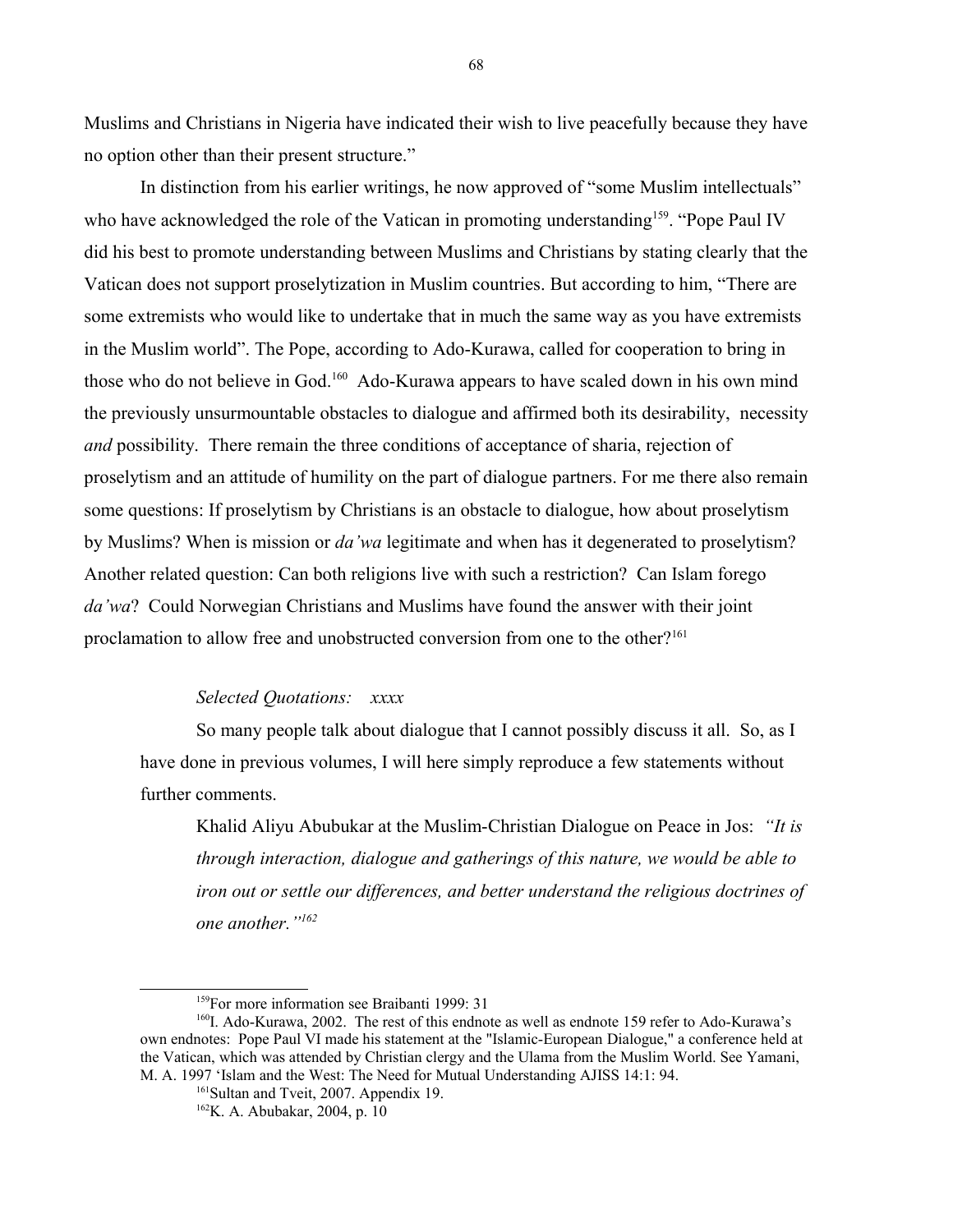Muslims and Christians in Nigeria have indicated their wish to live peacefully because they have no option other than their present structure."

In distinction from his earlier writings, he now approved of "some Muslim intellectuals" who have acknowledged the role of the Vatican in promoting understanding[159]. "Pope Paul IV did his best to promote understanding between Muslims and Christians by stating clearly that the Vatican does not support proselytization in Muslim countries. But according to him, "There are some extremists who would like to undertake that in much the same way as you have extremists in the Muslim world". The Pope, according to Ado-Kurawa, called for cooperation to bring in those who do not believe in God.[160] Ado-Kurawa appears to have scaled down in his own mind the previously unsurmountable obstacles to dialogue and affirmed both its desirability, necessity *and* possibility. There remain the three conditions of acceptance of sharia, rejection of proselytism and an attitude of humility on the part of dialogue partners. For me there also remain some questions: If proselytism by Christians is an obstacle to dialogue, how about proselytism by Muslims? When is mission or *da'wa* legitimate and when has it degenerated to proselytism? Another related question: Can both religions live with such a restriction? Can Islam forego *da'wa*? Could Norwegian Christians and Muslims have found the answer with their joint proclamation to allow free and unobstructed conversion from one to the other?[161]

*Selected Quotations: xxxx*

So many people talk about dialogue that I cannot possibly discuss it all. So, as I have done in previous volumes, I will here simply reproduce a few statements without further comments.

Khalid Aliyu Abubukar at the Muslim-Christian Dialogue on Peace in Jos: *"It is through interaction, dialogue and gatherings of this nature, we would be able to iron out or settle our differences, and better understand the religious doctrines of one another."*[162]

---

[159] For more information see Braibanti 1999: 31

[160] I. Ado-Kurawa, 2002. The rest of this endnote as well as endnote 159 refer to Ado-Kurawa's own endnotes: Pope Paul VI made his statement at the "Islamic-European Dialogue," a conference held at the Vatican, which was attended by Christian clergy and the Ulama from the Muslim World. See Yamani, M. A. 1997 'Islam and the West: The Need for Mutual Understanding AJISS 14:1: 94.

[161] Sultan and Tveit, 2007. Appendix 19.

[162] K. A. Abubakar, 2004, p. 10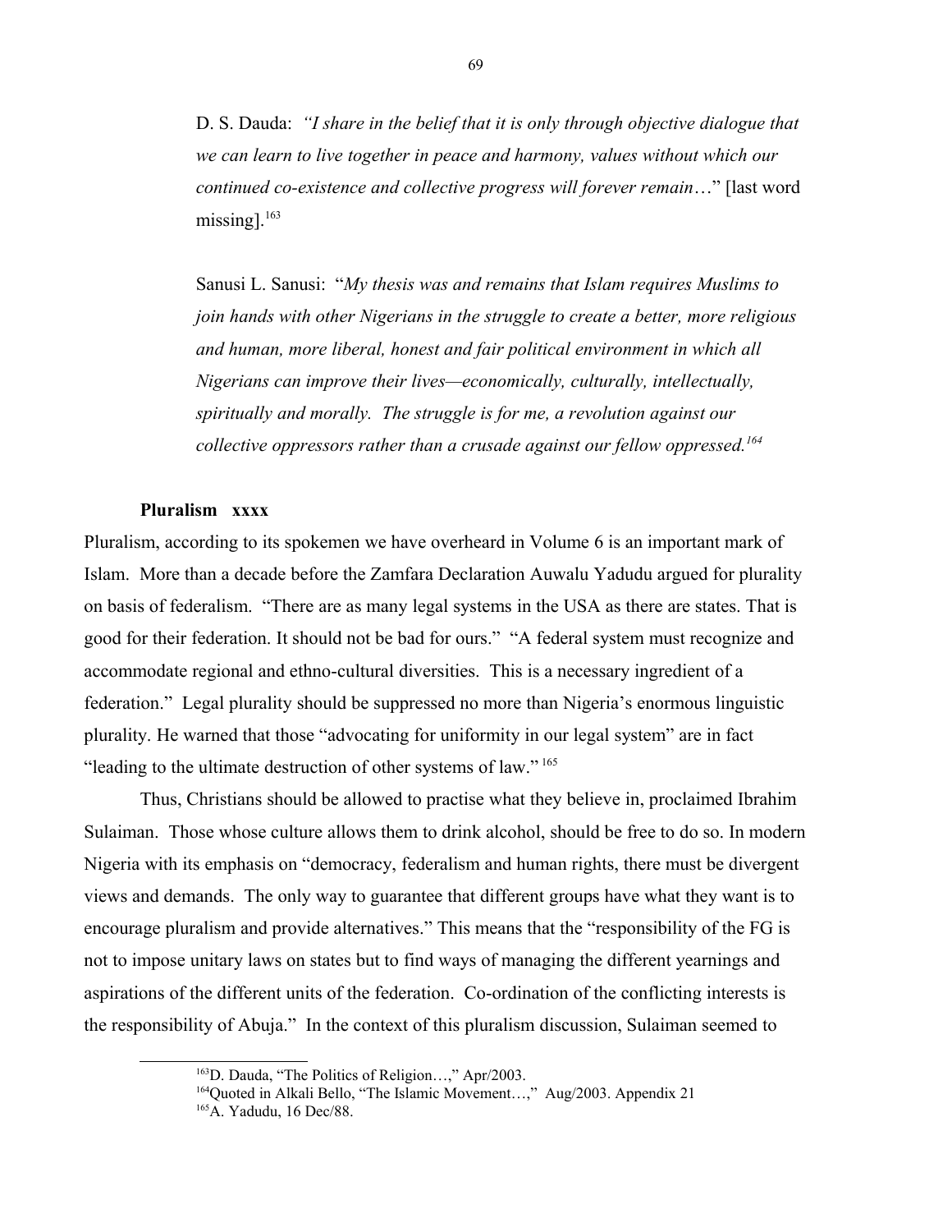D. S. Dauda: *"I share in the belief that it is only through objective dialogue that we can learn to live together in peace and harmony, values without which our continued co-existence and collective progress will forever remain*…" [last word missing].[163]

Sanusi L. Sanusi: "*My thesis was and remains that Islam requires Muslims to join hands with other Nigerians in the struggle to create a better, more religious and human, more liberal, honest and fair political environment in which all Nigerians can improve their lives—economically, culturally, intellectually, spiritually and morally. The struggle is for me, a revolution against our collective oppressors rather than a crusade against our fellow oppressed.*[164]

**Pluralism xxxx**

Pluralism, according to its spokemen we have overheard in Volume 6 is an important mark of Islam. More than a decade before the Zamfara Declaration Auwalu Yadudu argued for plurality on basis of federalism. "There are as many legal systems in the USA as there are states. That is good for their federation. It should not be bad for ours." "A federal system must recognize and accommodate regional and ethno-cultural diversities. This is a necessary ingredient of a federation." Legal plurality should be suppressed no more than Nigeria's enormous linguistic plurality. He warned that those "advocating for uniformity in our legal system" are in fact "leading to the ultimate destruction of other systems of law." [165]

Thus, Christians should be allowed to practise what they believe in, proclaimed Ibrahim Sulaiman. Those whose culture allows them to drink alcohol, should be free to do so. In modern Nigeria with its emphasis on "democracy, federalism and human rights, there must be divergent views and demands. The only way to guarantee that different groups have what they want is to encourage pluralism and provide alternatives." This means that the "responsibility of the FG is not to impose unitary laws on states but to find ways of managing the different yearnings and aspirations of the different units of the federation. Co-ordination of the conflicting interests is the responsibility of Abuja." In the context of this pluralism discussion, Sulaiman seemed to

---

[163] D. Dauda, "The Politics of Religion…," Apr/2003.

[164] Quoted in Alkali Bello, "The Islamic Movement…," Aug/2003. Appendix 21

[165] A. Yadudu, 16 Dec/88.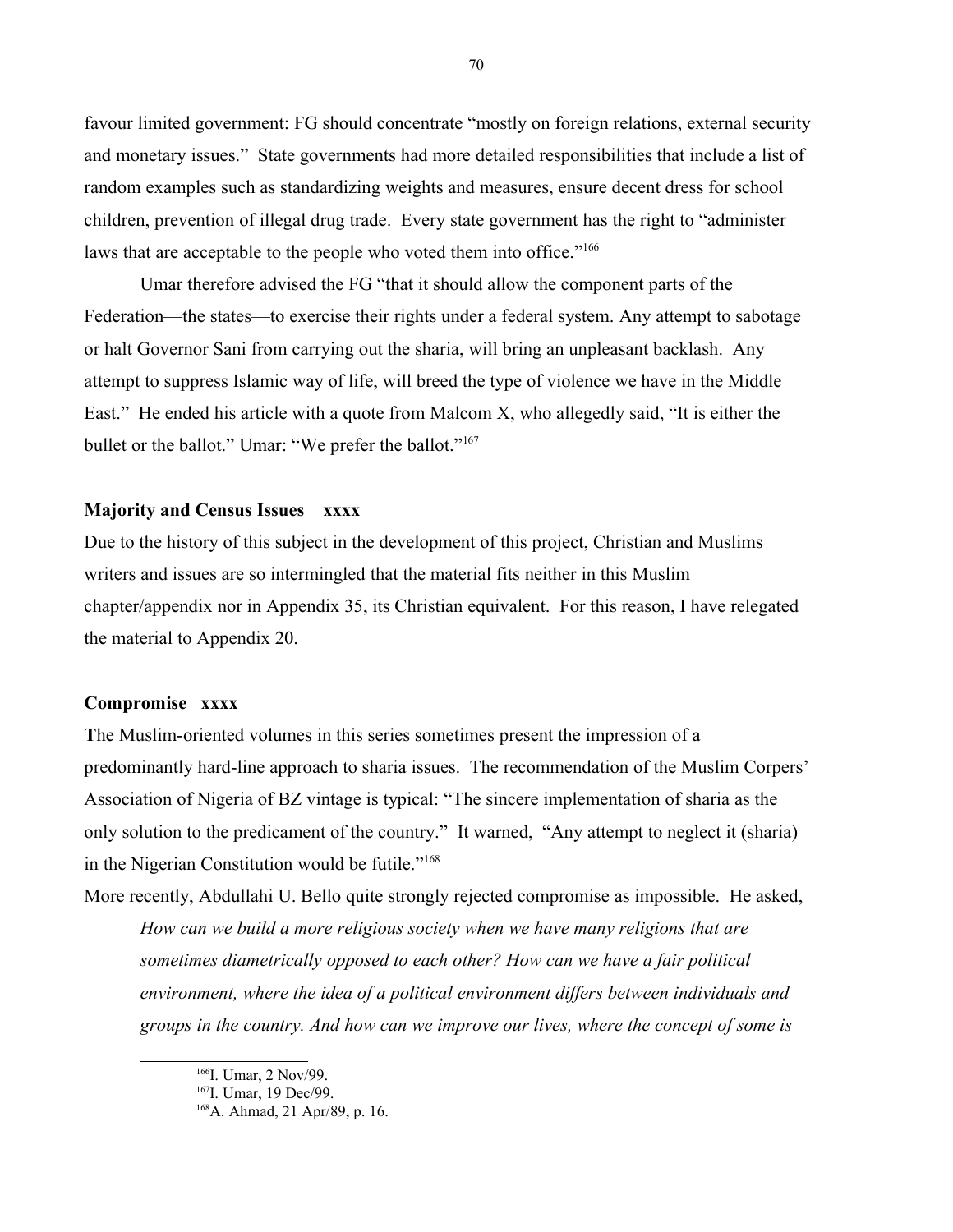favour limited government: FG should concentrate "mostly on foreign relations, external security and monetary issues." State governments had more detailed responsibilities that include a list of random examples such as standardizing weights and measures, ensure decent dress for school children, prevention of illegal drug trade. Every state government has the right to "administer laws that are acceptable to the people who voted them into office."[166]

Umar therefore advised the FG "that it should allow the component parts of the Federation—the states—to exercise their rights under a federal system. Any attempt to sabotage or halt Governor Sani from carrying out the sharia, will bring an unpleasant backlash. Any attempt to suppress Islamic way of life, will breed the type of violence we have in the Middle East." He ended his article with a quote from Malcom X, who allegedly said, "It is either the bullet or the ballot." Umar: "We prefer the ballot."[167]

### Majority and Census Issues xxxx

Due to the history of this subject in the development of this project, Christian and Muslims writers and issues are so intermingled that the material fits neither in this Muslim chapter/appendix nor in Appendix 35, its Christian equivalent. For this reason, I have relegated the material to Appendix 20.

### Compromise xxxx

**T**he Muslim-oriented volumes in this series sometimes present the impression of a predominantly hard-line approach to sharia issues. The recommendation of the Muslim Corpers' Association of Nigeria of BZ vintage is typical: "The sincere implementation of sharia as the only solution to the predicament of the country." It warned, "Any attempt to neglect it (sharia) in the Nigerian Constitution would be futile."[168]

More recently, Abdullahi U. Bello quite strongly rejected compromise as impossible. He asked,

> *How can we build a more religious society when we have many religions that are sometimes diametrically opposed to each other? How can we have a fair political environment, where the idea of a political environment differs between individuals and groups in the country. And how can we improve our lives, where the concept of some is*

---

[166] I. Umar, 2 Nov/99.

[167] I. Umar, 19 Dec/99.

[168] A. Ahmad, 21 Apr/89, p. 16.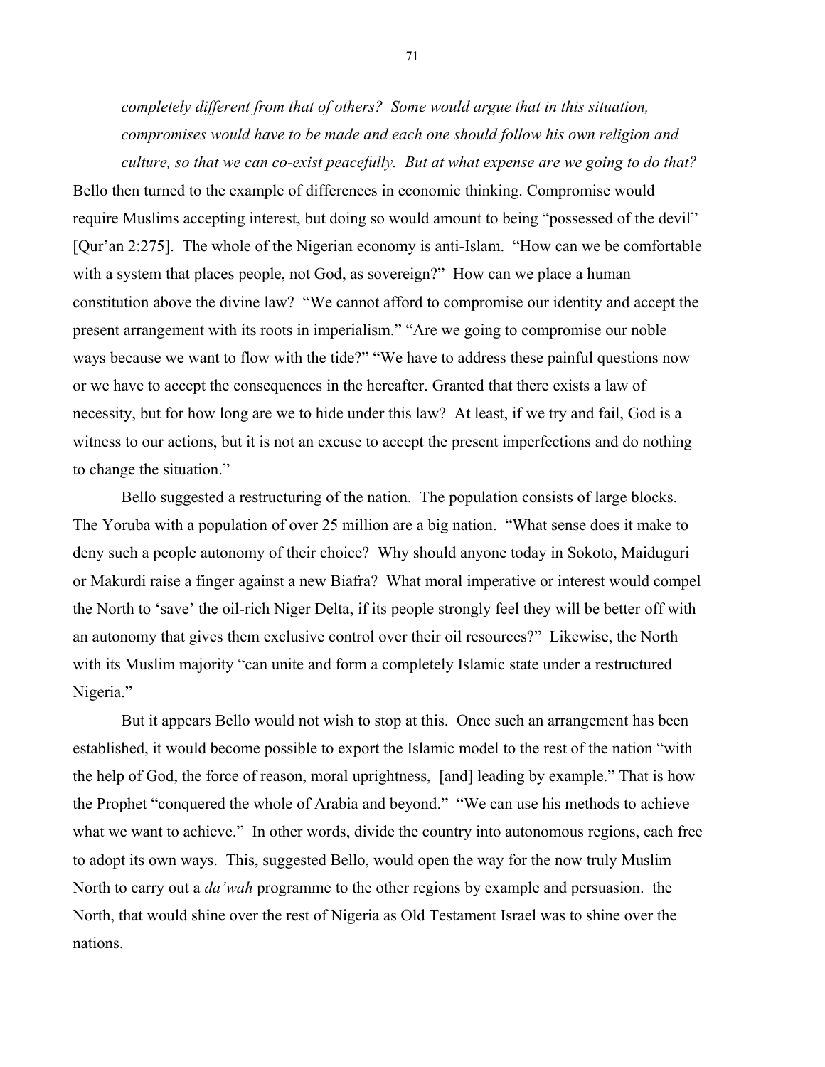*completely different from that of others? Some would argue that in this situation, compromises would have to be made and each one should follow his own religion and culture, so that we can co-exist peacefully. But at what expense are we going to do that?*

Bello then turned to the example of differences in economic thinking. Compromise would require Muslims accepting interest, but doing so would amount to being "possessed of the devil" [Qur'an 2:275]. The whole of the Nigerian economy is anti-Islam. "How can we be comfortable with a system that places people, not God, as sovereign?" How can we place a human constitution above the divine law? "We cannot afford to compromise our identity and accept the present arrangement with its roots in imperialism." "Are we going to compromise our noble ways because we want to flow with the tide?" "We have to address these painful questions now or we have to accept the consequences in the hereafter. Granted that there exists a law of necessity, but for how long are we to hide under this law? At least, if we try and fail, God is a witness to our actions, but it is not an excuse to accept the present imperfections and do nothing to change the situation."

Bello suggested a restructuring of the nation. The population consists of large blocks. The Yoruba with a population of over 25 million are a big nation. "What sense does it make to deny such a people autonomy of their choice? Why should anyone today in Sokoto, Maiduguri or Makurdi raise a finger against a new Biafra? What moral imperative or interest would compel the North to 'save' the oil-rich Niger Delta, if its people strongly feel they will be better off with an autonomy that gives them exclusive control over their oil resources?" Likewise, the North with its Muslim majority "can unite and form a completely Islamic state under a restructured Nigeria."

But it appears Bello would not wish to stop at this. Once such an arrangement has been established, it would become possible to export the Islamic model to the rest of the nation "with the help of God, the force of reason, moral uprightness, [and] leading by example." That is how the Prophet "conquered the whole of Arabia and beyond." "We can use his methods to achieve what we want to achieve." In other words, divide the country into autonomous regions, each free to adopt its own ways. This, suggested Bello, would open the way for the now truly Muslim North to carry out a *da'wah* programme to the other regions by example and persuasion. the North, that would shine over the rest of Nigeria as Old Testament Israel was to shine over the nations.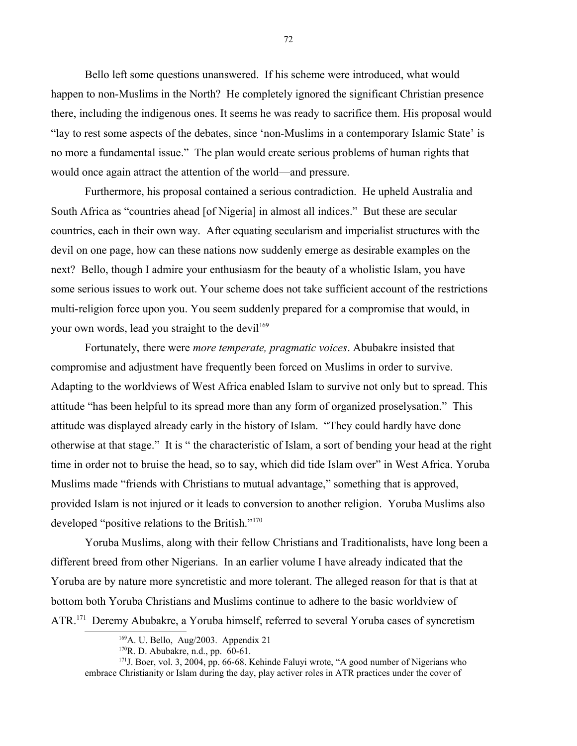Bello left some questions unanswered. If his scheme were introduced, what would happen to non-Muslims in the North? He completely ignored the significant Christian presence there, including the indigenous ones. It seems he was ready to sacrifice them. His proposal would "lay to rest some aspects of the debates, since 'non-Muslims in a contemporary Islamic State' is no more a fundamental issue." The plan would create serious problems of human rights that would once again attract the attention of the world—and pressure.

Furthermore, his proposal contained a serious contradiction. He upheld Australia and South Africa as "countries ahead [of Nigeria] in almost all indices." But these are secular countries, each in their own way. After equating secularism and imperialist structures with the devil on one page, how can these nations now suddenly emerge as desirable examples on the next? Bello, though I admire your enthusiasm for the beauty of a wholistic Islam, you have some serious issues to work out. Your scheme does not take sufficient account of the restrictions multi-religion force upon you. You seem suddenly prepared for a compromise that would, in your own words, lead you straight to the devil[169]

Fortunately, there were *more temperate, pragmatic voices*. Abubakre insisted that compromise and adjustment have frequently been forced on Muslims in order to survive. Adapting to the worldviews of West Africa enabled Islam to survive not only but to spread. This attitude "has been helpful to its spread more than any form of organized proselysation." This attitude was displayed already early in the history of Islam. "They could hardly have done otherwise at that stage." It is " the characteristic of Islam, a sort of bending your head at the right time in order not to bruise the head, so to say, which did tide Islam over" in West Africa. Yoruba Muslims made "friends with Christians to mutual advantage," something that is approved, provided Islam is not injured or it leads to conversion to another religion. Yoruba Muslims also developed "positive relations to the British."[170]

Yoruba Muslims, along with their fellow Christians and Traditionalists, have long been a different breed from other Nigerians. In an earlier volume I have already indicated that the Yoruba are by nature more syncretistic and more tolerant. The alleged reason for that is that at bottom both Yoruba Christians and Muslims continue to adhere to the basic worldview of ATR.[171] Deremy Abubakre, a Yoruba himself, referred to several Yoruba cases of syncretism

---

[169]A. U. Bello, Aug/2003. Appendix 21

[170]R. D. Abubakre, n.d., pp. 60-61.

[171]J. Boer, vol. 3, 2004, pp. 66-68. Kehinde Faluyi wrote, "A good number of Nigerians who embrace Christianity or Islam during the day, play activer roles in ATR practices under the cover of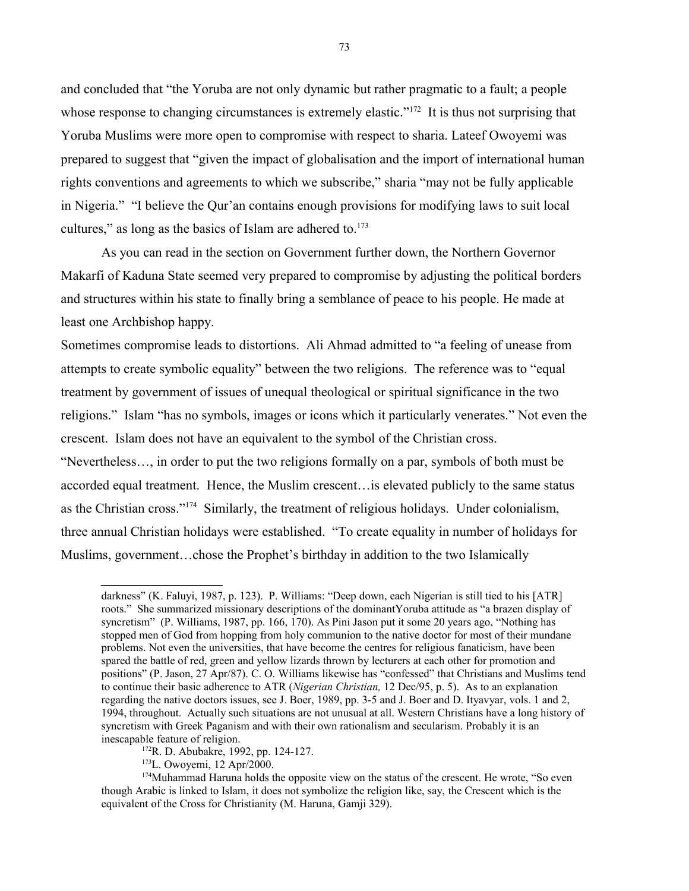and concluded that "the Yoruba are not only dynamic but rather pragmatic to a fault; a people whose response to changing circumstances is extremely elastic."[172] It is thus not surprising that Yoruba Muslims were more open to compromise with respect to sharia. Lateef Owoyemi was prepared to suggest that "given the impact of globalisation and the import of international human rights conventions and agreements to which we subscribe," sharia "may not be fully applicable in Nigeria." "I believe the Qur'an contains enough provisions for modifying laws to suit local cultures," as long as the basics of Islam are adhered to.[173]

As you can read in the section on Government further down, the Northern Governor Makarfi of Kaduna State seemed very prepared to compromise by adjusting the political borders and structures within his state to finally bring a semblance of peace to his people. He made at least one Archbishop happy.

Sometimes compromise leads to distortions. Ali Ahmad admitted to "a feeling of unease from attempts to create symbolic equality" between the two religions. The reference was to "equal treatment by government of issues of unequal theological or spiritual significance in the two religions." Islam "has no symbols, images or icons which it particularly venerates." Not even the crescent. Islam does not have an equivalent to the symbol of the Christian cross. "Nevertheless…, in order to put the two religions formally on a par, symbols of both must be accorded equal treatment. Hence, the Muslim crescent…is elevated publicly to the same status as the Christian cross."[174] Similarly, the treatment of religious holidays. Under colonialism, three annual Christian holidays were established. "To create equality in number of holidays for Muslims, government…chose the Prophet's birthday in addition to the two Islamically

---

darkness" (K. Faluyi, 1987, p. 123). P. Williams: "Deep down, each Nigerian is still tied to his [ATR] roots." She summarized missionary descriptions of the dominantYoruba attitude as "a brazen display of syncretism" (P. Williams, 1987, pp. 166, 170). As Pini Jason put it some 20 years ago, "Nothing has stopped men of God from hopping from holy communion to the native doctor for most of their mundane problems. Not even the universities, that have become the centres for religious fanaticism, have been spared the battle of red, green and yellow lizards thrown by lecturers at each other for promotion and positions" (P. Jason, 27 Apr/87). C. O. Williams likewise has "confessed" that Christians and Muslims tend to continue their basic adherence to ATR (*Nigerian Christian,* 12 Dec/95, p. 5). As to an explanation regarding the native doctors issues, see J. Boer, 1989, pp. 3-5 and J. Boer and D. Ityavyar, vols. 1 and 2, 1994, throughout. Actually such situations are not unusual at all. Western Christians have a long history of syncretism with Greek Paganism and with their own rationalism and secularism. Probably it is an inescapable feature of religion.

[172] R. D. Abubakre, 1992, pp. 124-127.

[173] L. Owoyemi, 12 Apr/2000.

[174] Muhammad Haruna holds the opposite view on the status of the crescent. He wrote, "So even though Arabic is linked to Islam, it does not symbolize the religion like, say, the Crescent which is the equivalent of the Cross for Christianity (M. Haruna, Gamji 329).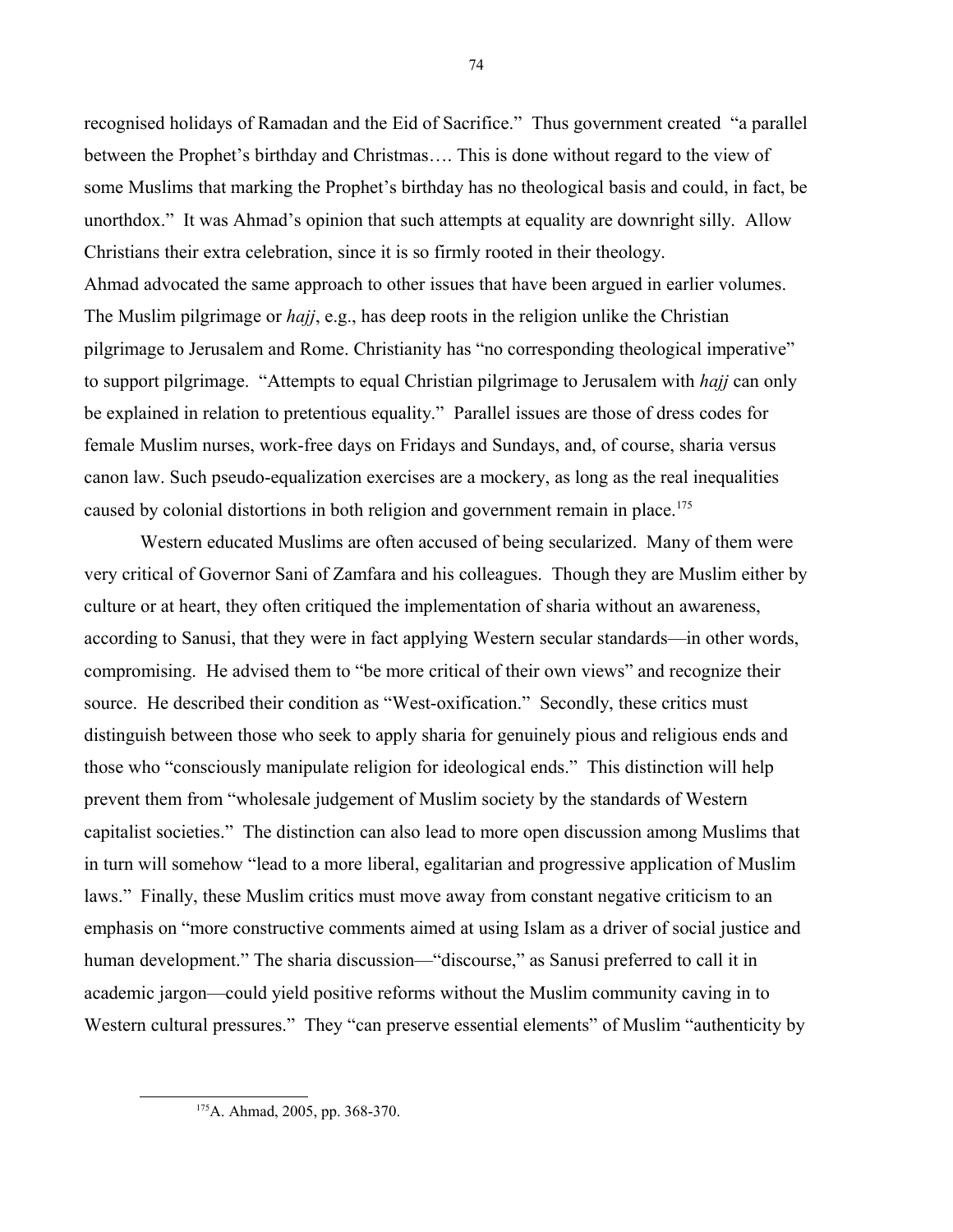recognised holidays of Ramadan and the Eid of Sacrifice." Thus government created "a parallel between the Prophet's birthday and Christmas…. This is done without regard to the view of some Muslims that marking the Prophet's birthday has no theological basis and could, in fact, be unorthdox." It was Ahmad's opinion that such attempts at equality are downright silly. Allow Christians their extra celebration, since it is so firmly rooted in their theology.
Ahmad advocated the same approach to other issues that have been argued in earlier volumes. The Muslim pilgrimage or *hajj*, e.g., has deep roots in the religion unlike the Christian pilgrimage to Jerusalem and Rome. Christianity has "no corresponding theological imperative" to support pilgrimage. "Attempts to equal Christian pilgrimage to Jerusalem with *hajj* can only be explained in relation to pretentious equality." Parallel issues are those of dress codes for female Muslim nurses, work-free days on Fridays and Sundays, and, of course, sharia versus canon law. Such pseudo-equalization exercises are a mockery, as long as the real inequalities caused by colonial distortions in both religion and government remain in place.[175]

Western educated Muslims are often accused of being secularized. Many of them were very critical of Governor Sani of Zamfara and his colleagues. Though they are Muslim either by culture or at heart, they often critiqued the implementation of sharia without an awareness, according to Sanusi, that they were in fact applying Western secular standards—in other words, compromising. He advised them to "be more critical of their own views" and recognize their source. He described their condition as "West-oxification." Secondly, these critics must distinguish between those who seek to apply sharia for genuinely pious and religious ends and those who "consciously manipulate religion for ideological ends." This distinction will help prevent them from "wholesale judgement of Muslim society by the standards of Western capitalist societies." The distinction can also lead to more open discussion among Muslims that in turn will somehow "lead to a more liberal, egalitarian and progressive application of Muslim laws." Finally, these Muslim critics must move away from constant negative criticism to an emphasis on "more constructive comments aimed at using Islam as a driver of social justice and human development." The sharia discussion—"discourse," as Sanusi preferred to call it in academic jargon—could yield positive reforms without the Muslim community caving in to Western cultural pressures." They "can preserve essential elements" of Muslim "authenticity by

[175] A. Ahmad, 2005, pp. 368-370.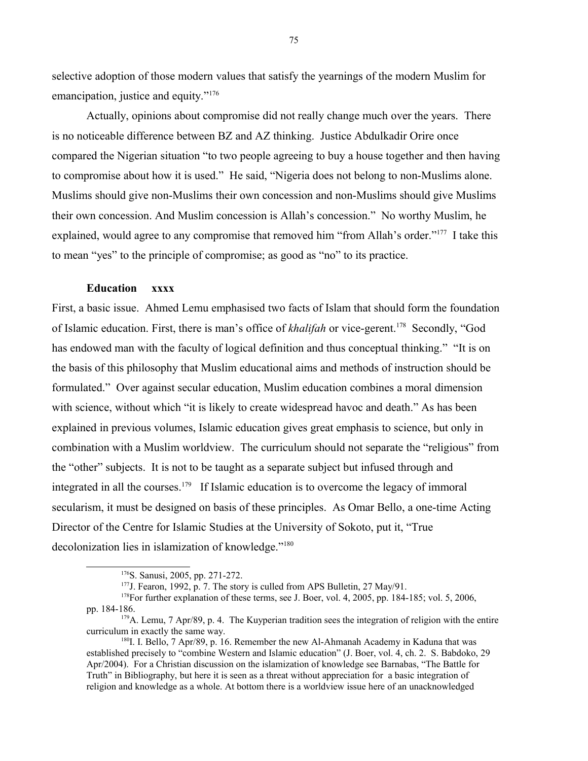selective adoption of those modern values that satisfy the yearnings of the modern Muslim for emancipation, justice and equity."[176]

Actually, opinions about compromise did not really change much over the years. There is no noticeable difference between BZ and AZ thinking. Justice Abdulkadir Orire once compared the Nigerian situation "to two people agreeing to buy a house together and then having to compromise about how it is used." He said, "Nigeria does not belong to non-Muslims alone. Muslims should give non-Muslims their own concession and non-Muslims should give Muslims their own concession. And Muslim concession is Allah's concession." No worthy Muslim, he explained, would agree to any compromise that removed him "from Allah's order."[177] I take this to mean "yes" to the principle of compromise; as good as "no" to its practice.

**Education xxxx**

First, a basic issue. Ahmed Lemu emphasised two facts of Islam that should form the foundation of Islamic education. First, there is man's office of *khalifah* or vice-gerent.[178] Secondly, "God has endowed man with the faculty of logical definition and thus conceptual thinking." "It is on the basis of this philosophy that Muslim educational aims and methods of instruction should be formulated." Over against secular education, Muslim education combines a moral dimension with science, without which "it is likely to create widespread havoc and death." As has been explained in previous volumes, Islamic education gives great emphasis to science, but only in combination with a Muslim worldview. The curriculum should not separate the "religious" from the "other" subjects. It is not to be taught as a separate subject but infused through and integrated in all the courses.[179] If Islamic education is to overcome the legacy of immoral secularism, it must be designed on basis of these principles. As Omar Bello, a one-time Acting Director of the Centre for Islamic Studies at the University of Sokoto, put it, "True decolonization lies in islamization of knowledge."[180]

---

[176] S. Sanusi, 2005, pp. 271-272.

[177] J. Fearon, 1992, p. 7. The story is culled from APS Bulletin, 27 May/91.

[178] For further explanation of these terms, see J. Boer, vol. 4, 2005, pp. 184-185; vol. 5, 2006, pp. 184-186.

[179] A. Lemu, 7 Apr/89, p. 4. The Kuyperian tradition sees the integration of religion with the entire curriculum in exactly the same way.

[180] I. I. Bello, 7 Apr/89, p. 16. Remember the new Al-Ahmanah Academy in Kaduna that was established precisely to "combine Western and Islamic education" (J. Boer, vol. 4, ch. 2. S. Babdoko, 29 Apr/2004). For a Christian discussion on the islamization of knowledge see Barnabas, "The Battle for Truth" in Bibliography, but here it is seen as a threat without appreciation for a basic integration of religion and knowledge as a whole. At bottom there is a worldview issue here of an unacknowledged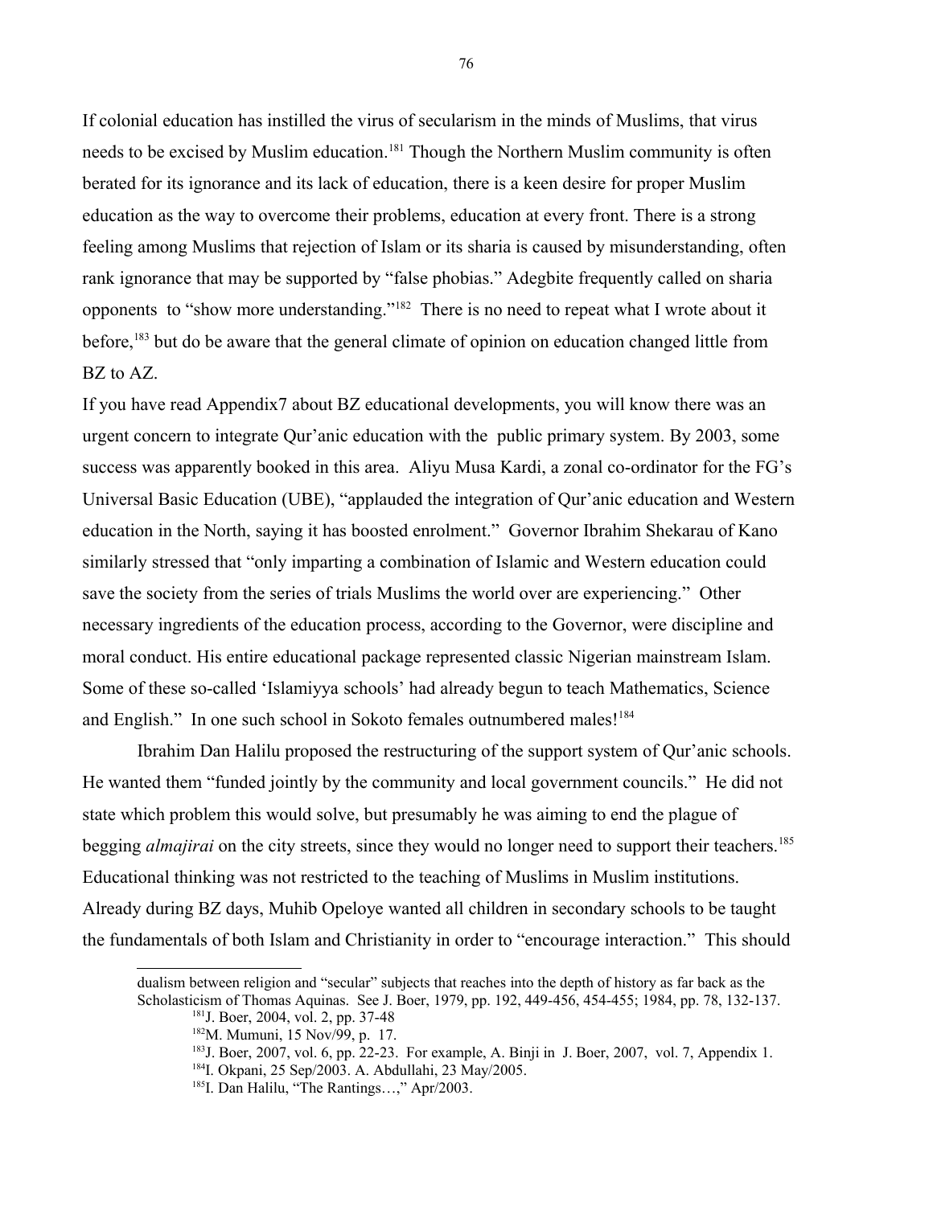If colonial education has instilled the virus of secularism in the minds of Muslims, that virus needs to be excised by Muslim education.[181] Though the Northern Muslim community is often berated for its ignorance and its lack of education, there is a keen desire for proper Muslim education as the way to overcome their problems, education at every front. There is a strong feeling among Muslims that rejection of Islam or its sharia is caused by misunderstanding, often rank ignorance that may be supported by "false phobias." Adegbite frequently called on sharia opponents to "show more understanding."[182] There is no need to repeat what I wrote about it before,[183] but do be aware that the general climate of opinion on education changed little from BZ to AZ.

If you have read Appendix7 about BZ educational developments, you will know there was an urgent concern to integrate Qur'anic education with the public primary system. By 2003, some success was apparently booked in this area. Aliyu Musa Kardi, a zonal co-ordinator for the FG's Universal Basic Education (UBE), "applauded the integration of Qur'anic education and Western education in the North, saying it has boosted enrolment." Governor Ibrahim Shekarau of Kano similarly stressed that "only imparting a combination of Islamic and Western education could save the society from the series of trials Muslims the world over are experiencing." Other necessary ingredients of the education process, according to the Governor, were discipline and moral conduct. His entire educational package represented classic Nigerian mainstream Islam. Some of these so-called 'Islamiyya schools' had already begun to teach Mathematics, Science and English." In one such school in Sokoto females outnumbered males![184]

Ibrahim Dan Halilu proposed the restructuring of the support system of Qur'anic schools. He wanted them "funded jointly by the community and local government councils." He did not state which problem this would solve, but presumably he was aiming to end the plague of begging *almajirai* on the city streets, since they would no longer need to support their teachers.[185] Educational thinking was not restricted to the teaching of Muslims in Muslim institutions. Already during BZ days, Muhib Opeloye wanted all children in secondary schools to be taught the fundamentals of both Islam and Christianity in order to "encourage interaction." This should

---

dualism between religion and "secular" subjects that reaches into the depth of history as far back as the Scholasticism of Thomas Aquinas. See J. Boer, 1979, pp. 192, 449-456, 454-455; 1984, pp. 78, 132-137.

[181] J. Boer, 2004, vol. 2, pp. 37-48

[182] M. Mumuni, 15 Nov/99, p. 17.

[183] J. Boer, 2007, vol. 6, pp. 22-23. For example, A. Binji in J. Boer, 2007, vol. 7, Appendix 1.

[184] I. Okpani, 25 Sep/2003. A. Abdullahi, 23 May/2005.

[185] I. Dan Halilu, "The Rantings…," Apr/2003.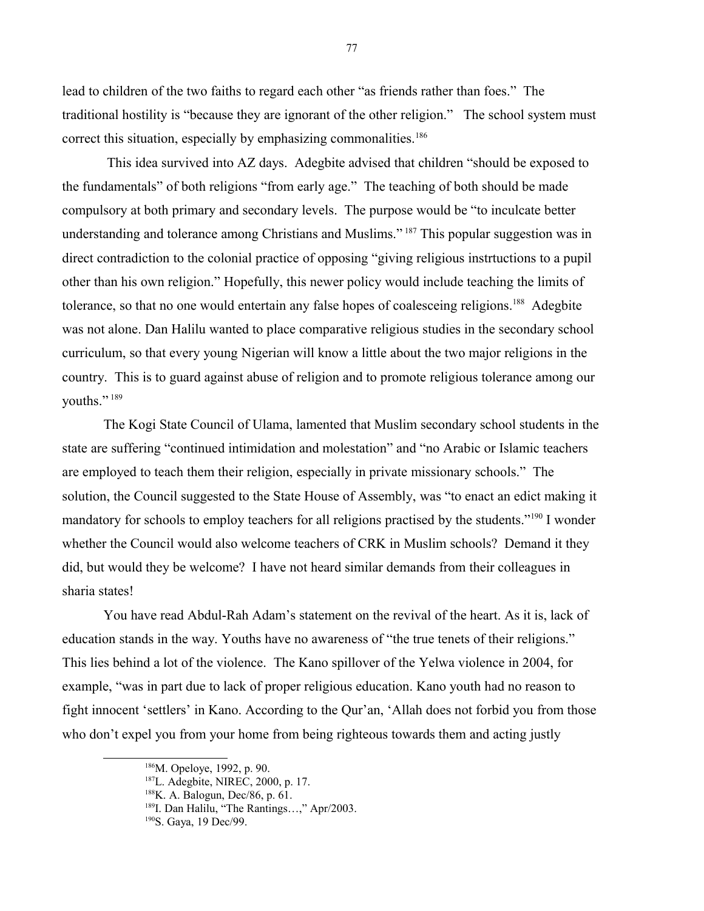lead to children of the two faiths to regard each other "as friends rather than foes." The traditional hostility is "because they are ignorant of the other religion." The school system must correct this situation, especially by emphasizing commonalities.[186]

This idea survived into AZ days. Adegbite advised that children "should be exposed to the fundamentals" of both religions "from early age." The teaching of both should be made compulsory at both primary and secondary levels. The purpose would be "to inculcate better understanding and tolerance among Christians and Muslims." [187] This popular suggestion was in direct contradiction to the colonial practice of opposing "giving religious instrtuctions to a pupil other than his own religion." Hopefully, this newer policy would include teaching the limits of tolerance, so that no one would entertain any false hopes of coalesceing religions.[188] Adegbite was not alone. Dan Halilu wanted to place comparative religious studies in the secondary school curriculum, so that every young Nigerian will know a little about the two major religions in the country. This is to guard against abuse of religion and to promote religious tolerance among our youths." [189]

The Kogi State Council of Ulama, lamented that Muslim secondary school students in the state are suffering "continued intimidation and molestation" and "no Arabic or Islamic teachers are employed to teach them their religion, especially in private missionary schools." The solution, the Council suggested to the State House of Assembly, was "to enact an edict making it mandatory for schools to employ teachers for all religions practised by the students."[190] I wonder whether the Council would also welcome teachers of CRK in Muslim schools? Demand it they did, but would they be welcome? I have not heard similar demands from their colleagues in sharia states!

You have read Abdul-Rah Adam's statement on the revival of the heart. As it is, lack of education stands in the way. Youths have no awareness of "the true tenets of their religions." This lies behind a lot of the violence. The Kano spillover of the Yelwa violence in 2004, for example, "was in part due to lack of proper religious education. Kano youth had no reason to fight innocent 'settlers' in Kano. According to the Qur'an, 'Allah does not forbid you from those who don't expel you from your home from being righteous towards them and acting justly

---

[186] M. Opeloye, 1992, p. 90.

[187] L. Adegbite, NIREC, 2000, p. 17.

[188] K. A. Balogun, Dec/86, p. 61.

[189] I. Dan Halilu, "The Rantings…," Apr/2003.

[190] S. Gaya, 19 Dec/99.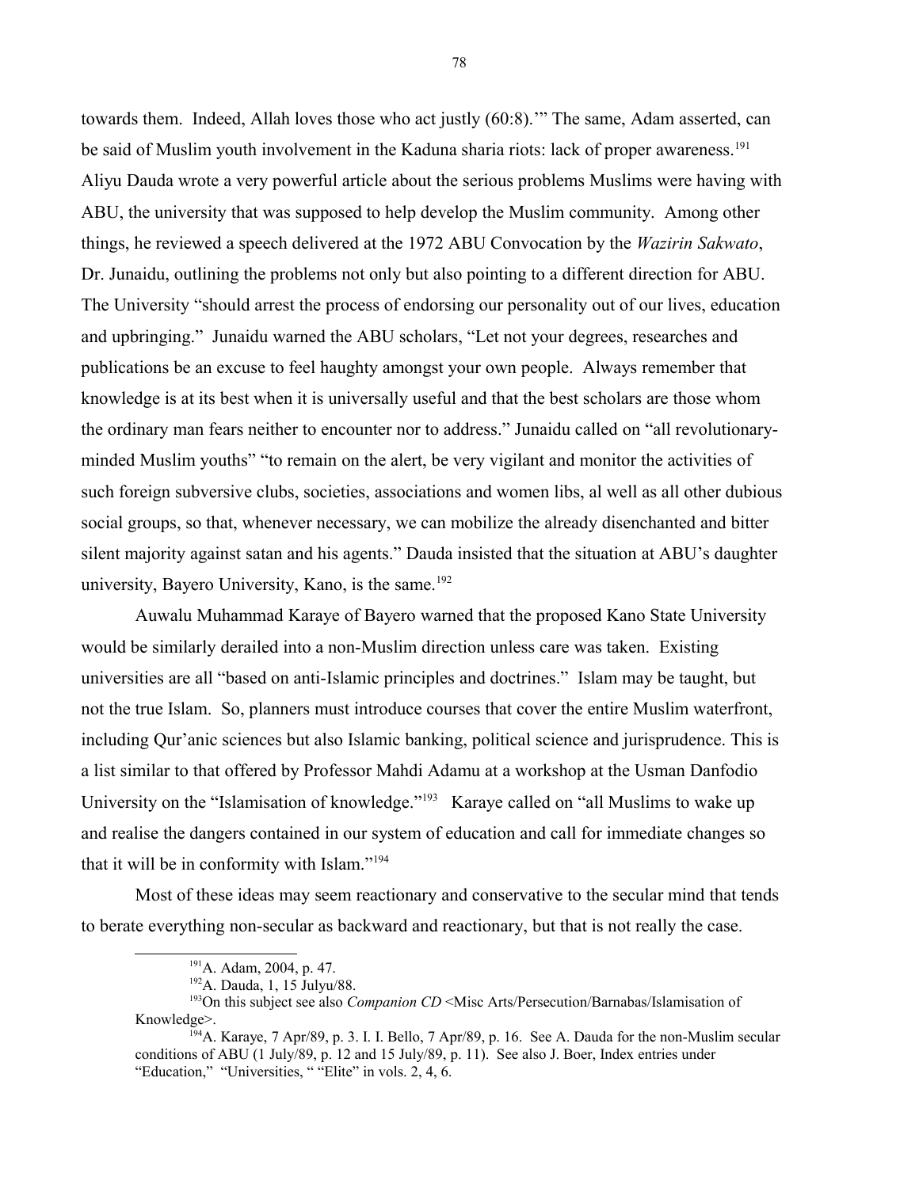towards them. Indeed, Allah loves those who act justly (60:8).'" The same, Adam asserted, can be said of Muslim youth involvement in the Kaduna sharia riots: lack of proper awareness.[191] Aliyu Dauda wrote a very powerful article about the serious problems Muslims were having with ABU, the university that was supposed to help develop the Muslim community. Among other things, he reviewed a speech delivered at the 1972 ABU Convocation by the *Wazirin Sakwato*, Dr. Junaidu, outlining the problems not only but also pointing to a different direction for ABU. The University "should arrest the process of endorsing our personality out of our lives, education and upbringing." Junaidu warned the ABU scholars, "Let not your degrees, researches and publications be an excuse to feel haughty amongst your own people. Always remember that knowledge is at its best when it is universally useful and that the best scholars are those whom the ordinary man fears neither to encounter nor to address." Junaidu called on "all revolutionary-minded Muslim youths" "to remain on the alert, be very vigilant and monitor the activities of such foreign subversive clubs, societies, associations and women libs, al well as all other dubious social groups, so that, whenever necessary, we can mobilize the already disenchanted and bitter silent majority against satan and his agents." Dauda insisted that the situation at ABU's daughter university, Bayero University, Kano, is the same.[192]

Auwalu Muhammad Karaye of Bayero warned that the proposed Kano State University would be similarly derailed into a non-Muslim direction unless care was taken. Existing universities are all "based on anti-Islamic principles and doctrines." Islam may be taught, but not the true Islam. So, planners must introduce courses that cover the entire Muslim waterfront, including Qur'anic sciences but also Islamic banking, political science and jurisprudence. This is a list similar to that offered by Professor Mahdi Adamu at a workshop at the Usman Danfodio University on the "Islamisation of knowledge."[193] Karaye called on "all Muslims to wake up and realise the dangers contained in our system of education and call for immediate changes so that it will be in conformity with Islam."[194]

Most of these ideas may seem reactionary and conservative to the secular mind that tends to berate everything non-secular as backward and reactionary, but that is not really the case.

---

[191] A. Adam, 2004, p. 47.

[192] A. Dauda, 1, 15 Julyu/88.

[193] On this subject see also *Companion CD* <Misc Arts/Persecution/Barnabas/Islamisation of Knowledge>.

[194] A. Karaye, 7 Apr/89, p. 3. I. I. Bello, 7 Apr/89, p. 16. See A. Dauda for the non-Muslim secular conditions of ABU (1 July/89, p. 12 and 15 July/89, p. 11). See also J. Boer, Index entries under "Education," "Universities, " "Elite" in vols. 2, 4, 6.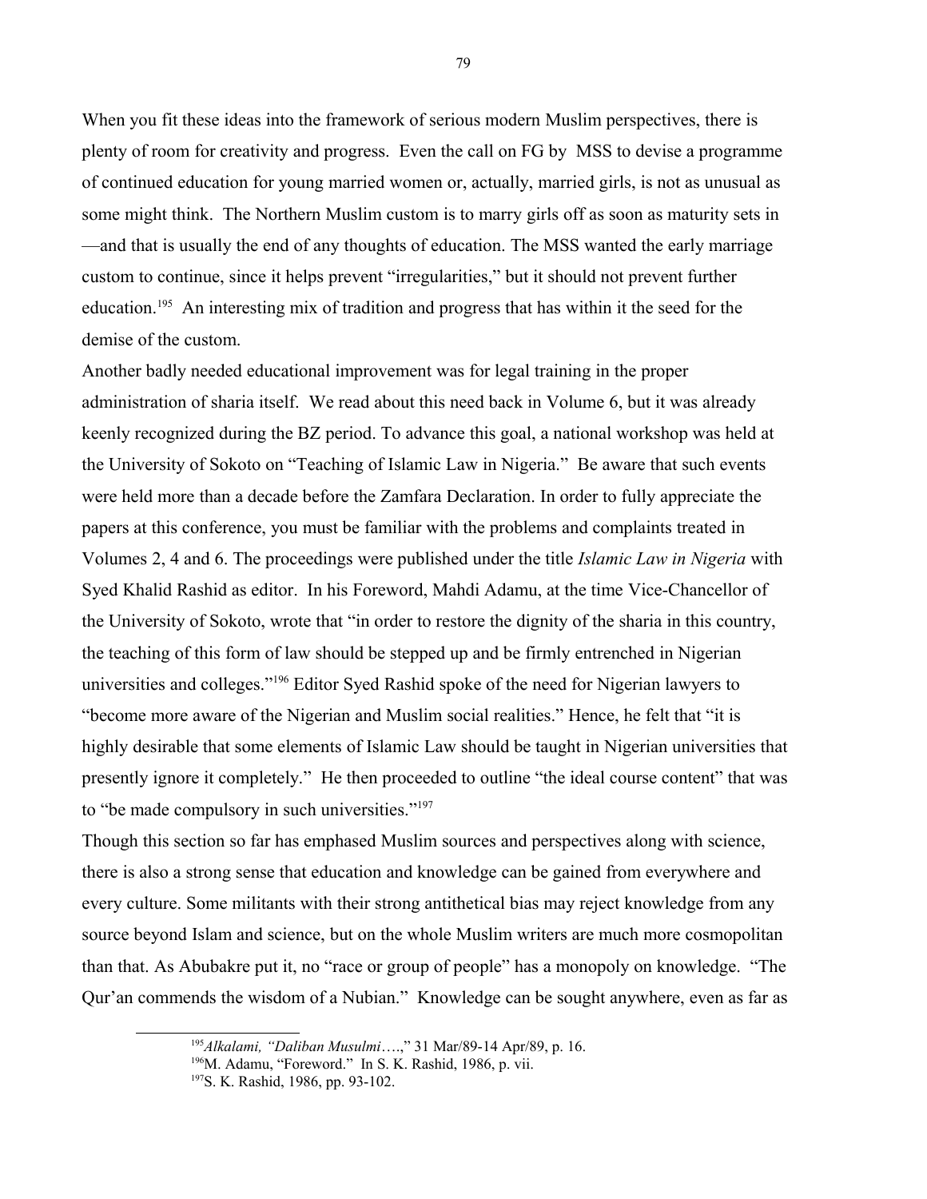When you fit these ideas into the framework of serious modern Muslim perspectives, there is plenty of room for creativity and progress. Even the call on FG by MSS to devise a programme of continued education for young married women or, actually, married girls, is not as unusual as some might think. The Northern Muslim custom is to marry girls off as soon as maturity sets in —and that is usually the end of any thoughts of education. The MSS wanted the early marriage custom to continue, since it helps prevent "irregularities," but it should not prevent further education.[195] An interesting mix of tradition and progress that has within it the seed for the demise of the custom.

Another badly needed educational improvement was for legal training in the proper administration of sharia itself. We read about this need back in Volume 6, but it was already keenly recognized during the BZ period. To advance this goal, a national workshop was held at the University of Sokoto on "Teaching of Islamic Law in Nigeria." Be aware that such events were held more than a decade before the Zamfara Declaration. In order to fully appreciate the papers at this conference, you must be familiar with the problems and complaints treated in Volumes 2, 4 and 6. The proceedings were published under the title *Islamic Law in Nigeria* with Syed Khalid Rashid as editor. In his Foreword, Mahdi Adamu, at the time Vice-Chancellor of the University of Sokoto, wrote that "in order to restore the dignity of the sharia in this country, the teaching of this form of law should be stepped up and be firmly entrenched in Nigerian universities and colleges."[196] Editor Syed Rashid spoke of the need for Nigerian lawyers to "become more aware of the Nigerian and Muslim social realities." Hence, he felt that "it is highly desirable that some elements of Islamic Law should be taught in Nigerian universities that presently ignore it completely." He then proceeded to outline "the ideal course content" that was to "be made compulsory in such universities."[197]

Though this section so far has emphased Muslim sources and perspectives along with science, there is also a strong sense that education and knowledge can be gained from everywhere and every culture. Some militants with their strong antithetical bias may reject knowledge from any source beyond Islam and science, but on the whole Muslim writers are much more cosmopolitan than that. As Abubakre put it, no "race or group of people" has a monopoly on knowledge. "The Qur'an commends the wisdom of a Nubian." Knowledge can be sought anywhere, even as far as

---

[195] *Alkalami, "Daliban Musulmi….,"* 31 Mar/89-14 Apr/89, p. 16.

[196] M. Adamu, "Foreword." In S. K. Rashid, 1986, p. vii.

[197] S. K. Rashid, 1986, pp. 93-102.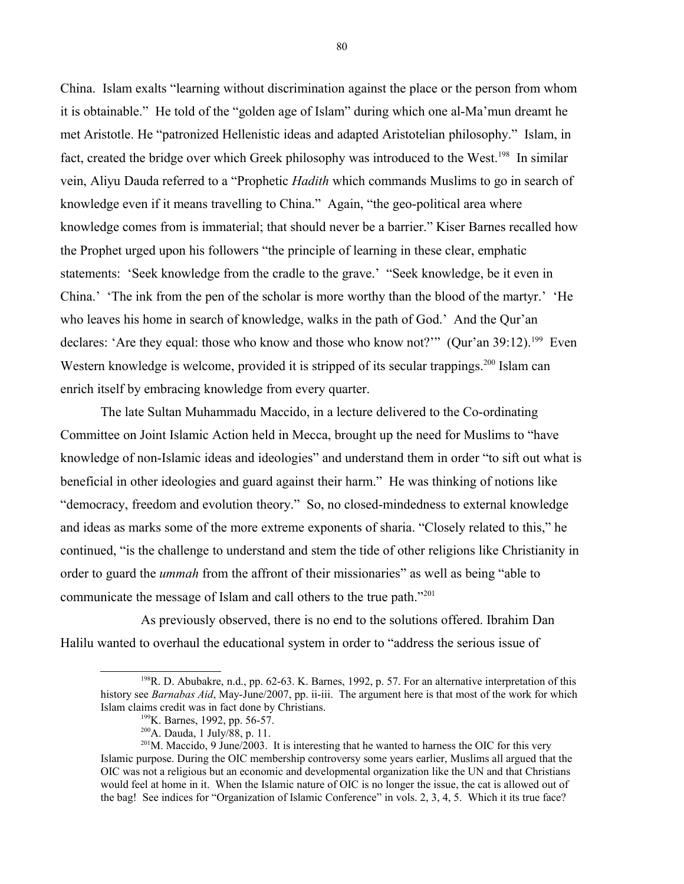China. Islam exalts "learning without discrimination against the place or the person from whom it is obtainable." He told of the "golden age of Islam" during which one al-Ma'mun dreamt he met Aristotle. He "patronized Hellenistic ideas and adapted Aristotelian philosophy." Islam, in fact, created the bridge over which Greek philosophy was introduced to the West.[198] In similar vein, Aliyu Dauda referred to a "Prophetic *Hadith* which commands Muslims to go in search of knowledge even if it means travelling to China." Again, "the geo-political area where knowledge comes from is immaterial; that should never be a barrier." Kiser Barnes recalled how the Prophet urged upon his followers "the principle of learning in these clear, emphatic statements: 'Seek knowledge from the cradle to the grave.' "Seek knowledge, be it even in China.' 'The ink from the pen of the scholar is more worthy than the blood of the martyr.' 'He who leaves his home in search of knowledge, walks in the path of God.' And the Qur'an declares: 'Are they equal: those who know and those who know not?'" (Qur'an 39:12).[199] Even Western knowledge is welcome, provided it is stripped of its secular trappings.[200] Islam can enrich itself by embracing knowledge from every quarter.

The late Sultan Muhammadu Maccido, in a lecture delivered to the Co-ordinating Committee on Joint Islamic Action held in Mecca, brought up the need for Muslims to "have knowledge of non-Islamic ideas and ideologies" and understand them in order "to sift out what is beneficial in other ideologies and guard against their harm." He was thinking of notions like "democracy, freedom and evolution theory." So, no closed-mindedness to external knowledge and ideas as marks some of the more extreme exponents of sharia. "Closely related to this," he continued, "is the challenge to understand and stem the tide of other religions like Christianity in order to guard the *ummah* from the affront of their missionaries" as well as being "able to communicate the message of Islam and call others to the true path."[201]

As previously observed, there is no end to the solutions offered. Ibrahim Dan Halilu wanted to overhaul the educational system in order to "address the serious issue of

---

[198] R. D. Abubakre, n.d., pp. 62-63. K. Barnes, 1992, p. 57. For an alternative interpretation of this history see *Barnabas Aid*, May-June/2007, pp. ii-iii. The argument here is that most of the work for which Islam claims credit was in fact done by Christians.

[199] K. Barnes, 1992, pp. 56-57.

[200] A. Dauda, 1 July/88, p. 11.

[201] M. Maccido, 9 June/2003. It is interesting that he wanted to harness the OIC for this very Islamic purpose. During the OIC membership controversy some years earlier, Muslims all argued that the OIC was not a religious but an economic and developmental organization like the UN and that Christians would feel at home in it. When the Islamic nature of OIC is no longer the issue, the cat is allowed out of the bag! See indices for "Organization of Islamic Conference" in vols. 2, 3, 4, 5. Which it its true face?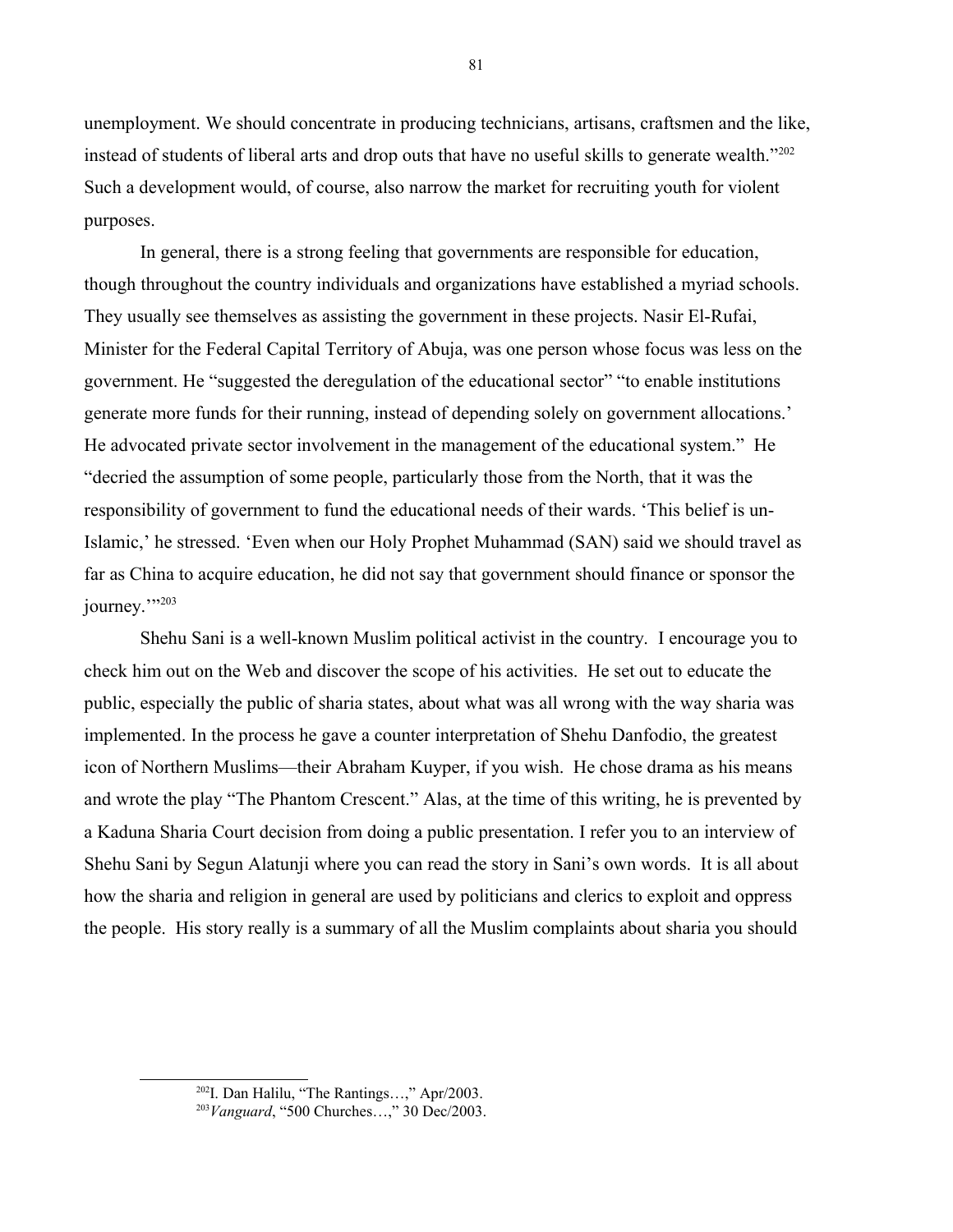unemployment. We should concentrate in producing technicians, artisans, craftsmen and the like, instead of students of liberal arts and drop outs that have no useful skills to generate wealth."[202] Such a development would, of course, also narrow the market for recruiting youth for violent purposes.

In general, there is a strong feeling that governments are responsible for education, though throughout the country individuals and organizations have established a myriad schools. They usually see themselves as assisting the government in these projects. Nasir El-Rufai, Minister for the Federal Capital Territory of Abuja, was one person whose focus was less on the government. He "suggested the deregulation of the educational sector" "to enable institutions generate more funds for their running, instead of depending solely on government allocations.' He advocated private sector involvement in the management of the educational system." He "decried the assumption of some people, particularly those from the North, that it was the responsibility of government to fund the educational needs of their wards. 'This belief is un-Islamic,' he stressed. 'Even when our Holy Prophet Muhammad (SAN) said we should travel as far as China to acquire education, he did not say that government should finance or sponsor the journey.'"[203]

Shehu Sani is a well-known Muslim political activist in the country. I encourage you to check him out on the Web and discover the scope of his activities. He set out to educate the public, especially the public of sharia states, about what was all wrong with the way sharia was implemented. In the process he gave a counter interpretation of Shehu Danfodio, the greatest icon of Northern Muslims—their Abraham Kuyper, if you wish. He chose drama as his means and wrote the play "The Phantom Crescent." Alas, at the time of this writing, he is prevented by a Kaduna Sharia Court decision from doing a public presentation. I refer you to an interview of Shehu Sani by Segun Alatunji where you can read the story in Sani's own words. It is all about how the sharia and religion in general are used by politicians and clerics to exploit and oppress the people. His story really is a summary of all the Muslim complaints about sharia you should

[202] I. Dan Halilu, "The Rantings…," Apr/2003.

[203] *Vanguard*, "500 Churches…," 30 Dec/2003.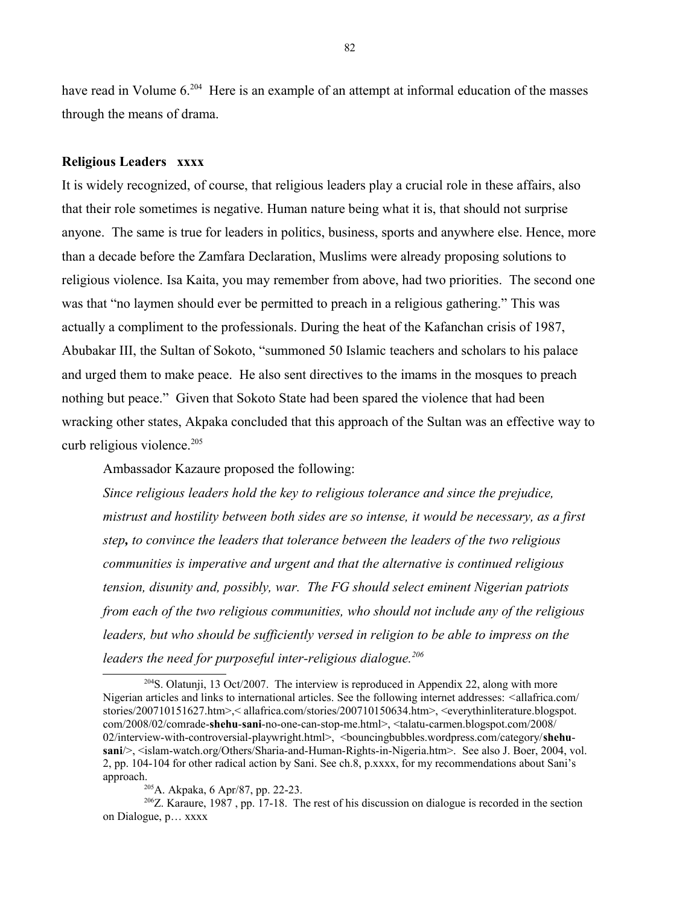have read in Volume 6.[204] Here is an example of an attempt at informal education of the masses through the means of drama.

**Religious Leaders xxxx**

It is widely recognized, of course, that religious leaders play a crucial role in these affairs, also that their role sometimes is negative. Human nature being what it is, that should not surprise anyone. The same is true for leaders in politics, business, sports and anywhere else. Hence, more than a decade before the Zamfara Declaration, Muslims were already proposing solutions to religious violence. Isa Kaita, you may remember from above, had two priorities. The second one was that "no laymen should ever be permitted to preach in a religious gathering." This was actually a compliment to the professionals. During the heat of the Kafanchan crisis of 1987, Abubakar III, the Sultan of Sokoto, "summoned 50 Islamic teachers and scholars to his palace and urged them to make peace. He also sent directives to the imams in the mosques to preach nothing but peace." Given that Sokoto State had been spared the violence that had been wracking other states, Akpaka concluded that this approach of the Sultan was an effective way to curb religious violence.[205]

Ambassador Kazaure proposed the following:

*Since religious leaders hold the key to religious tolerance and since the prejudice, mistrust and hostility between both sides are so intense, it would be necessary, as a first step, to convince the leaders that tolerance between the leaders of the two religious communities is imperative and urgent and that the alternative is continued religious tension, disunity and, possibly, war. The FG should select eminent Nigerian patriots from each of the two religious communities, who should not include any of the religious leaders, but who should be sufficiently versed in religion to be able to impress on the leaders the need for purposeful inter-religious dialogue.*[206]

---

[204] S. Olatunji, 13 Oct/2007. The interview is reproduced in Appendix 22, along with more Nigerian articles and links to international articles. See the following internet addresses: <allafrica.com/stories/200710151627.htm>,< allafrica.com/stories/200710150634.htm>, <everythinliterature.blogspot.com/2008/02/comrade-**shehu-sani**-no-one-can-stop-me.html>, <talatu-carmen.blogspot.com/2008/02/interview-with-controversial-playwright.html>, <bouncingbubbles.wordpress.com/category/**shehu-sani**/>, <islam-watch.org/Others/Sharia-and-Human-Rights-in-Nigeria.htm>. See also J. Boer, 2004, vol. 2, pp. 104-104 for other radical action by Sani. See ch.8, p.xxxx, for my recommendations about Sani's approach.

[205] A. Akpaka, 6 Apr/87, pp. 22-23.

[206] Z. Karaure, 1987 , pp. 17-18. The rest of his discussion on dialogue is recorded in the section on Dialogue, p… xxxx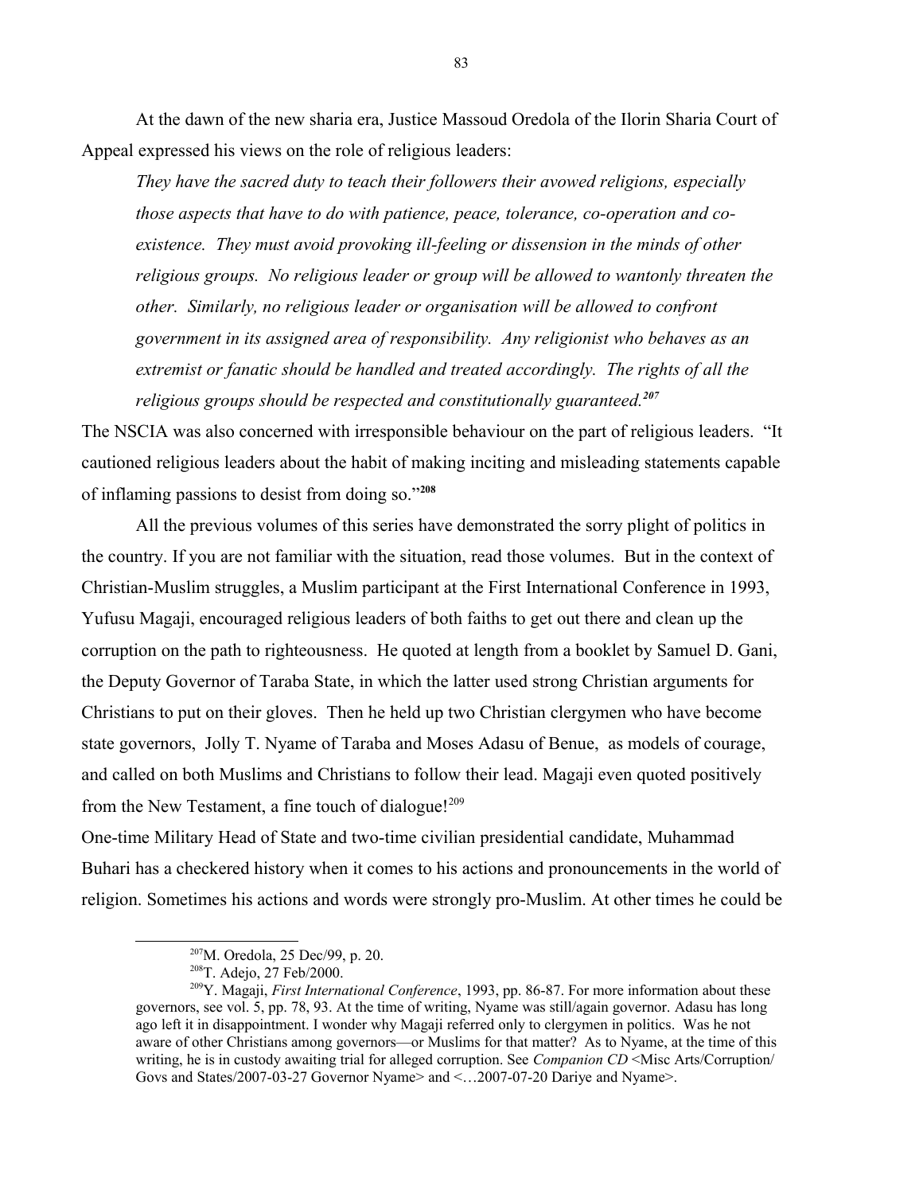At the dawn of the new sharia era, Justice Massoud Oredola of the Ilorin Sharia Court of Appeal expressed his views on the role of religious leaders:

> *They have the sacred duty to teach their followers their avowed religions, especially those aspects that have to do with patience, peace, tolerance, co-operation and co-existence. They must avoid provoking ill-feeling or dissension in the minds of other religious groups. No religious leader or group will be allowed to wantonly threaten the other. Similarly, no religious leader or organisation will be allowed to confront government in its assigned area of responsibility. Any religionist who behaves as an extremist or fanatic should be handled and treated accordingly. The rights of all the religious groups should be respected and constitutionally guaranteed.*[207]

The NSCIA was also concerned with irresponsible behaviour on the part of religious leaders. "It cautioned religious leaders about the habit of making inciting and misleading statements capable of inflaming passions to desist from doing so."[208]

All the previous volumes of this series have demonstrated the sorry plight of politics in the country. If you are not familiar with the situation, read those volumes. But in the context of Christian-Muslim struggles, a Muslim participant at the First International Conference in 1993, Yufusu Magaji, encouraged religious leaders of both faiths to get out there and clean up the corruption on the path to righteousness. He quoted at length from a booklet by Samuel D. Gani, the Deputy Governor of Taraba State, in which the latter used strong Christian arguments for Christians to put on their gloves. Then he held up two Christian clergymen who have become state governors, Jolly T. Nyame of Taraba and Moses Adasu of Benue, as models of courage, and called on both Muslims and Christians to follow their lead. Magaji even quoted positively from the New Testament, a fine touch of dialogue![209]

One-time Military Head of State and two-time civilian presidential candidate, Muhammad Buhari has a checkered history when it comes to his actions and pronouncements in the world of religion. Sometimes his actions and words were strongly pro-Muslim. At other times he could be

---

[207] M. Oredola, 25 Dec/99, p. 20.

[208] T. Adejo, 27 Feb/2000.

[209] Y. Magaji, *First International Conference*, 1993, pp. 86-87. For more information about these governors, see vol. 5, pp. 78, 93. At the time of writing, Nyame was still/again governor. Adasu has long ago left it in disappointment. I wonder why Magaji referred only to clergymen in politics. Was he not aware of other Christians among governors—or Muslims for that matter? As to Nyame, at the time of this writing, he is in custody awaiting trial for alleged corruption. See *Companion CD* <Misc Arts/Corruption/ Govs and States/2007-03-27 Governor Nyame> and <…2007-07-20 Dariye and Nyame>.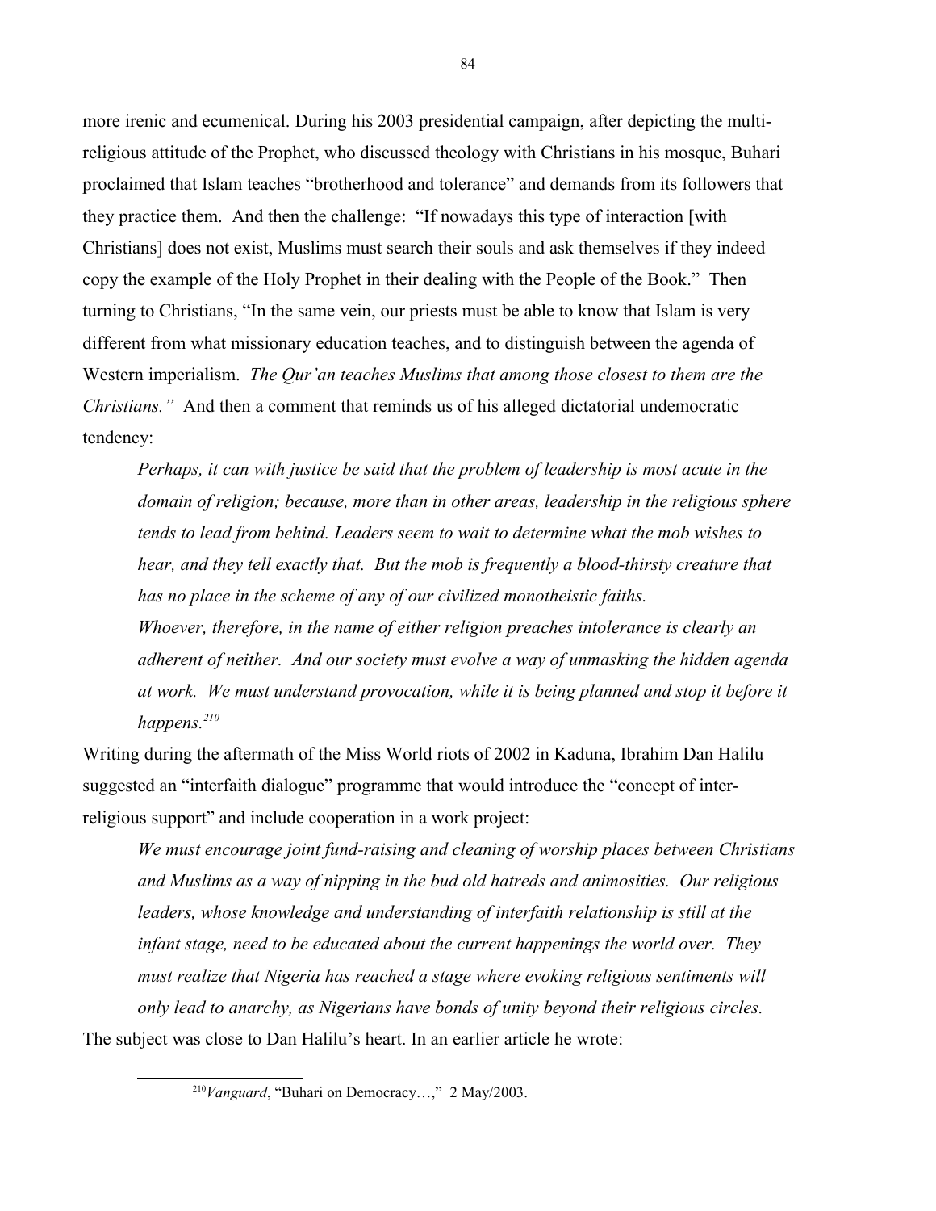more irenic and ecumenical. During his 2003 presidential campaign, after depicting the multi-religious attitude of the Prophet, who discussed theology with Christians in his mosque, Buhari proclaimed that Islam teaches "brotherhood and tolerance" and demands from its followers that they practice them. And then the challenge: "If nowadays this type of interaction [with Christians] does not exist, Muslims must search their souls and ask themselves if they indeed copy the example of the Holy Prophet in their dealing with the People of the Book." Then turning to Christians, "In the same vein, our priests must be able to know that Islam is very different from what missionary education teaches, and to distinguish between the agenda of Western imperialism. *The Qur'an teaches Muslims that among those closest to them are the Christians."* And then a comment that reminds us of his alleged dictatorial undemocratic tendency:

> *Perhaps, it can with justice be said that the problem of leadership is most acute in the domain of religion; because, more than in other areas, leadership in the religious sphere tends to lead from behind. Leaders seem to wait to determine what the mob wishes to hear, and they tell exactly that. But the mob is frequently a blood-thirsty creature that has no place in the scheme of any of our civilized monotheistic faiths.*
>
> *Whoever, therefore, in the name of either religion preaches intolerance is clearly an adherent of neither. And our society must evolve a way of unmasking the hidden agenda at work. We must understand provocation, while it is being planned and stop it before it happens.*[210]

Writing during the aftermath of the Miss World riots of 2002 in Kaduna, Ibrahim Dan Halilu suggested an "interfaith dialogue" programme that would introduce the "concept of inter-religious support" and include cooperation in a work project:

> *We must encourage joint fund-raising and cleaning of worship places between Christians and Muslims as a way of nipping in the bud old hatreds and animosities. Our religious leaders, whose knowledge and understanding of interfaith relationship is still at the infant stage, need to be educated about the current happenings the world over. They must realize that Nigeria has reached a stage where evoking religious sentiments will only lead to anarchy, as Nigerians have bonds of unity beyond their religious circles.*

The subject was close to Dan Halilu's heart. In an earlier article he wrote:

[210] *Vanguard*, "Buhari on Democracy…," 2 May/2003.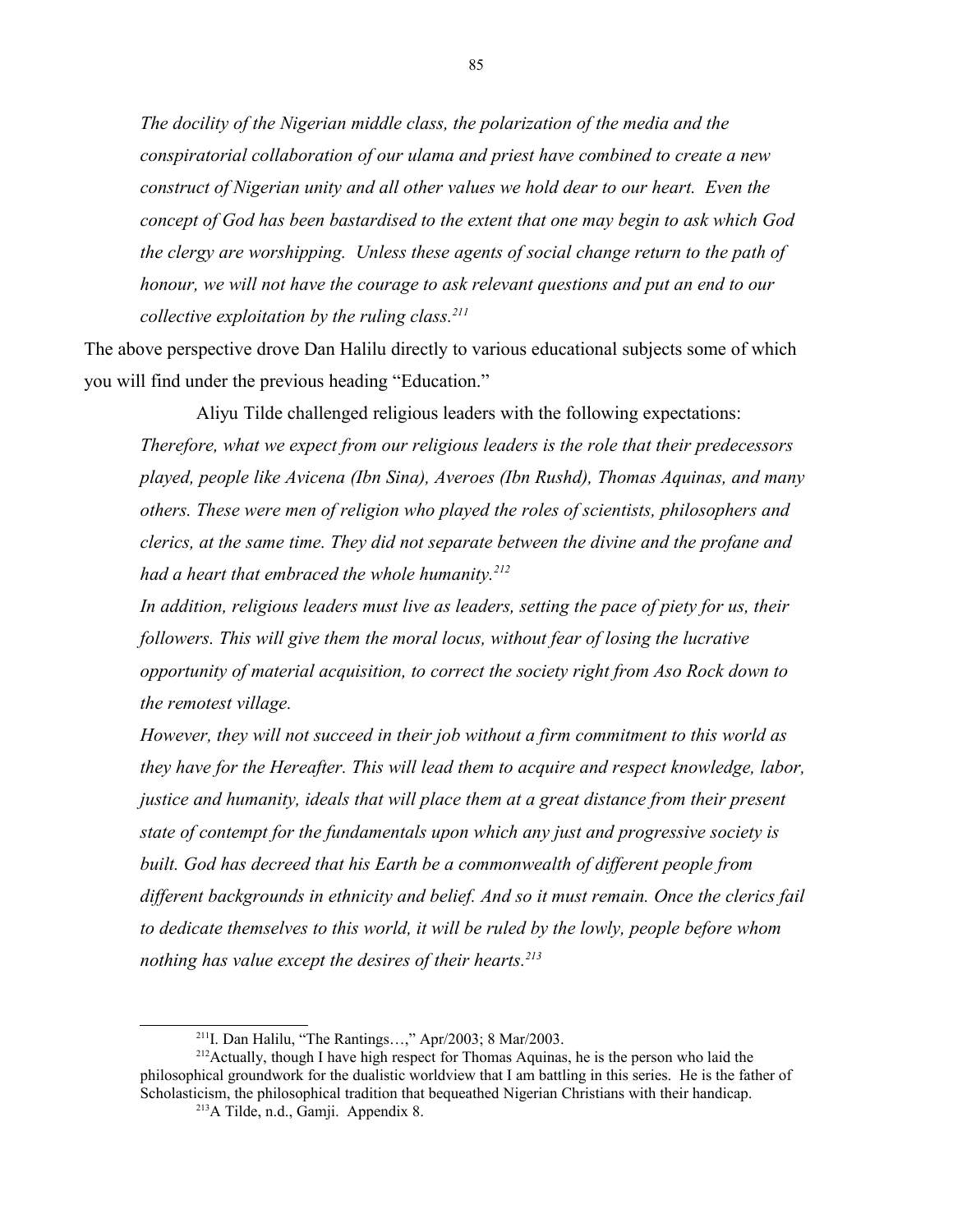*The docility of the Nigerian middle class, the polarization of the media and the conspiratorial collaboration of our ulama and priest have combined to create a new construct of Nigerian unity and all other values we hold dear to our heart. Even the concept of God has been bastardised to the extent that one may begin to ask which God the clergy are worshipping. Unless these agents of social change return to the path of honour, we will not have the courage to ask relevant questions and put an end to our collective exploitation by the ruling class.*[211]

The above perspective drove Dan Halilu directly to various educational subjects some of which you will find under the previous heading "Education."

Aliyu Tilde challenged religious leaders with the following expectations:

*Therefore, what we expect from our religious leaders is the role that their predecessors played, people like Avicena (Ibn Sina), Averoes (Ibn Rushd), Thomas Aquinas, and many others. These were men of religion who played the roles of scientists, philosophers and clerics, at the same time. They did not separate between the divine and the profane and had a heart that embraced the whole humanity.*[212]

*In addition, religious leaders must live as leaders, setting the pace of piety for us, their followers. This will give them the moral locus, without fear of losing the lucrative opportunity of material acquisition, to correct the society right from Aso Rock down to the remotest village.*

*However, they will not succeed in their job without a firm commitment to this world as they have for the Hereafter. This will lead them to acquire and respect knowledge, labor, justice and humanity, ideals that will place them at a great distance from their present state of contempt for the fundamentals upon which any just and progressive society is built. God has decreed that his Earth be a commonwealth of different people from different backgrounds in ethnicity and belief. And so it must remain. Once the clerics fail to dedicate themselves to this world, it will be ruled by the lowly, people before whom nothing has value except the desires of their hearts.*[213]

---

[211] I. Dan Halilu, "The Rantings…," Apr/2003; 8 Mar/2003.

[212] Actually, though I have high respect for Thomas Aquinas, he is the person who laid the philosophical groundwork for the dualistic worldview that I am battling in this series. He is the father of Scholasticism, the philosophical tradition that bequeathed Nigerian Christians with their handicap.

[213] A Tilde, n.d., Gamji. Appendix 8.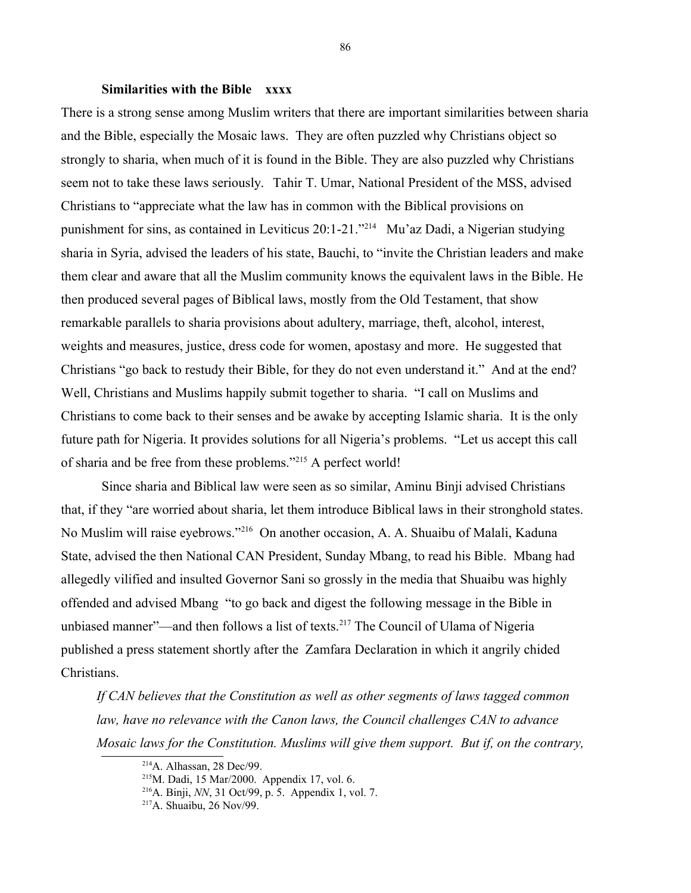**Similarities with the Bible xxxx**

There is a strong sense among Muslim writers that there are important similarities between sharia and the Bible, especially the Mosaic laws. They are often puzzled why Christians object so strongly to sharia, when much of it is found in the Bible. They are also puzzled why Christians seem not to take these laws seriously. Tahir T. Umar, National President of the MSS, advised Christians to "appreciate what the law has in common with the Biblical provisions on punishment for sins, as contained in Leviticus 20:1-21."[214] Mu'az Dadi, a Nigerian studying sharia in Syria, advised the leaders of his state, Bauchi, to "invite the Christian leaders and make them clear and aware that all the Muslim community knows the equivalent laws in the Bible. He then produced several pages of Biblical laws, mostly from the Old Testament, that show remarkable parallels to sharia provisions about adultery, marriage, theft, alcohol, interest, weights and measures, justice, dress code for women, apostasy and more. He suggested that Christians "go back to restudy their Bible, for they do not even understand it." And at the end? Well, Christians and Muslims happily submit together to sharia. "I call on Muslims and Christians to come back to their senses and be awake by accepting Islamic sharia. It is the only future path for Nigeria. It provides solutions for all Nigeria's problems. "Let us accept this call of sharia and be free from these problems."[215] A perfect world!

Since sharia and Biblical law were seen as so similar, Aminu Binji advised Christians that, if they "are worried about sharia, let them introduce Biblical laws in their stronghold states. No Muslim will raise eyebrows."[216] On another occasion, A. A. Shuaibu of Malali, Kaduna State, advised the then National CAN President, Sunday Mbang, to read his Bible. Mbang had allegedly vilified and insulted Governor Sani so grossly in the media that Shuaibu was highly offended and advised Mbang "to go back and digest the following message in the Bible in unbiased manner"—and then follows a list of texts.[217] The Council of Ulama of Nigeria published a press statement shortly after the Zamfara Declaration in which it angrily chided Christians.

> *If CAN believes that the Constitution as well as other segments of laws tagged common law, have no relevance with the Canon laws, the Council challenges CAN to advance Mosaic laws for the Constitution. Muslims will give them support. But if, on the contrary,*

---

[214] A. Alhassan, 28 Dec/99.

[215] M. Dadi, 15 Mar/2000. Appendix 17, vol. 6.

[216] A. Binji, *NN*, 31 Oct/99, p. 5. Appendix 1, vol. 7.

[217] A. Shuaibu, 26 Nov/99.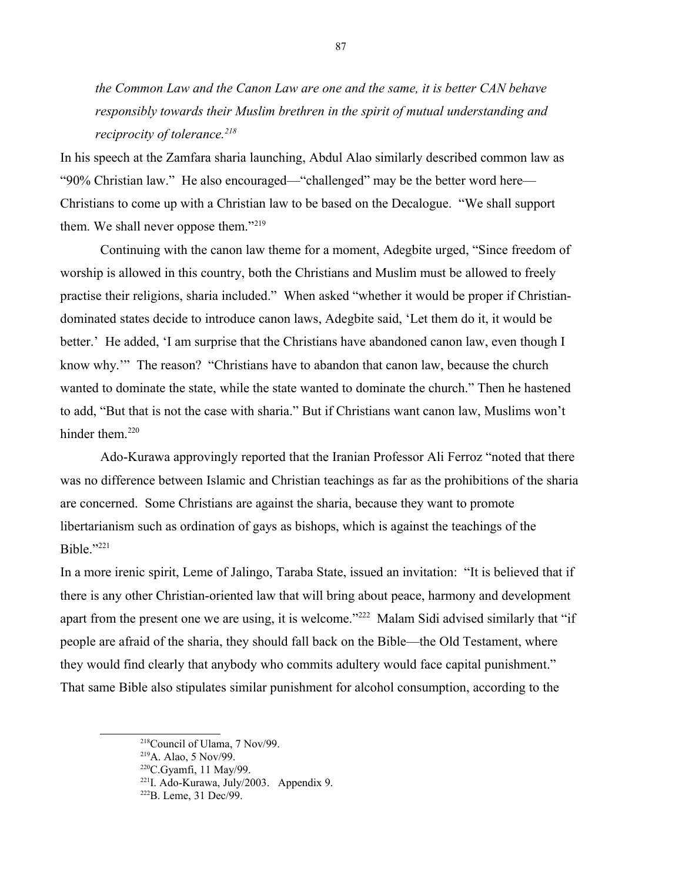*the Common Law and the Canon Law are one and the same, it is better CAN behave responsibly towards their Muslim brethren in the spirit of mutual understanding and reciprocity of tolerance.*[218]

In his speech at the Zamfara sharia launching, Abdul Alao similarly described common law as "90% Christian law." He also encouraged—"challenged" may be the better word here—Christians to come up with a Christian law to be based on the Decalogue. "We shall support them. We shall never oppose them."[219]

Continuing with the canon law theme for a moment, Adegbite urged, "Since freedom of worship is allowed in this country, both the Christians and Muslim must be allowed to freely practise their religions, sharia included." When asked "whether it would be proper if Christian-dominated states decide to introduce canon laws, Adegbite said, 'Let them do it, it would be better.' He added, 'I am surprise that the Christians have abandoned canon law, even though I know why.'" The reason? "Christians have to abandon that canon law, because the church wanted to dominate the state, while the state wanted to dominate the church." Then he hastened to add, "But that is not the case with sharia." But if Christians want canon law, Muslims won't hinder them.[220]

Ado-Kurawa approvingly reported that the Iranian Professor Ali Ferroz "noted that there was no difference between Islamic and Christian teachings as far as the prohibitions of the sharia are concerned. Some Christians are against the sharia, because they want to promote libertarianism such as ordination of gays as bishops, which is against the teachings of the Bible."[221]

In a more irenic spirit, Leme of Jalingo, Taraba State, issued an invitation: "It is believed that if there is any other Christian-oriented law that will bring about peace, harmony and development apart from the present one we are using, it is welcome."[222] Malam Sidi advised similarly that "if people are afraid of the sharia, they should fall back on the Bible—the Old Testament, where they would find clearly that anybody who commits adultery would face capital punishment." That same Bible also stipulates similar punishment for alcohol consumption, according to the

---

[218]Council of Ulama, 7 Nov/99.

[219]A. Alao, 5 Nov/99.

[220]C.Gyamfi, 11 May/99.

[221]I. Ado-Kurawa, July/2003. Appendix 9.

[222]B. Leme, 31 Dec/99.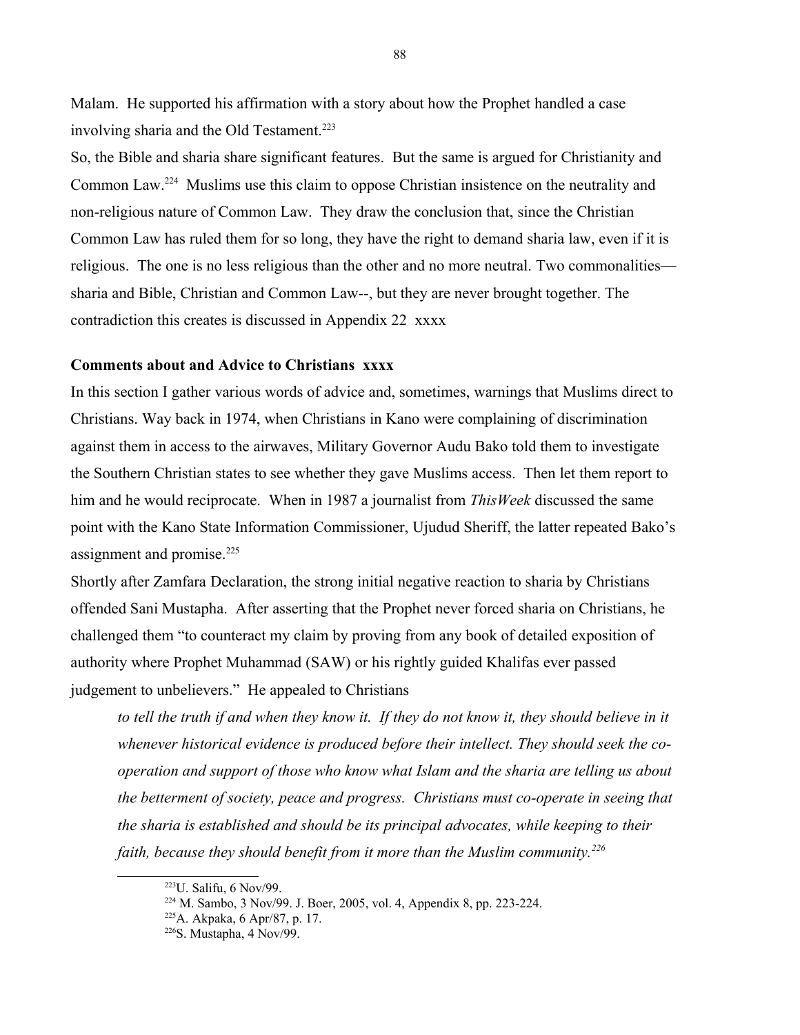Malam. He supported his affirmation with a story about how the Prophet handled a case involving sharia and the Old Testament.[223]

So, the Bible and sharia share significant features. But the same is argued for Christianity and Common Law.[224] Muslims use this claim to oppose Christian insistence on the neutrality and non-religious nature of Common Law. They draw the conclusion that, since the Christian Common Law has ruled them for so long, they have the right to demand sharia law, even if it is religious. The one is no less religious than the other and no more neutral. Two commonalities—sharia and Bible, Christian and Common Law--, but they are never brought together. The contradiction this creates is discussed in Appendix 22 xxxx

**Comments about and Advice to Christians xxxx**

In this section I gather various words of advice and, sometimes, warnings that Muslims direct to Christians. Way back in 1974, when Christians in Kano were complaining of discrimination against them in access to the airwaves, Military Governor Audu Bako told them to investigate the Southern Christian states to see whether they gave Muslims access. Then let them report to him and he would reciprocate. When in 1987 a journalist from *ThisWeek* discussed the same point with the Kano State Information Commissioner, Ujudud Sheriff, the latter repeated Bako's assignment and promise.[225]

Shortly after Zamfara Declaration, the strong initial negative reaction to sharia by Christians offended Sani Mustapha. After asserting that the Prophet never forced sharia on Christians, he challenged them "to counteract my claim by proving from any book of detailed exposition of authority where Prophet Muhammad (SAW) or his rightly guided Khalifas ever passed judgement to unbelievers." He appealed to Christians

> *to tell the truth if and when they know it. If they do not know it, they should believe in it whenever historical evidence is produced before their intellect. They should seek the co-operation and support of those who know what Islam and the sharia are telling us about the betterment of society, peace and progress. Christians must co-operate in seeing that the sharia is established and should be its principal advocates, while keeping to their faith, because they should benefit from it more than the Muslim community.*[226]

---

[223] U. Salifu, 6 Nov/99.

[224] M. Sambo, 3 Nov/99. J. Boer, 2005, vol. 4, Appendix 8, pp. 223-224.

[225] A. Akpaka, 6 Apr/87, p. 17.

[226] S. Mustapha, 4 Nov/99.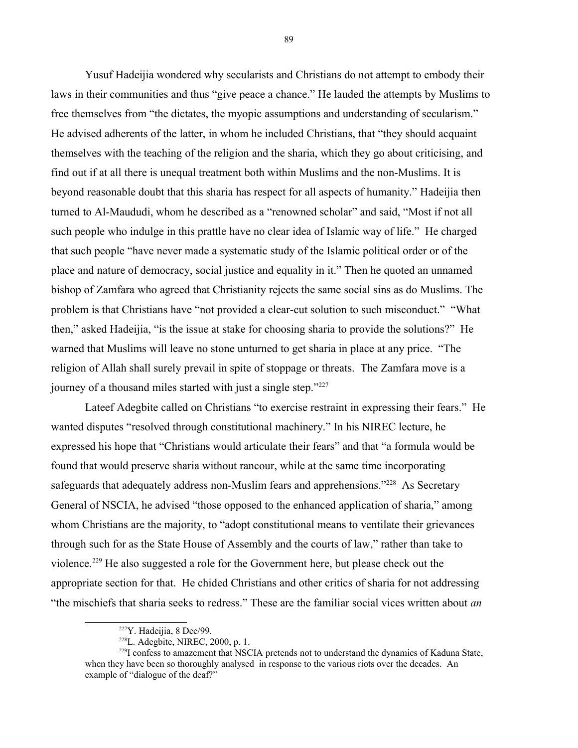Yusuf Hadeijia wondered why secularists and Christians do not attempt to embody their laws in their communities and thus "give peace a chance." He lauded the attempts by Muslims to free themselves from "the dictates, the myopic assumptions and understanding of secularism." He advised adherents of the latter, in whom he included Christians, that "they should acquaint themselves with the teaching of the religion and the sharia, which they go about criticising, and find out if at all there is unequal treatment both within Muslims and the non-Muslims. It is beyond reasonable doubt that this sharia has respect for all aspects of humanity." Hadeijia then turned to Al-Maududi, whom he described as a "renowned scholar" and said, "Most if not all such people who indulge in this prattle have no clear idea of Islamic way of life." He charged that such people "have never made a systematic study of the Islamic political order or of the place and nature of democracy, social justice and equality in it." Then he quoted an unnamed bishop of Zamfara who agreed that Christianity rejects the same social sins as do Muslims. The problem is that Christians have "not provided a clear-cut solution to such misconduct." "What then," asked Hadeijia, "is the issue at stake for choosing sharia to provide the solutions?" He warned that Muslims will leave no stone unturned to get sharia in place at any price. "The religion of Allah shall surely prevail in spite of stoppage or threats. The Zamfara move is a journey of a thousand miles started with just a single step."[227]

Lateef Adegbite called on Christians "to exercise restraint in expressing their fears." He wanted disputes "resolved through constitutional machinery." In his NIREC lecture, he expressed his hope that "Christians would articulate their fears" and that "a formula would be found that would preserve sharia without rancour, while at the same time incorporating safeguards that adequately address non-Muslim fears and apprehensions."[228] As Secretary General of NSCIA, he advised "those opposed to the enhanced application of sharia," among whom Christians are the majority, to "adopt constitutional means to ventilate their grievances through such for as the State House of Assembly and the courts of law," rather than take to violence.[229] He also suggested a role for the Government here, but please check out the appropriate section for that. He chided Christians and other critics of sharia for not addressing "the mischiefs that sharia seeks to redress." These are the familiar social vices written about *an*

---

[227] Y. Hadeijia, 8 Dec/99.

[228] L. Adegbite, NIREC, 2000, p. 1.

[229] I confess to amazement that NSCIA pretends not to understand the dynamics of Kaduna State, when they have been so thoroughly analysed in response to the various riots over the decades. An example of "dialogue of the deaf?"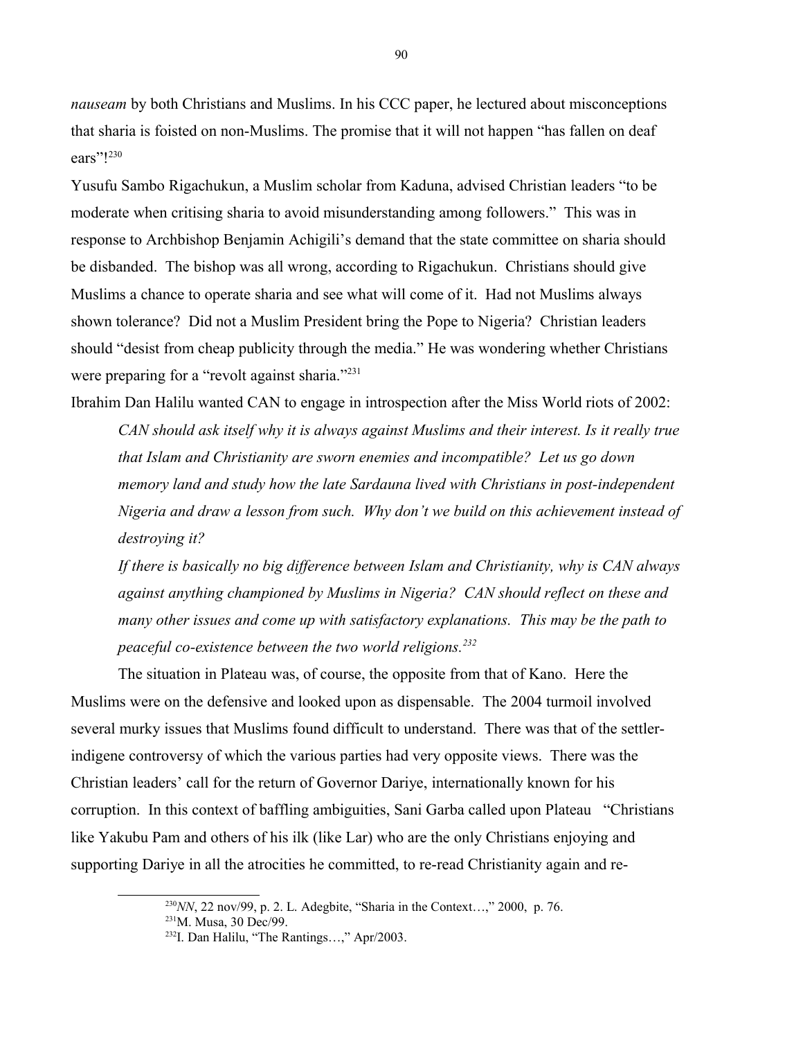*nauseam* by both Christians and Muslims. In his CCC paper, he lectured about misconceptions that sharia is foisted on non-Muslims. The promise that it will not happen "has fallen on deaf ears"![230]

Yusufu Sambo Rigachukun, a Muslim scholar from Kaduna, advised Christian leaders "to be moderate when critising sharia to avoid misunderstanding among followers." This was in response to Archbishop Benjamin Achigili's demand that the state committee on sharia should be disbanded. The bishop was all wrong, according to Rigachukun. Christians should give Muslims a chance to operate sharia and see what will come of it. Had not Muslims always shown tolerance? Did not a Muslim President bring the Pope to Nigeria? Christian leaders should "desist from cheap publicity through the media." He was wondering whether Christians were preparing for a "revolt against sharia."[231]

Ibrahim Dan Halilu wanted CAN to engage in introspection after the Miss World riots of 2002:

> *CAN should ask itself why it is always against Muslims and their interest. Is it really true that Islam and Christianity are sworn enemies and incompatible? Let us go down memory land and study how the late Sardauna lived with Christians in post-independent Nigeria and draw a lesson from such. Why don't we build on this achievement instead of destroying it?*
>
> *If there is basically no big difference between Islam and Christianity, why is CAN always against anything championed by Muslims in Nigeria? CAN should reflect on these and many other issues and come up with satisfactory explanations. This may be the path to peaceful co-existence between the two world religions.*[232]

The situation in Plateau was, of course, the opposite from that of Kano. Here the Muslims were on the defensive and looked upon as dispensable. The 2004 turmoil involved several murky issues that Muslims found difficult to understand. There was that of the settler-indigene controversy of which the various parties had very opposite views. There was the Christian leaders' call for the return of Governor Dariye, internationally known for his corruption. In this context of baffling ambiguities, Sani Garba called upon Plateau "Christians like Yakubu Pam and others of his ilk (like Lar) who are the only Christians enjoying and supporting Dariye in all the atrocities he committed, to re-read Christianity again and re-

---

[230] *NN*, 22 nov/99, p. 2. L. Adegbite, "Sharia in the Context…," 2000, p. 76.

[231] M. Musa, 30 Dec/99.

[232] I. Dan Halilu, "The Rantings…," Apr/2003.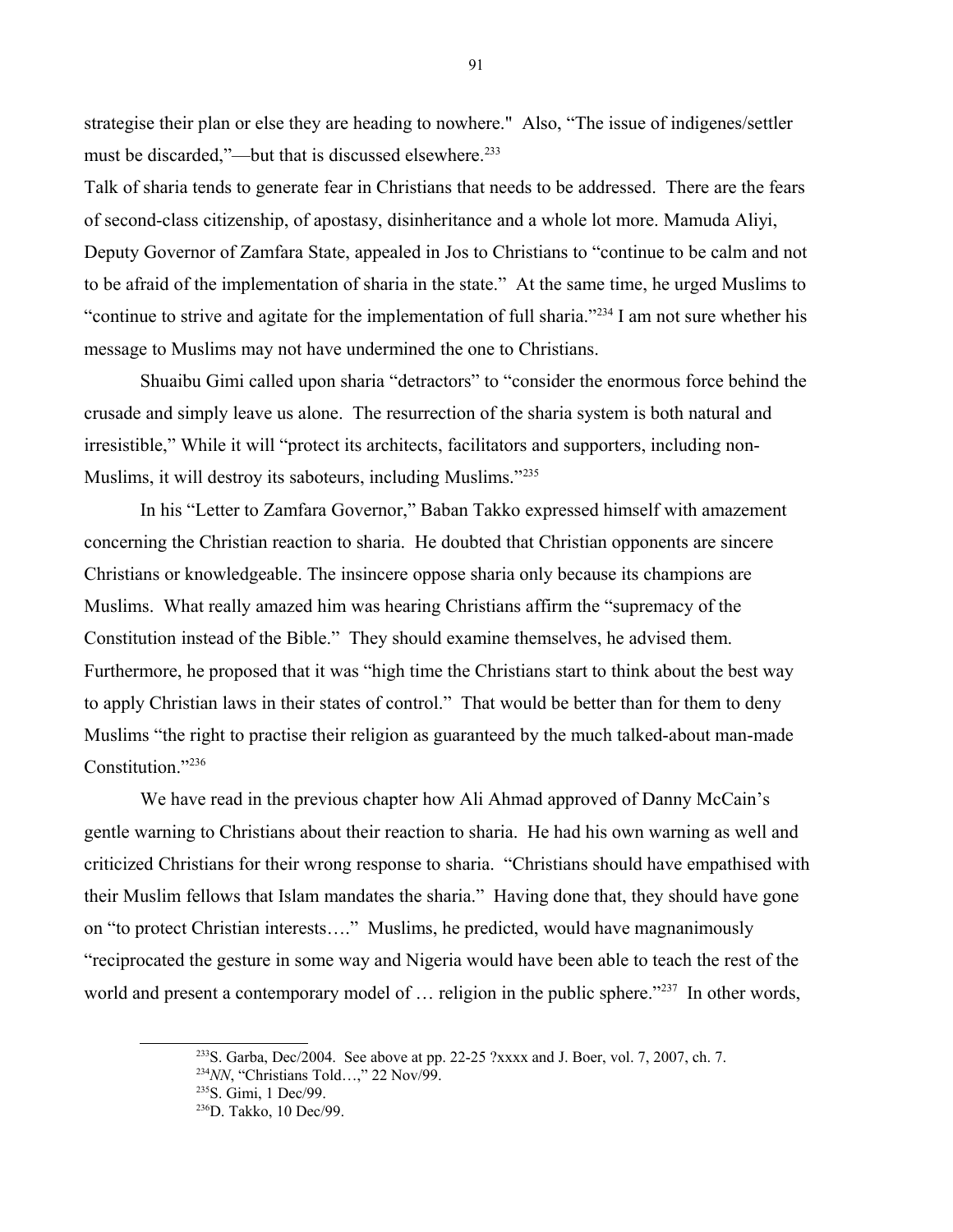strategise their plan or else they are heading to nowhere."  Also, "The issue of indigenes/settler must be discarded,"—but that is discussed elsewhere.[233]

Talk of sharia tends to generate fear in Christians that needs to be addressed.  There are the fears of second-class citizenship, of apostasy, disinheritance and a whole lot more. Mamuda Aliyi, Deputy Governor of Zamfara State, appealed in Jos to Christians to "continue to be calm and not to be afraid of the implementation of sharia in the state."  At the same time, he urged Muslims to "continue to strive and agitate for the implementation of full sharia."[234] I am not sure whether his message to Muslims may not have undermined the one to Christians.

Shuaibu Gimi called upon sharia "detractors" to "consider the enormous force behind the crusade and simply leave us alone.  The resurrection of the sharia system is both natural and irresistible," While it will "protect its architects, facilitators and supporters, including non-Muslims, it will destroy its saboteurs, including Muslims."[235]

In his "Letter to Zamfara Governor," Baban Takko expressed himself with amazement concerning the Christian reaction to sharia.  He doubted that Christian opponents are sincere Christians or knowledgeable. The insincere oppose sharia only because its champions are Muslims.  What really amazed him was hearing Christians affirm the "supremacy of the Constitution instead of the Bible."  They should examine themselves, he advised them. Furthermore, he proposed that it was "high time the Christians start to think about the best way to apply Christian laws in their states of control."  That would be better than for them to deny Muslims "the right to practise their religion as guaranteed by the much talked-about man-made Constitution."[236]

We have read in the previous chapter how Ali Ahmad approved of Danny McCain's gentle warning to Christians about their reaction to sharia.  He had his own warning as well and criticized Christians for their wrong response to sharia.  "Christians should have empathised with their Muslim fellows that Islam mandates the sharia."  Having done that, they should have gone on "to protect Christian interests…."  Muslims, he predicted, would have magnanimously "reciprocated the gesture in some way and Nigeria would have been able to teach the rest of the world and present a contemporary model of … religion in the public sphere."[237]  In other words,

---

[233]S. Garba, Dec/2004.  See above at pp. 22-25 ?xxxx and J. Boer, vol. 7, 2007, ch. 7.

[234]*NN*, "Christians Told…," 22 Nov/99.

[235]S. Gimi, 1 Dec/99.

[236]D. Takko, 10 Dec/99.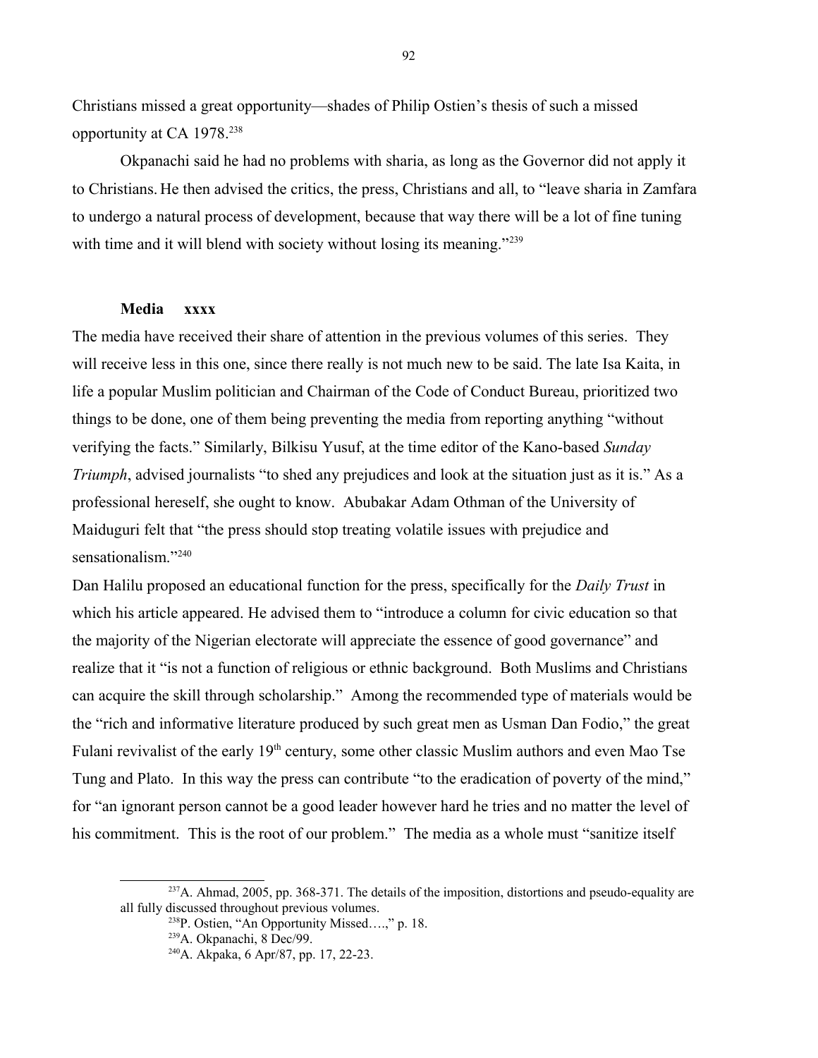Christians missed a great opportunity—shades of Philip Ostien's thesis of such a missed opportunity at CA 1978.[238]

Okpanachi said he had no problems with sharia, as long as the Governor did not apply it to Christians. He then advised the critics, the press, Christians and all, to "leave sharia in Zamfara to undergo a natural process of development, because that way there will be a lot of fine tuning with time and it will blend with society without losing its meaning."[239]

**Media xxxx**

The media have received their share of attention in the previous volumes of this series. They will receive less in this one, since there really is not much new to be said. The late Isa Kaita, in life a popular Muslim politician and Chairman of the Code of Conduct Bureau, prioritized two things to be done, one of them being preventing the media from reporting anything "without verifying the facts." Similarly, Bilkisu Yusuf, at the time editor of the Kano-based *Sunday Triumph*, advised journalists "to shed any prejudices and look at the situation just as it is." As a professional hereself, she ought to know. Abubakar Adam Othman of the University of Maiduguri felt that "the press should stop treating volatile issues with prejudice and sensationalism."[240]

Dan Halilu proposed an educational function for the press, specifically for the *Daily Trust* in which his article appeared. He advised them to "introduce a column for civic education so that the majority of the Nigerian electorate will appreciate the essence of good governance" and realize that it "is not a function of religious or ethnic background. Both Muslims and Christians can acquire the skill through scholarship." Among the recommended type of materials would be the "rich and informative literature produced by such great men as Usman Dan Fodio," the great Fulani revivalist of the early 19th century, some other classic Muslim authors and even Mao Tse Tung and Plato. In this way the press can contribute "to the eradication of poverty of the mind," for "an ignorant person cannot be a good leader however hard he tries and no matter the level of his commitment. This is the root of our problem." The media as a whole must "sanitize itself

---

[237] A. Ahmad, 2005, pp. 368-371. The details of the imposition, distortions and pseudo-equality are all fully discussed throughout previous volumes.

[238] P. Ostien, "An Opportunity Missed….," p. 18.

[239] A. Okpanachi, 8 Dec/99.

[240] A. Akpaka, 6 Apr/87, pp. 17, 22-23.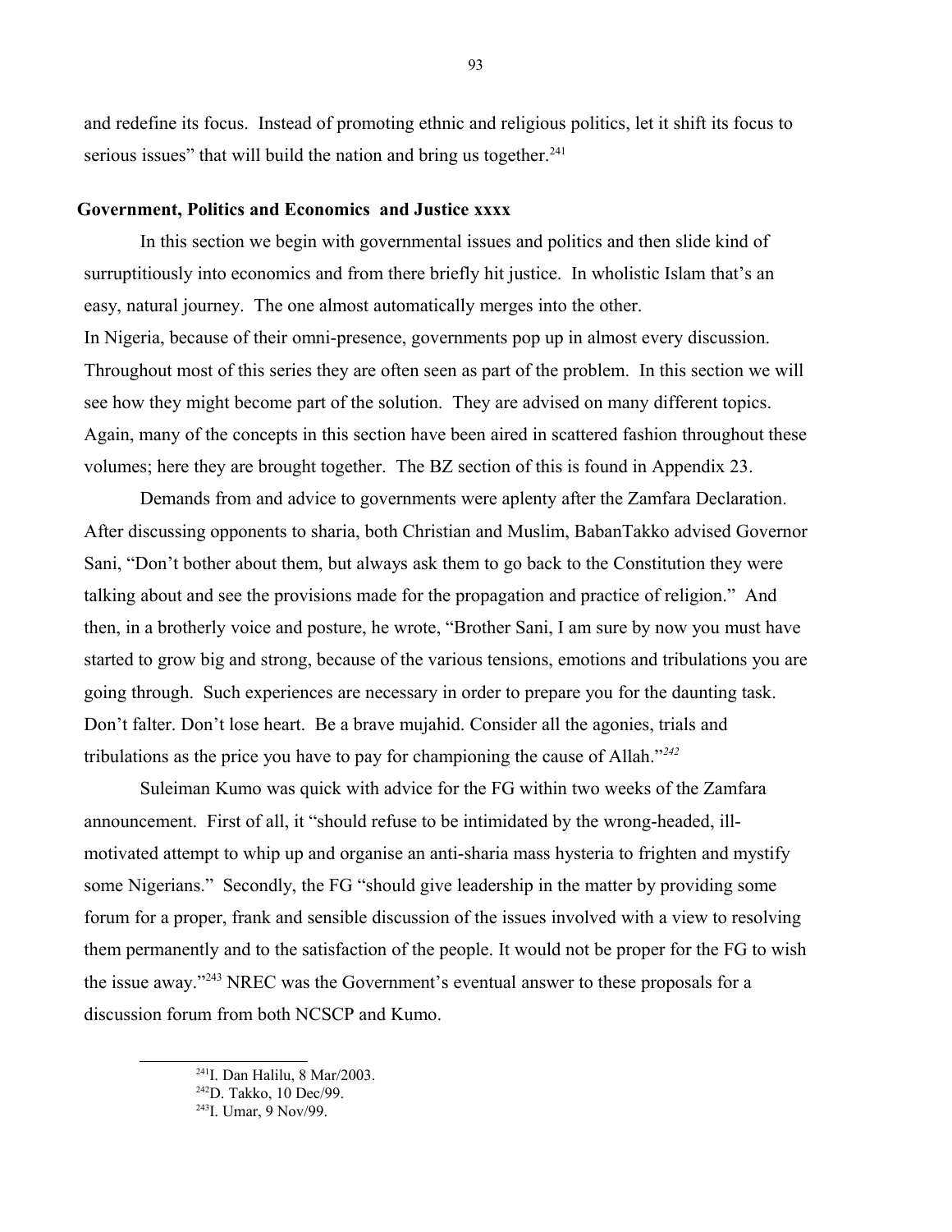and redefine its focus. Instead of promoting ethnic and religious politics, let it shift its focus to serious issues" that will build the nation and bring us together.[241]

### Government, Politics and Economics and Justice xxxx

In this section we begin with governmental issues and politics and then slide kind of surruptitiously into economics and from there briefly hit justice. In wholistic Islam that's an easy, natural journey. The one almost automatically merges into the other.

In Nigeria, because of their omni-presence, governments pop up in almost every discussion. Throughout most of this series they are often seen as part of the problem. In this section we will see how they might become part of the solution. They are advised on many different topics. Again, many of the concepts in this section have been aired in scattered fashion throughout these volumes; here they are brought together. The BZ section of this is found in Appendix 23.

Demands from and advice to governments were aplenty after the Zamfara Declaration. After discussing opponents to sharia, both Christian and Muslim, BabanTakko advised Governor Sani, "Don't bother about them, but always ask them to go back to the Constitution they were talking about and see the provisions made for the propagation and practice of religion." And then, in a brotherly voice and posture, he wrote, "Brother Sani, I am sure by now you must have started to grow big and strong, because of the various tensions, emotions and tribulations you are going through. Such experiences are necessary in order to prepare you for the daunting task. Don't falter. Don't lose heart. Be a brave mujahid. Consider all the agonies, trials and tribulations as the price you have to pay for championing the cause of Allah."[242]

Suleiman Kumo was quick with advice for the FG within two weeks of the Zamfara announcement. First of all, it "should refuse to be intimidated by the wrong-headed, ill-motivated attempt to whip up and organise an anti-sharia mass hysteria to frighten and mystify some Nigerians." Secondly, the FG "should give leadership in the matter by providing some forum for a proper, frank and sensible discussion of the issues involved with a view to resolving them permanently and to the satisfaction of the people. It would not be proper for the FG to wish the issue away."[243] NREC was the Government's eventual answer to these proposals for a discussion forum from both NCSCP and Kumo.

---

[241] I. Dan Halilu, 8 Mar/2003.

[242] D. Takko, 10 Dec/99.

[243] I. Umar, 9 Nov/99.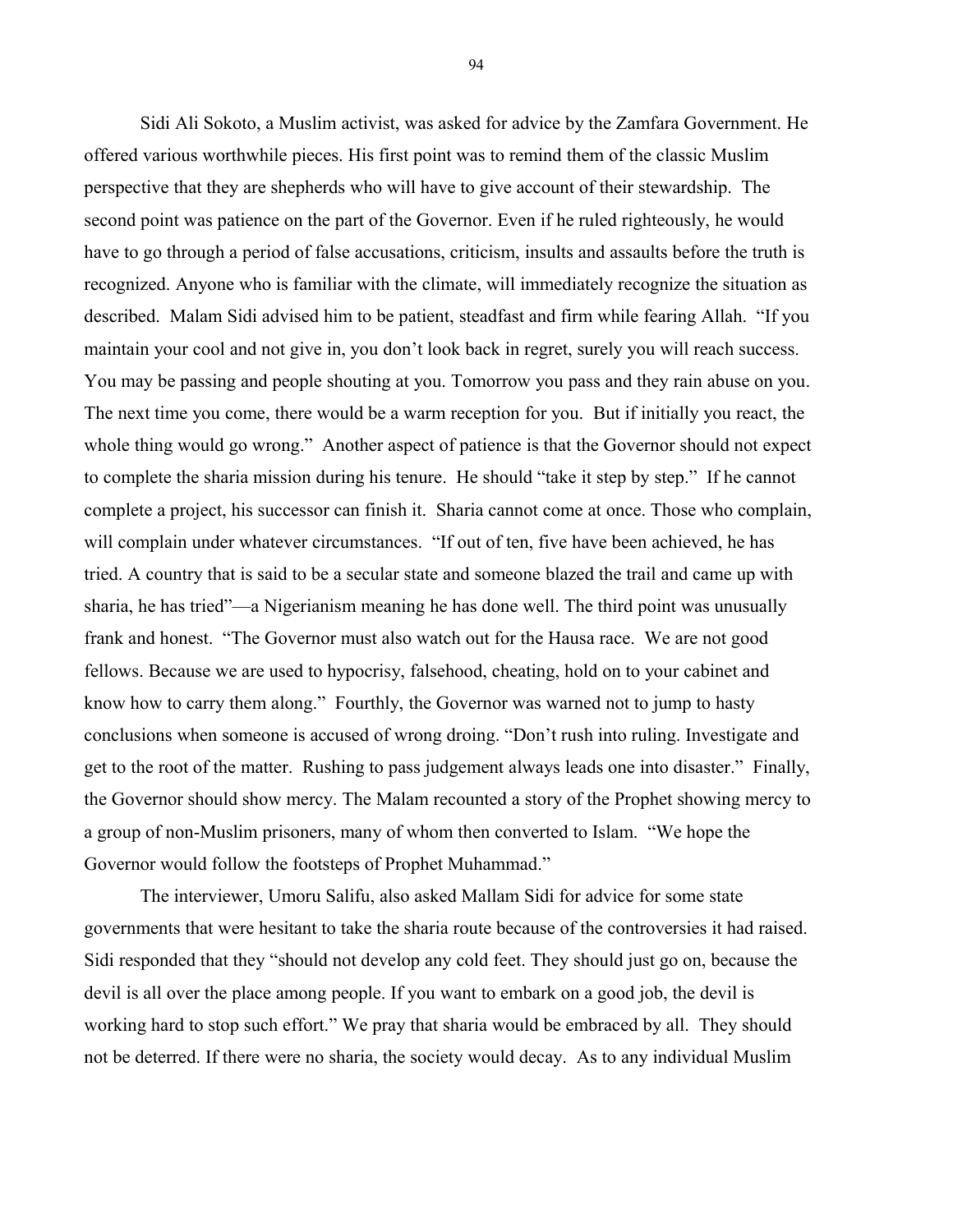Sidi Ali Sokoto, a Muslim activist, was asked for advice by the Zamfara Government. He offered various worthwhile pieces. His first point was to remind them of the classic Muslim perspective that they are shepherds who will have to give account of their stewardship. The second point was patience on the part of the Governor. Even if he ruled righteously, he would have to go through a period of false accusations, criticism, insults and assaults before the truth is recognized. Anyone who is familiar with the climate, will immediately recognize the situation as described. Malam Sidi advised him to be patient, steadfast and firm while fearing Allah. "If you maintain your cool and not give in, you don't look back in regret, surely you will reach success. You may be passing and people shouting at you. Tomorrow you pass and they rain abuse on you. The next time you come, there would be a warm reception for you. But if initially you react, the whole thing would go wrong." Another aspect of patience is that the Governor should not expect to complete the sharia mission during his tenure. He should "take it step by step." If he cannot complete a project, his successor can finish it. Sharia cannot come at once. Those who complain, will complain under whatever circumstances. "If out of ten, five have been achieved, he has tried. A country that is said to be a secular state and someone blazed the trail and came up with sharia, he has tried"—a Nigerianism meaning he has done well. The third point was unusually frank and honest. "The Governor must also watch out for the Hausa race. We are not good fellows. Because we are used to hypocrisy, falsehood, cheating, hold on to your cabinet and know how to carry them along." Fourthly, the Governor was warned not to jump to hasty conclusions when someone is accused of wrong droing. "Don't rush into ruling. Investigate and get to the root of the matter. Rushing to pass judgement always leads one into disaster." Finally, the Governor should show mercy. The Malam recounted a story of the Prophet showing mercy to a group of non-Muslim prisoners, many of whom then converted to Islam. "We hope the Governor would follow the footsteps of Prophet Muhammad."

The interviewer, Umoru Salifu, also asked Mallam Sidi for advice for some state governments that were hesitant to take the sharia route because of the controversies it had raised. Sidi responded that they "should not develop any cold feet. They should just go on, because the devil is all over the place among people. If you want to embark on a good job, the devil is working hard to stop such effort." We pray that sharia would be embraced by all. They should not be deterred. If there were no sharia, the society would decay. As to any individual Muslim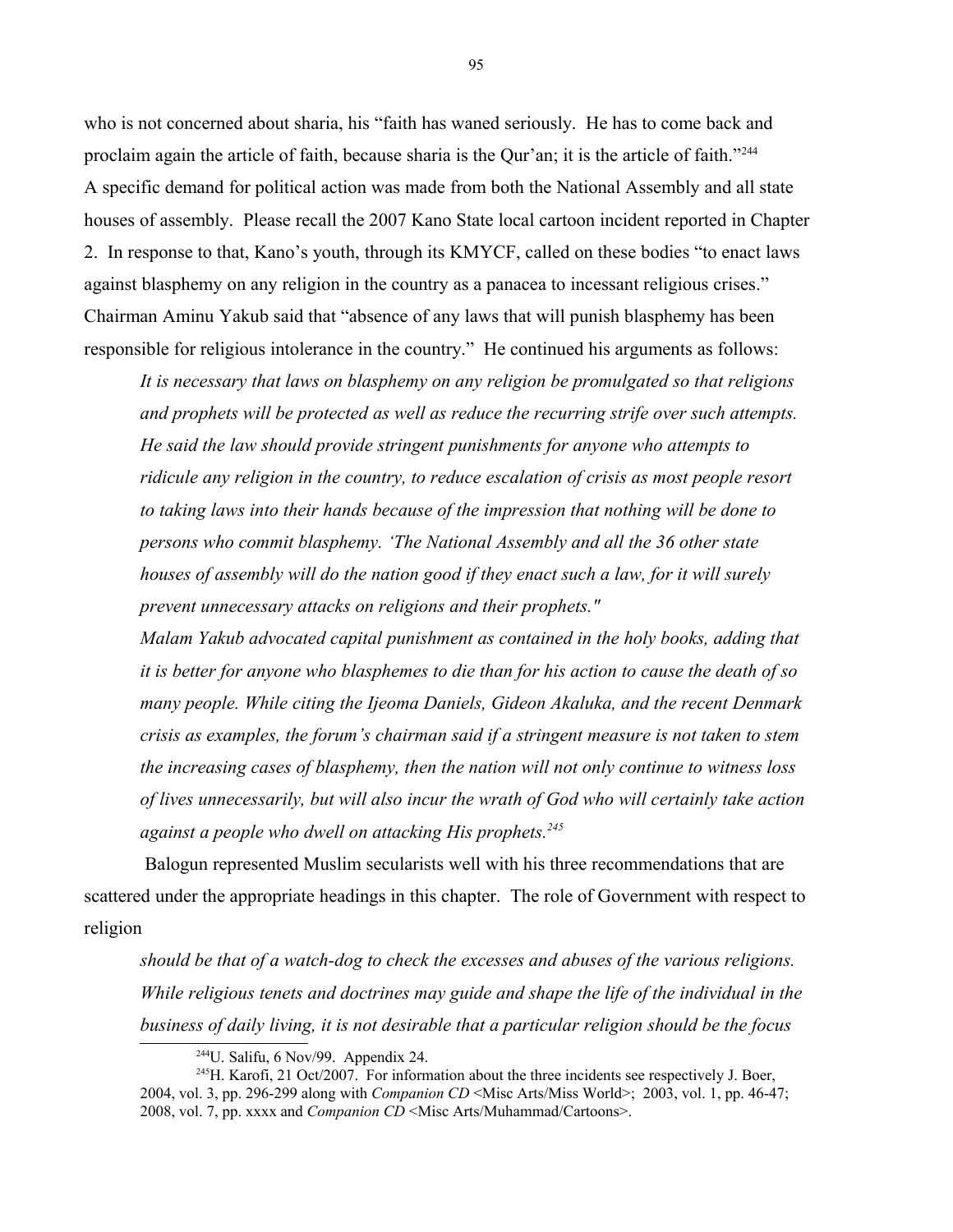who is not concerned about sharia, his "faith has waned seriously. He has to come back and proclaim again the article of faith, because sharia is the Qur'an; it is the article of faith."[244]

A specific demand for political action was made from both the National Assembly and all state houses of assembly. Please recall the 2007 Kano State local cartoon incident reported in Chapter 2. In response to that, Kano's youth, through its KMYCF, called on these bodies "to enact laws against blasphemy on any religion in the country as a panacea to incessant religious crises." Chairman Aminu Yakub said that "absence of any laws that will punish blasphemy has been responsible for religious intolerance in the country." He continued his arguments as follows:

> *It is necessary that laws on blasphemy on any religion be promulgated so that religions and prophets will be protected as well as reduce the recurring strife over such attempts. He said the law should provide stringent punishments for anyone who attempts to ridicule any religion in the country, to reduce escalation of crisis as most people resort to taking laws into their hands because of the impression that nothing will be done to persons who commit blasphemy. 'The National Assembly and all the 36 other state houses of assembly will do the nation good if they enact such a law, for it will surely prevent unnecessary attacks on religions and their prophets."*
>
> *Malam Yakub advocated capital punishment as contained in the holy books, adding that it is better for anyone who blasphemes to die than for his action to cause the death of so many people. While citing the Ijeoma Daniels, Gideon Akaluka, and the recent Denmark crisis as examples, the forum's chairman said if a stringent measure is not taken to stem the increasing cases of blasphemy, then the nation will not only continue to witness loss of lives unnecessarily, but will also incur the wrath of God who will certainly take action against a people who dwell on attacking His prophets.*[245]

Balogun represented Muslim secularists well with his three recommendations that are scattered under the appropriate headings in this chapter. The role of Government with respect to religion

> *should be that of a watch-dog to check the excesses and abuses of the various religions. While religious tenets and doctrines may guide and shape the life of the individual in the business of daily living, it is not desirable that a particular religion should be the focus*

---

[244] U. Salifu, 6 Nov/99. Appendix 24.

[245] H. Karofi, 21 Oct/2007. For information about the three incidents see respectively J. Boer, 2004, vol. 3, pp. 296-299 along with *Companion CD* <Misc Arts/Miss World>; 2003, vol. 1, pp. 46-47; 2008, vol. 7, pp. xxxx and *Companion CD* <Misc Arts/Muhammad/Cartoons>.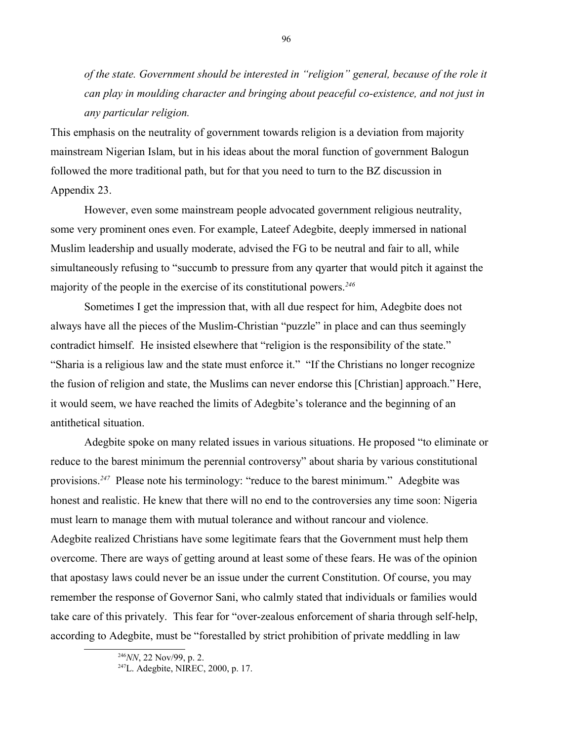*of the state. Government should be interested in "religion" general, because of the role it can play in moulding character and bringing about peaceful co-existence, and not just in any particular religion.*

This emphasis on the neutrality of government towards religion is a deviation from majority mainstream Nigerian Islam, but in his ideas about the moral function of government Balogun followed the more traditional path, but for that you need to turn to the BZ discussion in Appendix 23.

However, even some mainstream people advocated government religious neutrality, some very prominent ones even. For example, Lateef Adegbite, deeply immersed in national Muslim leadership and usually moderate, advised the FG to be neutral and fair to all, while simultaneously refusing to "succumb to pressure from any qyarter that would pitch it against the majority of the people in the exercise of its constitutional powers.[246]

Sometimes I get the impression that, with all due respect for him, Adegbite does not always have all the pieces of the Muslim-Christian "puzzle" in place and can thus seemingly contradict himself. He insisted elsewhere that "religion is the responsibility of the state." "Sharia is a religious law and the state must enforce it." "If the Christians no longer recognize the fusion of religion and state, the Muslims can never endorse this [Christian] approach." Here, it would seem, we have reached the limits of Adegbite's tolerance and the beginning of an antithetical situation.

Adegbite spoke on many related issues in various situations. He proposed "to eliminate or reduce to the barest minimum the perennial controversy" about sharia by various constitutional provisions.[247] Please note his terminology: "reduce to the barest minimum." Adegbite was honest and realistic. He knew that there will no end to the controversies any time soon: Nigeria must learn to manage them with mutual tolerance and without rancour and violence. Adegbite realized Christians have some legitimate fears that the Government must help them overcome. There are ways of getting around at least some of these fears. He was of the opinion that apostasy laws could never be an issue under the current Constitution. Of course, you may remember the response of Governor Sani, who calmly stated that individuals or families would take care of this privately. This fear for "over-zealous enforcement of sharia through self-help, according to Adegbite, must be "forestalled by strict prohibition of private meddling in law

[246] *NN*, 22 Nov/99, p. 2.

[247] L. Adegbite, NIREC, 2000, p. 17.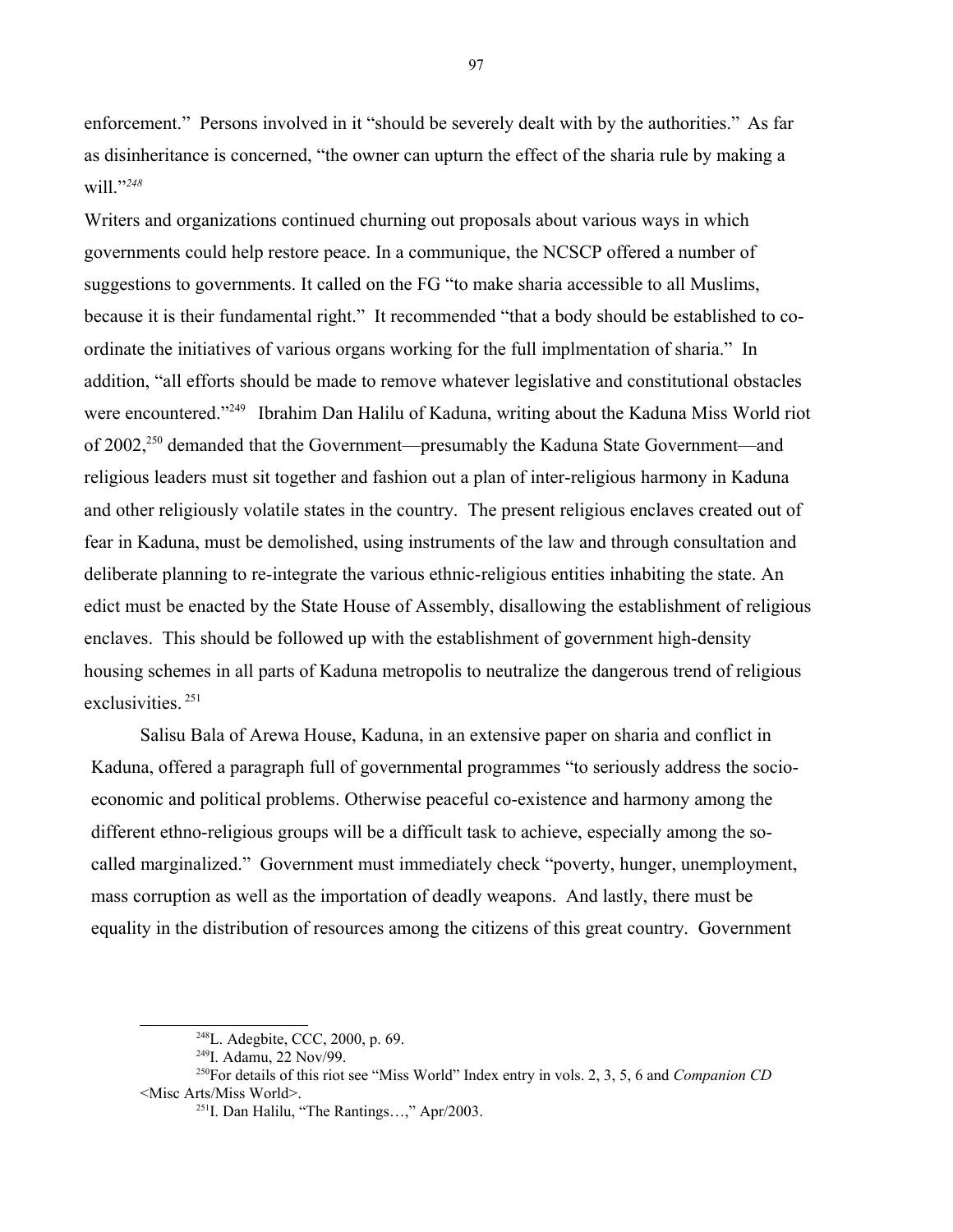enforcement." Persons involved in it "should be severely dealt with by the authorities." As far as disinheritance is concerned, "the owner can upturn the effect of the sharia rule by making a will."[248]

Writers and organizations continued churning out proposals about various ways in which governments could help restore peace. In a communique, the NCSCP offered a number of suggestions to governments. It called on the FG "to make sharia accessible to all Muslims, because it is their fundamental right." It recommended "that a body should be established to co-ordinate the initiatives of various organs working for the full implmentation of sharia." In addition, "all efforts should be made to remove whatever legislative and constitutional obstacles were encountered."[249] Ibrahim Dan Halilu of Kaduna, writing about the Kaduna Miss World riot of 2002,[250] demanded that the Government—presumably the Kaduna State Government—and religious leaders must sit together and fashion out a plan of inter-religious harmony in Kaduna and other religiously volatile states in the country. The present religious enclaves created out of fear in Kaduna, must be demolished, using instruments of the law and through consultation and deliberate planning to re-integrate the various ethnic-religious entities inhabiting the state. An edict must be enacted by the State House of Assembly, disallowing the establishment of religious enclaves. This should be followed up with the establishment of government high-density housing schemes in all parts of Kaduna metropolis to neutralize the dangerous trend of religious exclusivities.[251]

Salisu Bala of Arewa House, Kaduna, in an extensive paper on sharia and conflict in Kaduna, offered a paragraph full of governmental programmes "to seriously address the socio-economic and political problems. Otherwise peaceful co-existence and harmony among the different ethno-religious groups will be a difficult task to achieve, especially among the so-called marginalized." Government must immediately check "poverty, hunger, unemployment, mass corruption as well as the importation of deadly weapons. And lastly, there must be equality in the distribution of resources among the citizens of this great country. Government

---

[248] L. Adegbite, CCC, 2000, p. 69.

[249] I. Adamu, 22 Nov/99.

[250] For details of this riot see "Miss World" Index entry in vols. 2, 3, 5, 6 and *Companion CD* <Misc Arts/Miss World>.

[251] I. Dan Halilu, "The Rantings…," Apr/2003.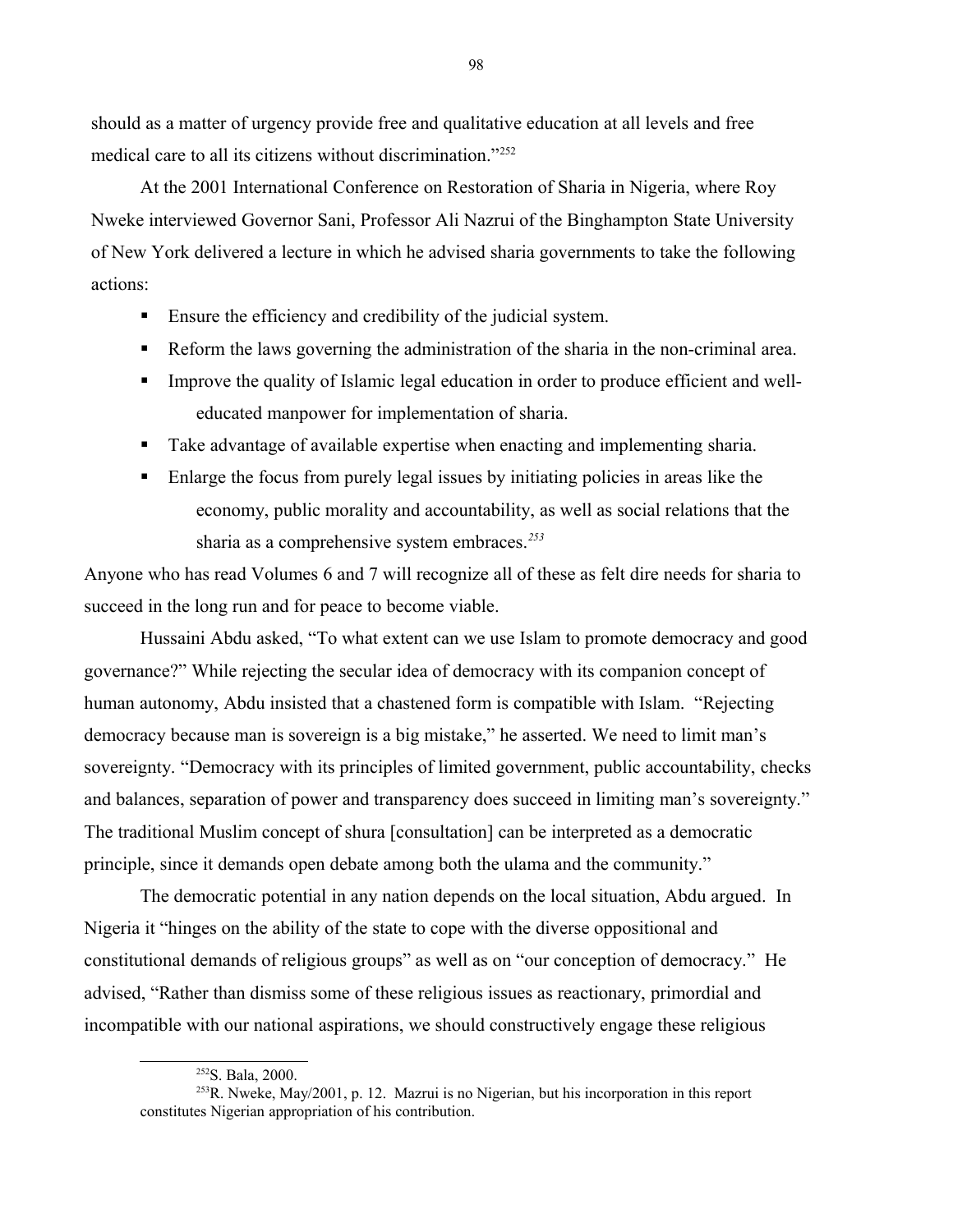should as a matter of urgency provide free and qualitative education at all levels and free medical care to all its citizens without discrimination."[252]

At the 2001 International Conference on Restoration of Sharia in Nigeria, where Roy Nweke interviewed Governor Sani, Professor Ali Nazrui of the Binghampton State University of New York delivered a lecture in which he advised sharia governments to take the following actions:

- Ensure the efficiency and credibility of the judicial system.
- Reform the laws governing the administration of the sharia in the non-criminal area.
- Improve the quality of Islamic legal education in order to produce efficient and well-educated manpower for implementation of sharia.
- Take advantage of available expertise when enacting and implementing sharia.
- Enlarge the focus from purely legal issues by initiating policies in areas like the economy, public morality and accountability, as well as social relations that the sharia as a comprehensive system embraces.[253]

Anyone who has read Volumes 6 and 7 will recognize all of these as felt dire needs for sharia to succeed in the long run and for peace to become viable.

Hussaini Abdu asked, "To what extent can we use Islam to promote democracy and good governance?" While rejecting the secular idea of democracy with its companion concept of human autonomy, Abdu insisted that a chastened form is compatible with Islam. "Rejecting democracy because man is sovereign is a big mistake," he asserted. We need to limit man's sovereignty. "Democracy with its principles of limited government, public accountability, checks and balances, separation of power and transparency does succeed in limiting man's sovereignty." The traditional Muslim concept of shura [consultation] can be interpreted as a democratic principle, since it demands open debate among both the ulama and the community."

The democratic potential in any nation depends on the local situation, Abdu argued. In Nigeria it "hinges on the ability of the state to cope with the diverse oppositional and constitutional demands of religious groups" as well as on "our conception of democracy." He advised, "Rather than dismiss some of these religious issues as reactionary, primordial and incompatible with our national aspirations, we should constructively engage these religious

---

[252] S. Bala, 2000.

[253] R. Nweke, May/2001, p. 12. Mazrui is no Nigerian, but his incorporation in this report constitutes Nigerian appropriation of his contribution.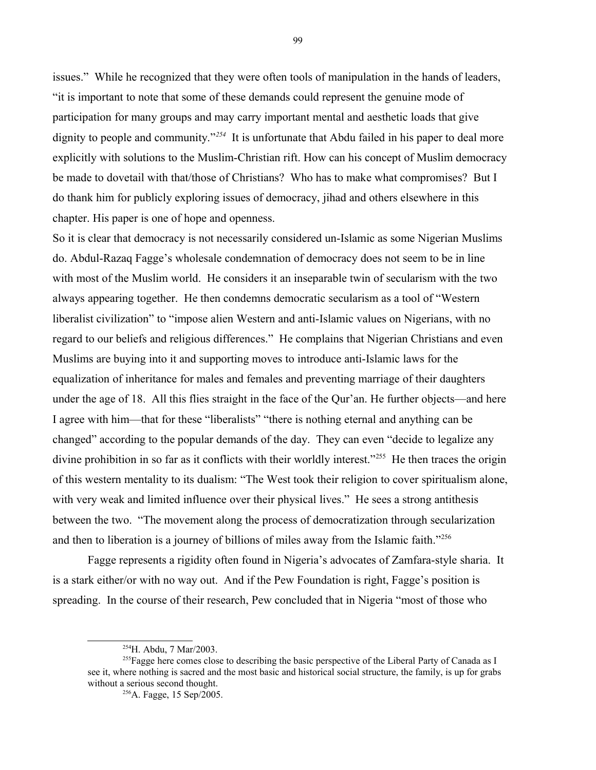issues." While he recognized that they were often tools of manipulation in the hands of leaders, "it is important to note that some of these demands could represent the genuine mode of participation for many groups and may carry important mental and aesthetic loads that give dignity to people and community."[254] It is unfortunate that Abdu failed in his paper to deal more explicitly with solutions to the Muslim-Christian rift. How can his concept of Muslim democracy be made to dovetail with that/those of Christians? Who has to make what compromises? But I do thank him for publicly exploring issues of democracy, jihad and others elsewhere in this chapter. His paper is one of hope and openness.

So it is clear that democracy is not necessarily considered un-Islamic as some Nigerian Muslims do. Abdul-Razaq Fagge's wholesale condemnation of democracy does not seem to be in line with most of the Muslim world. He considers it an inseparable twin of secularism with the two always appearing together. He then condemns democratic secularism as a tool of "Western liberalist civilization" to "impose alien Western and anti-Islamic values on Nigerians, with no regard to our beliefs and religious differences." He complains that Nigerian Christians and even Muslims are buying into it and supporting moves to introduce anti-Islamic laws for the equalization of inheritance for males and females and preventing marriage of their daughters under the age of 18. All this flies straight in the face of the Qur'an. He further objects—and here I agree with him—that for these "liberalists" "there is nothing eternal and anything can be changed" according to the popular demands of the day. They can even "decide to legalize any divine prohibition in so far as it conflicts with their worldly interest."[255] He then traces the origin of this western mentality to its dualism: "The West took their religion to cover spiritualism alone, with very weak and limited influence over their physical lives." He sees a strong antithesis between the two. "The movement along the process of democratization through secularization and then to liberation is a journey of billions of miles away from the Islamic faith."[256]

Fagge represents a rigidity often found in Nigeria's advocates of Zamfara-style sharia. It is a stark either/or with no way out. And if the Pew Foundation is right, Fagge's position is spreading. In the course of their research, Pew concluded that in Nigeria "most of those who

---

[254] H. Abdu, 7 Mar/2003.

[255] Fagge here comes close to describing the basic perspective of the Liberal Party of Canada as I see it, where nothing is sacred and the most basic and historical social structure, the family, is up for grabs without a serious second thought.

[256] A. Fagge, 15 Sep/2005.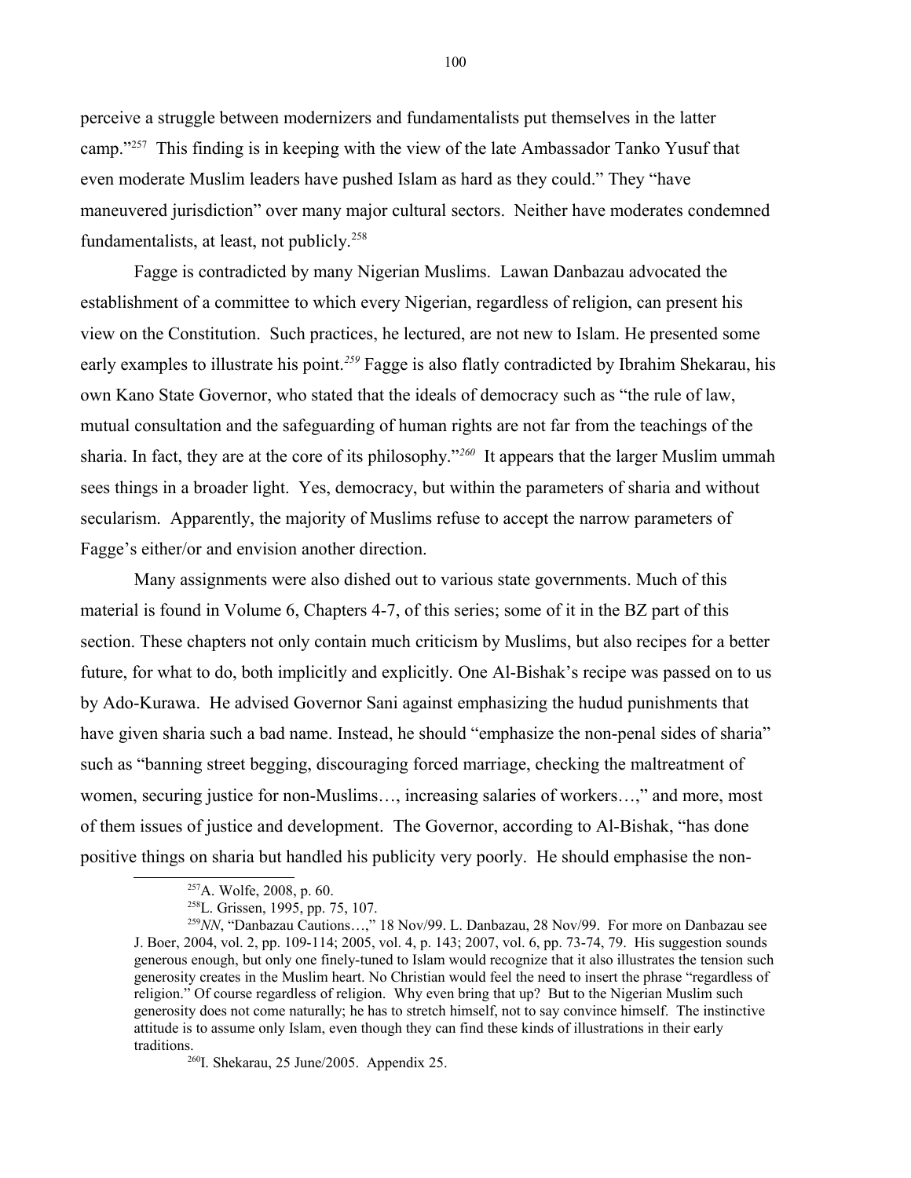perceive a struggle between modernizers and fundamentalists put themselves in the latter camp."[257] This finding is in keeping with the view of the late Ambassador Tanko Yusuf that even moderate Muslim leaders have pushed Islam as hard as they could." They "have maneuvered jurisdiction" over many major cultural sectors. Neither have moderates condemned fundamentalists, at least, not publicly.[258]

Fagge is contradicted by many Nigerian Muslims. Lawan Danbazau advocated the establishment of a committee to which every Nigerian, regardless of religion, can present his view on the Constitution. Such practices, he lectured, are not new to Islam. He presented some early examples to illustrate his point.[259] Fagge is also flatly contradicted by Ibrahim Shekarau, his own Kano State Governor, who stated that the ideals of democracy such as "the rule of law, mutual consultation and the safeguarding of human rights are not far from the teachings of the sharia. In fact, they are at the core of its philosophy."[260] It appears that the larger Muslim ummah sees things in a broader light. Yes, democracy, but within the parameters of sharia and without secularism. Apparently, the majority of Muslims refuse to accept the narrow parameters of Fagge's either/or and envision another direction.

Many assignments were also dished out to various state governments. Much of this material is found in Volume 6, Chapters 4-7, of this series; some of it in the BZ part of this section. These chapters not only contain much criticism by Muslims, but also recipes for a better future, for what to do, both implicitly and explicitly. One Al-Bishak's recipe was passed on to us by Ado-Kurawa. He advised Governor Sani against emphasizing the hudud punishments that have given sharia such a bad name. Instead, he should "emphasize the non-penal sides of sharia" such as "banning street begging, discouraging forced marriage, checking the maltreatment of women, securing justice for non-Muslims…, increasing salaries of workers…," and more, most of them issues of justice and development. The Governor, according to Al-Bishak, "has done positive things on sharia but handled his publicity very poorly. He should emphasise the non-

---

[257] A. Wolfe, 2008, p. 60.

[258] L. Grissen, 1995, pp. 75, 107.

[259] *NN*, "Danbazau Cautions…," 18 Nov/99. L. Danbazau, 28 Nov/99. For more on Danbazau see J. Boer, 2004, vol. 2, pp. 109-114; 2005, vol. 4, p. 143; 2007, vol. 6, pp. 73-74, 79. His suggestion sounds generous enough, but only one finely-tuned to Islam would recognize that it also illustrates the tension such generosity creates in the Muslim heart. No Christian would feel the need to insert the phrase "regardless of religion." Of course regardless of religion. Why even bring that up? But to the Nigerian Muslim such generosity does not come naturally; he has to stretch himself, not to say convince himself. The instinctive attitude is to assume only Islam, even though they can find these kinds of illustrations in their early traditions.

[260] I. Shekarau, 25 June/2005. Appendix 25.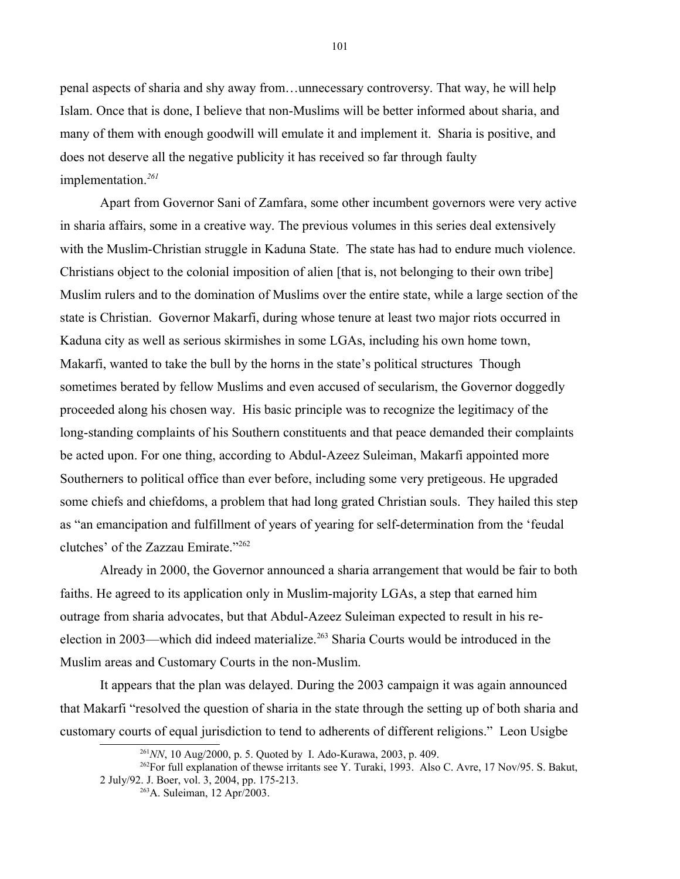penal aspects of sharia and shy away from…unnecessary controversy. That way, he will help Islam. Once that is done, I believe that non-Muslims will be better informed about sharia, and many of them with enough goodwill will emulate it and implement it. Sharia is positive, and does not deserve all the negative publicity it has received so far through faulty implementation.[261]

Apart from Governor Sani of Zamfara, some other incumbent governors were very active in sharia affairs, some in a creative way. The previous volumes in this series deal extensively with the Muslim-Christian struggle in Kaduna State. The state has had to endure much violence. Christians object to the colonial imposition of alien [that is, not belonging to their own tribe] Muslim rulers and to the domination of Muslims over the entire state, while a large section of the state is Christian. Governor Makarfi, during whose tenure at least two major riots occurred in Kaduna city as well as serious skirmishes in some LGAs, including his own home town, Makarfi, wanted to take the bull by the horns in the state's political structures Though sometimes berated by fellow Muslims and even accused of secularism, the Governor doggedly proceeded along his chosen way. His basic principle was to recognize the legitimacy of the long-standing complaints of his Southern constituents and that peace demanded their complaints be acted upon. For one thing, according to Abdul-Azeez Suleiman, Makarfi appointed more Southerners to political office than ever before, including some very pretigeous. He upgraded some chiefs and chiefdoms, a problem that had long grated Christian souls. They hailed this step as "an emancipation and fulfillment of years of yearing for self-determination from the 'feudal clutches' of the Zazzau Emirate."[262]

Already in 2000, the Governor announced a sharia arrangement that would be fair to both faiths. He agreed to its application only in Muslim-majority LGAs, a step that earned him outrage from sharia advocates, but that Abdul-Azeez Suleiman expected to result in his re-election in 2003—which did indeed materialize.[263] Sharia Courts would be introduced in the Muslim areas and Customary Courts in the non-Muslim.

It appears that the plan was delayed. During the 2003 campaign it was again announced that Makarfi "resolved the question of sharia in the state through the setting up of both sharia and customary courts of equal jurisdiction to tend to adherents of different religions." Leon Usigbe

---

[261] *NN*, 10 Aug/2000, p. 5. Quoted by I. Ado-Kurawa, 2003, p. 409.

[262] For full explanation of thewse irritants see Y. Turaki, 1993. Also C. Avre, 17 Nov/95. S. Bakut, 2 July/92. J. Boer, vol. 3, 2004, pp. 175-213.

[263] A. Suleiman, 12 Apr/2003.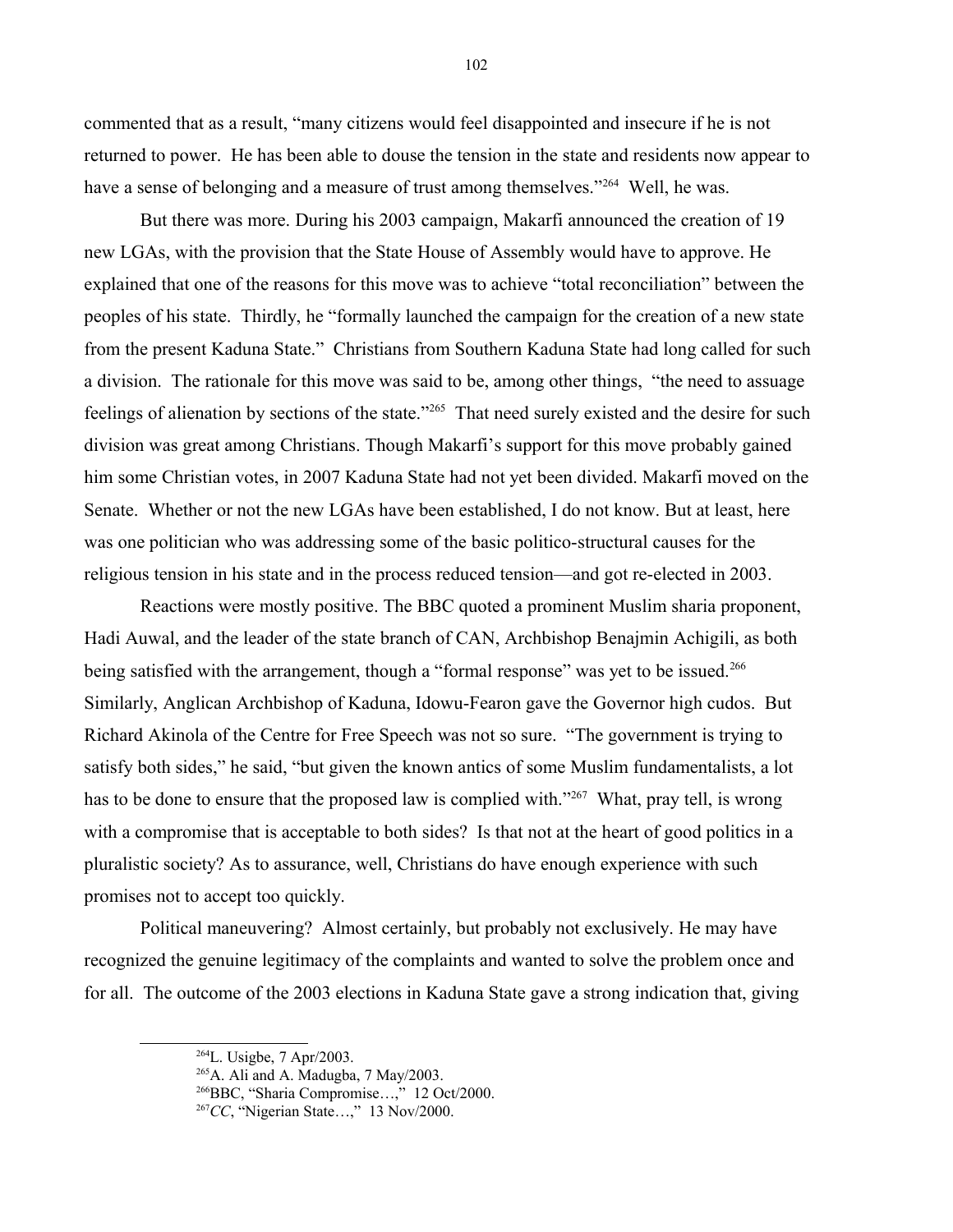commented that as a result, "many citizens would feel disappointed and insecure if he is not returned to power. He has been able to douse the tension in the state and residents now appear to have a sense of belonging and a measure of trust among themselves."[264] Well, he was.

But there was more. During his 2003 campaign, Makarfi announced the creation of 19 new LGAs, with the provision that the State House of Assembly would have to approve. He explained that one of the reasons for this move was to achieve "total reconciliation" between the peoples of his state. Thirdly, he "formally launched the campaign for the creation of a new state from the present Kaduna State." Christians from Southern Kaduna State had long called for such a division. The rationale for this move was said to be, among other things, "the need to assuage feelings of alienation by sections of the state."[265] That need surely existed and the desire for such division was great among Christians. Though Makarfi's support for this move probably gained him some Christian votes, in 2007 Kaduna State had not yet been divided. Makarfi moved on the Senate. Whether or not the new LGAs have been established, I do not know. But at least, here was one politician who was addressing some of the basic politico-structural causes for the religious tension in his state and in the process reduced tension—and got re-elected in 2003.

Reactions were mostly positive. The BBC quoted a prominent Muslim sharia proponent, Hadi Auwal, and the leader of the state branch of CAN, Archbishop Benajmin Achigili, as both being satisfied with the arrangement, though a "formal response" was yet to be issued.[266] Similarly, Anglican Archbishop of Kaduna, Idowu-Fearon gave the Governor high cudos. But Richard Akinola of the Centre for Free Speech was not so sure. "The government is trying to satisfy both sides," he said, "but given the known antics of some Muslim fundamentalists, a lot has to be done to ensure that the proposed law is complied with."[267] What, pray tell, is wrong with a compromise that is acceptable to both sides? Is that not at the heart of good politics in a pluralistic society? As to assurance, well, Christians do have enough experience with such promises not to accept too quickly.

Political maneuvering? Almost certainly, but probably not exclusively. He may have recognized the genuine legitimacy of the complaints and wanted to solve the problem once and for all. The outcome of the 2003 elections in Kaduna State gave a strong indication that, giving

---

[264] L. Usigbe, 7 Apr/2003.

[265] A. Ali and A. Madugba, 7 May/2003.

[266] BBC, "Sharia Compromise…," 12 Oct/2000.

[267] *CC*, "Nigerian State…," 13 Nov/2000.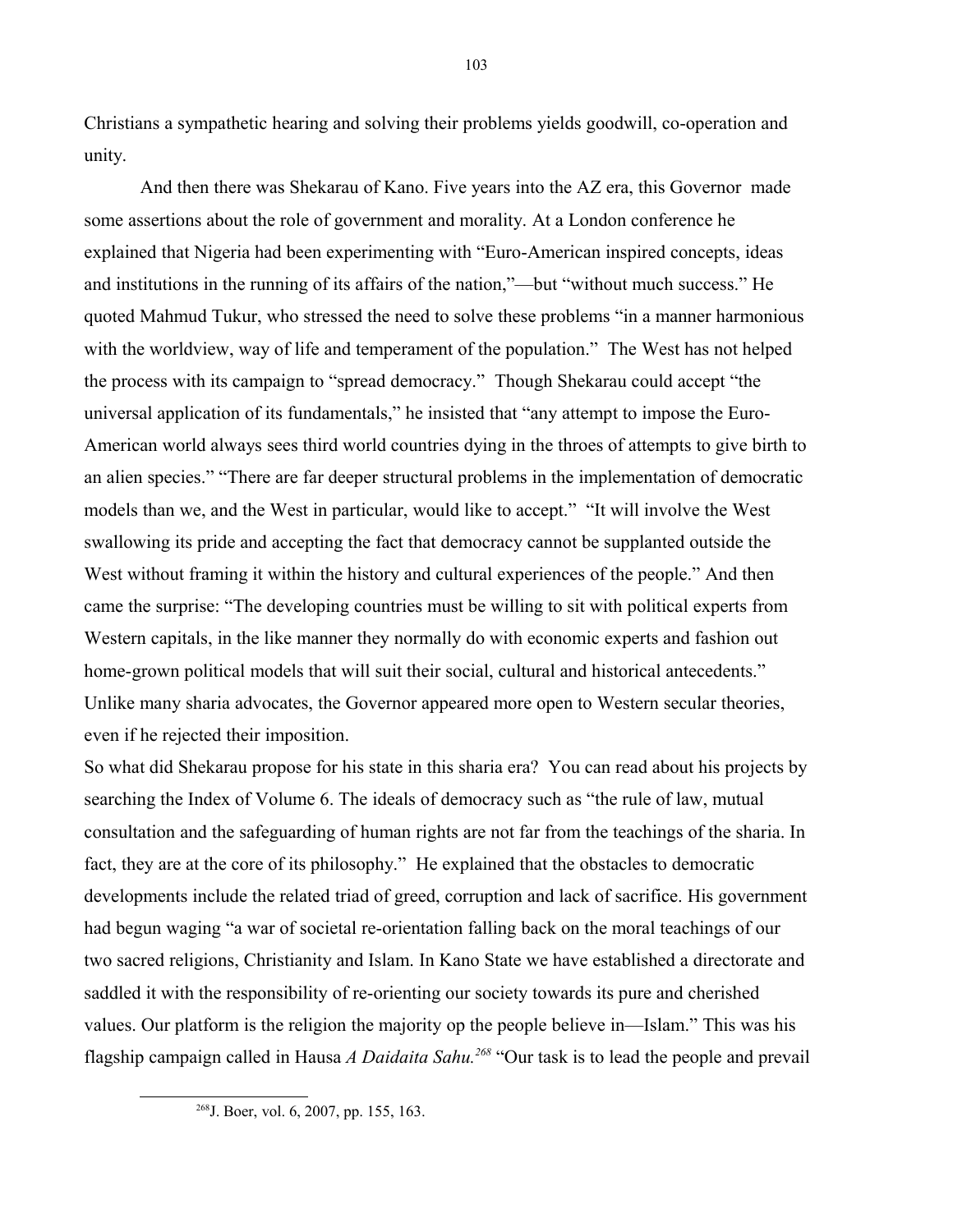Christians a sympathetic hearing and solving their problems yields goodwill, co-operation and unity.

And then there was Shekarau of Kano. Five years into the AZ era, this Governor made some assertions about the role of government and morality. At a London conference he explained that Nigeria had been experimenting with "Euro-American inspired concepts, ideas and institutions in the running of its affairs of the nation,"—but "without much success." He quoted Mahmud Tukur, who stressed the need to solve these problems "in a manner harmonious with the worldview, way of life and temperament of the population." The West has not helped the process with its campaign to "spread democracy." Though Shekarau could accept "the universal application of its fundamentals," he insisted that "any attempt to impose the Euro-American world always sees third world countries dying in the throes of attempts to give birth to an alien species." "There are far deeper structural problems in the implementation of democratic models than we, and the West in particular, would like to accept." "It will involve the West swallowing its pride and accepting the fact that democracy cannot be supplanted outside the West without framing it within the history and cultural experiences of the people." And then came the surprise: "The developing countries must be willing to sit with political experts from Western capitals, in the like manner they normally do with economic experts and fashion out home-grown political models that will suit their social, cultural and historical antecedents." Unlike many sharia advocates, the Governor appeared more open to Western secular theories, even if he rejected their imposition.

So what did Shekarau propose for his state in this sharia era? You can read about his projects by searching the Index of Volume 6. The ideals of democracy such as "the rule of law, mutual consultation and the safeguarding of human rights are not far from the teachings of the sharia. In fact, they are at the core of its philosophy." He explained that the obstacles to democratic developments include the related triad of greed, corruption and lack of sacrifice. His government had begun waging "a war of societal re-orientation falling back on the moral teachings of our two sacred religions, Christianity and Islam. In Kano State we have established a directorate and saddled it with the responsibility of re-orienting our society towards its pure and cherished values. Our platform is the religion the majority op the people believe in—Islam." This was his flagship campaign called in Hausa *A Daidaita Sahu.*[268] "Our task is to lead the people and prevail

[268] J. Boer, vol. 6, 2007, pp. 155, 163.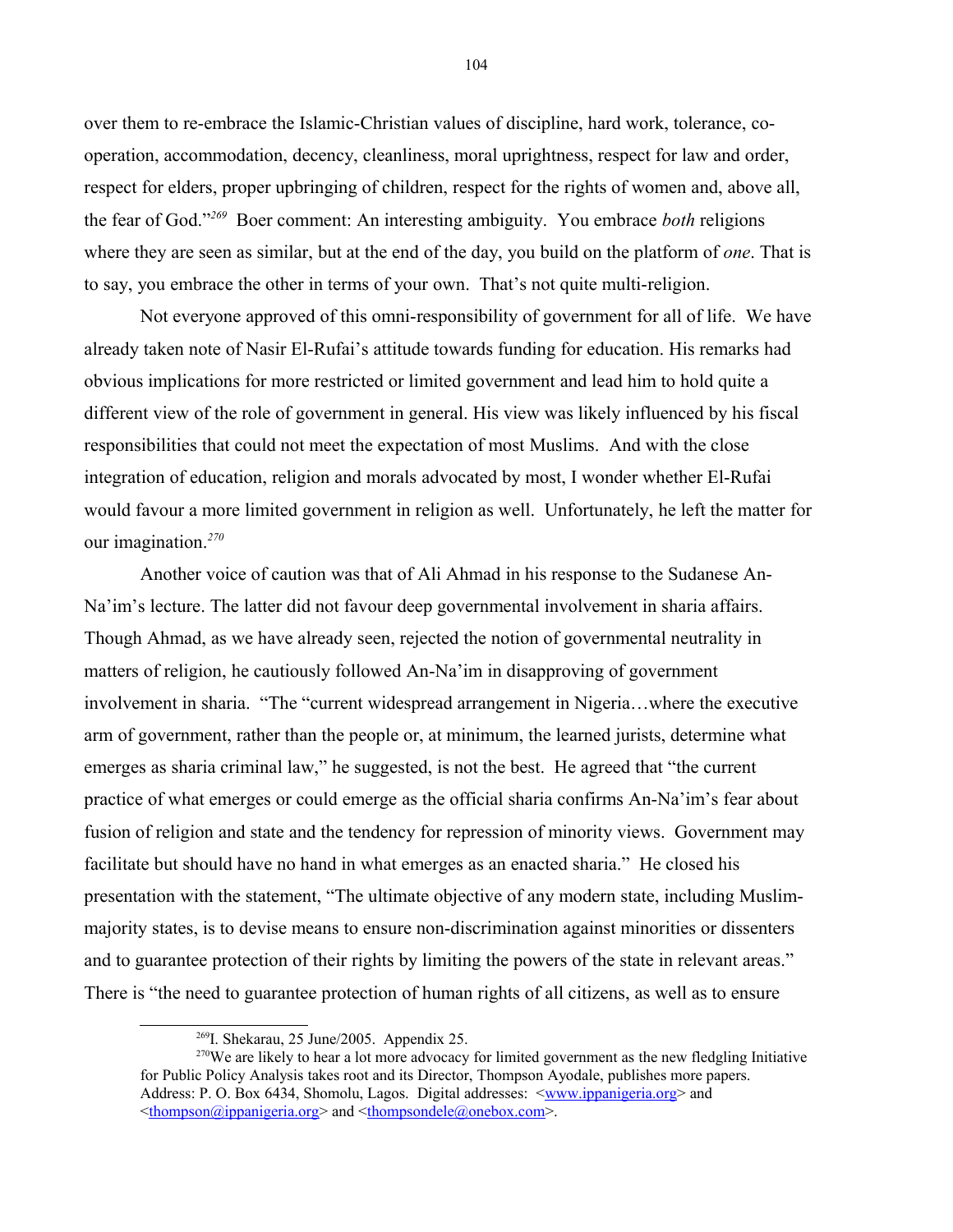over them to re-embrace the Islamic-Christian values of discipline, hard work, tolerance, co-operation, accommodation, decency, cleanliness, moral uprightness, respect for law and order, respect for elders, proper upbringing of children, respect for the rights of women and, above all, the fear of God."[269] Boer comment: An interesting ambiguity. You embrace *both* religions where they are seen as similar, but at the end of the day, you build on the platform of *one*. That is to say, you embrace the other in terms of your own. That's not quite multi-religion.

Not everyone approved of this omni-responsibility of government for all of life. We have already taken note of Nasir El-Rufai's attitude towards funding for education. His remarks had obvious implications for more restricted or limited government and lead him to hold quite a different view of the role of government in general. His view was likely influenced by his fiscal responsibilities that could not meet the expectation of most Muslims. And with the close integration of education, religion and morals advocated by most, I wonder whether El-Rufai would favour a more limited government in religion as well. Unfortunately, he left the matter for our imagination.[270]

Another voice of caution was that of Ali Ahmad in his response to the Sudanese An-Na'im's lecture. The latter did not favour deep governmental involvement in sharia affairs. Though Ahmad, as we have already seen, rejected the notion of governmental neutrality in matters of religion, he cautiously followed An-Na'im in disapproving of government involvement in sharia. "The "current widespread arrangement in Nigeria…where the executive arm of government, rather than the people or, at minimum, the learned jurists, determine what emerges as sharia criminal law," he suggested, is not the best. He agreed that "the current practice of what emerges or could emerge as the official sharia confirms An-Na'im's fear about fusion of religion and state and the tendency for repression of minority views. Government may facilitate but should have no hand in what emerges as an enacted sharia." He closed his presentation with the statement, "The ultimate objective of any modern state, including Muslim-majority states, is to devise means to ensure non-discrimination against minorities or dissenters and to guarantee protection of their rights by limiting the powers of the state in relevant areas." There is "the need to guarantee protection of human rights of all citizens, as well as to ensure

---

[269] I. Shekarau, 25 June/2005. Appendix 25.

[270] We are likely to hear a lot more advocacy for limited government as the new fledgling Initiative for Public Policy Analysis takes root and its Director, Thompson Ayodale, publishes more papers. Address: P. O. Box 6434, Shomolu, Lagos. Digital addresses: <www.ippanigeria.org> and <thompson@ippanigeria.org> and <thompsondele@onebox.com>.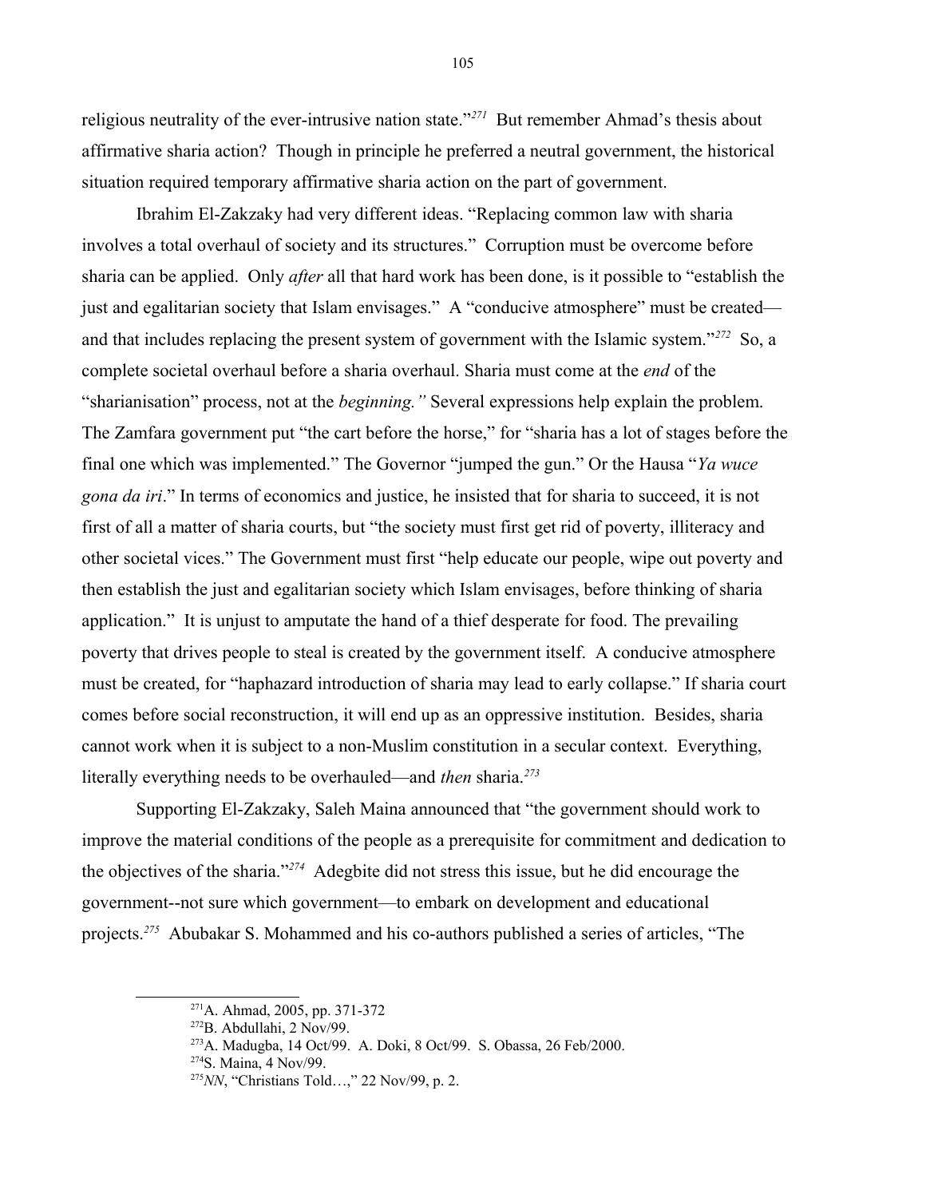religious neutrality of the ever-intrusive nation state."[271] But remember Ahmad's thesis about affirmative sharia action? Though in principle he preferred a neutral government, the historical situation required temporary affirmative sharia action on the part of government.

Ibrahim El-Zakzaky had very different ideas. "Replacing common law with sharia involves a total overhaul of society and its structures." Corruption must be overcome before sharia can be applied. Only *after* all that hard work has been done, is it possible to "establish the just and egalitarian society that Islam envisages." A "conducive atmosphere" must be created—and that includes replacing the present system of government with the Islamic system."[272] So, a complete societal overhaul before a sharia overhaul. Sharia must come at the *end* of the "sharianisation" process, not at the *beginning."* Several expressions help explain the problem. The Zamfara government put "the cart before the horse," for "sharia has a lot of stages before the final one which was implemented." The Governor "jumped the gun." Or the Hausa "*Ya wuce gona da iri*." In terms of economics and justice, he insisted that for sharia to succeed, it is not first of all a matter of sharia courts, but "the society must first get rid of poverty, illiteracy and other societal vices." The Government must first "help educate our people, wipe out poverty and then establish the just and egalitarian society which Islam envisages, before thinking of sharia application." It is unjust to amputate the hand of a thief desperate for food. The prevailing poverty that drives people to steal is created by the government itself. A conducive atmosphere must be created, for "haphazard introduction of sharia may lead to early collapse." If sharia court comes before social reconstruction, it will end up as an oppressive institution. Besides, sharia cannot work when it is subject to a non-Muslim constitution in a secular context. Everything, literally everything needs to be overhauled—and *then* sharia.[273]

Supporting El-Zakzaky, Saleh Maina announced that "the government should work to improve the material conditions of the people as a prerequisite for commitment and dedication to the objectives of the sharia."[274] Adegbite did not stress this issue, but he did encourage the government--not sure which government—to embark on development and educational projects.[275] Abubakar S. Mohammed and his co-authors published a series of articles, "The

---

[271] A. Ahmad, 2005, pp. 371-372

[272] B. Abdullahi, 2 Nov/99.

[273] A. Madugba, 14 Oct/99. A. Doki, 8 Oct/99. S. Obassa, 26 Feb/2000.

[274] S. Maina, 4 Nov/99.

[275] *NN*, "Christians Told…," 22 Nov/99, p. 2.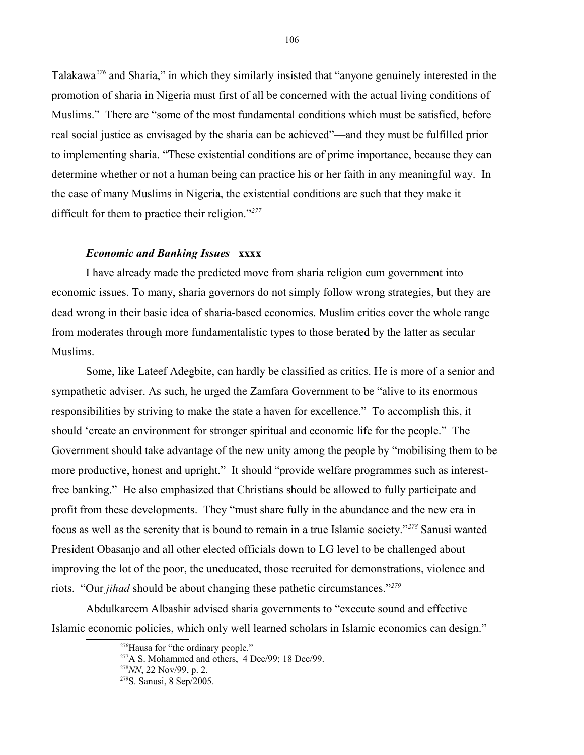Talakawa[276] and Sharia," in which they similarly insisted that "anyone genuinely interested in the promotion of sharia in Nigeria must first of all be concerned with the actual living conditions of Muslims." There are "some of the most fundamental conditions which must be satisfied, before real social justice as envisaged by the sharia can be achieved"—and they must be fulfilled prior to implementing sharia. "These existential conditions are of prime importance, because they can determine whether or not a human being can practice his or her faith in any meaningful way. In the case of many Muslims in Nigeria, the existential conditions are such that they make it difficult for them to practice their religion."[277]

### *Economic and Banking Issues* **xxxx**

I have already made the predicted move from sharia religion cum government into economic issues. To many, sharia governors do not simply follow wrong strategies, but they are dead wrong in their basic idea of sharia-based economics. Muslim critics cover the whole range from moderates through more fundamentalistic types to those berated by the latter as secular Muslims.

Some, like Lateef Adegbite, can hardly be classified as critics. He is more of a senior and sympathetic adviser. As such, he urged the Zamfara Government to be "alive to its enormous responsibilities by striving to make the state a haven for excellence." To accomplish this, it should 'create an environment for stronger spiritual and economic life for the people." The Government should take advantage of the new unity among the people by "mobilising them to be more productive, honest and upright." It should "provide welfare programmes such as interest-free banking." He also emphasized that Christians should be allowed to fully participate and profit from these developments. They "must share fully in the abundance and the new era in focus as well as the serenity that is bound to remain in a true Islamic society."[278] Sanusi wanted President Obasanjo and all other elected officials down to LG level to be challenged about improving the lot of the poor, the uneducated, those recruited for demonstrations, violence and riots. "Our *jihad* should be about changing these pathetic circumstances."[279]

Abdulkareem Albashir advised sharia governments to "execute sound and effective Islamic economic policies, which only well learned scholars in Islamic economics can design."

---

[276] Hausa for "the ordinary people."

[277] A S. Mohammed and others, 4 Dec/99; 18 Dec/99.

[278] *NN*, 22 Nov/99, p. 2.

[279] S. Sanusi, 8 Sep/2005.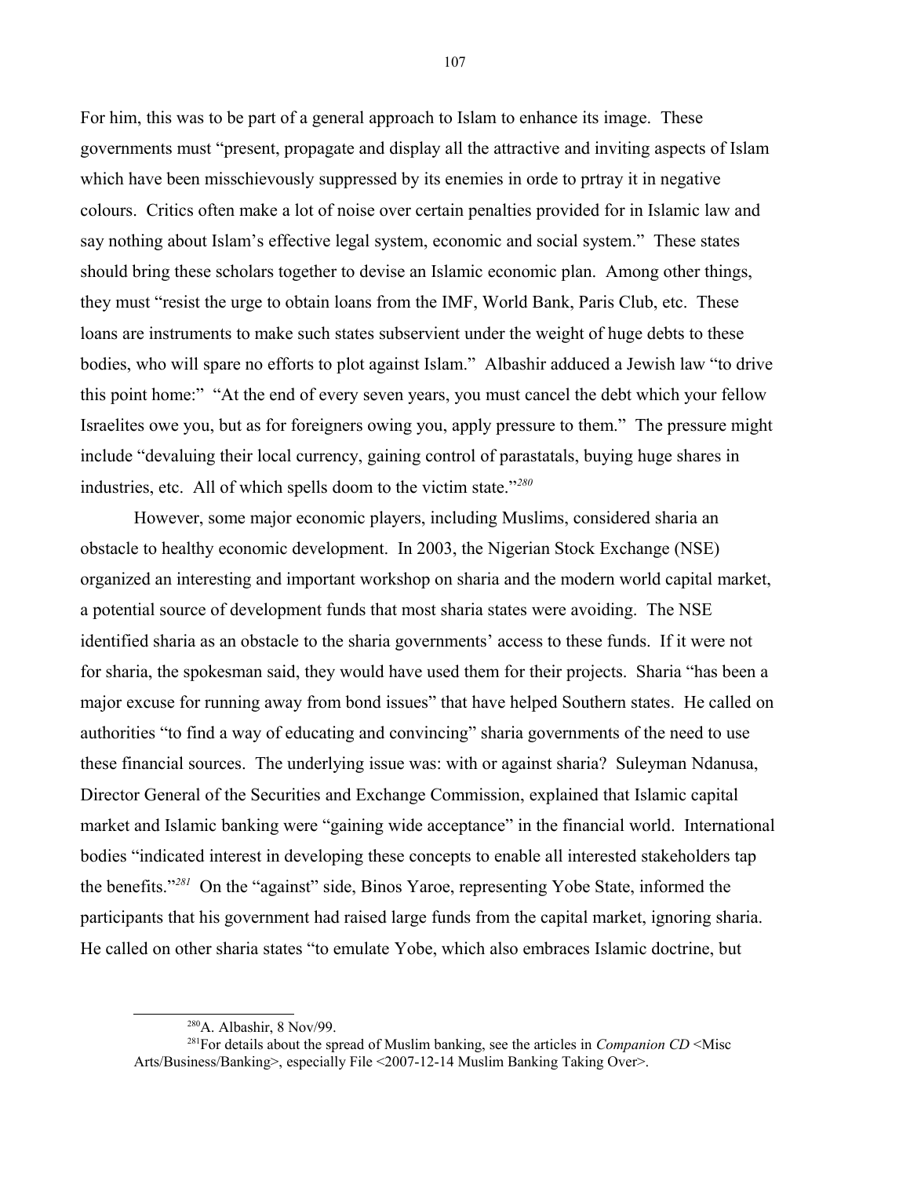For him, this was to be part of a general approach to Islam to enhance its image. These governments must "present, propagate and display all the attractive and inviting aspects of Islam which have been misschievously suppressed by its enemies in orde to prtray it in negative colours. Critics often make a lot of noise over certain penalties provided for in Islamic law and say nothing about Islam's effective legal system, economic and social system." These states should bring these scholars together to devise an Islamic economic plan. Among other things, they must "resist the urge to obtain loans from the IMF, World Bank, Paris Club, etc. These loans are instruments to make such states subservient under the weight of huge debts to these bodies, who will spare no efforts to plot against Islam." Albashir adduced a Jewish law "to drive this point home:" "At the end of every seven years, you must cancel the debt which your fellow Israelites owe you, but as for foreigners owing you, apply pressure to them." The pressure might include "devaluing their local currency, gaining control of parastatals, buying huge shares in industries, etc. All of which spells doom to the victim state."[280]

However, some major economic players, including Muslims, considered sharia an obstacle to healthy economic development. In 2003, the Nigerian Stock Exchange (NSE) organized an interesting and important workshop on sharia and the modern world capital market, a potential source of development funds that most sharia states were avoiding. The NSE identified sharia as an obstacle to the sharia governments' access to these funds. If it were not for sharia, the spokesman said, they would have used them for their projects. Sharia "has been a major excuse for running away from bond issues" that have helped Southern states. He called on authorities "to find a way of educating and convincing" sharia governments of the need to use these financial sources. The underlying issue was: with or against sharia? Suleyman Ndanusa, Director General of the Securities and Exchange Commission, explained that Islamic capital market and Islamic banking were "gaining wide acceptance" in the financial world. International bodies "indicated interest in developing these concepts to enable all interested stakeholders tap the benefits."[281] On the "against" side, Binos Yaroe, representing Yobe State, informed the participants that his government had raised large funds from the capital market, ignoring sharia. He called on other sharia states "to emulate Yobe, which also embraces Islamic doctrine, but

---

[280] A. Albashir, 8 Nov/99.

[281] For details about the spread of Muslim banking, see the articles in *Companion CD* <Misc Arts/Business/Banking>, especially File <2007-12-14 Muslim Banking Taking Over>.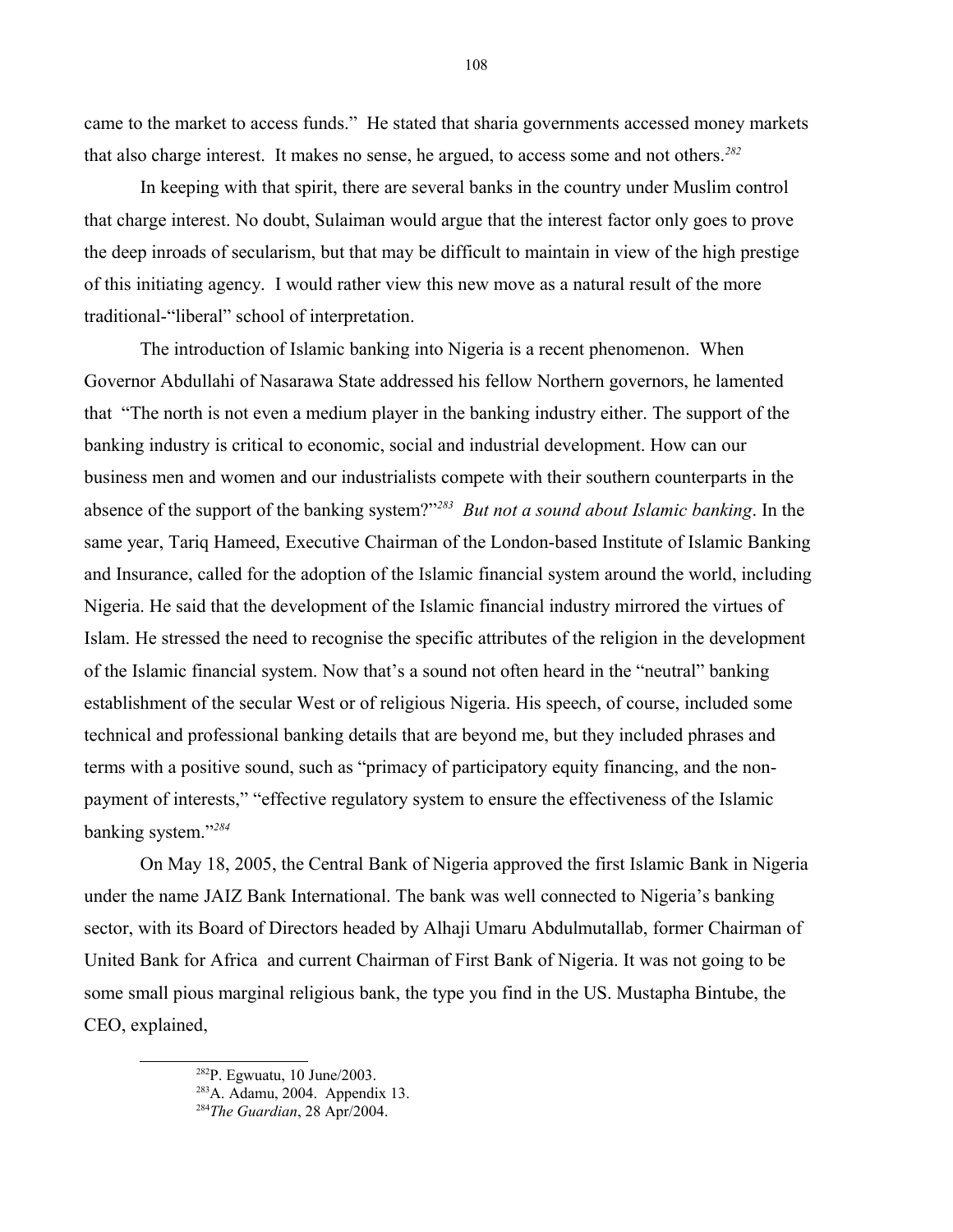came to the market to access funds." He stated that sharia governments accessed money markets that also charge interest. It makes no sense, he argued, to access some and not others.[282]

In keeping with that spirit, there are several banks in the country under Muslim control that charge interest. No doubt, Sulaiman would argue that the interest factor only goes to prove the deep inroads of secularism, but that may be difficult to maintain in view of the high prestige of this initiating agency. I would rather view this new move as a natural result of the more traditional-"liberal" school of interpretation.

The introduction of Islamic banking into Nigeria is a recent phenomenon. When Governor Abdullahi of Nasarawa State addressed his fellow Northern governors, he lamented that "The north is not even a medium player in the banking industry either. The support of the banking industry is critical to economic, social and industrial development. How can our business men and women and our industrialists compete with their southern counterparts in the absence of the support of the banking system?"[283] *But not a sound about Islamic banking*. In the same year, Tariq Hameed, Executive Chairman of the London-based Institute of Islamic Banking and Insurance, called for the adoption of the Islamic financial system around the world, including Nigeria. He said that the development of the Islamic financial industry mirrored the virtues of Islam. He stressed the need to recognise the specific attributes of the religion in the development of the Islamic financial system. Now that's a sound not often heard in the "neutral" banking establishment of the secular West or of religious Nigeria. His speech, of course, included some technical and professional banking details that are beyond me, but they included phrases and terms with a positive sound, such as "primacy of participatory equity financing, and the non-payment of interests," "effective regulatory system to ensure the effectiveness of the Islamic banking system."[284]

On May 18, 2005, the Central Bank of Nigeria approved the first Islamic Bank in Nigeria under the name JAIZ Bank International. The bank was well connected to Nigeria's banking sector, with its Board of Directors headed by Alhaji Umaru Abdulmutallab, former Chairman of United Bank for Africa and current Chairman of First Bank of Nigeria. It was not going to be some small pious marginal religious bank, the type you find in the US. Mustapha Bintube, the CEO, explained,

---

[282] P. Egwuatu, 10 June/2003.

[283] A. Adamu, 2004. Appendix 13.

[284] *The Guardian*, 28 Apr/2004.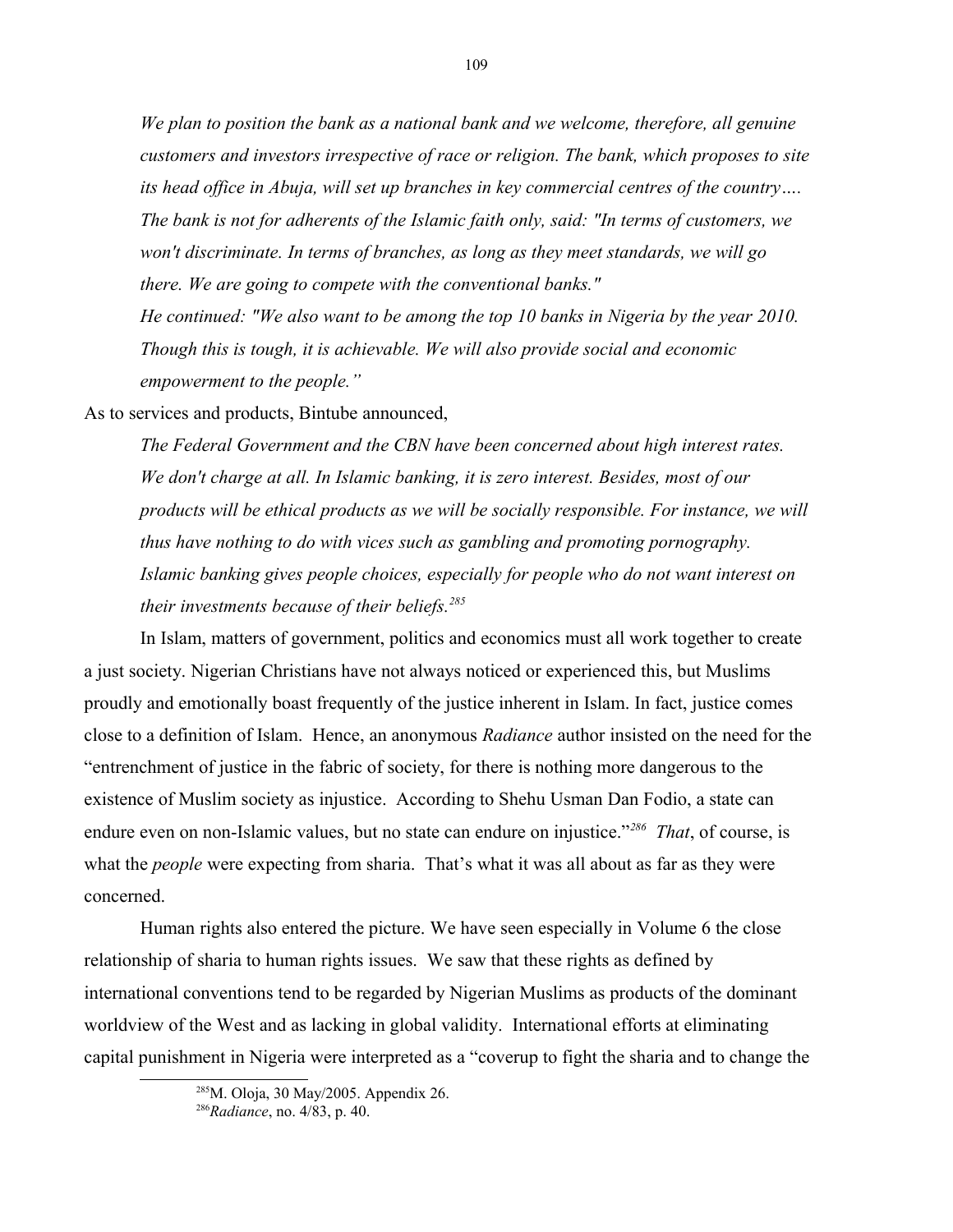> *We plan to position the bank as a national bank and we welcome, therefore, all genuine customers and investors irrespective of race or religion. The bank, which proposes to site its head office in Abuja, will set up branches in key commercial centres of the country…. The bank is not for adherents of the Islamic faith only, said: "In terms of customers, we won't discriminate. In terms of branches, as long as they meet standards, we will go there. We are going to compete with the conventional banks."*
>
> *He continued: "We also want to be among the top 10 banks in Nigeria by the year 2010. Though this is tough, it is achievable. We will also provide social and economic empowerment to the people."*

As to services and products, Bintube announced,

> *The Federal Government and the CBN have been concerned about high interest rates. We don't charge at all. In Islamic banking, it is zero interest. Besides, most of our products will be ethical products as we will be socially responsible. For instance, we will thus have nothing to do with vices such as gambling and promoting pornography. Islamic banking gives people choices, especially for people who do not want interest on their investments because of their beliefs.*[285]

In Islam, matters of government, politics and economics must all work together to create a just society. Nigerian Christians have not always noticed or experienced this, but Muslims proudly and emotionally boast frequently of the justice inherent in Islam. In fact, justice comes close to a definition of Islam. Hence, an anonymous *Radiance* author insisted on the need for the "entrenchment of justice in the fabric of society, for there is nothing more dangerous to the existence of Muslim society as injustice. According to Shehu Usman Dan Fodio, a state can endure even on non-Islamic values, but no state can endure on injustice."[286] *That*, of course, is what the *people* were expecting from sharia. That's what it was all about as far as they were concerned.

Human rights also entered the picture. We have seen especially in Volume 6 the close relationship of sharia to human rights issues. We saw that these rights as defined by international conventions tend to be regarded by Nigerian Muslims as products of the dominant worldview of the West and as lacking in global validity. International efforts at eliminating capital punishment in Nigeria were interpreted as a "coverup to fight the sharia and to change the

---

[285] M. Oloja, 30 May/2005. Appendix 26.

[286] *Radiance*, no. 4/83, p. 40.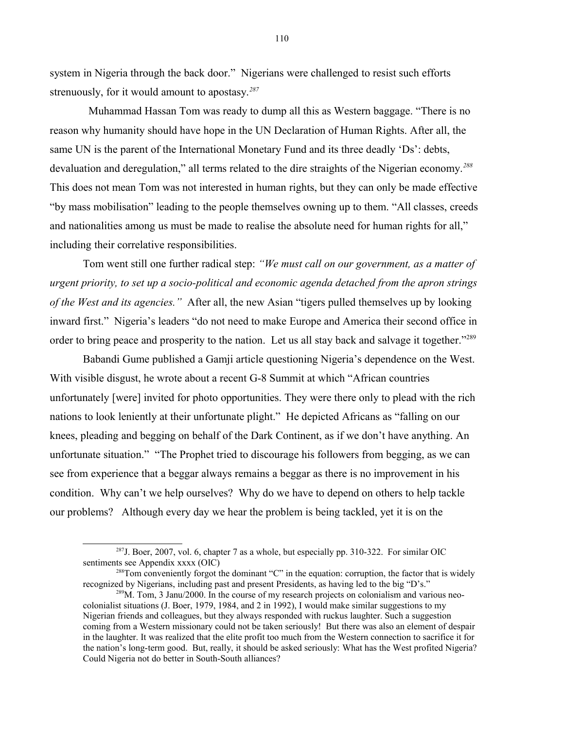system in Nigeria through the back door." Nigerians were challenged to resist such efforts strenuously, for it would amount to apostasy.[287]

Muhammad Hassan Tom was ready to dump all this as Western baggage. "There is no reason why humanity should have hope in the UN Declaration of Human Rights. After all, the same UN is the parent of the International Monetary Fund and its three deadly 'Ds': debts, devaluation and deregulation," all terms related to the dire straights of the Nigerian economy.[288] This does not mean Tom was not interested in human rights, but they can only be made effective "by mass mobilisation" leading to the people themselves owning up to them. "All classes, creeds and nationalities among us must be made to realise the absolute need for human rights for all," including their correlative responsibilities.

Tom went still one further radical step: *"We must call on our government, as a matter of urgent priority, to set up a socio-political and economic agenda detached from the apron strings of the West and its agencies."* After all, the new Asian "tigers pulled themselves up by looking inward first." Nigeria's leaders "do not need to make Europe and America their second office in order to bring peace and prosperity to the nation. Let us all stay back and salvage it together."[289]

Babandi Gume published a Gamji article questioning Nigeria's dependence on the West. With visible disgust, he wrote about a recent G-8 Summit at which "African countries unfortunately [were] invited for photo opportunities. They were there only to plead with the rich nations to look leniently at their unfortunate plight." He depicted Africans as "falling on our knees, pleading and begging on behalf of the Dark Continent, as if we don't have anything. An unfortunate situation." "The Prophet tried to discourage his followers from begging, as we can see from experience that a beggar always remains a beggar as there is no improvement in his condition. Why can't we help ourselves? Why do we have to depend on others to help tackle our problems? Although every day we hear the problem is being tackled, yet it is on the

---

[287] J. Boer, 2007, vol. 6, chapter 7 as a whole, but especially pp. 310-322. For similar OIC sentiments see Appendix xxxx (OIC)

[288] Tom conveniently forgot the dominant "C" in the equation: corruption, the factor that is widely recognized by Nigerians, including past and present Presidents, as having led to the big "D's."

[289] M. Tom, 3 Janu/2000. In the course of my research projects on colonialism and various neo-colonialist situations (J. Boer, 1979, 1984, and 2 in 1992), I would make similar suggestions to my Nigerian friends and colleagues, but they always responded with ruckus laughter. Such a suggestion coming from a Western missionary could not be taken seriously! But there was also an element of despair in the laughter. It was realized that the elite profit too much from the Western connection to sacrifice it for the nation's long-term good. But, really, it should be asked seriously: What has the West profited Nigeria? Could Nigeria not do better in South-South alliances?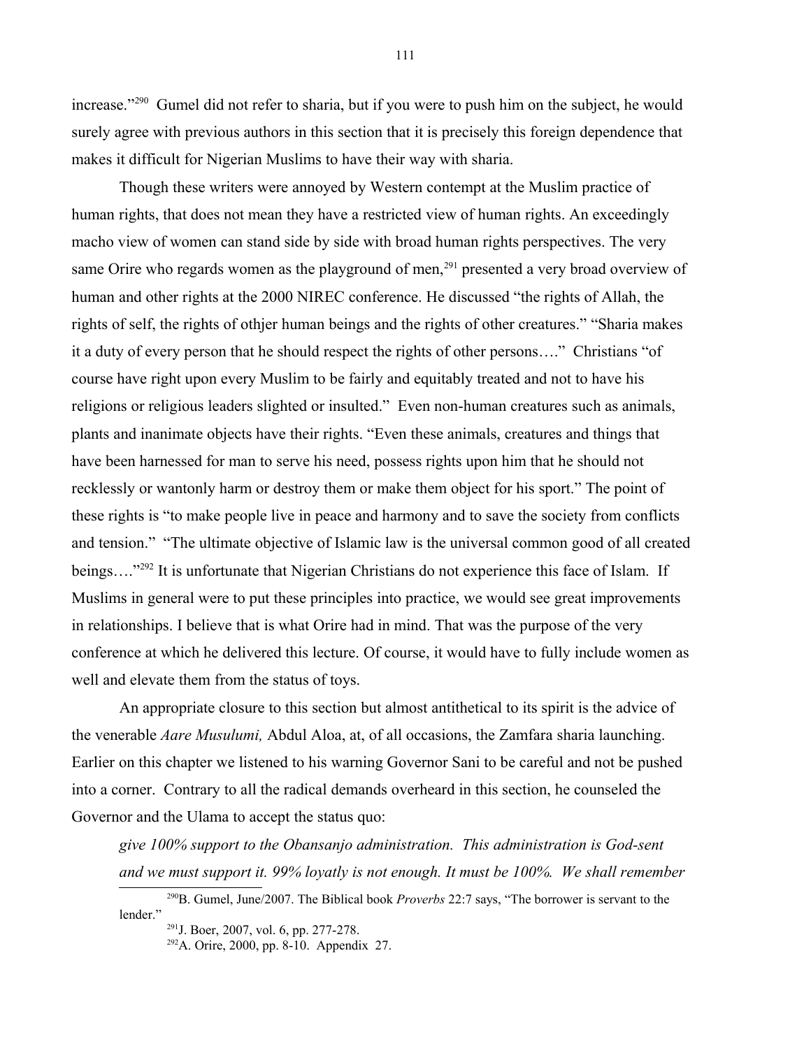increase."[290] Gumel did not refer to sharia, but if you were to push him on the subject, he would surely agree with previous authors in this section that it is precisely this foreign dependence that makes it difficult for Nigerian Muslims to have their way with sharia.

Though these writers were annoyed by Western contempt at the Muslim practice of human rights, that does not mean they have a restricted view of human rights. An exceedingly macho view of women can stand side by side with broad human rights perspectives. The very same Orire who regards women as the playground of men,[291] presented a very broad overview of human and other rights at the 2000 NIREC conference. He discussed "the rights of Allah, the rights of self, the rights of othjer human beings and the rights of other creatures." "Sharia makes it a duty of every person that he should respect the rights of other persons…." Christians "of course have right upon every Muslim to be fairly and equitably treated and not to have his religions or religious leaders slighted or insulted." Even non-human creatures such as animals, plants and inanimate objects have their rights. "Even these animals, creatures and things that have been harnessed for man to serve his need, possess rights upon him that he should not recklessly or wantonly harm or destroy them or make them object for his sport." The point of these rights is "to make people live in peace and harmony and to save the society from conflicts and tension." "The ultimate objective of Islamic law is the universal common good of all created beings…."[292] It is unfortunate that Nigerian Christians do not experience this face of Islam. If Muslims in general were to put these principles into practice, we would see great improvements in relationships. I believe that is what Orire had in mind. That was the purpose of the very conference at which he delivered this lecture. Of course, it would have to fully include women as well and elevate them from the status of toys.

An appropriate closure to this section but almost antithetical to its spirit is the advice of the venerable *Aare Musulumi,* Abdul Aloa, at, of all occasions, the Zamfara sharia launching. Earlier on this chapter we listened to his warning Governor Sani to be careful and not be pushed into a corner. Contrary to all the radical demands overheard in this section, he counseled the Governor and the Ulama to accept the status quo:

> *give 100% support to the Obansanjo administration. This administration is God-sent and we must support it. 99% loyalty is not enough. It must be 100%. We shall remember*

---

[290] B. Gumel, June/2007. The Biblical book *Proverbs* 22:7 says, "The borrower is servant to the lender."

[291] J. Boer, 2007, vol. 6, pp. 277-278.

[292] A. Orire, 2000, pp. 8-10. Appendix 27.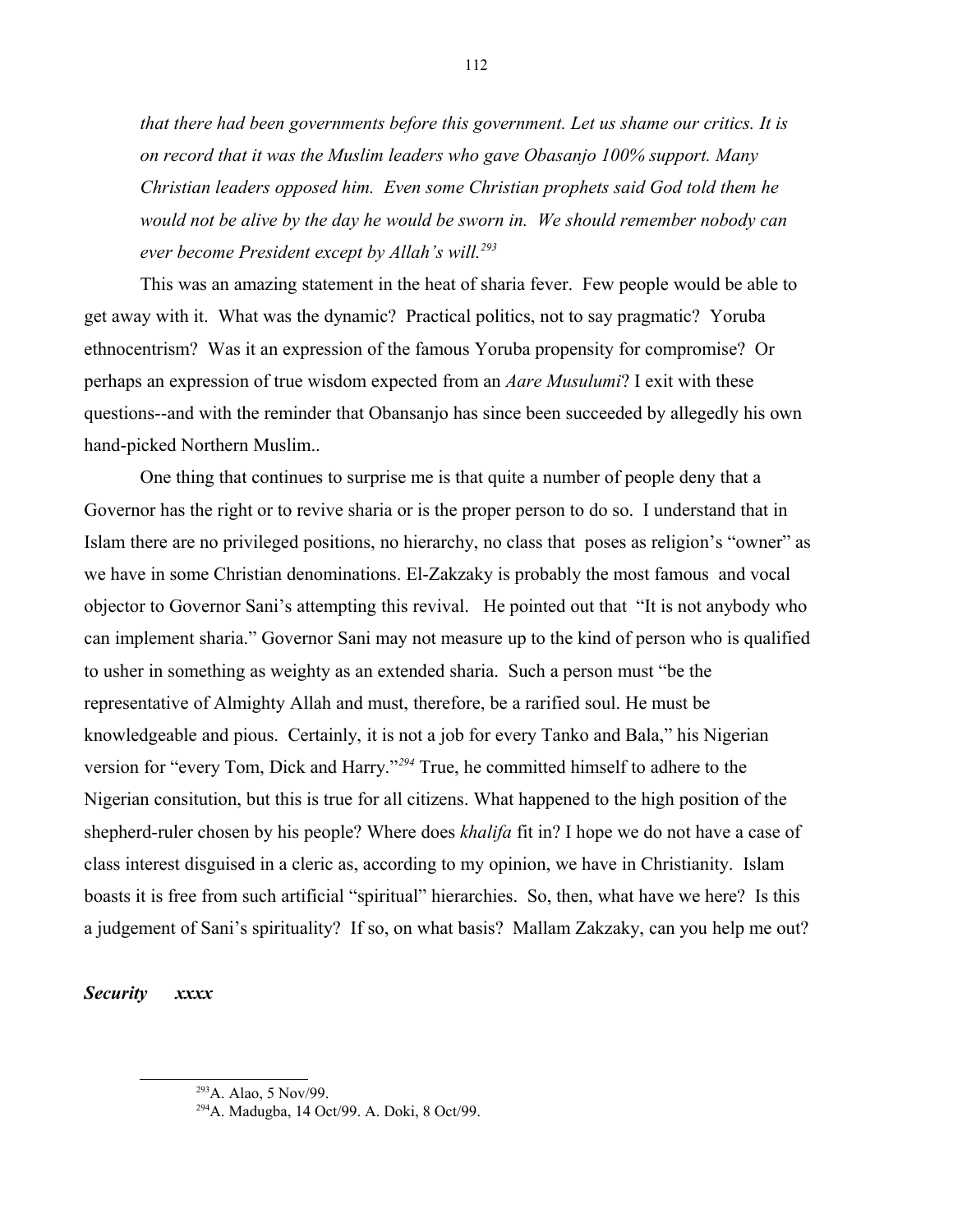*that there had been governments before this government. Let us shame our critics. It is on record that it was the Muslim leaders who gave Obasanjo 100% support. Many Christian leaders opposed him. Even some Christian prophets said God told them he would not be alive by the day he would be sworn in. We should remember nobody can ever become President except by Allah's will.*[293]

This was an amazing statement in the heat of sharia fever. Few people would be able to get away with it. What was the dynamic? Practical politics, not to say pragmatic? Yoruba ethnocentrism? Was it an expression of the famous Yoruba propensity for compromise? Or perhaps an expression of true wisdom expected from an *Aare Musulumi*? I exit with these questions--and with the reminder that Obansanjo has since been succeeded by allegedly his own hand-picked Northern Muslim..

One thing that continues to surprise me is that quite a number of people deny that a Governor has the right or to revive sharia or is the proper person to do so. I understand that in Islam there are no privileged positions, no hierarchy, no class that poses as religion's "owner" as we have in some Christian denominations. El-Zakzaky is probably the most famous and vocal objector to Governor Sani's attempting this revival. He pointed out that "It is not anybody who can implement sharia." Governor Sani may not measure up to the kind of person who is qualified to usher in something as weighty as an extended sharia. Such a person must "be the representative of Almighty Allah and must, therefore, be a rarified soul. He must be knowledgeable and pious. Certainly, it is not a job for every Tanko and Bala," his Nigerian version for "every Tom, Dick and Harry."[294] True, he committed himself to adhere to the Nigerian consitution, but this is true for all citizens. What happened to the high position of the shepherd-ruler chosen by his people? Where does *khalifa* fit in? I hope we do not have a case of class interest disguised in a cleric as, according to my opinion, we have in Christianity. Islam boasts it is free from such artificial "spiritual" hierarchies. So, then, what have we here? Is this a judgement of Sani's spirituality? If so, on what basis? Mallam Zakzaky, can you help me out?

***Security xxxx***

---

[293] A. Alao, 5 Nov/99.

[294] A. Madugba, 14 Oct/99. A. Doki, 8 Oct/99.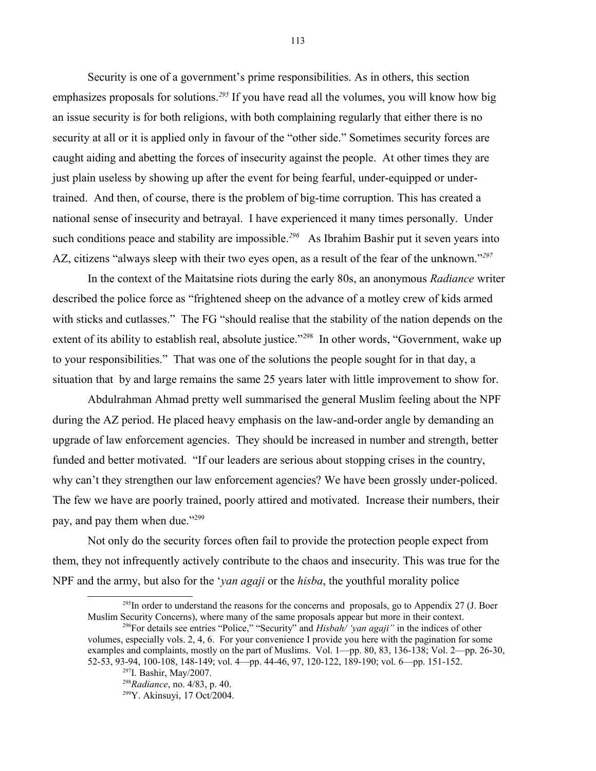Security is one of a government's prime responsibilities. As in others, this section emphasizes proposals for solutions.[295] If you have read all the volumes, you will know how big an issue security is for both religions, with both complaining regularly that either there is no security at all or it is applied only in favour of the "other side." Sometimes security forces are caught aiding and abetting the forces of insecurity against the people. At other times they are just plain useless by showing up after the event for being fearful, under-equipped or under-trained. And then, of course, there is the problem of big-time corruption. This has created a national sense of insecurity and betrayal. I have experienced it many times personally. Under such conditions peace and stability are impossible.[296] As Ibrahim Bashir put it seven years into AZ, citizens "always sleep with their two eyes open, as a result of the fear of the unknown."[297]

In the context of the Maitatsine riots during the early 80s, an anonymous *Radiance* writer described the police force as "frightened sheep on the advance of a motley crew of kids armed with sticks and cutlasses." The FG "should realise that the stability of the nation depends on the extent of its ability to establish real, absolute justice."[298] In other words, "Government, wake up to your responsibilities." That was one of the solutions the people sought for in that day, a situation that by and large remains the same 25 years later with little improvement to show for.

Abdulrahman Ahmad pretty well summarised the general Muslim feeling about the NPF during the AZ period. He placed heavy emphasis on the law-and-order angle by demanding an upgrade of law enforcement agencies. They should be increased in number and strength, better funded and better motivated. "If our leaders are serious about stopping crises in the country, why can't they strengthen our law enforcement agencies? We have been grossly under-policed. The few we have are poorly trained, poorly attired and motivated. Increase their numbers, their pay, and pay them when due."[299]

Not only do the security forces often fail to provide the protection people expect from them, they not infrequently actively contribute to the chaos and insecurity. This was true for the NPF and the army, but also for the '*yan agaji* or the *hisba*, the youthful morality police

---

[295] In order to understand the reasons for the concerns and proposals, go to Appendix 27 (J. Boer Muslim Security Concerns), where many of the same proposals appear but more in their context.

[296] For details see entries "Police," "Security" and *Hisbah/ 'yan agaji"* in the indices of other volumes, especially vols. 2, 4, 6. For your convenience I provide you here with the pagination for some examples and complaints, mostly on the part of Muslims. Vol. 1—pp. 80, 83, 136-138; Vol. 2—pp. 26-30, 52-53, 93-94, 100-108, 148-149; vol. 4—pp. 44-46, 97, 120-122, 189-190; vol. 6—pp. 151-152.

[297] I. Bashir, May/2007.

[298] *Radiance*, no. 4/83, p. 40.

[299] Y. Akinsuyi, 17 Oct/2004.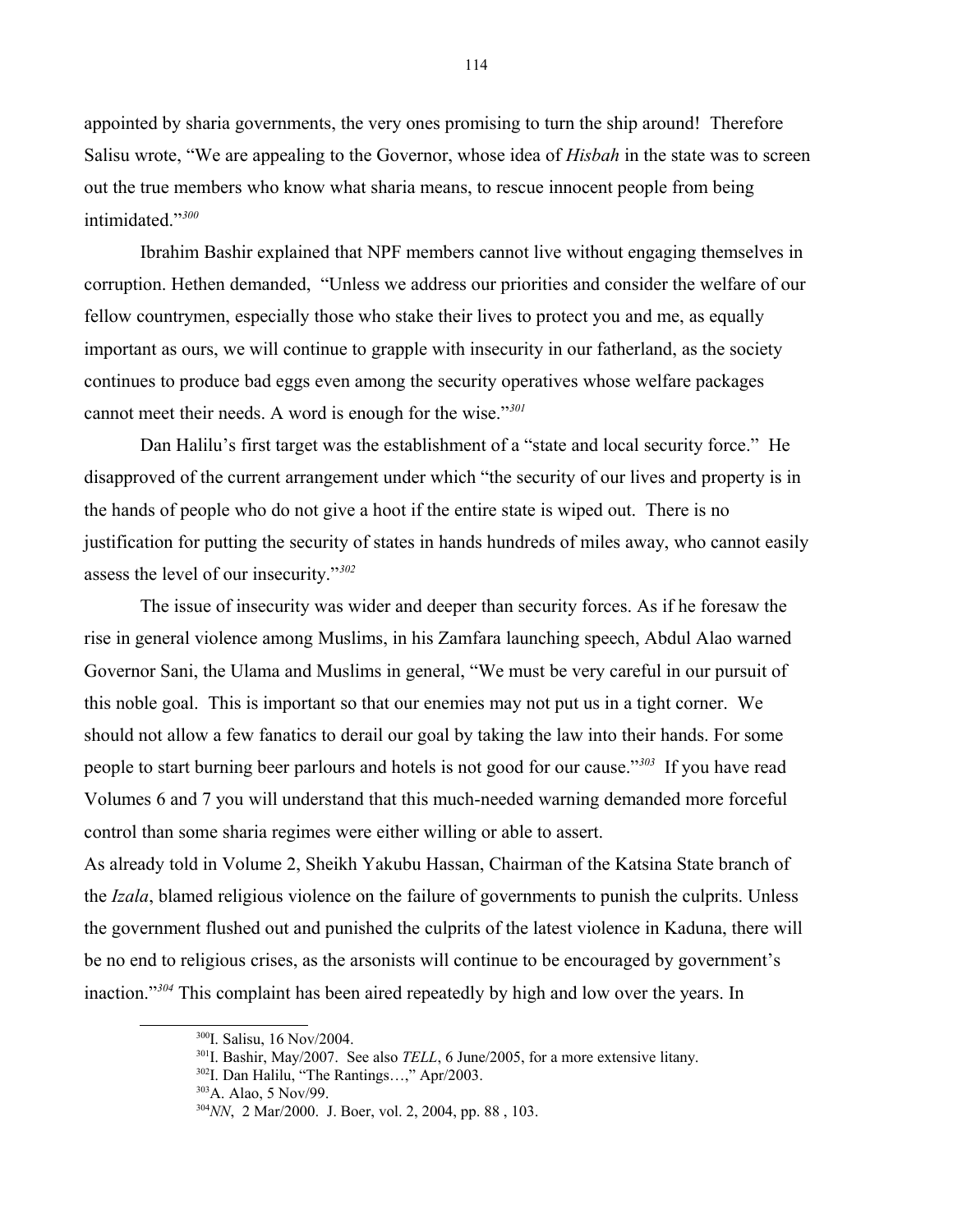appointed by sharia governments, the very ones promising to turn the ship around! Therefore Salisu wrote, "We are appealing to the Governor, whose idea of *Hisbah* in the state was to screen out the true members who know what sharia means, to rescue innocent people from being intimidated."[300]

Ibrahim Bashir explained that NPF members cannot live without engaging themselves in corruption. Hethen demanded, "Unless we address our priorities and consider the welfare of our fellow countrymen, especially those who stake their lives to protect you and me, as equally important as ours, we will continue to grapple with insecurity in our fatherland, as the society continues to produce bad eggs even among the security operatives whose welfare packages cannot meet their needs. A word is enough for the wise."[301]

Dan Halilu's first target was the establishment of a "state and local security force." He disapproved of the current arrangement under which "the security of our lives and property is in the hands of people who do not give a hoot if the entire state is wiped out. There is no justification for putting the security of states in hands hundreds of miles away, who cannot easily assess the level of our insecurity."[302]

The issue of insecurity was wider and deeper than security forces. As if he foresaw the rise in general violence among Muslims, in his Zamfara launching speech, Abdul Alao warned Governor Sani, the Ulama and Muslims in general, "We must be very careful in our pursuit of this noble goal. This is important so that our enemies may not put us in a tight corner. We should not allow a few fanatics to derail our goal by taking the law into their hands. For some people to start burning beer parlours and hotels is not good for our cause."[303] If you have read Volumes 6 and 7 you will understand that this much-needed warning demanded more forceful control than some sharia regimes were either willing or able to assert.

As already told in Volume 2, Sheikh Yakubu Hassan, Chairman of the Katsina State branch of the *Izala*, blamed religious violence on the failure of governments to punish the culprits. Unless the government flushed out and punished the culprits of the latest violence in Kaduna, there will be no end to religious crises, as the arsonists will continue to be encouraged by government's inaction."[304] This complaint has been aired repeatedly by high and low over the years. In

---

[300] I. Salisu, 16 Nov/2004.

[301] I. Bashir, May/2007. See also *TELL*, 6 June/2005, for a more extensive litany.

[302] I. Dan Halilu, "The Rantings…," Apr/2003.

[303] A. Alao, 5 Nov/99.

[304] *NN*, 2 Mar/2000. J. Boer, vol. 2, 2004, pp. 88 , 103.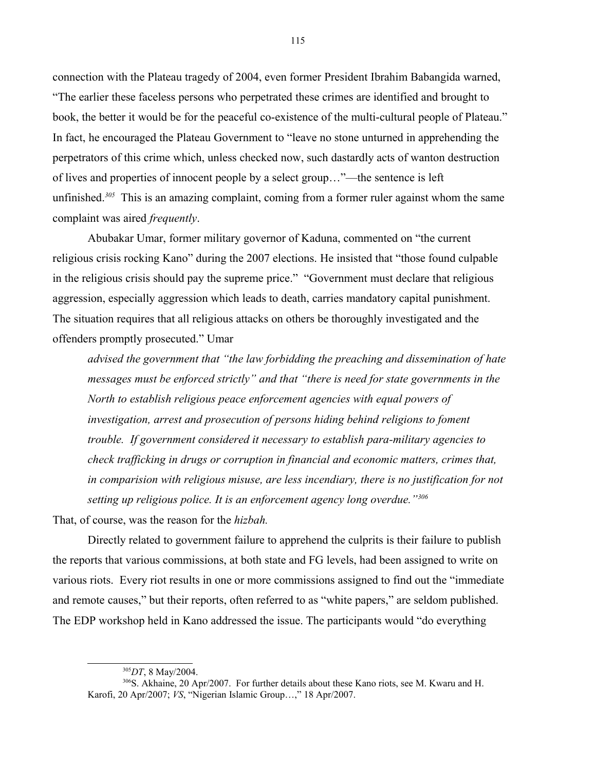connection with the Plateau tragedy of 2004, even former President Ibrahim Babangida warned, "The earlier these faceless persons who perpetrated these crimes are identified and brought to book, the better it would be for the peaceful co-existence of the multi-cultural people of Plateau." In fact, he encouraged the Plateau Government to "leave no stone unturned in apprehending the perpetrators of this crime which, unless checked now, such dastardly acts of wanton destruction of lives and properties of innocent people by a select group…"—the sentence is left unfinished.[305] This is an amazing complaint, coming from a former ruler against whom the same complaint was aired *frequently*.

Abubakar Umar, former military governor of Kaduna, commented on "the current religious crisis rocking Kano" during the 2007 elections. He insisted that "those found culpable in the religious crisis should pay the supreme price." "Government must declare that religious aggression, especially aggression which leads to death, carries mandatory capital punishment. The situation requires that all religious attacks on others be thoroughly investigated and the offenders promptly prosecuted." Umar

> *advised the government that "the law forbidding the preaching and dissemination of hate messages must be enforced strictly" and that "there is need for state governments in the North to establish religious peace enforcement agencies with equal powers of investigation, arrest and prosecution of persons hiding behind religions to foment trouble. If government considered it necessary to establish para-military agencies to check trafficking in drugs or corruption in financial and economic matters, crimes that, in comparision with religious misuse, are less incendiary, there is no justification for not setting up religious police. It is an enforcement agency long overdue."*[306]

That, of course, was the reason for the *hizbah.*

Directly related to government failure to apprehend the culprits is their failure to publish the reports that various commissions, at both state and FG levels, had been assigned to write on various riots. Every riot results in one or more commissions assigned to find out the "immediate and remote causes," but their reports, often referred to as "white papers," are seldom published. The EDP workshop held in Kano addressed the issue. The participants would "do everything

---

[305] *DT*, 8 May/2004.

[306] S. Akhaine, 20 Apr/2007. For further details about these Kano riots, see M. Kwaru and H. Karofi, 20 Apr/2007; *VS*, "Nigerian Islamic Group…," 18 Apr/2007.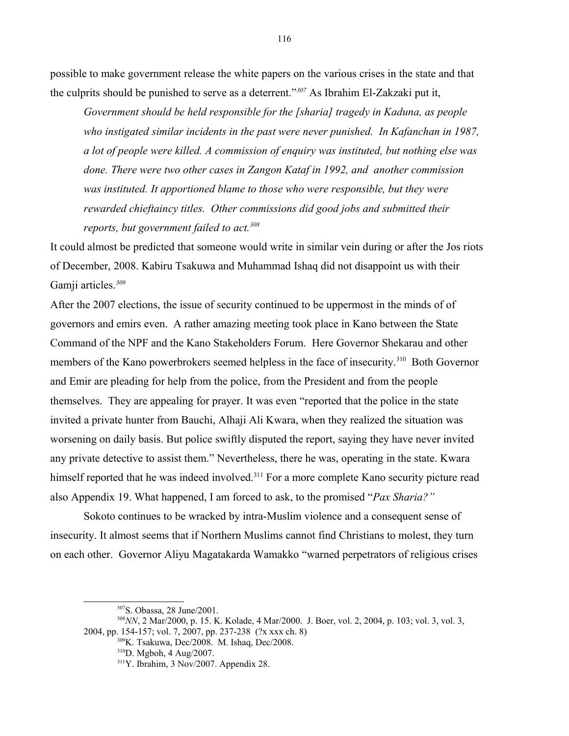possible to make government release the white papers on the various crises in the state and that the culprits should be punished to serve as a deterrent."[307] As Ibrahim El-Zakzaki put it,

> *Government should be held responsible for the [sharia] tragedy in Kaduna, as people who instigated similar incidents in the past were never punished. In Kafanchan in 1987, a lot of people were killed. A commission of enquiry was instituted, but nothing else was done. There were two other cases in Zangon Kataf in 1992, and another commission was instituted. It apportioned blame to those who were responsible, but they were rewarded chieftaincy titles. Other commissions did good jobs and submitted their reports, but government failed to act.*[308]

It could almost be predicted that someone would write in similar vein during or after the Jos riots of December, 2008. Kabiru Tsakuwa and Muhammad Ishaq did not disappoint us with their Gamji articles.[309]

After the 2007 elections, the issue of security continued to be uppermost in the minds of of governors and emirs even. A rather amazing meeting took place in Kano between the State Command of the NPF and the Kano Stakeholders Forum. Here Governor Shekarau and other members of the Kano powerbrokers seemed helpless in the face of insecurity.[310] Both Governor and Emir are pleading for help from the police, from the President and from the people themselves. They are appealing for prayer. It was even "reported that the police in the state invited a private hunter from Bauchi, Alhaji Ali Kwara, when they realized the situation was worsening on daily basis. But police swiftly disputed the report, saying they have never invited any private detective to assist them." Nevertheless, there he was, operating in the state. Kwara himself reported that he was indeed involved.[311] For a more complete Kano security picture read also Appendix 19. What happened, I am forced to ask, to the promised "*Pax Sharia?"*

Sokoto continues to be wracked by intra-Muslim violence and a consequent sense of insecurity. It almost seems that if Northern Muslims cannot find Christians to molest, they turn on each other. Governor Aliyu Magatakarda Wamakko "warned perpetrators of religious crises

---

[307] S. Obassa, 28 June/2001.

[308] *NN*, 2 Mar/2000, p. 15. K. Kolade, 4 Mar/2000. J. Boer, vol. 2, 2004, p. 103; vol. 3, vol. 3, 2004, pp. 154-157; vol. 7, 2007, pp. 237-238 (?x xxx ch. 8)

[309] K. Tsakuwa, Dec/2008. M. Ishaq, Dec/2008.

[310] D. Mgboh, 4 Aug/2007.

[311] Y. Ibrahim, 3 Nov/2007. Appendix 28.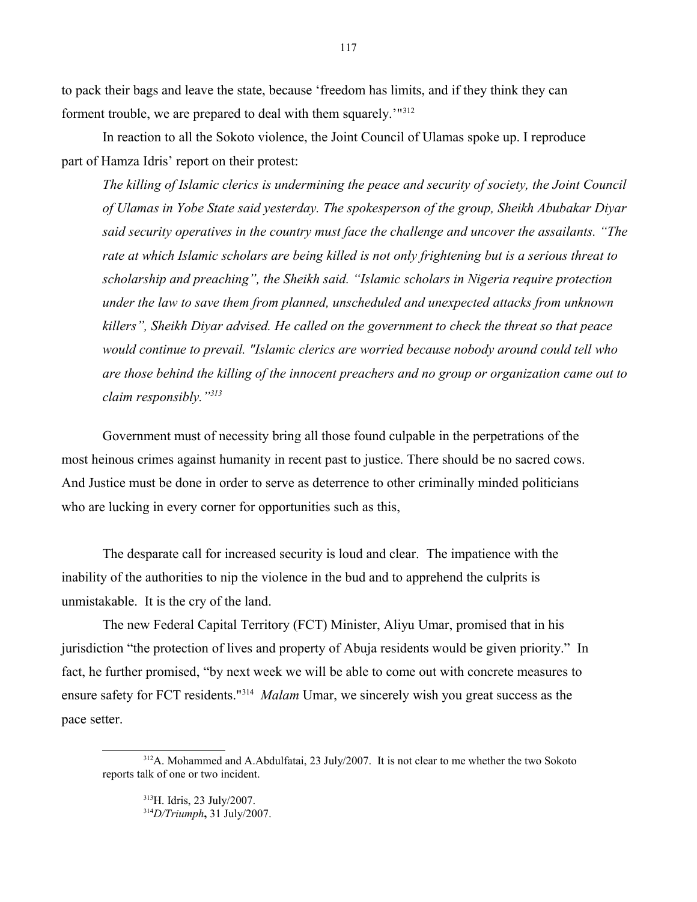to pack their bags and leave the state, because 'freedom has limits, and if they think they can forment trouble, we are prepared to deal with them squarely.'"[312]

In reaction to all the Sokoto violence, the Joint Council of Ulamas spoke up. I reproduce part of Hamza Idris' report on their protest:

> *The killing of Islamic clerics is undermining the peace and security of society, the Joint Council of Ulamas in Yobe State said yesterday. The spokesperson of the group, Sheikh Abubakar Diyar said security operatives in the country must face the challenge and uncover the assailants. "The rate at which Islamic scholars are being killed is not only frightening but is a serious threat to scholarship and preaching", the Sheikh said. "Islamic scholars in Nigeria require protection under the law to save them from planned, unscheduled and unexpected attacks from unknown killers", Sheikh Diyar advised. He called on the government to check the threat so that peace would continue to prevail. "Islamic clerics are worried because nobody around could tell who are those behind the killing of the innocent preachers and no group or organization came out to claim responsibly."*[313]

Government must of necessity bring all those found culpable in the perpetrations of the most heinous crimes against humanity in recent past to justice. There should be no sacred cows. And Justice must be done in order to serve as deterrence to other criminally minded politicians who are lucking in every corner for opportunities such as this,

The desparate call for increased security is loud and clear. The impatience with the inability of the authorities to nip the violence in the bud and to apprehend the culprits is unmistakable. It is the cry of the land.

The new Federal Capital Territory (FCT) Minister, Aliyu Umar, promised that in his jurisdiction "the protection of lives and property of Abuja residents would be given priority." In fact, he further promised, "by next week we will be able to come out with concrete measures to ensure safety for FCT residents."[314] *Malam* Umar, we sincerely wish you great success as the pace setter.

---

[312] A. Mohammed and A.Abdulfatai, 23 July/2007. It is not clear to me whether the two Sokoto reports talk of one or two incident.

[313] H. Idris, 23 July/2007.

[314] *D/Triumph*, 31 July/2007.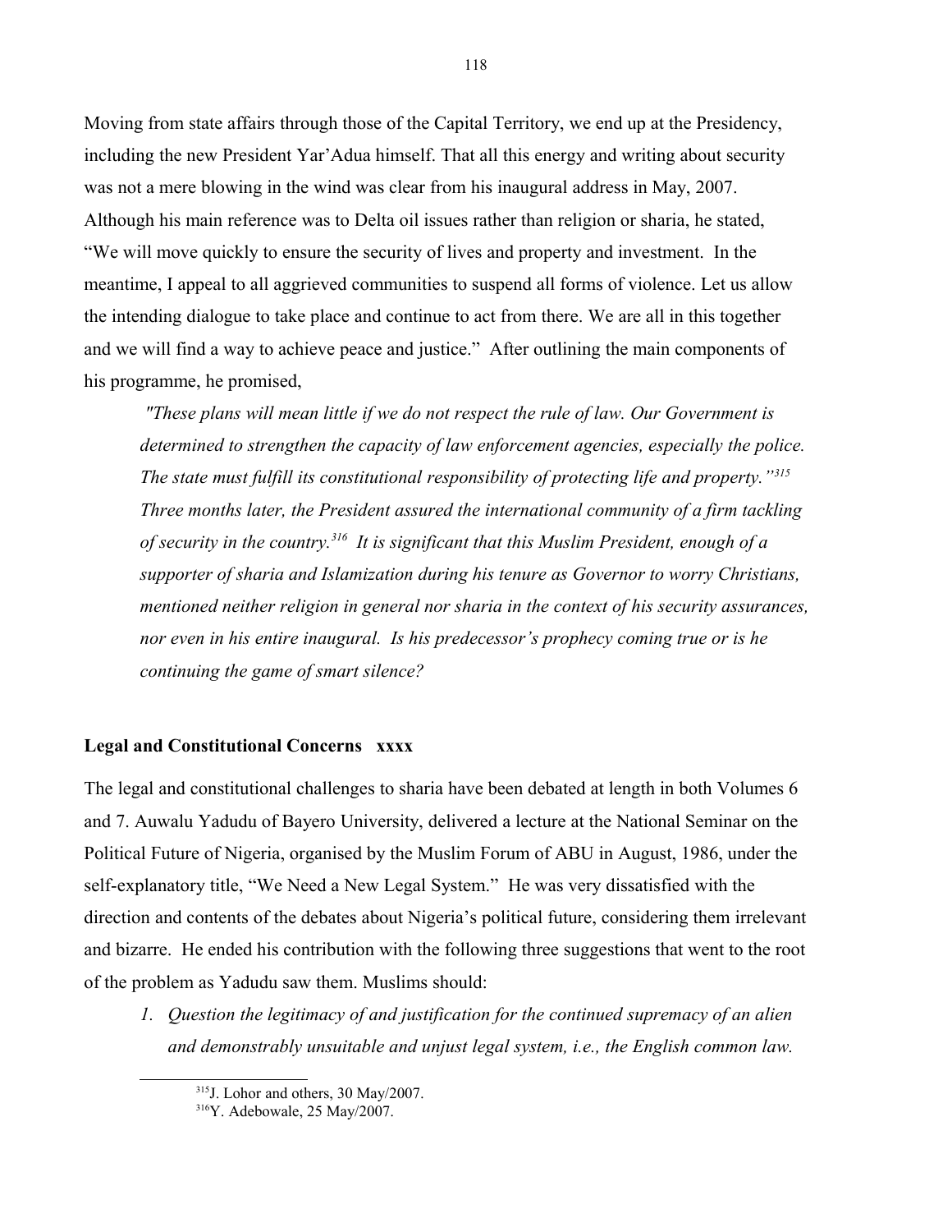Moving from state affairs through those of the Capital Territory, we end up at the Presidency, including the new President Yar'Adua himself. That all this energy and writing about security was not a mere blowing in the wind was clear from his inaugural address in May, 2007. Although his main reference was to Delta oil issues rather than religion or sharia, he stated, "We will move quickly to ensure the security of lives and property and investment. In the meantime, I appeal to all aggrieved communities to suspend all forms of violence. Let us allow the intending dialogue to take place and continue to act from there. We are all in this together and we will find a way to achieve peace and justice." After outlining the main components of his programme, he promised,

> *"These plans will mean little if we do not respect the rule of law. Our Government is determined to strengthen the capacity of law enforcement agencies, especially the police. The state must fulfill its constitutional responsibility of protecting life and property."[315] Three months later, the President assured the international community of a firm tackling of security in the country.[316] It is significant that this Muslim President, enough of a supporter of sharia and Islamization during his tenure as Governor to worry Christians, mentioned neither religion in general nor sharia in the context of his security assurances, nor even in his entire inaugural. Is his predecessor's prophecy coming true or is he continuing the game of smart silence?*

**Legal and Constitutional Concerns xxxx**

The legal and constitutional challenges to sharia have been debated at length in both Volumes 6 and 7. Auwalu Yadudu of Bayero University, delivered a lecture at the National Seminar on the Political Future of Nigeria, organised by the Muslim Forum of ABU in August, 1986, under the self-explanatory title, "We Need a New Legal System." He was very dissatisfied with the direction and contents of the debates about Nigeria's political future, considering them irrelevant and bizarre. He ended his contribution with the following three suggestions that went to the root of the problem as Yadudu saw them. Muslims should:

1. *Question the legitimacy of and justification for the continued supremacy of an alien and demonstrably unsuitable and unjust legal system, i.e., the English common law.*

---

[315] J. Lohor and others, 30 May/2007.

[316] Y. Adebowale, 25 May/2007.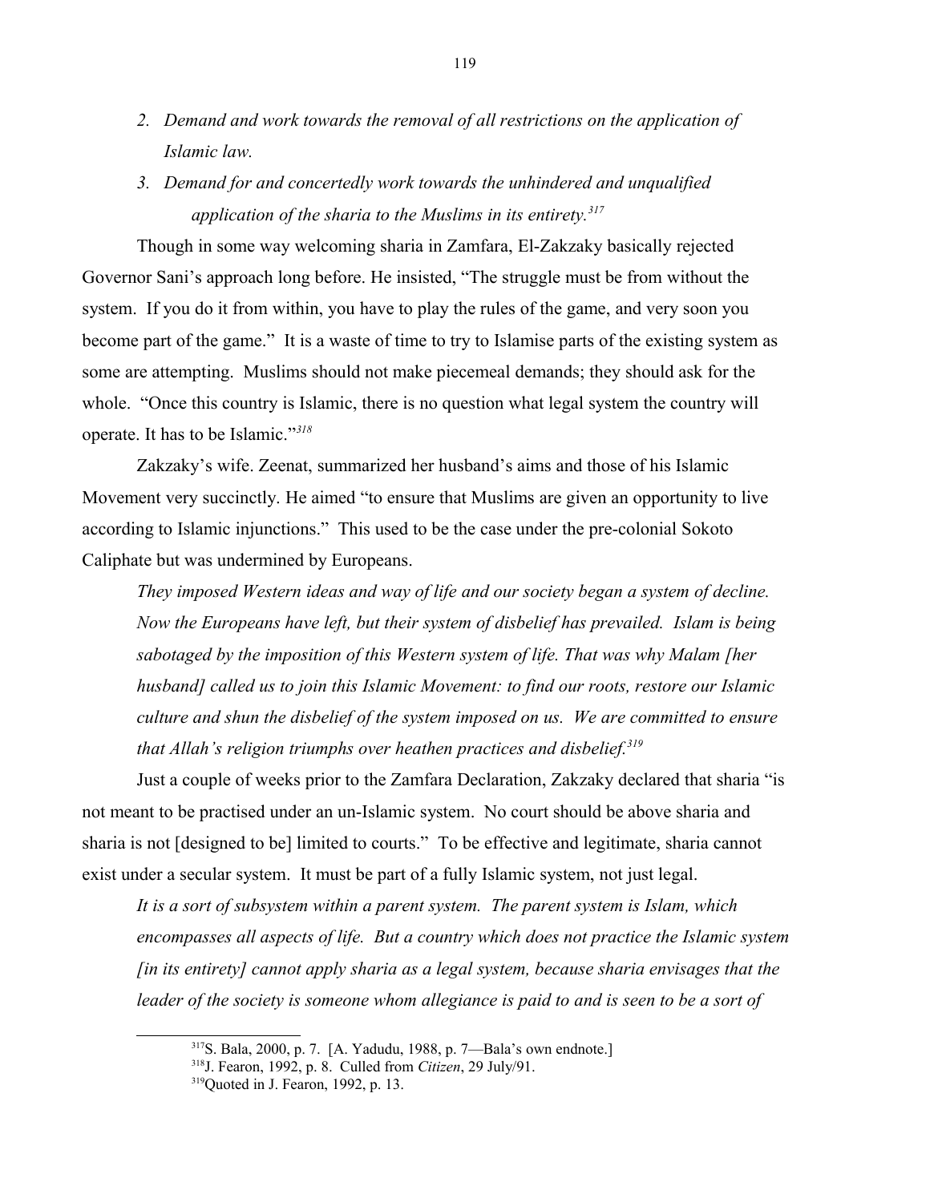2. *Demand and work towards the removal of all restrictions on the application of Islamic law.*
3. *Demand for and concertedly work towards the unhindered and unqualified application of the sharia to the Muslims in its entirety.*[317]

Though in some way welcoming sharia in Zamfara, El-Zakzaky basically rejected Governor Sani's approach long before. He insisted, "The struggle must be from without the system. If you do it from within, you have to play the rules of the game, and very soon you become part of the game." It is a waste of time to try to Islamise parts of the existing system as some are attempting. Muslims should not make piecemeal demands; they should ask for the whole. "Once this country is Islamic, there is no question what legal system the country will operate. It has to be Islamic."[318]

Zakzaky's wife. Zeenat, summarized her husband's aims and those of his Islamic Movement very succinctly. He aimed "to ensure that Muslims are given an opportunity to live according to Islamic injunctions." This used to be the case under the pre-colonial Sokoto Caliphate but was undermined by Europeans.

> *They imposed Western ideas and way of life and our society began a system of decline. Now the Europeans have left, but their system of disbelief has prevailed. Islam is being sabotaged by the imposition of this Western system of life. That was why Malam [her husband] called us to join this Islamic Movement: to find our roots, restore our Islamic culture and shun the disbelief of the system imposed on us. We are committed to ensure that Allah's religion triumphs over heathen practices and disbelief.*[319]

Just a couple of weeks prior to the Zamfara Declaration, Zakzaky declared that sharia "is not meant to be practised under an un-Islamic system. No court should be above sharia and sharia is not [designed to be] limited to courts." To be effective and legitimate, sharia cannot exist under a secular system. It must be part of a fully Islamic system, not just legal.

> *It is a sort of subsystem within a parent system. The parent system is Islam, which encompasses all aspects of life. But a country which does not practice the Islamic system [in its entirety] cannot apply sharia as a legal system, because sharia envisages that the leader of the society is someone whom allegiance is paid to and is seen to be a sort of*

---

[317] S. Bala, 2000, p. 7. [A. Yadudu, 1988, p. 7—Bala's own endnote.]

[318] J. Fearon, 1992, p. 8. Culled from *Citizen*, 29 July/91.

[319] Quoted in J. Fearon, 1992, p. 13.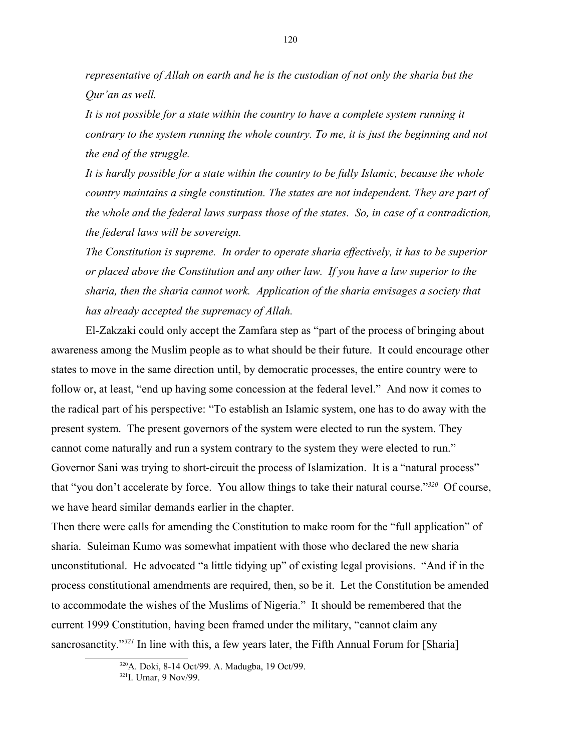*representative of Allah on earth and he is the custodian of not only the sharia but the Qur'an as well.*

*It is not possible for a state within the country to have a complete system running it contrary to the system running the whole country. To me, it is just the beginning and not the end of the struggle.*

*It is hardly possible for a state within the country to be fully Islamic, because the whole country maintains a single constitution. The states are not independent. They are part of the whole and the federal laws surpass those of the states. So, in case of a contradiction, the federal laws will be sovereign.*

*The Constitution is supreme. In order to operate sharia effectively, it has to be superior or placed above the Constitution and any other law. If you have a law superior to the sharia, then the sharia cannot work. Application of the sharia envisages a society that has already accepted the supremacy of Allah.*

El-Zakzaki could only accept the Zamfara step as "part of the process of bringing about awareness among the Muslim people as to what should be their future. It could encourage other states to move in the same direction until, by democratic processes, the entire country were to follow or, at least, "end up having some concession at the federal level." And now it comes to the radical part of his perspective: "To establish an Islamic system, one has to do away with the present system. The present governors of the system were elected to run the system. They cannot come naturally and run a system contrary to the system they were elected to run." Governor Sani was trying to short-circuit the process of Islamization. It is a "natural process" that "you don't accelerate by force. You allow things to take their natural course."[320] Of course, we have heard similar demands earlier in the chapter.

Then there were calls for amending the Constitution to make room for the "full application" of sharia. Suleiman Kumo was somewhat impatient with those who declared the new sharia unconstitutional. He advocated "a little tidying up" of existing legal provisions. "And if in the process constitutional amendments are required, then, so be it. Let the Constitution be amended to accommodate the wishes of the Muslims of Nigeria." It should be remembered that the current 1999 Constitution, having been framed under the military, "cannot claim any sancrosanctity."[321] In line with this, a few years later, the Fifth Annual Forum for [Sharia]

[320] A. Doki, 8-14 Oct/99. A. Madugba, 19 Oct/99.

[321] I. Umar, 9 Nov/99.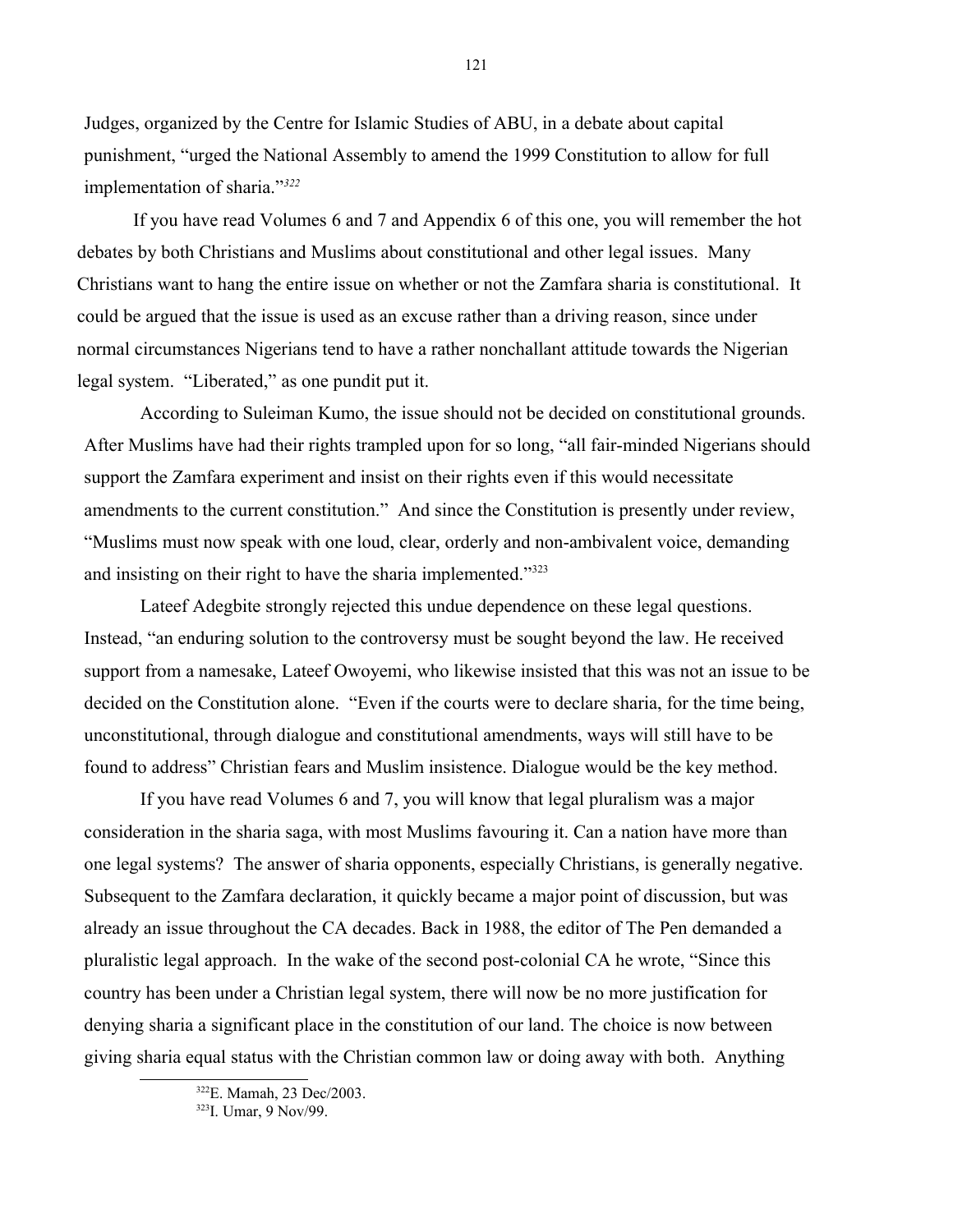Judges, organized by the Centre for Islamic Studies of ABU, in a debate about capital punishment, "urged the National Assembly to amend the 1999 Constitution to allow for full implementation of sharia."[322]

If you have read Volumes 6 and 7 and Appendix 6 of this one, you will remember the hot debates by both Christians and Muslims about constitutional and other legal issues. Many Christians want to hang the entire issue on whether or not the Zamfara sharia is constitutional. It could be argued that the issue is used as an excuse rather than a driving reason, since under normal circumstances Nigerians tend to have a rather nonchallant attitude towards the Nigerian legal system. "Liberated," as one pundit put it.

According to Suleiman Kumo, the issue should not be decided on constitutional grounds. After Muslims have had their rights trampled upon for so long, "all fair-minded Nigerians should support the Zamfara experiment and insist on their rights even if this would necessitate amendments to the current constitution." And since the Constitution is presently under review, "Muslims must now speak with one loud, clear, orderly and non-ambivalent voice, demanding and insisting on their right to have the sharia implemented."[323]

Lateef Adegbite strongly rejected this undue dependence on these legal questions. Instead, "an enduring solution to the controversy must be sought beyond the law. He received support from a namesake, Lateef Owoyemi, who likewise insisted that this was not an issue to be decided on the Constitution alone. "Even if the courts were to declare sharia, for the time being, unconstitutional, through dialogue and constitutional amendments, ways will still have to be found to address" Christian fears and Muslim insistence. Dialogue would be the key method.

If you have read Volumes 6 and 7, you will know that legal pluralism was a major consideration in the sharia saga, with most Muslims favouring it. Can a nation have more than one legal systems? The answer of sharia opponents, especially Christians, is generally negative. Subsequent to the Zamfara declaration, it quickly became a major point of discussion, but was already an issue throughout the CA decades. Back in 1988, the editor of The Pen demanded a pluralistic legal approach. In the wake of the second post-colonial CA he wrote, "Since this country has been under a Christian legal system, there will now be no more justification for denying sharia a significant place in the constitution of our land. The choice is now between giving sharia equal status with the Christian common law or doing away with both. Anything

[322] E. Mamah, 23 Dec/2003.

[323] I. Umar, 9 Nov/99.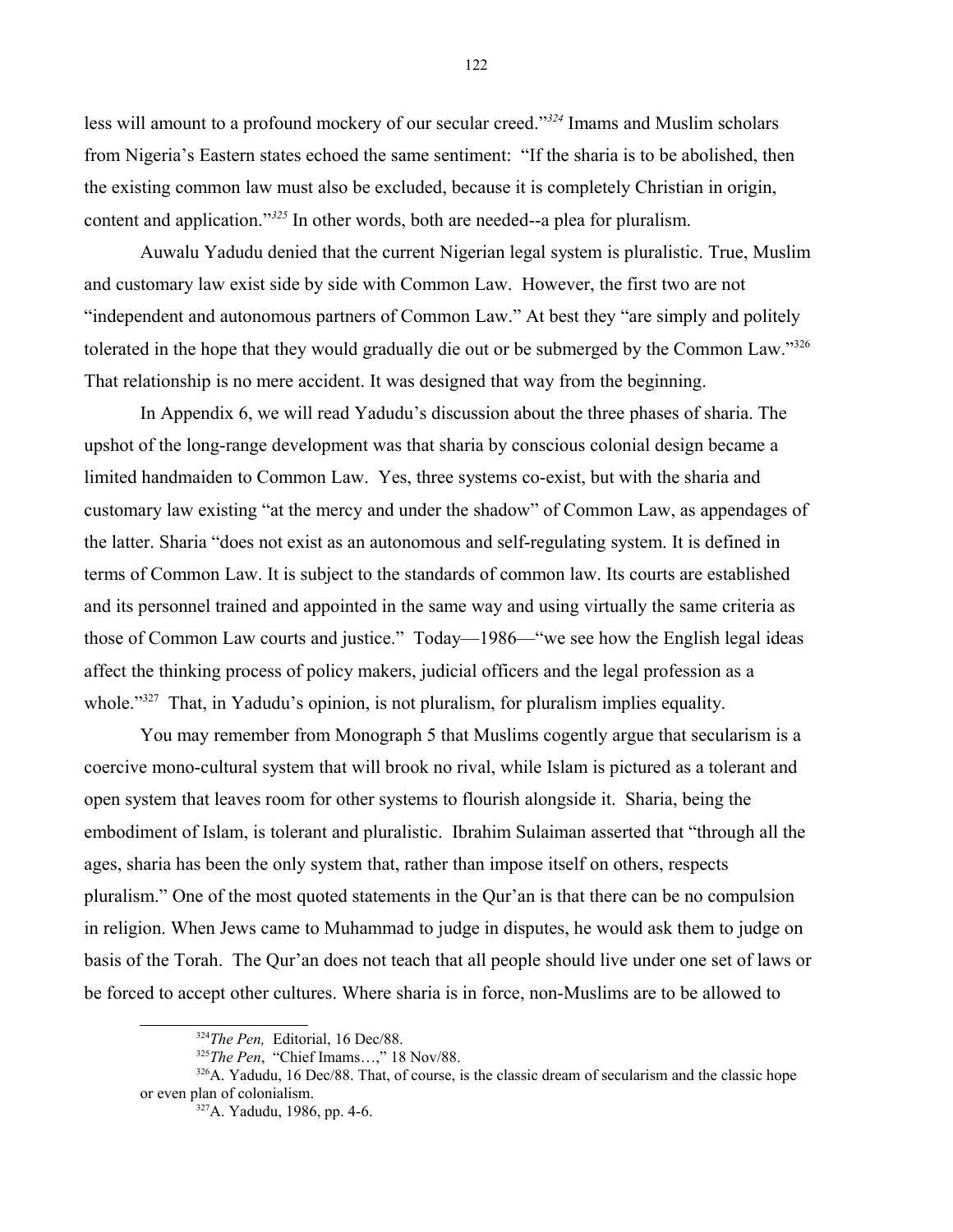less will amount to a profound mockery of our secular creed."[324] Imams and Muslim scholars from Nigeria's Eastern states echoed the same sentiment: "If the sharia is to be abolished, then the existing common law must also be excluded, because it is completely Christian in origin, content and application."[325] In other words, both are needed--a plea for pluralism.

Auwalu Yadudu denied that the current Nigerian legal system is pluralistic. True, Muslim and customary law exist side by side with Common Law. However, the first two are not "independent and autonomous partners of Common Law." At best they "are simply and politely tolerated in the hope that they would gradually die out or be submerged by the Common Law."[326] That relationship is no mere accident. It was designed that way from the beginning.

In Appendix 6, we will read Yadudu's discussion about the three phases of sharia. The upshot of the long-range development was that sharia by conscious colonial design became a limited handmaiden to Common Law. Yes, three systems co-exist, but with the sharia and customary law existing "at the mercy and under the shadow" of Common Law, as appendages of the latter. Sharia "does not exist as an autonomous and self-regulating system. It is defined in terms of Common Law. It is subject to the standards of common law. Its courts are established and its personnel trained and appointed in the same way and using virtually the same criteria as those of Common Law courts and justice." Today—1986—"we see how the English legal ideas affect the thinking process of policy makers, judicial officers and the legal profession as a whole."[327] That, in Yadudu's opinion, is not pluralism, for pluralism implies equality.

You may remember from Monograph 5 that Muslims cogently argue that secularism is a coercive mono-cultural system that will brook no rival, while Islam is pictured as a tolerant and open system that leaves room for other systems to flourish alongside it. Sharia, being the embodiment of Islam, is tolerant and pluralistic. Ibrahim Sulaiman asserted that "through all the ages, sharia has been the only system that, rather than impose itself on others, respects pluralism." One of the most quoted statements in the Qur'an is that there can be no compulsion in religion. When Jews came to Muhammad to judge in disputes, he would ask them to judge on basis of the Torah. The Qur'an does not teach that all people should live under one set of laws or be forced to accept other cultures. Where sharia is in force, non-Muslims are to be allowed to

---

[324] *The Pen,* Editorial, 16 Dec/88.

[325] *The Pen*, "Chief Imams…," 18 Nov/88.

[326] A. Yadudu, 16 Dec/88. That, of course, is the classic dream of secularism and the classic hope or even plan of colonialism.

[327] A. Yadudu, 1986, pp. 4-6.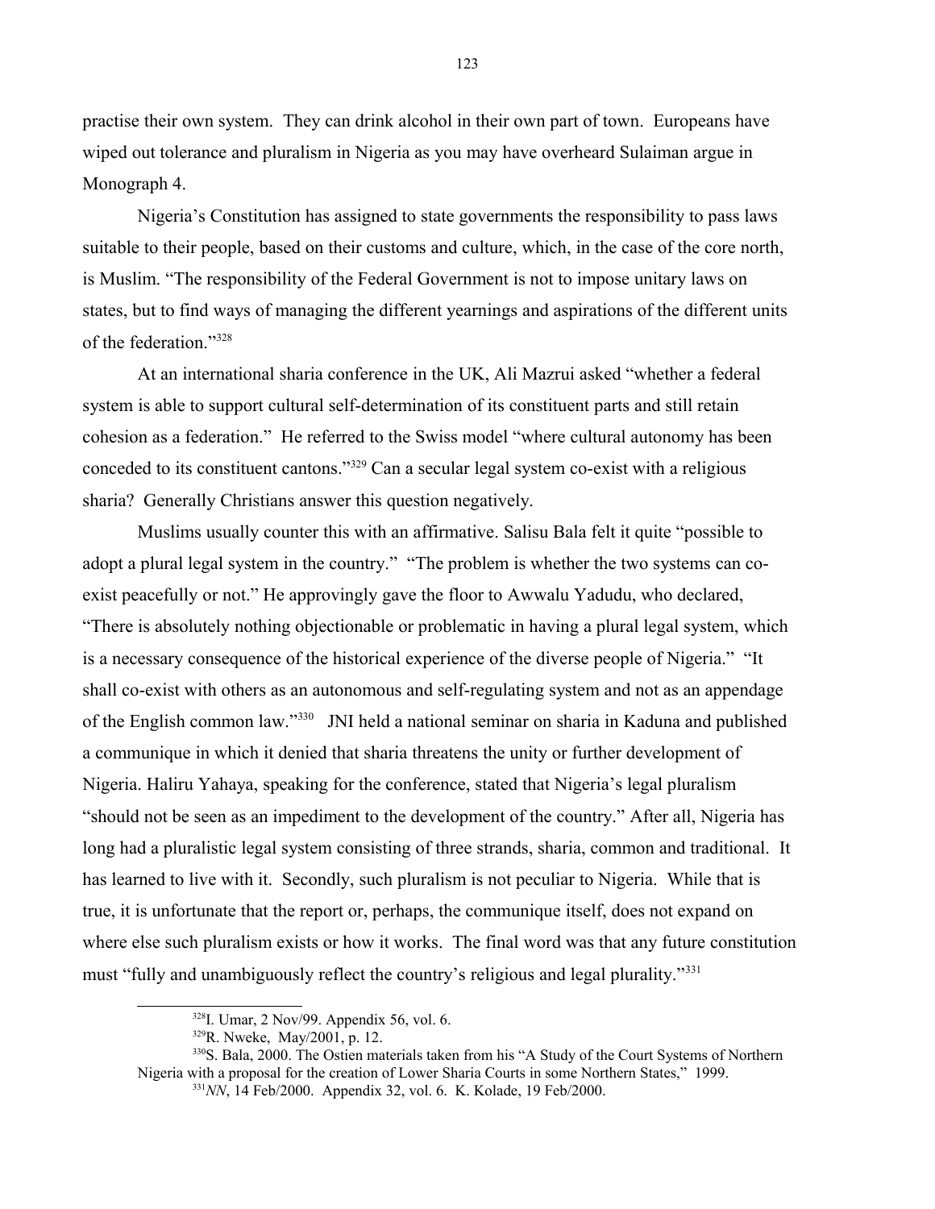practise their own system. They can drink alcohol in their own part of town. Europeans have wiped out tolerance and pluralism in Nigeria as you may have overheard Sulaiman argue in Monograph 4.

Nigeria's Constitution has assigned to state governments the responsibility to pass laws suitable to their people, based on their customs and culture, which, in the case of the core north, is Muslim. "The responsibility of the Federal Government is not to impose unitary laws on states, but to find ways of managing the different yearnings and aspirations of the different units of the federation."[328]

At an international sharia conference in the UK, Ali Mazrui asked "whether a federal system is able to support cultural self-determination of its constituent parts and still retain cohesion as a federation." He referred to the Swiss model "where cultural autonomy has been conceded to its constituent cantons."[329] Can a secular legal system co-exist with a religious sharia? Generally Christians answer this question negatively.

Muslims usually counter this with an affirmative. Salisu Bala felt it quite "possible to adopt a plural legal system in the country." "The problem is whether the two systems can co-exist peacefully or not." He approvingly gave the floor to Awwalu Yadudu, who declared, "There is absolutely nothing objectionable or problematic in having a plural legal system, which is a necessary consequence of the historical experience of the diverse people of Nigeria." "It shall co-exist with others as an autonomous and self-regulating system and not as an appendage of the English common law."[330] JNI held a national seminar on sharia in Kaduna and published a communique in which it denied that sharia threatens the unity or further development of Nigeria. Haliru Yahaya, speaking for the conference, stated that Nigeria's legal pluralism "should not be seen as an impediment to the development of the country." After all, Nigeria has long had a pluralistic legal system consisting of three strands, sharia, common and traditional. It has learned to live with it. Secondly, such pluralism is not peculiar to Nigeria. While that is true, it is unfortunate that the report or, perhaps, the communique itself, does not expand on where else such pluralism exists or how it works. The final word was that any future constitution must "fully and unambiguously reflect the country's religious and legal plurality."[331]

---

[328] I. Umar, 2 Nov/99. Appendix 56, vol. 6.

[329] R. Nweke, May/2001, p. 12.

[330] S. Bala, 2000. The Ostien materials taken from his "A Study of the Court Systems of Northern Nigeria with a proposal for the creation of Lower Sharia Courts in some Northern States," 1999.

[331] *NN*, 14 Feb/2000. Appendix 32, vol. 6. K. Kolade, 19 Feb/2000.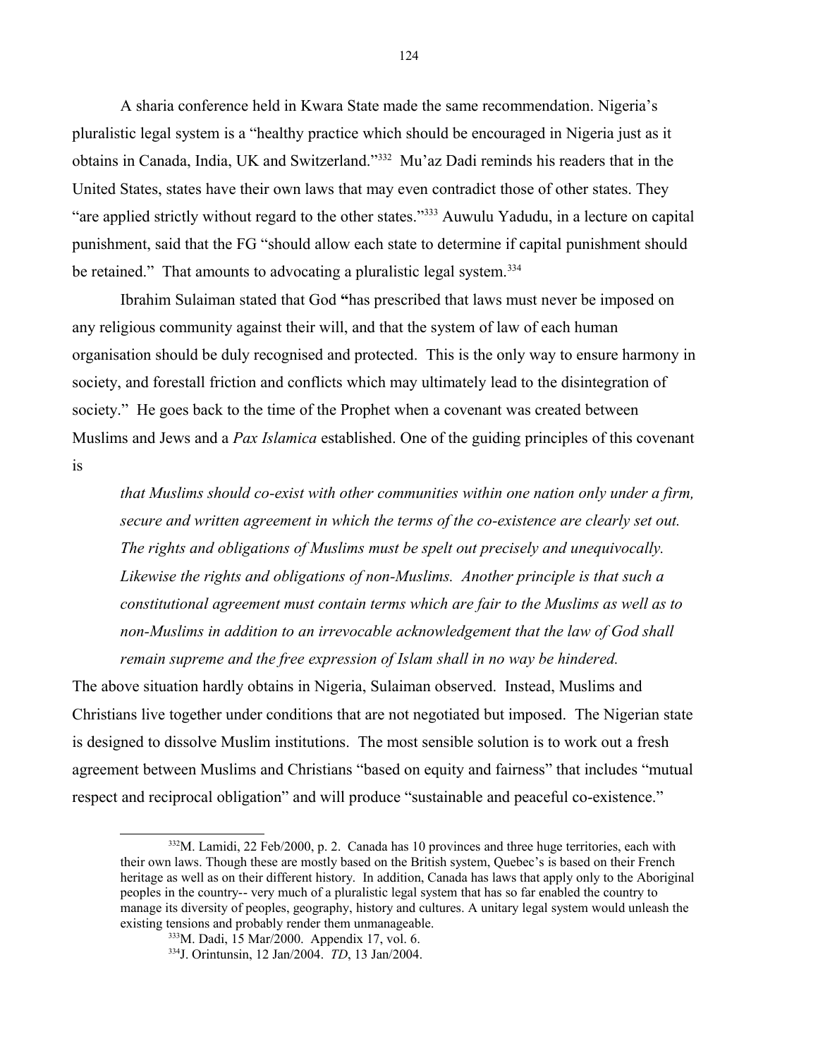A sharia conference held in Kwara State made the same recommendation. Nigeria's pluralistic legal system is a "healthy practice which should be encouraged in Nigeria just as it obtains in Canada, India, UK and Switzerland."[332] Mu'az Dadi reminds his readers that in the United States, states have their own laws that may even contradict those of other states. They "are applied strictly without regard to the other states."[333] Auwulu Yadudu, in a lecture on capital punishment, said that the FG "should allow each state to determine if capital punishment should be retained." That amounts to advocating a pluralistic legal system.[334]

Ibrahim Sulaiman stated that God **"**has prescribed that laws must never be imposed on any religious community against their will, and that the system of law of each human organisation should be duly recognised and protected. This is the only way to ensure harmony in society, and forestall friction and conflicts which may ultimately lead to the disintegration of society." He goes back to the time of the Prophet when a covenant was created between Muslims and Jews and a *Pax Islamica* established. One of the guiding principles of this covenant is

> *that Muslims should co-exist with other communities within one nation only under a firm, secure and written agreement in which the terms of the co-existence are clearly set out. The rights and obligations of Muslims must be spelt out precisely and unequivocally. Likewise the rights and obligations of non-Muslims. Another principle is that such a constitutional agreement must contain terms which are fair to the Muslims as well as to non-Muslims in addition to an irrevocable acknowledgement that the law of God shall remain supreme and the free expression of Islam shall in no way be hindered.*

The above situation hardly obtains in Nigeria, Sulaiman observed. Instead, Muslims and Christians live together under conditions that are not negotiated but imposed. The Nigerian state is designed to dissolve Muslim institutions. The most sensible solution is to work out a fresh agreement between Muslims and Christians "based on equity and fairness" that includes "mutual respect and reciprocal obligation" and will produce "sustainable and peaceful co-existence."

---

[332] M. Lamidi, 22 Feb/2000, p. 2. Canada has 10 provinces and three huge territories, each with their own laws. Though these are mostly based on the British system, Quebec's is based on their French heritage as well as on their different history. In addition, Canada has laws that apply only to the Aboriginal peoples in the country-- very much of a pluralistic legal system that has so far enabled the country to manage its diversity of peoples, geography, history and cultures. A unitary legal system would unleash the existing tensions and probably render them unmanageable.

[333] M. Dadi, 15 Mar/2000. Appendix 17, vol. 6.

[334] J. Orintunsin, 12 Jan/2004. *TD*, 13 Jan/2004.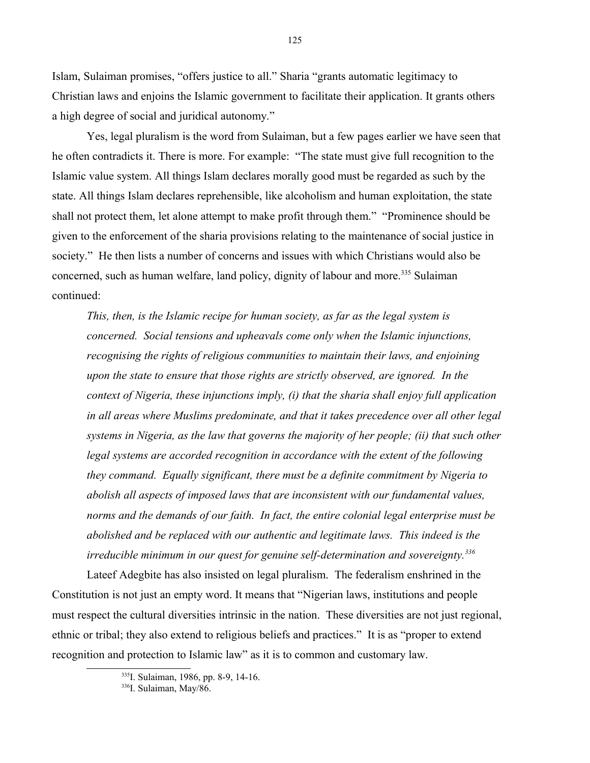Islam, Sulaiman promises, "offers justice to all." Sharia "grants automatic legitimacy to Christian laws and enjoins the Islamic government to facilitate their application. It grants others a high degree of social and juridical autonomy."

Yes, legal pluralism is the word from Sulaiman, but a few pages earlier we have seen that he often contradicts it. There is more. For example: "The state must give full recognition to the Islamic value system. All things Islam declares morally good must be regarded as such by the state. All things Islam declares reprehensible, like alcoholism and human exploitation, the state shall not protect them, let alone attempt to make profit through them." "Prominence should be given to the enforcement of the sharia provisions relating to the maintenance of social justice in society." He then lists a number of concerns and issues with which Christians would also be concerned, such as human welfare, land policy, dignity of labour and more.[335] Sulaiman continued:

> *This, then, is the Islamic recipe for human society, as far as the legal system is concerned. Social tensions and upheavals come only when the Islamic injunctions, recognising the rights of religious communities to maintain their laws, and enjoining upon the state to ensure that those rights are strictly observed, are ignored. In the context of Nigeria, these injunctions imply, (i) that the sharia shall enjoy full application in all areas where Muslims predominate, and that it takes precedence over all other legal systems in Nigeria, as the law that governs the majority of her people; (ii) that such other legal systems are accorded recognition in accordance with the extent of the following they command. Equally significant, there must be a definite commitment by Nigeria to abolish all aspects of imposed laws that are inconsistent with our fundamental values, norms and the demands of our faith. In fact, the entire colonial legal enterprise must be abolished and be replaced with our authentic and legitimate laws. This indeed is the irreducible minimum in our quest for genuine self-determination and sovereignty.*[336]

Lateef Adegbite has also insisted on legal pluralism. The federalism enshrined in the Constitution is not just an empty word. It means that "Nigerian laws, institutions and people must respect the cultural diversities intrinsic in the nation. These diversities are not just regional, ethnic or tribal; they also extend to religious beliefs and practices." It is as "proper to extend recognition and protection to Islamic law" as it is to common and customary law.

[335] I. Sulaiman, 1986, pp. 8-9, 14-16.

[336] I. Sulaiman, May/86.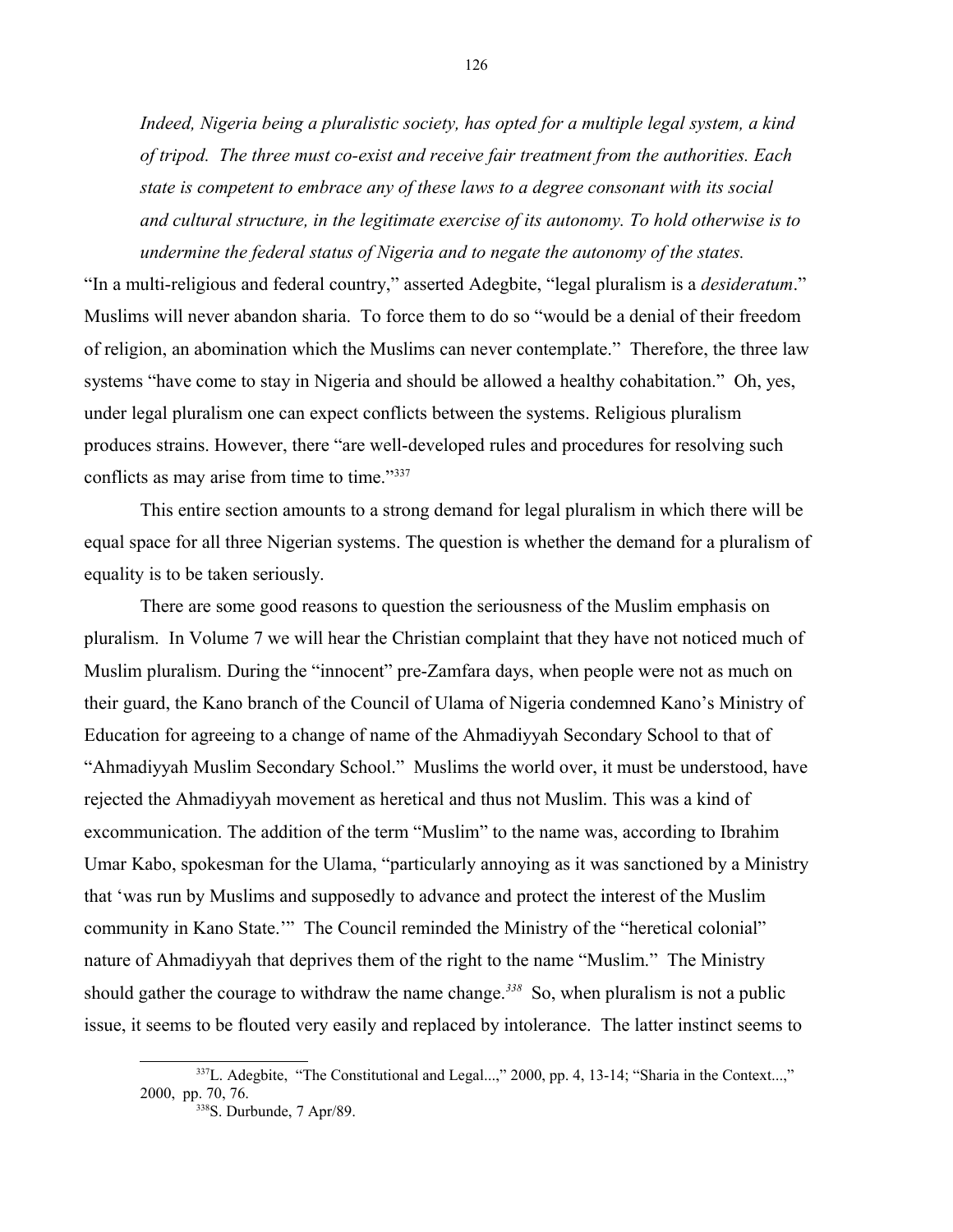*Indeed, Nigeria being a pluralistic society, has opted for a multiple legal system, a kind of tripod. The three must co-exist and receive fair treatment from the authorities. Each state is competent to embrace any of these laws to a degree consonant with its social and cultural structure, in the legitimate exercise of its autonomy. To hold otherwise is to undermine the federal status of Nigeria and to negate the autonomy of the states.*

"In a multi-religious and federal country," asserted Adegbite, "legal pluralism is a *desideratum*." Muslims will never abandon sharia. To force them to do so "would be a denial of their freedom of religion, an abomination which the Muslims can never contemplate." Therefore, the three law systems "have come to stay in Nigeria and should be allowed a healthy cohabitation." Oh, yes, under legal pluralism one can expect conflicts between the systems. Religious pluralism produces strains. However, there "are well-developed rules and procedures for resolving such conflicts as may arise from time to time."[337]

This entire section amounts to a strong demand for legal pluralism in which there will be equal space for all three Nigerian systems. The question is whether the demand for a pluralism of equality is to be taken seriously.

There are some good reasons to question the seriousness of the Muslim emphasis on pluralism. In Volume 7 we will hear the Christian complaint that they have not noticed much of Muslim pluralism. During the "innocent" pre-Zamfara days, when people were not as much on their guard, the Kano branch of the Council of Ulama of Nigeria condemned Kano's Ministry of Education for agreeing to a change of name of the Ahmadiyyah Secondary School to that of "Ahmadiyyah Muslim Secondary School." Muslims the world over, it must be understood, have rejected the Ahmadiyyah movement as heretical and thus not Muslim. This was a kind of excommunication. The addition of the term "Muslim" to the name was, according to Ibrahim Umar Kabo, spokesman for the Ulama, "particularly annoying as it was sanctioned by a Ministry that 'was run by Muslims and supposedly to advance and protect the interest of the Muslim community in Kano State.'" The Council reminded the Ministry of the "heretical colonial" nature of Ahmadiyyah that deprives them of the right to the name "Muslim." The Ministry should gather the courage to withdraw the name change.[338] So, when pluralism is not a public issue, it seems to be flouted very easily and replaced by intolerance. The latter instinct seems to

[337] L. Adegbite, "The Constitutional and Legal...," 2000, pp. 4, 13-14; "Sharia in the Context...," 2000, pp. 70, 76.

[338] S. Durbunde, 7 Apr/89.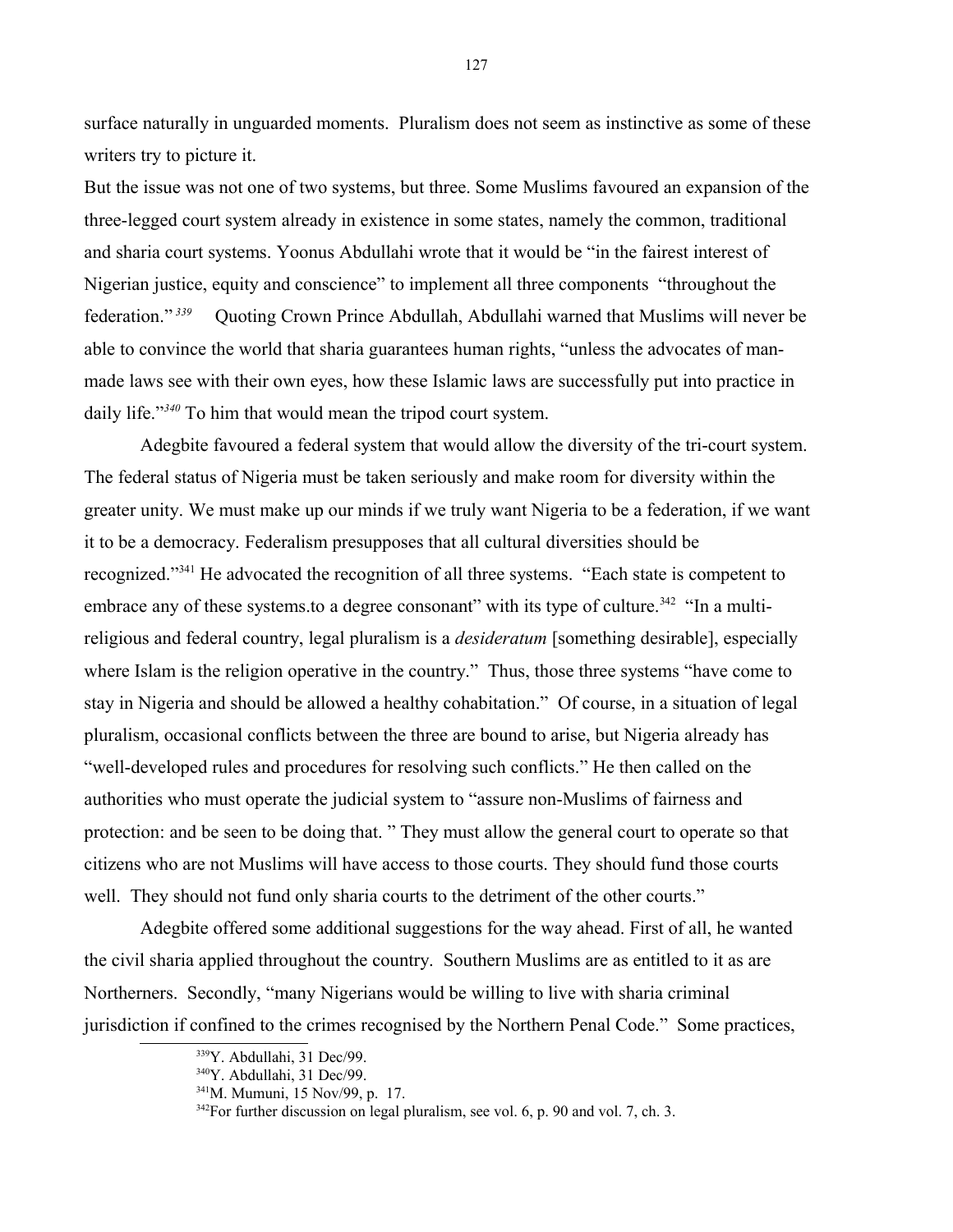surface naturally in unguarded moments. Pluralism does not seem as instinctive as some of these writers try to picture it.

But the issue was not one of two systems, but three. Some Muslims favoured an expansion of the three-legged court system already in existence in some states, namely the common, traditional and sharia court systems. Yoonus Abdullahi wrote that it would be "in the fairest interest of Nigerian justice, equity and conscience" to implement all three components "throughout the federation."[339] Quoting Crown Prince Abdullah, Abdullahi warned that Muslims will never be able to convince the world that sharia guarantees human rights, "unless the advocates of man-made laws see with their own eyes, how these Islamic laws are successfully put into practice in daily life."[340] To him that would mean the tripod court system.

Adegbite favoured a federal system that would allow the diversity of the tri-court system. The federal status of Nigeria must be taken seriously and make room for diversity within the greater unity. We must make up our minds if we truly want Nigeria to be a federation, if we want it to be a democracy. Federalism presupposes that all cultural diversities should be recognized."[341] He advocated the recognition of all three systems. "Each state is competent to embrace any of these systems.to a degree consonant" with its type of culture.[342] "In a multi-religious and federal country, legal pluralism is a *desideratum* [something desirable], especially where Islam is the religion operative in the country." Thus, those three systems "have come to stay in Nigeria and should be allowed a healthy cohabitation." Of course, in a situation of legal pluralism, occasional conflicts between the three are bound to arise, but Nigeria already has "well-developed rules and procedures for resolving such conflicts." He then called on the authorities who must operate the judicial system to "assure non-Muslims of fairness and protection: and be seen to be doing that. " They must allow the general court to operate so that citizens who are not Muslims will have access to those courts. They should fund those courts well. They should not fund only sharia courts to the detriment of the other courts."

Adegbite offered some additional suggestions for the way ahead. First of all, he wanted the civil sharia applied throughout the country. Southern Muslims are as entitled to it as are Northerners. Secondly, "many Nigerians would be willing to live with sharia criminal jurisdiction if confined to the crimes recognised by the Northern Penal Code." Some practices,

---

[339] Y. Abdullahi, 31 Dec/99.

[340] Y. Abdullahi, 31 Dec/99.

[341] M. Mumuni, 15 Nov/99, p. 17.

[342] For further discussion on legal pluralism, see vol. 6, p. 90 and vol. 7, ch. 3.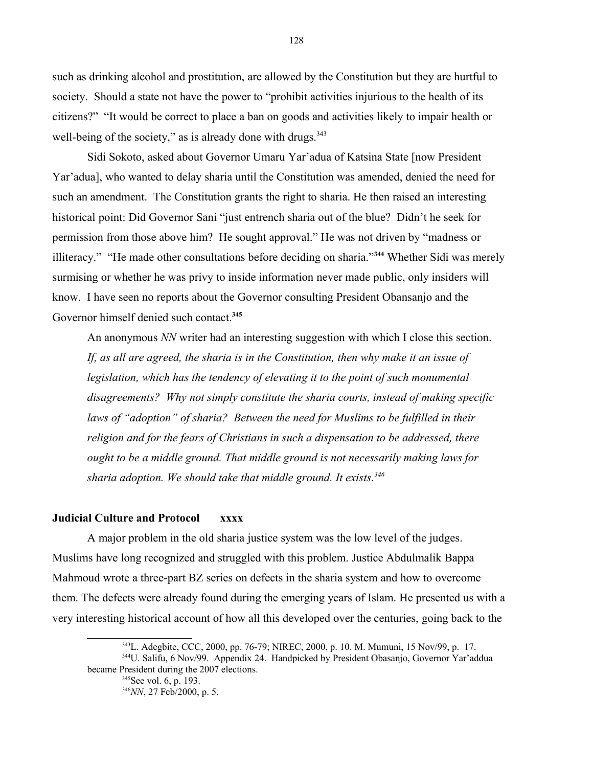such as drinking alcohol and prostitution, are allowed by the Constitution but they are hurtful to society. Should a state not have the power to "prohibit activities injurious to the health of its citizens?" "It would be correct to place a ban on goods and activities likely to impair health or well-being of the society," as is already done with drugs.[343]

Sidi Sokoto, asked about Governor Umaru Yar'adua of Katsina State [now President Yar'adua], who wanted to delay sharia until the Constitution was amended, denied the need for such an amendment. The Constitution grants the right to sharia. He then raised an interesting historical point: Did Governor Sani "just entrench sharia out of the blue? Didn't he seek for permission from those above him? He sought approval." He was not driven by "madness or illiteracy." "He made other consultations before deciding on sharia."[344] Whether Sidi was merely surmising or whether he was privy to inside information never made public, only insiders will know. I have seen no reports about the Governor consulting President Obansanjo and the Governor himself denied such contact.[345]

An anonymous *NN* writer had an interesting suggestion with which I close this section.

> *If, as all are agreed, the sharia is in the Constitution, then why make it an issue of legislation, which has the tendency of elevating it to the point of such monumental disagreements? Why not simply constitute the sharia courts, instead of making specific laws of "adoption" of sharia? Between the need for Muslims to be fulfilled in their religion and for the fears of Christians in such a dispensation to be addressed, there ought to be a middle ground. That middle ground is not necessarily making laws for sharia adoption. We should take that middle ground. It exists.*[346]

### Judicial Culture and Protocol xxxx

A major problem in the old sharia justice system was the low level of the judges. Muslims have long recognized and struggled with this problem. Justice Abdulmalik Bappa Mahmoud wrote a three-part BZ series on defects in the sharia system and how to overcome them. The defects were already found during the emerging years of Islam. He presented us with a very interesting historical account of how all this developed over the centuries, going back to the

---

[343] L. Adegbite, CCC, 2000, pp. 76-79; NIREC, 2000, p. 10. M. Mumuni, 15 Nov/99, p. 17.

[344] U. Salifu, 6 Nov/99. Appendix 24. Handpicked by President Obasanjo, Governor Yar'addua became President during the 2007 elections.

[345] See vol. 6, p. 193.

[346] *NN*, 27 Feb/2000, p. 5.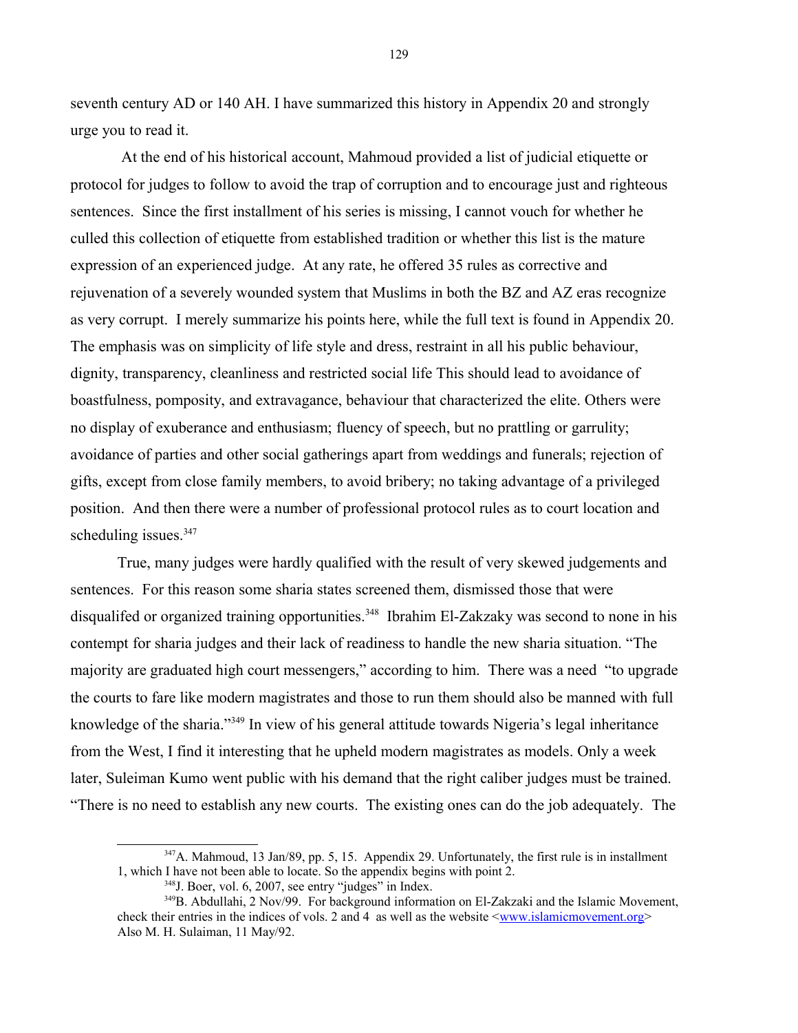seventh century AD or 140 AH. I have summarized this history in Appendix 20 and strongly urge you to read it.

At the end of his historical account, Mahmoud provided a list of judicial etiquette or protocol for judges to follow to avoid the trap of corruption and to encourage just and righteous sentences. Since the first installment of his series is missing, I cannot vouch for whether he culled this collection of etiquette from established tradition or whether this list is the mature expression of an experienced judge. At any rate, he offered 35 rules as corrective and rejuvenation of a severely wounded system that Muslims in both the BZ and AZ eras recognize as very corrupt. I merely summarize his points here, while the full text is found in Appendix 20. The emphasis was on simplicity of life style and dress, restraint in all his public behaviour, dignity, transparency, cleanliness and restricted social life This should lead to avoidance of boastfulness, pomposity, and extravagance, behaviour that characterized the elite. Others were no display of exuberance and enthusiasm; fluency of speech, but no prattling or garrulity; avoidance of parties and other social gatherings apart from weddings and funerals; rejection of gifts, except from close family members, to avoid bribery; no taking advantage of a privileged position. And then there were a number of professional protocol rules as to court location and scheduling issues.[347]

True, many judges were hardly qualified with the result of very skewed judgements and sentences. For this reason some sharia states screened them, dismissed those that were disqualifed or organized training opportunities.[348] Ibrahim El-Zakzaky was second to none in his contempt for sharia judges and their lack of readiness to handle the new sharia situation. "The majority are graduated high court messengers," according to him. There was a need "to upgrade the courts to fare like modern magistrates and those to run them should also be manned with full knowledge of the sharia."[349] In view of his general attitude towards Nigeria's legal inheritance from the West, I find it interesting that he upheld modern magistrates as models. Only a week later, Suleiman Kumo went public with his demand that the right caliber judges must be trained. "There is no need to establish any new courts. The existing ones can do the job adequately. The

---

[347] A. Mahmoud, 13 Jan/89, pp. 5, 15. Appendix 29. Unfortunately, the first rule is in installment 1, which I have not been able to locate. So the appendix begins with point 2.

[348] J. Boer, vol. 6, 2007, see entry "judges" in Index.

[349] B. Abdullahi, 2 Nov/99. For background information on El-Zakzaki and the Islamic Movement, check their entries in the indices of vols. 2 and 4 as well as the website <www.islamicmovement.org> Also M. H. Sulaiman, 11 May/92.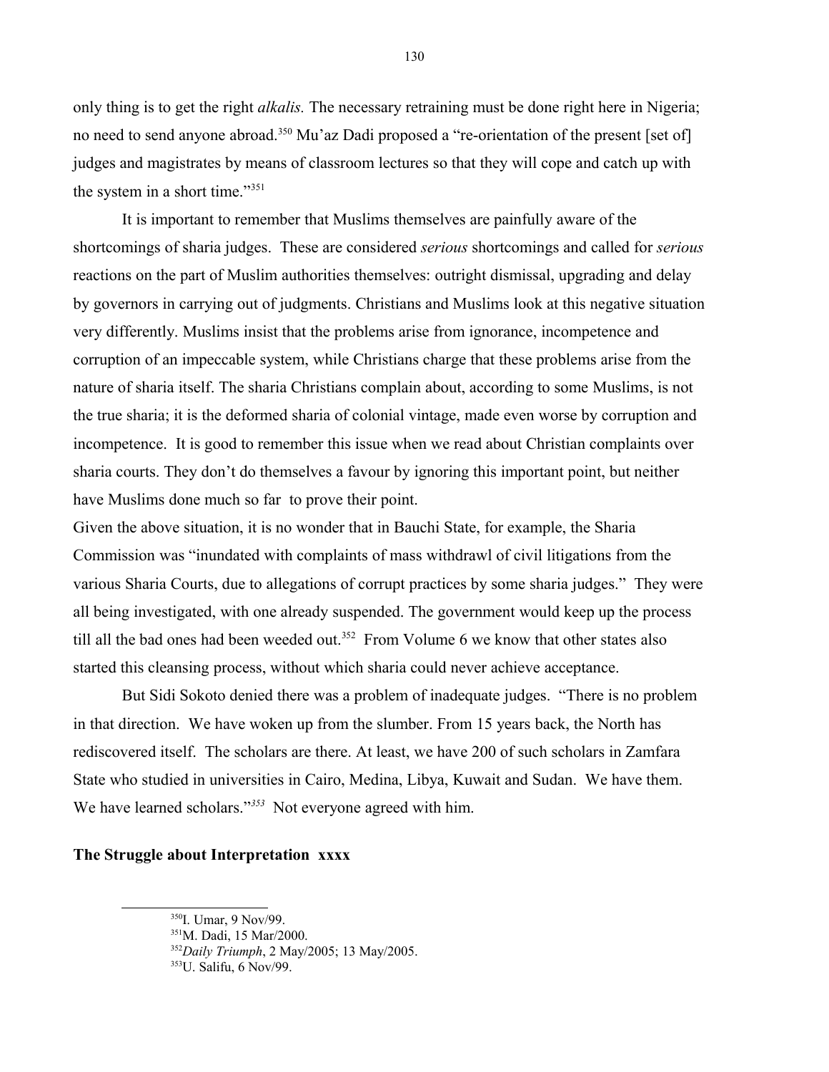only thing is to get the right *alkalis.* The necessary retraining must be done right here in Nigeria; no need to send anyone abroad.[350] Mu'az Dadi proposed a "re-orientation of the present [set of] judges and magistrates by means of classroom lectures so that they will cope and catch up with the system in a short time."[351]

It is important to remember that Muslims themselves are painfully aware of the shortcomings of sharia judges. These are considered *serious* shortcomings and called for *serious* reactions on the part of Muslim authorities themselves: outright dismissal, upgrading and delay by governors in carrying out of judgments. Christians and Muslims look at this negative situation very differently. Muslims insist that the problems arise from ignorance, incompetence and corruption of an impeccable system, while Christians charge that these problems arise from the nature of sharia itself. The sharia Christians complain about, according to some Muslims, is not the true sharia; it is the deformed sharia of colonial vintage, made even worse by corruption and incompetence. It is good to remember this issue when we read about Christian complaints over sharia courts. They don't do themselves a favour by ignoring this important point, but neither have Muslims done much so far to prove their point.

Given the above situation, it is no wonder that in Bauchi State, for example, the Sharia Commission was "inundated with complaints of mass withdrawl of civil litigations from the various Sharia Courts, due to allegations of corrupt practices by some sharia judges." They were all being investigated, with one already suspended. The government would keep up the process till all the bad ones had been weeded out.[352] From Volume 6 we know that other states also started this cleansing process, without which sharia could never achieve acceptance.

But Sidi Sokoto denied there was a problem of inadequate judges. "There is no problem in that direction. We have woken up from the slumber. From 15 years back, the North has rediscovered itself. The scholars are there. At least, we have 200 of such scholars in Zamfara State who studied in universities in Cairo, Medina, Libya, Kuwait and Sudan. We have them. We have learned scholars."[353] Not everyone agreed with him.

**The Struggle about Interpretation xxxx**

---

[350] I. Umar, 9 Nov/99.

[351] M. Dadi, 15 Mar/2000.

[352] *Daily Triumph*, 2 May/2005; 13 May/2005.

[353] U. Salifu, 6 Nov/99.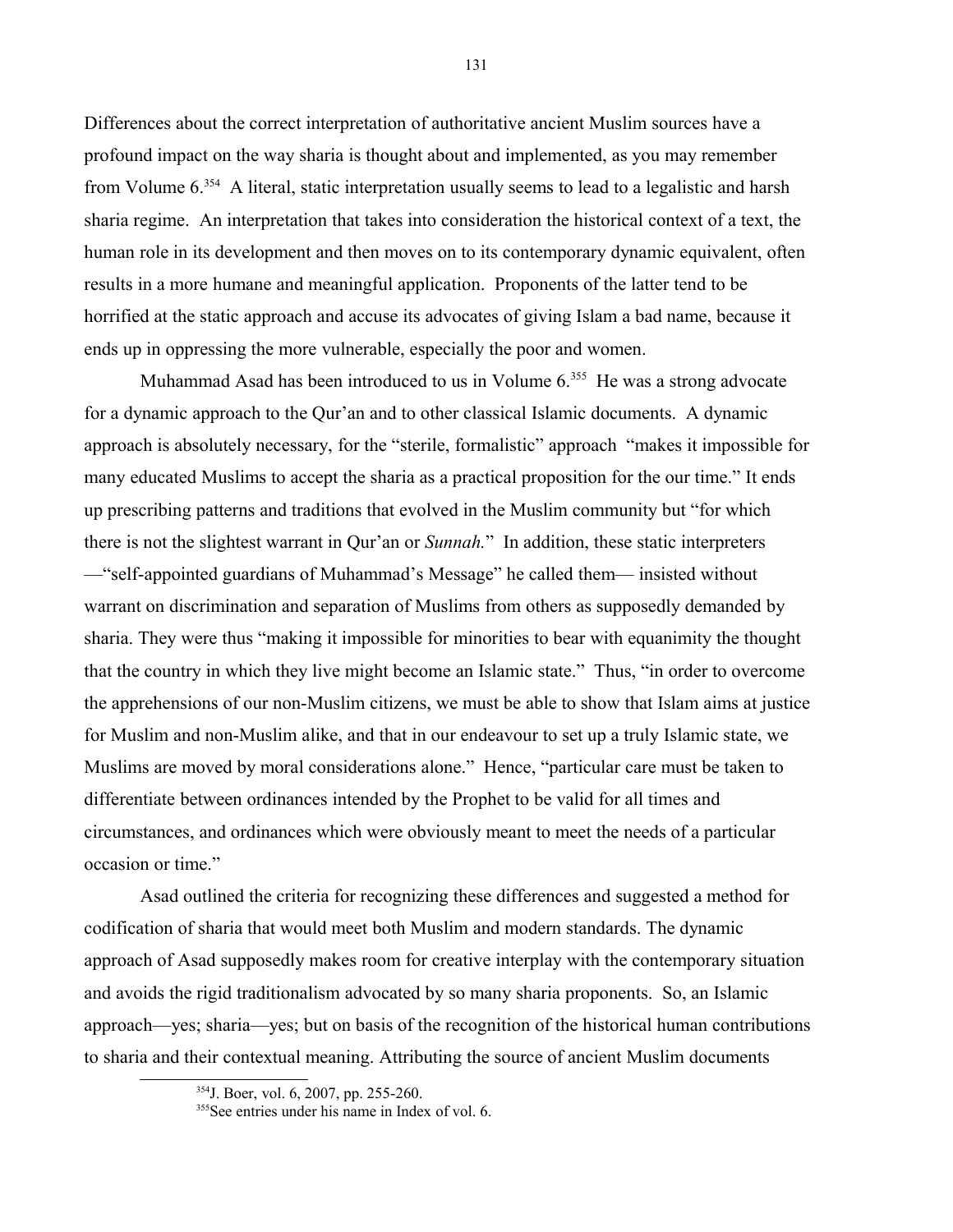Differences about the correct interpretation of authoritative ancient Muslim sources have a profound impact on the way sharia is thought about and implemented, as you may remember from Volume 6.[354] A literal, static interpretation usually seems to lead to a legalistic and harsh sharia regime. An interpretation that takes into consideration the historical context of a text, the human role in its development and then moves on to its contemporary dynamic equivalent, often results in a more humane and meaningful application. Proponents of the latter tend to be horrified at the static approach and accuse its advocates of giving Islam a bad name, because it ends up in oppressing the more vulnerable, especially the poor and women.

Muhammad Asad has been introduced to us in Volume 6.[355] He was a strong advocate for a dynamic approach to the Qur'an and to other classical Islamic documents. A dynamic approach is absolutely necessary, for the "sterile, formalistic" approach "makes it impossible for many educated Muslims to accept the sharia as a practical proposition for the our time." It ends up prescribing patterns and traditions that evolved in the Muslim community but "for which there is not the slightest warrant in Qur'an or *Sunnah.*" In addition, these static interpreters —"self-appointed guardians of Muhammad's Message" he called them— insisted without warrant on discrimination and separation of Muslims from others as supposedly demanded by sharia. They were thus "making it impossible for minorities to bear with equanimity the thought that the country in which they live might become an Islamic state." Thus, "in order to overcome the apprehensions of our non-Muslim citizens, we must be able to show that Islam aims at justice for Muslim and non-Muslim alike, and that in our endeavour to set up a truly Islamic state, we Muslims are moved by moral considerations alone." Hence, "particular care must be taken to differentiate between ordinances intended by the Prophet to be valid for all times and circumstances, and ordinances which were obviously meant to meet the needs of a particular occasion or time."

Asad outlined the criteria for recognizing these differences and suggested a method for codification of sharia that would meet both Muslim and modern standards. The dynamic approach of Asad supposedly makes room for creative interplay with the contemporary situation and avoids the rigid traditionalism advocated by so many sharia proponents. So, an Islamic approach—yes; sharia—yes; but on basis of the recognition of the historical human contributions to sharia and their contextual meaning. Attributing the source of ancient Muslim documents

---

[354] J. Boer, vol. 6, 2007, pp. 255-260.

[355] See entries under his name in Index of vol. 6.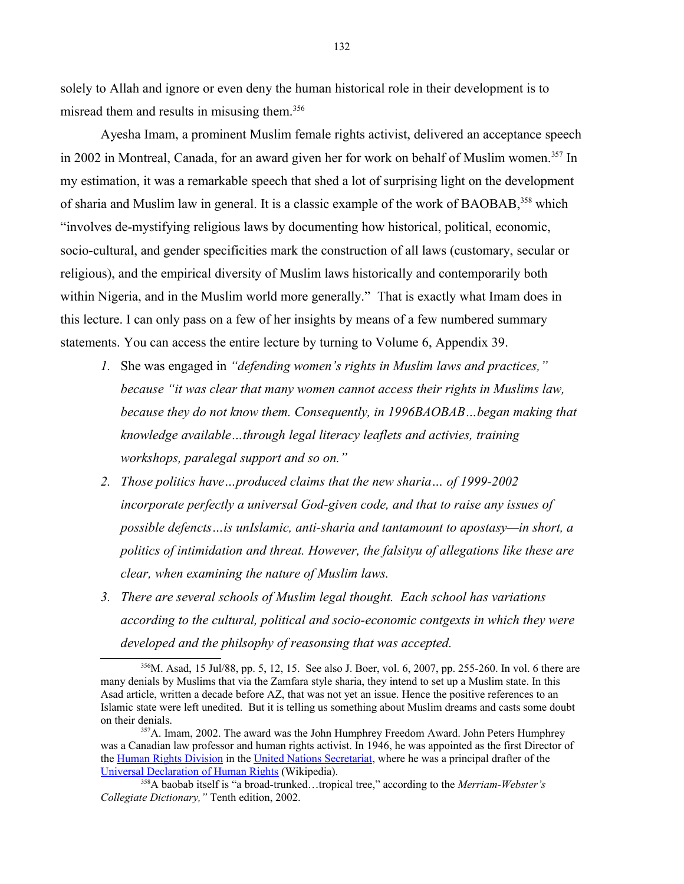solely to Allah and ignore or even deny the human historical role in their development is to misread them and results in misusing them.[356]

Ayesha Imam, a prominent Muslim female rights activist, delivered an acceptance speech in 2002 in Montreal, Canada, for an award given her for work on behalf of Muslim women.[357] In my estimation, it was a remarkable speech that shed a lot of surprising light on the development of sharia and Muslim law in general. It is a classic example of the work of BAOBAB,[358] which "involves de-mystifying religious laws by documenting how historical, political, economic, socio-cultural, and gender specificities mark the construction of all laws (customary, secular or religious), and the empirical diversity of Muslim laws historically and contemporarily both within Nigeria, and in the Muslim world more generally." That is exactly what Imam does in this lecture. I can only pass on a few of her insights by means of a few numbered summary statements. You can access the entire lecture by turning to Volume 6, Appendix 39.

1. She was engaged in *"defending women's rights in Muslim laws and practices,"* because *"it was clear that many women cannot access their rights in Muslims law, because they do not know them. Consequently, in 1996BAOBAB…began making that knowledge available…through legal literacy leaflets and activies, training workshops, paralegal support and so on."*
2. *Those politics have…produced claims that the new sharia… of 1999-2002 incorporate perfectly a universal God-given code, and that to raise any issues of possible defencts…is unIslamic, anti-sharia and tantamount to apostasy—in short, a politics of intimidation and threat. However, the falsityu of allegations like these are clear, when examining the nature of Muslim laws.*
3. *There are several schools of Muslim legal thought. Each school has variations according to the cultural, political and socio-economic contgexts in which they were developed and the philsophy of reasonsing that was accepted.*

---

[356] M. Asad, 15 Jul/88, pp. 5, 12, 15. See also J. Boer, vol. 6, 2007, pp. 255-260. In vol. 6 there are many denials by Muslims that via the Zamfara style sharia, they intend to set up a Muslim state. In this Asad article, written a decade before AZ, that was not yet an issue. Hence the positive references to an Islamic state were left unedited. But it is telling us something about Muslim dreams and casts some doubt on their denials.

[357] A. Imam, 2002. The award was the John Humphrey Freedom Award. John Peters Humphrey was a Canadian law professor and human rights activist. In 1946, he was appointed as the first Director of the Human Rights Division in the United Nations Secretariat, where he was a principal drafter of the Universal Declaration of Human Rights (Wikipedia).

[358] A baobab itself is "a broad-trunked…tropical tree," according to the *Merriam-Webster's Collegiate Dictionary,"* Tenth edition, 2002.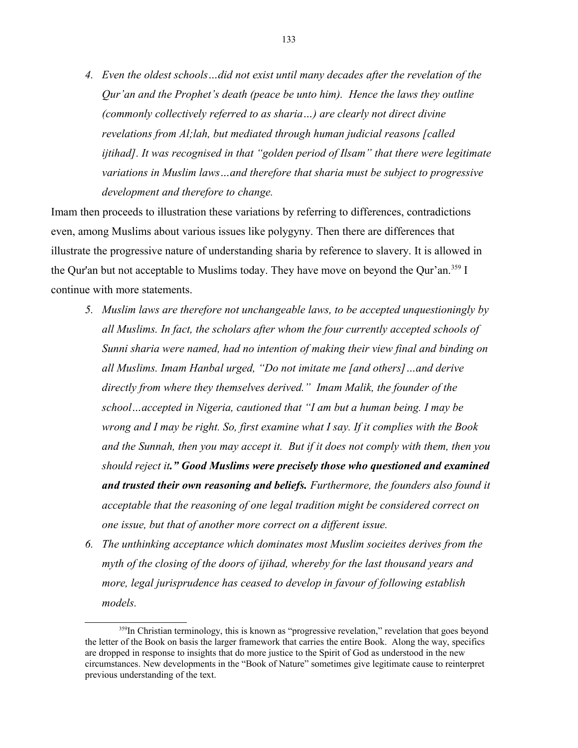4. *Even the oldest schools…did not exist until many decades after the revelation of the Qur'an and the Prophet's death (peace be unto him). Hence the laws they outline (commonly collectively referred to as sharia…) are clearly not direct divine revelations from Al;lah, but mediated through human judicial reasons [called ijtihad]. It was recognised in that "golden period of Ilsam" that there were legitimate variations in Muslim laws…and therefore that sharia must be subject to progressive development and therefore to change.*

Imam then proceeds to illustration these variations by referring to differences, contradictions even, among Muslims about various issues like polygyny. Then there are differences that illustrate the progressive nature of understanding sharia by reference to slavery. It is allowed in the Qur'an but not acceptable to Muslims today. They have move on beyond the Qur'an.[359] I continue with more statements.

5. *Muslim laws are therefore not unchangeable laws, to be accepted unquestioningly by all Muslims. In fact, the scholars after whom the four currently accepted schools of Sunni sharia were named, had no intention of making their view final and binding on all Muslims. Imam Hanbal urged, "Do not imitate me [and others]…and derive directly from where they themselves derived." Imam Malik, the founder of the school…accepted in Nigeria, cautioned that "I am but a human being. I may be wrong and I may be right. So, first examine what I say. If it complies with the Book and the Sunnah, then you may accept it. But if it does not comply with them, then you should reject it**." Good Muslims were precisely those who questioned and examined and trusted their own reasoning and beliefs.** Furthermore, the founders also found it acceptable that the reasoning of one legal tradition might be considered correct on one issue, but that of another more correct on a different issue.*
6. *The unthinking acceptance which dominates most Muslim socieites derives from the myth of the closing of the doors of ijihad, whereby for the last thousand years and more, legal jurisprudence has ceased to develop in favour of following establish models.*

[359] In Christian terminology, this is known as "progressive revelation," revelation that goes beyond the letter of the Book on basis the larger framework that carries the entire Book. Along the way, specifics are dropped in response to insights that do more justice to the Spirit of God as understood in the new circumstances. New developments in the "Book of Nature" sometimes give legitimate cause to reinterpret previous understanding of the text.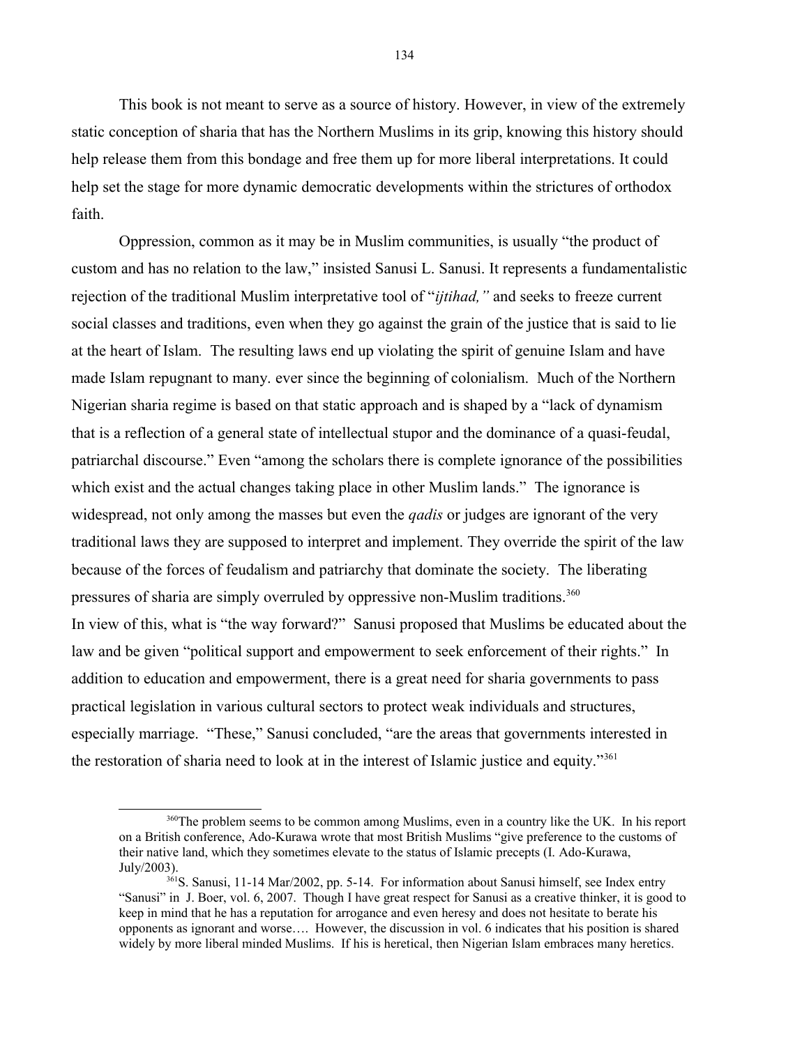This book is not meant to serve as a source of history. However, in view of the extremely static conception of sharia that has the Northern Muslims in its grip, knowing this history should help release them from this bondage and free them up for more liberal interpretations. It could help set the stage for more dynamic democratic developments within the strictures of orthodox faith.

Oppression, common as it may be in Muslim communities, is usually "the product of custom and has no relation to the law," insisted Sanusi L. Sanusi. It represents a fundamentalistic rejection of the traditional Muslim interpretative tool of "*ijtihad,"* and seeks to freeze current social classes and traditions, even when they go against the grain of the justice that is said to lie at the heart of Islam. The resulting laws end up violating the spirit of genuine Islam and have made Islam repugnant to many. ever since the beginning of colonialism. Much of the Northern Nigerian sharia regime is based on that static approach and is shaped by a "lack of dynamism that is a reflection of a general state of intellectual stupor and the dominance of a quasi-feudal, patriarchal discourse." Even "among the scholars there is complete ignorance of the possibilities which exist and the actual changes taking place in other Muslim lands." The ignorance is widespread, not only among the masses but even the *qadis* or judges are ignorant of the very traditional laws they are supposed to interpret and implement. They override the spirit of the law because of the forces of feudalism and patriarchy that dominate the society. The liberating pressures of sharia are simply overruled by oppressive non-Muslim traditions.[360]

In view of this, what is "the way forward?" Sanusi proposed that Muslims be educated about the law and be given "political support and empowerment to seek enforcement of their rights." In addition to education and empowerment, there is a great need for sharia governments to pass practical legislation in various cultural sectors to protect weak individuals and structures, especially marriage. "These," Sanusi concluded, "are the areas that governments interested in the restoration of sharia need to look at in the interest of Islamic justice and equity."[361]

---

[360]The problem seems to be common among Muslims, even in a country like the UK. In his report on a British conference, Ado-Kurawa wrote that most British Muslims "give preference to the customs of their native land, which they sometimes elevate to the status of Islamic precepts (I. Ado-Kurawa, July/2003).

[361]S. Sanusi, 11-14 Mar/2002, pp. 5-14. For information about Sanusi himself, see Index entry "Sanusi" in J. Boer, vol. 6, 2007. Though I have great respect for Sanusi as a creative thinker, it is good to keep in mind that he has a reputation for arrogance and even heresy and does not hesitate to berate his opponents as ignorant and worse…. However, the discussion in vol. 6 indicates that his position is shared widely by more liberal minded Muslims. If his is heretical, then Nigerian Islam embraces many heretics.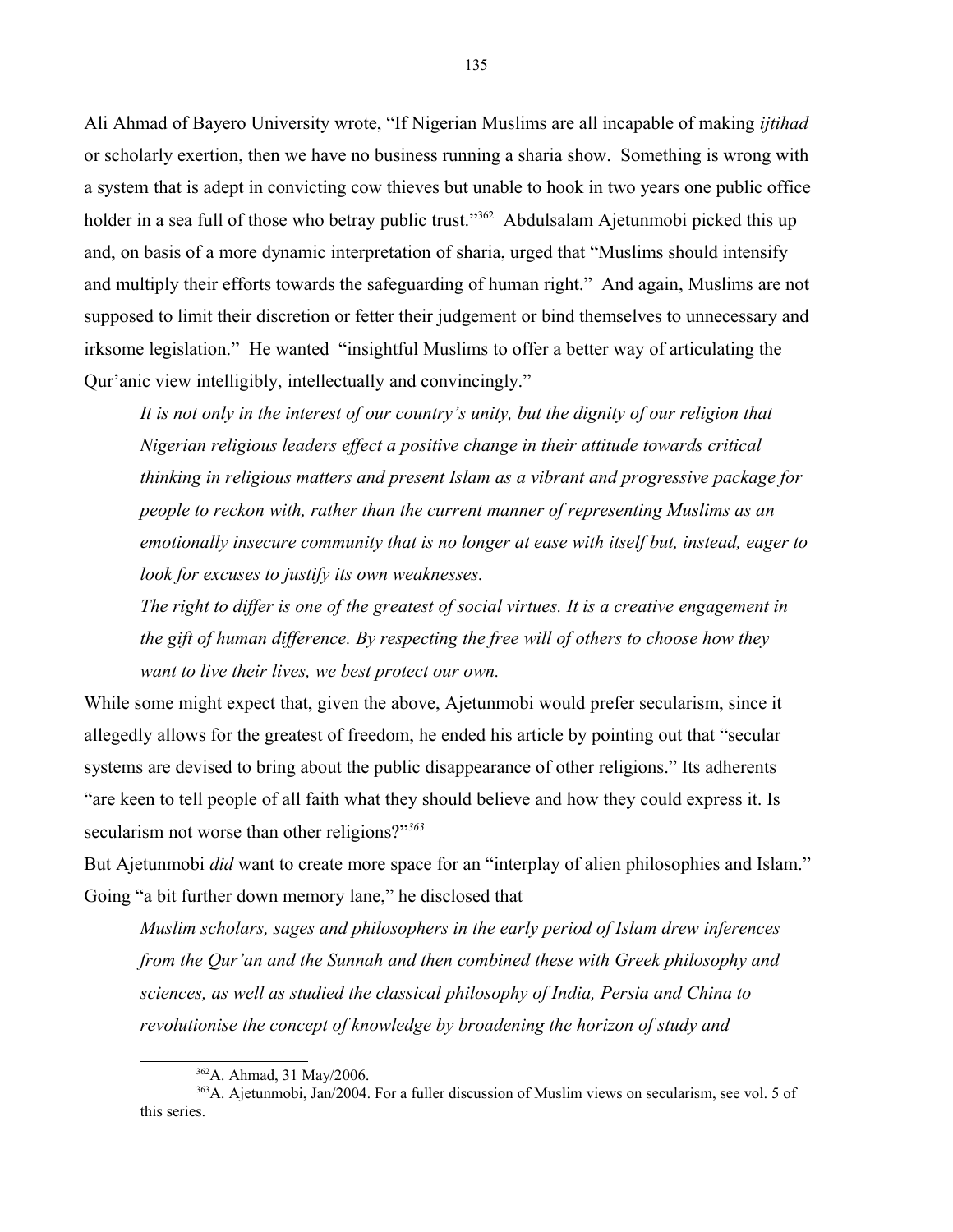Ali Ahmad of Bayero University wrote, "If Nigerian Muslims are all incapable of making *ijtihad* or scholarly exertion, then we have no business running a sharia show. Something is wrong with a system that is adept in convicting cow thieves but unable to hook in two years one public office holder in a sea full of those who betray public trust."[362] Abdulsalam Ajetunmobi picked this up and, on basis of a more dynamic interpretation of sharia, urged that "Muslims should intensify and multiply their efforts towards the safeguarding of human right." And again, Muslims are not supposed to limit their discretion or fetter their judgement or bind themselves to unnecessary and irksome legislation." He wanted "insightful Muslims to offer a better way of articulating the Qur'anic view intelligibly, intellectually and convincingly."

> *It is not only in the interest of our country's unity, but the dignity of our religion that Nigerian religious leaders effect a positive change in their attitude towards critical thinking in religious matters and present Islam as a vibrant and progressive package for people to reckon with, rather than the current manner of representing Muslims as an emotionally insecure community that is no longer at ease with itself but, instead, eager to look for excuses to justify its own weaknesses.*
>
> *The right to differ is one of the greatest of social virtues. It is a creative engagement in the gift of human difference. By respecting the free will of others to choose how they want to live their lives, we best protect our own.*

While some might expect that, given the above, Ajetunmobi would prefer secularism, since it allegedly allows for the greatest of freedom, he ended his article by pointing out that "secular systems are devised to bring about the public disappearance of other religions." Its adherents "are keen to tell people of all faith what they should believe and how they could express it. Is secularism not worse than other religions?"[363]

But Ajetunmobi *did* want to create more space for an "interplay of alien philosophies and Islam." Going "a bit further down memory lane," he disclosed that

> *Muslim scholars, sages and philosophers in the early period of Islam drew inferences from the Qur'an and the Sunnah and then combined these with Greek philosophy and sciences, as well as studied the classical philosophy of India, Persia and China to revolutionise the concept of knowledge by broadening the horizon of study and*

---

[362] A. Ahmad, 31 May/2006.

[363] A. Ajetunmobi, Jan/2004. For a fuller discussion of Muslim views on secularism, see vol. 5 of this series.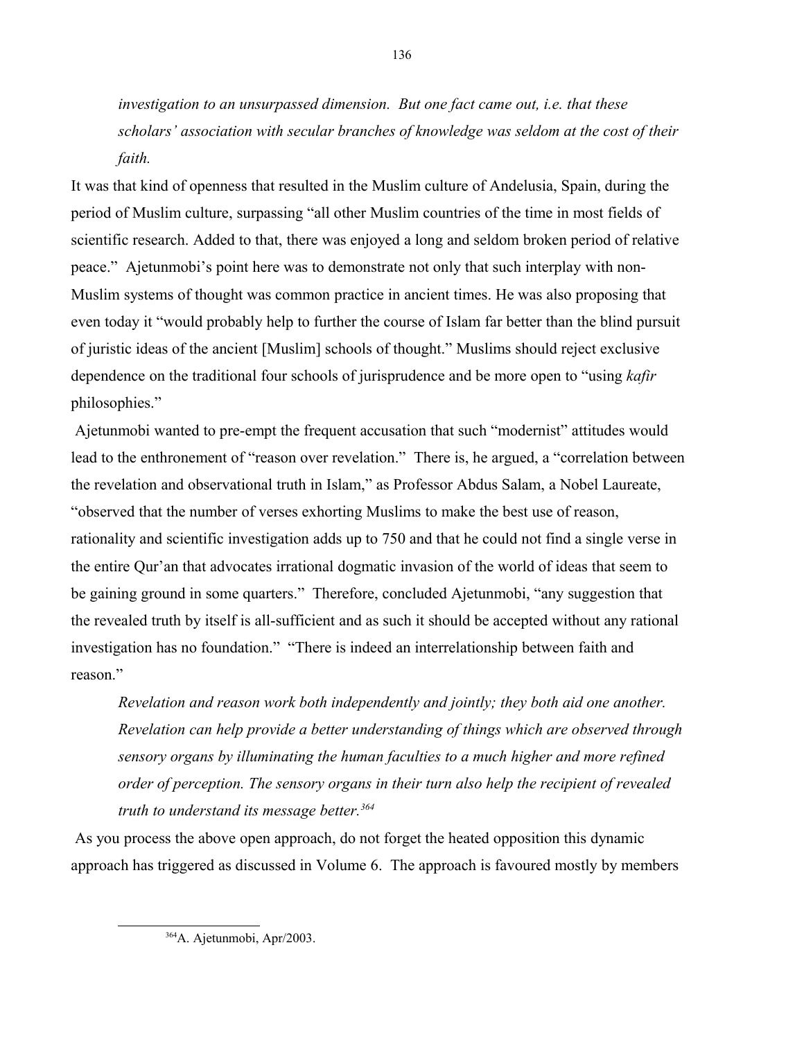*investigation to an unsurpassed dimension. But one fact came out, i.e. that these scholars' association with secular branches of knowledge was seldom at the cost of their faith.*

It was that kind of openness that resulted in the Muslim culture of Andelusia, Spain, during the period of Muslim culture, surpassing "all other Muslim countries of the time in most fields of scientific research. Added to that, there was enjoyed a long and seldom broken period of relative peace." Ajetunmobi's point here was to demonstrate not only that such interplay with non-Muslim systems of thought was common practice in ancient times. He was also proposing that even today it "would probably help to further the course of Islam far better than the blind pursuit of juristic ideas of the ancient [Muslim] schools of thought." Muslims should reject exclusive dependence on the traditional four schools of jurisprudence and be more open to "using *kafir* philosophies."

Ajetunmobi wanted to pre-empt the frequent accusation that such "modernist" attitudes would lead to the enthronement of "reason over revelation." There is, he argued, a "correlation between the revelation and observational truth in Islam," as Professor Abdus Salam, a Nobel Laureate, "observed that the number of verses exhorting Muslims to make the best use of reason, rationality and scientific investigation adds up to 750 and that he could not find a single verse in the entire Qur'an that advocates irrational dogmatic invasion of the world of ideas that seem to be gaining ground in some quarters." Therefore, concluded Ajetunmobi, "any suggestion that the revealed truth by itself is all-sufficient and as such it should be accepted without any rational investigation has no foundation." "There is indeed an interrelationship between faith and reason."

*Revelation and reason work both independently and jointly; they both aid one another. Revelation can help provide a better understanding of things which are observed through sensory organs by illuminating the human faculties to a much higher and more refined order of perception. The sensory organs in their turn also help the recipient of revealed truth to understand its message better.*[364]

As you process the above open approach, do not forget the heated opposition this dynamic approach has triggered as discussed in Volume 6. The approach is favoured mostly by members

[364] A. Ajetunmobi, Apr/2003.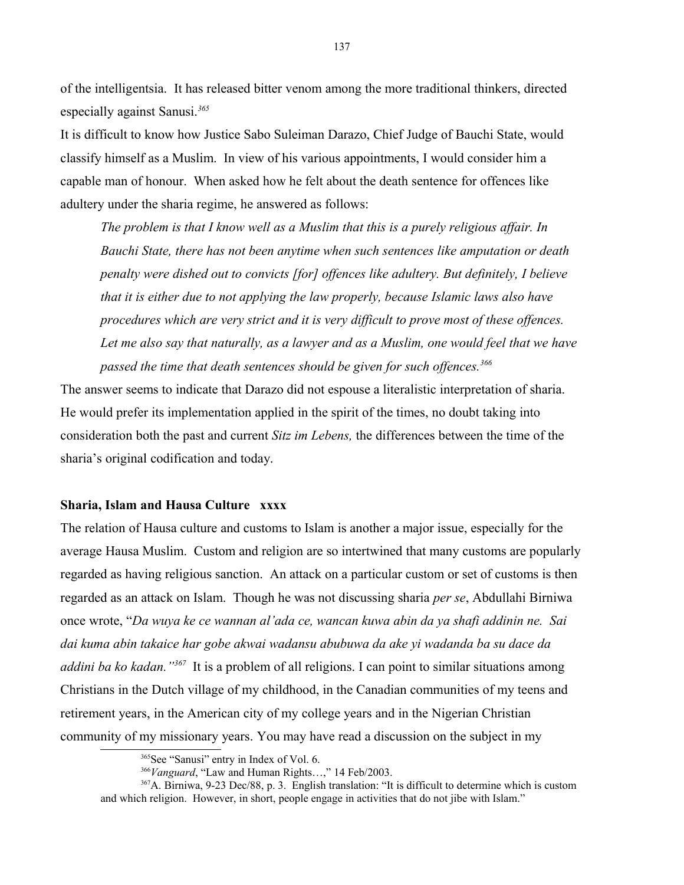of the intelligentsia. It has released bitter venom among the more traditional thinkers, directed especially against Sanusi.[365]

It is difficult to know how Justice Sabo Suleiman Darazo, Chief Judge of Bauchi State, would classify himself as a Muslim. In view of his various appointments, I would consider him a capable man of honour. When asked how he felt about the death sentence for offences like adultery under the sharia regime, he answered as follows:

> *The problem is that I know well as a Muslim that this is a purely religious affair. In Bauchi State, there has not been anytime when such sentences like amputation or death penalty were dished out to convicts [for] offences like adultery. But definitely, I believe that it is either due to not applying the law properly, because Islamic laws also have procedures which are very strict and it is very difficult to prove most of these offences. Let me also say that naturally, as a lawyer and as a Muslim, one would feel that we have passed the time that death sentences should be given for such offences.*[366]

The answer seems to indicate that Darazo did not espouse a literalistic interpretation of sharia. He would prefer its implementation applied in the spirit of the times, no doubt taking into consideration both the past and current *Sitz im Lebens,* the differences between the time of the sharia's original codification and today.

**Sharia, Islam and Hausa Culture xxxx**

The relation of Hausa culture and customs to Islam is another a major issue, especially for the average Hausa Muslim. Custom and religion are so intertwined that many customs are popularly regarded as having religious sanction. An attack on a particular custom or set of customs is then regarded as an attack on Islam. Though he was not discussing sharia *per se*, Abdullahi Birniwa once wrote, "*Da wuya ke ce wannan al'ada ce, wancan kuwa abin da ya shafi addinin ne. Sai dai kuma abin takaice har gobe akwai wadansu abubuwa da ake yi wadanda ba su dace da addini ba ko kadan."*[367] It is a problem of all religions. I can point to similar situations among Christians in the Dutch village of my childhood, in the Canadian communities of my teens and retirement years, in the American city of my college years and in the Nigerian Christian community of my missionary years. You may have read a discussion on the subject in my

---

[365]See "Sanusi" entry in Index of Vol. 6.

[366]*Vanguard*, "Law and Human Rights…," 14 Feb/2003.

[367]A. Birniwa, 9-23 Dec/88, p. 3. English translation: "It is difficult to determine which is custom and which religion. However, in short, people engage in activities that do not jibe with Islam."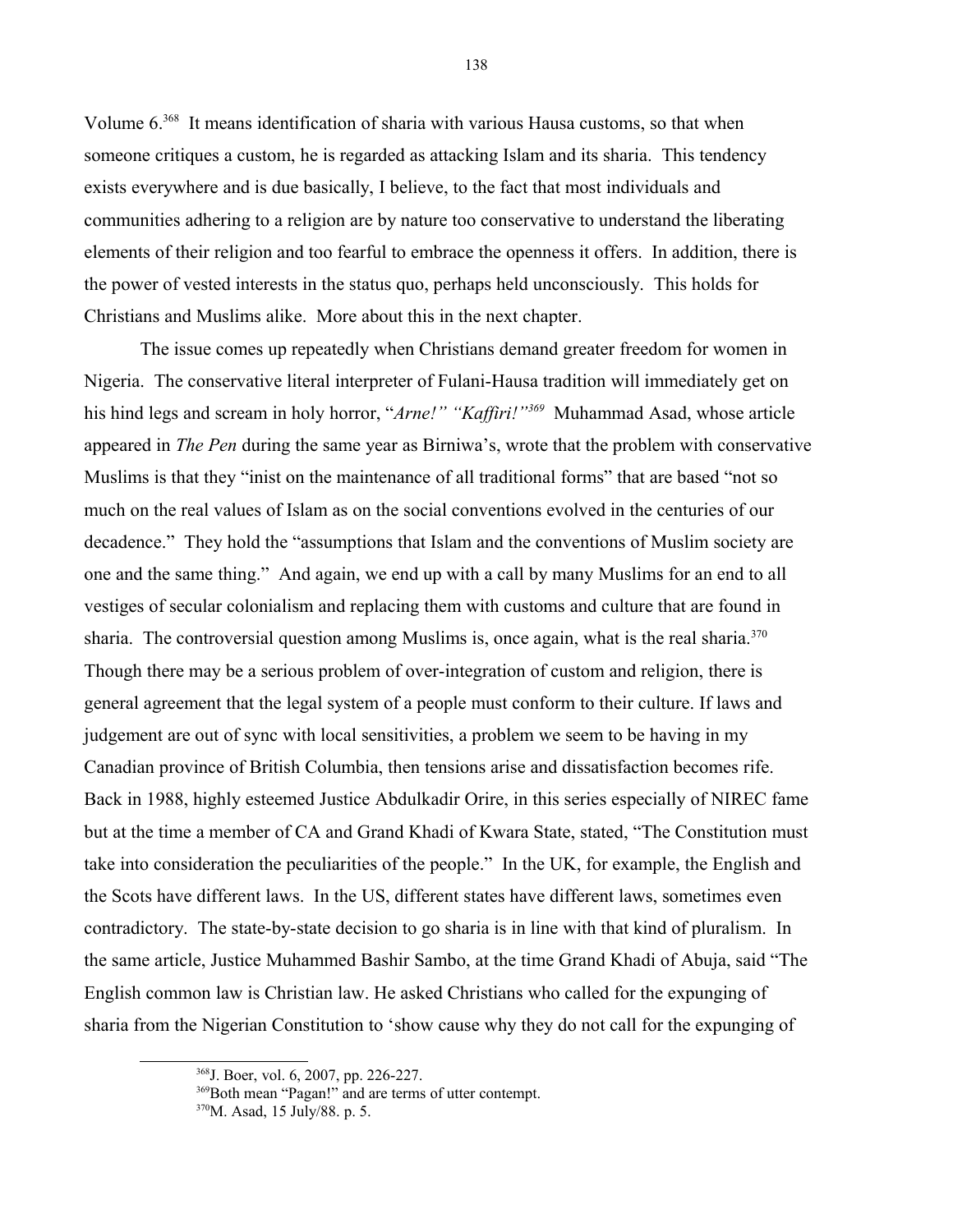Volume 6.[368] It means identification of sharia with various Hausa customs, so that when someone critiques a custom, he is regarded as attacking Islam and its sharia. This tendency exists everywhere and is due basically, I believe, to the fact that most individuals and communities adhering to a religion are by nature too conservative to understand the liberating elements of their religion and too fearful to embrace the openness it offers. In addition, there is the power of vested interests in the status quo, perhaps held unconsciously. This holds for Christians and Muslims alike. More about this in the next chapter.

The issue comes up repeatedly when Christians demand greater freedom for women in Nigeria. The conservative literal interpreter of Fulani-Hausa tradition will immediately get on his hind legs and scream in holy horror, "*Arne!" "Kaffiri!"*[369] Muhammad Asad, whose article appeared in *The Pen* during the same year as Birniwa's, wrote that the problem with conservative Muslims is that they "inist on the maintenance of all traditional forms" that are based "not so much on the real values of Islam as on the social conventions evolved in the centuries of our decadence." They hold the "assumptions that Islam and the conventions of Muslim society are one and the same thing." And again, we end up with a call by many Muslims for an end to all vestiges of secular colonialism and replacing them with customs and culture that are found in sharia. The controversial question among Muslims is, once again, what is the real sharia.[370] Though there may be a serious problem of over-integration of custom and religion, there is general agreement that the legal system of a people must conform to their culture. If laws and judgement are out of sync with local sensitivities, a problem we seem to be having in my Canadian province of British Columbia, then tensions arise and dissatisfaction becomes rife. Back in 1988, highly esteemed Justice Abdulkadir Orire, in this series especially of NIREC fame but at the time a member of CA and Grand Khadi of Kwara State, stated, "The Constitution must take into consideration the peculiarities of the people." In the UK, for example, the English and the Scots have different laws. In the US, different states have different laws, sometimes even contradictory. The state-by-state decision to go sharia is in line with that kind of pluralism. In the same article, Justice Muhammed Bashir Sambo, at the time Grand Khadi of Abuja, said "The English common law is Christian law. He asked Christians who called for the expunging of sharia from the Nigerian Constitution to 'show cause why they do not call for the expunging of

[368] J. Boer, vol. 6, 2007, pp. 226-227.

[369] Both mean "Pagan!" and are terms of utter contempt.

[370] M. Asad, 15 July/88. p. 5.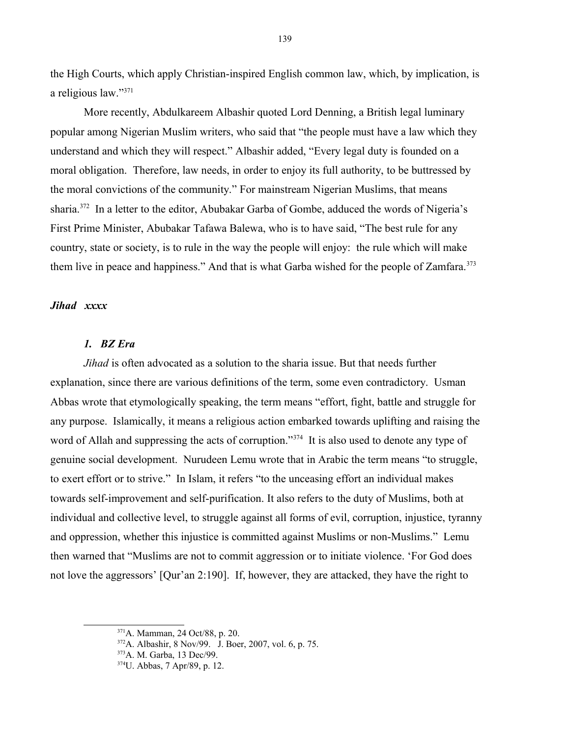the High Courts, which apply Christian-inspired English common law, which, by implication, is a religious law."[371]

More recently, Abdulkareem Albashir quoted Lord Denning, a British legal luminary popular among Nigerian Muslim writers, who said that "the people must have a law which they understand and which they will respect." Albashir added, "Every legal duty is founded on a moral obligation. Therefore, law needs, in order to enjoy its full authority, to be buttressed by the moral convictions of the community." For mainstream Nigerian Muslims, that means sharia.[372] In a letter to the editor, Abubakar Garba of Gombe, adduced the words of Nigeria's First Prime Minister, Abubakar Tafawa Balewa, who is to have said, "The best rule for any country, state or society, is to rule in the way the people will enjoy: the rule which will make them live in peace and happiness." And that is what Garba wished for the people of Zamfara.[373]

### *Jihad xxxx*

#### *1. BZ Era*

*Jihad* is often advocated as a solution to the sharia issue. But that needs further explanation, since there are various definitions of the term, some even contradictory. Usman Abbas wrote that etymologically speaking, the term means "effort, fight, battle and struggle for any purpose. Islamically, it means a religious action embarked towards uplifting and raising the word of Allah and suppressing the acts of corruption."[374] It is also used to denote any type of genuine social development. Nurudeen Lemu wrote that in Arabic the term means "to struggle, to exert effort or to strive." In Islam, it refers "to the unceasing effort an individual makes towards self-improvement and self-purification. It also refers to the duty of Muslims, both at individual and collective level, to struggle against all forms of evil, corruption, injustice, tyranny and oppression, whether this injustice is committed against Muslims or non-Muslims." Lemu then warned that "Muslims are not to commit aggression or to initiate violence. 'For God does not love the aggressors' [Qur'an 2:190]. If, however, they are attacked, they have the right to

---

[371] A. Mamman, 24 Oct/88, p. 20.

[372] A. Albashir, 8 Nov/99. J. Boer, 2007, vol. 6, p. 75.

[373] A. M. Garba, 13 Dec/99.

[374] U. Abbas, 7 Apr/89, p. 12.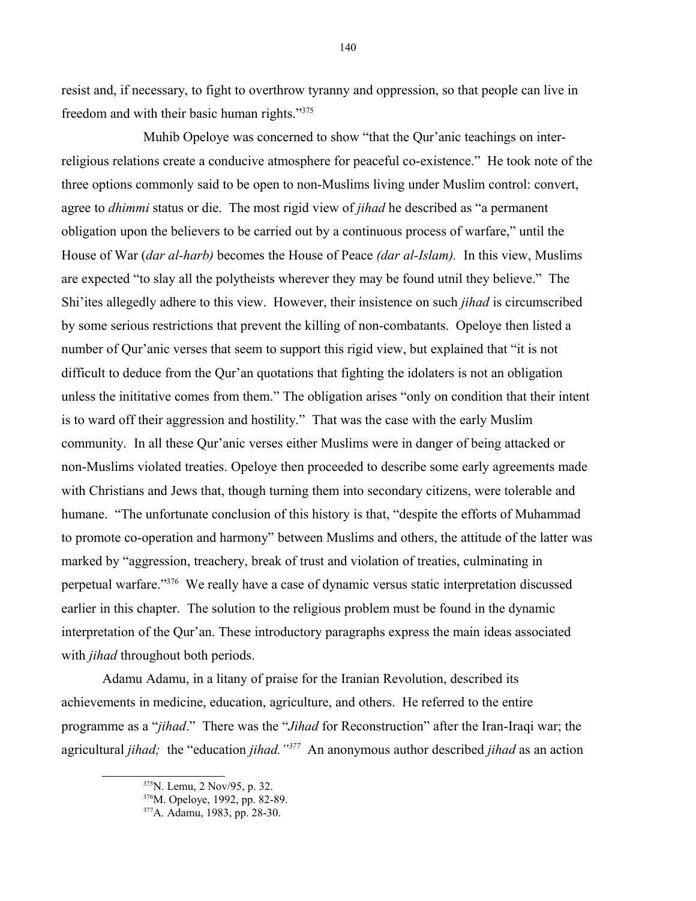resist and, if necessary, to fight to overthrow tyranny and oppression, so that people can live in freedom and with their basic human rights."[375]

Muhib Opeloye was concerned to show "that the Qur'anic teachings on inter-religious relations create a conducive atmosphere for peaceful co-existence." He took note of the three options commonly said to be open to non-Muslims living under Muslim control: convert, agree to *dhimmi* status or die. The most rigid view of *jihad* he described as "a permanent obligation upon the believers to be carried out by a continuous process of warfare," until the House of War (*dar al-harb)* becomes the House of Peace *(dar al-Islam).* In this view, Muslims are expected "to slay all the polytheists wherever they may be found utnil they believe." The Shi'ites allegedly adhere to this view. However, their insistence on such *jihad* is circumscribed by some serious restrictions that prevent the killing of non-combatants. Opeloye then listed a number of Qur'anic verses that seem to support this rigid view, but explained that "it is not difficult to deduce from the Qur'an quotations that fighting the idolaters is not an obligation unless the inititative comes from them." The obligation arises "only on condition that their intent is to ward off their aggression and hostility." That was the case with the early Muslim community. In all these Qur'anic verses either Muslims were in danger of being attacked or non-Muslims violated treaties. Opeloye then proceeded to describe some early agreements made with Christians and Jews that, though turning them into secondary citizens, were tolerable and humane. "The unfortunate conclusion of this history is that, "despite the efforts of Muhammad to promote co-operation and harmony" between Muslims and others, the attitude of the latter was marked by "aggression, treachery, break of trust and violation of treaties, culminating in perpetual warfare."[376] We really have a case of dynamic versus static interpretation discussed earlier in this chapter. The solution to the religious problem must be found in the dynamic interpretation of the Qur'an. These introductory paragraphs express the main ideas associated with *jihad* throughout both periods.

Adamu Adamu, in a litany of praise for the Iranian Revolution, described its achievements in medicine, education, agriculture, and others. He referred to the entire programme as a "*jihad*." There was the "*Jihad* for Reconstruction" after the Iran-Iraqi war; the agricultural *jihad;* the "education *jihad.*"[377] An anonymous author described *jihad* as an action

---

[375] N. Lemu, 2 Nov/95, p. 32.

[376] M. Opeloye, 1992, pp. 82-89.

[377] A. Adamu, 1983, pp. 28-30.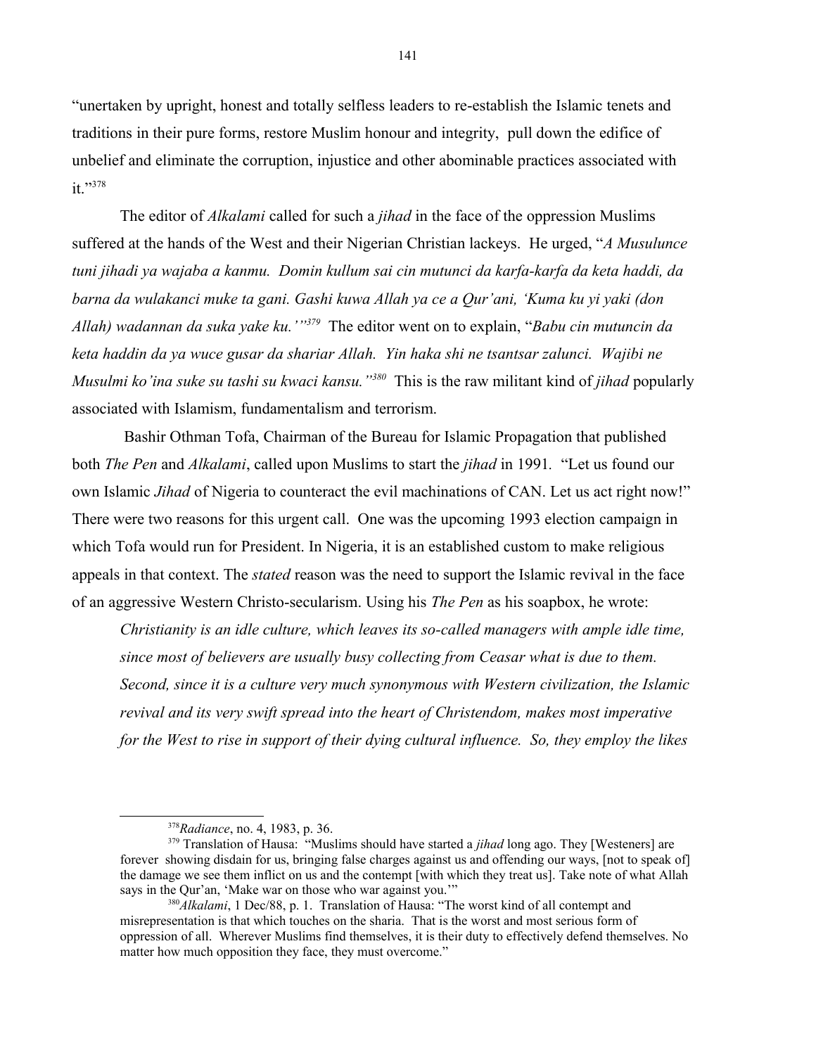"unertaken by upright, honest and totally selfless leaders to re-establish the Islamic tenets and traditions in their pure forms, restore Muslim honour and integrity,  pull down the edifice of unbelief and eliminate the corruption, injustice and other abominable practices associated with it."[378]

The editor of *Alkalami* called for such a *jihad* in the face of the oppression Muslims suffered at the hands of the West and their Nigerian Christian lackeys.  He urged, "*A Musulunce tuni jihadi ya wajaba a kanmu.  Domin kullum sai cin mutunci da karfa-karfa da keta haddi, da barna da wulakanci muke ta gani. Gashi kuwa Allah ya ce a Qur'ani, 'Kuma ku yi yaki (don Allah) wadannan da suka yake ku.'"*[379]  The editor went on to explain, "*Babu cin mutuncin da keta haddin da ya wuce gusar da shariar Allah.  Yin haka shi ne tsantsar zalunci.  Wajibi ne Musulmi ko'ina suke su tashi su kwaci kansu."*[380]  This is the raw militant kind of *jihad* popularly associated with Islamism, fundamentalism and terrorism.

Bashir Othman Tofa, Chairman of the Bureau for Islamic Propagation that published both *The Pen* and *Alkalami*, called upon Muslims to start the *jihad* in 1991.  "Let us found our own Islamic *Jihad* of Nigeria to counteract the evil machinations of CAN. Let us act right now!" There were two reasons for this urgent call.  One was the upcoming 1993 election campaign in which Tofa would run for President. In Nigeria, it is an established custom to make religious appeals in that context. The *stated* reason was the need to support the Islamic revival in the face of an aggressive Western Christo-secularism. Using his *The Pen* as his soapbox, he wrote:

> *Christianity is an idle culture, which leaves its so-called managers with ample idle time, since most of believers are usually busy collecting from Ceasar what is due to them. Second, since it is a culture very much synonymous with Western civilization, the Islamic revival and its very swift spread into the heart of Christendom, makes most imperative for the West to rise in support of their dying cultural influence.  So, they employ the likes*

---

[378] *Radiance*, no. 4, 1983, p. 36.

[379] Translation of Hausa:  "Muslims should have started a *jihad* long ago. They [Westeners] are forever  showing disdain for us, bringing false charges against us and offending our ways, [not to speak of] the damage we see them inflict on us and the contempt [with which they treat us]. Take note of what Allah says in the Qur'an, 'Make war on those who war against you.'"

[380] *Alkalami*, 1 Dec/88, p. 1.  Translation of Hausa: "The worst kind of all contempt and misrepresentation is that which touches on the sharia.  That is the worst and most serious form of oppression of all.  Wherever Muslims find themselves, it is their duty to effectively defend themselves. No matter how much opposition they face, they must overcome."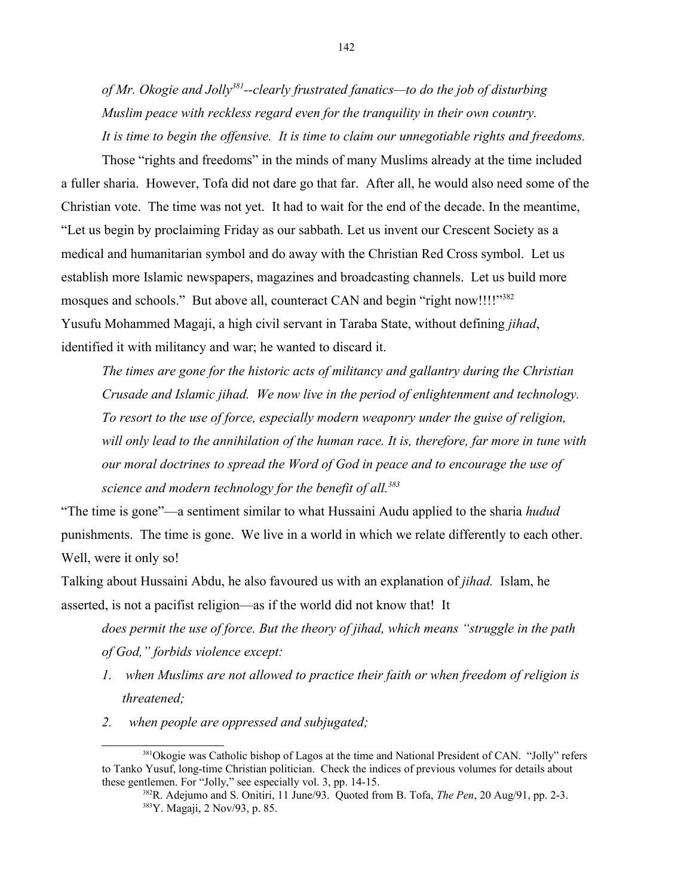*of Mr. Okogie and Jolly[381]--clearly frustrated fanatics—to do the job of disturbing Muslim peace with reckless regard even for the tranquility in their own country. It is time to begin the offensive. It is time to claim our unnegotiable rights and freedoms.*

Those "rights and freedoms" in the minds of many Muslims already at the time included a fuller sharia. However, Tofa did not dare go that far. After all, he would also need some of the Christian vote. The time was not yet. It had to wait for the end of the decade. In the meantime, "Let us begin by proclaiming Friday as our sabbath. Let us invent our Crescent Society as a medical and humanitarian symbol and do away with the Christian Red Cross symbol. Let us establish more Islamic newspapers, magazines and broadcasting channels. Let us build more mosques and schools." But above all, counteract CAN and begin "right now!!!!"[382]

Yusufu Mohammed Magaji, a high civil servant in Taraba State, without defining *jihad*, identified it with militancy and war; he wanted to discard it.

> *The times are gone for the historic acts of militancy and gallantry during the Christian Crusade and Islamic jihad. We now live in the period of enlightenment and technology. To resort to the use of force, especially modern weaponry under the guise of religion, will only lead to the annihilation of the human race. It is, therefore, far more in tune with our moral doctrines to spread the Word of God in peace and to encourage the use of science and modern technology for the benefit of all.[383]*

"The time is gone"—a sentiment similar to what Hussaini Audu applied to the sharia *hudud* punishments. The time is gone. We live in a world in which we relate differently to each other. Well, were it only so!

Talking about Hussaini Abdu, he also favoured us with an explanation of *jihad.* Islam, he asserted, is not a pacifist religion—as if the world did not know that! It

> *does permit the use of force. But the theory of jihad, which means "struggle in the path of God," forbids violence except:*
>
> 1. *when Muslims are not allowed to practice their faith or when freedom of religion is threatened;*
> 2. *when people are oppressed and subjugated;*

---

[381] Okogie was Catholic bishop of Lagos at the time and National President of CAN. "Jolly" refers to Tanko Yusuf, long-time Christian politician. Check the indices of previous volumes for details about these gentlemen. For "Jolly," see especially vol. 3, pp. 14-15.

[382] R. Adejumo and S. Onitiri, 11 June/93. Quoted from B. Tofa, *The Pen*, 20 Aug/91, pp. 2-3.

[383] Y. Magaji, 2 Nov/93, p. 85.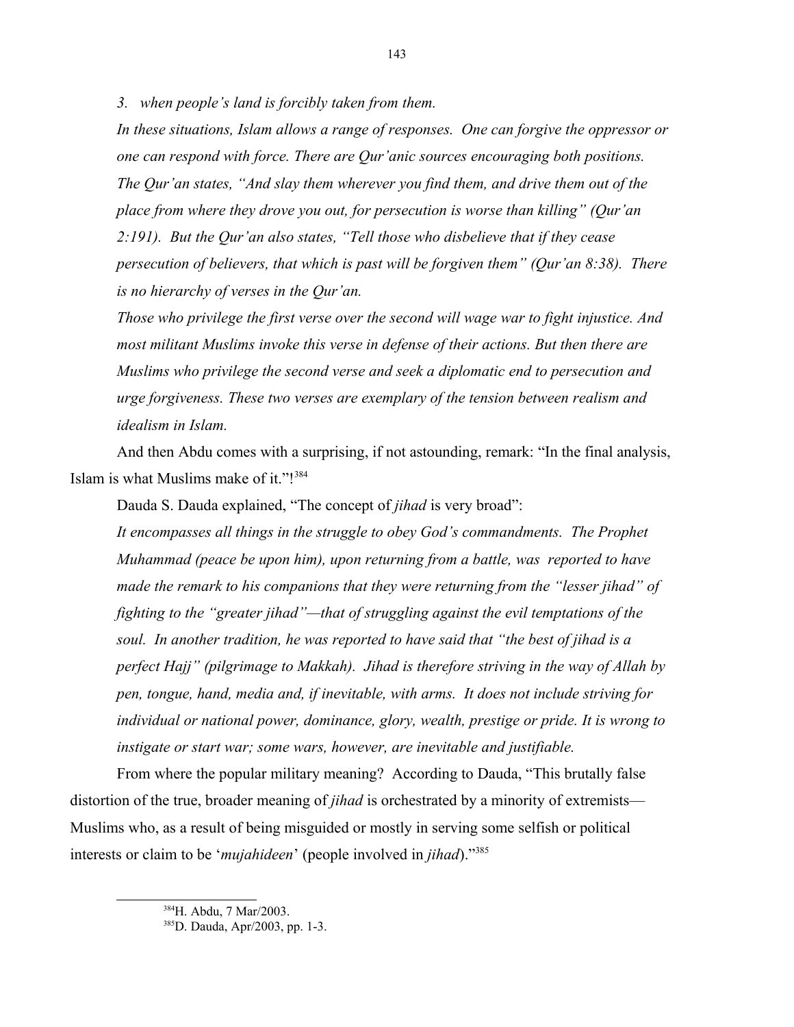*3. when people's land is forcibly taken from them.*

*In these situations, Islam allows a range of responses. One can forgive the oppressor or one can respond with force. There are Qur'anic sources encouraging both positions. The Qur'an states, "And slay them wherever you find them, and drive them out of the place from where they drove you out, for persecution is worse than killing" (Qur'an 2:191). But the Qur'an also states, "Tell those who disbelieve that if they cease persecution of believers, that which is past will be forgiven them" (Qur'an 8:38). There is no hierarchy of verses in the Qur'an.*

*Those who privilege the first verse over the second will wage war to fight injustice. And most militant Muslims invoke this verse in defense of their actions. But then there are Muslims who privilege the second verse and seek a diplomatic end to persecution and urge forgiveness. These two verses are exemplary of the tension between realism and idealism in Islam.*

And then Abdu comes with a surprising, if not astounding, remark: "In the final analysis, Islam is what Muslims make of it."![384]

Dauda S. Dauda explained, "The concept of *jihad* is very broad":

*It encompasses all things in the struggle to obey God's commandments. The Prophet Muhammad (peace be upon him), upon returning from a battle, was reported to have made the remark to his companions that they were returning from the "lesser jihad" of fighting to the "greater jihad"—that of struggling against the evil temptations of the soul. In another tradition, he was reported to have said that "the best of jihad is a perfect Hajj" (pilgrimage to Makkah). Jihad is therefore striving in the way of Allah by pen, tongue, hand, media and, if inevitable, with arms. It does not include striving for individual or national power, dominance, glory, wealth, prestige or pride. It is wrong to instigate or start war; some wars, however, are inevitable and justifiable.*

From where the popular military meaning? According to Dauda, "This brutally false distortion of the true, broader meaning of *jihad* is orchestrated by a minority of extremists—Muslims who, as a result of being misguided or mostly in serving some selfish or political interests or claim to be '*mujahideen*' (people involved in *jihad*)."[385]

---

[384] H. Abdu, 7 Mar/2003.

[385] D. Dauda, Apr/2003, pp. 1-3.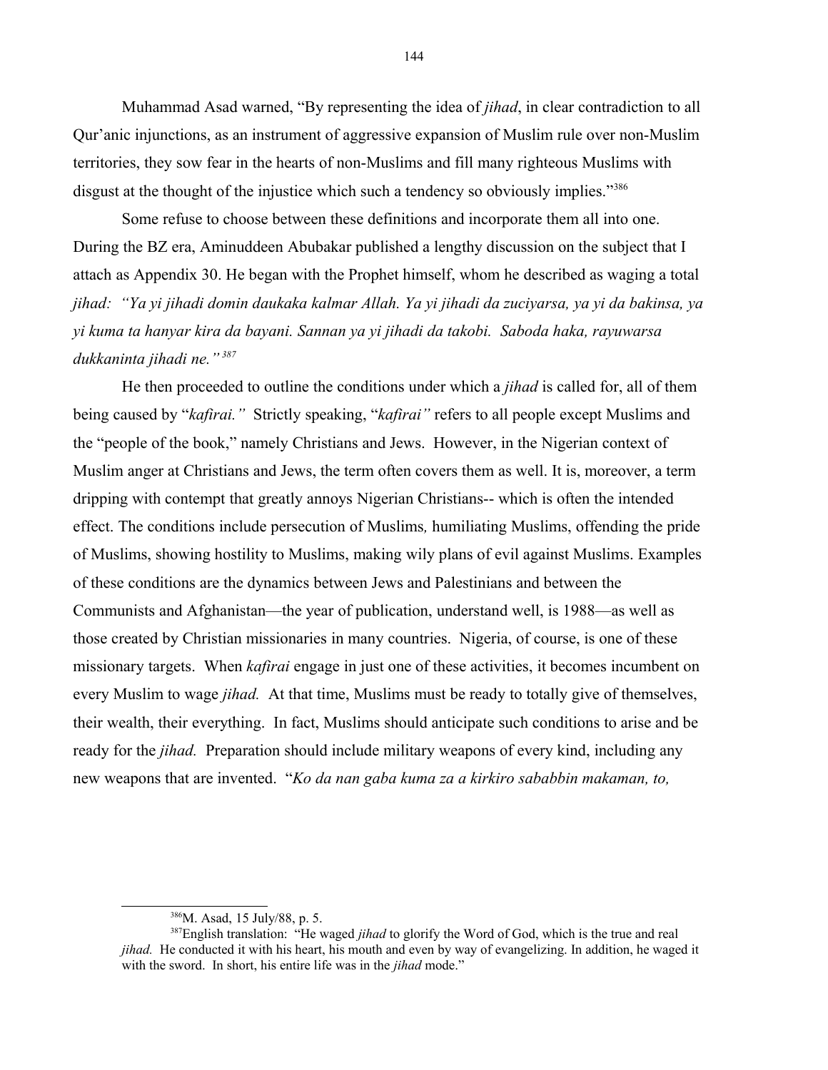Muhammad Asad warned, "By representing the idea of *jihad*, in clear contradiction to all Qur'anic injunctions, as an instrument of aggressive expansion of Muslim rule over non-Muslim territories, they sow fear in the hearts of non-Muslims and fill many righteous Muslims with disgust at the thought of the injustice which such a tendency so obviously implies."[386]

Some refuse to choose between these definitions and incorporate them all into one. During the BZ era, Aminuddeen Abubakar published a lengthy discussion on the subject that I attach as Appendix 30. He began with the Prophet himself, whom he described as waging a total *jihad: "Ya yi jihadi domin daukaka kalmar Allah. Ya yi jihadi da zuciyarsa, ya yi da bakinsa, ya yi kuma ta hanyar kira da bayani. Sannan ya yi jihadi da takobi. Saboda haka, rayuwarsa dukkaninta jihadi ne."*[387]

He then proceeded to outline the conditions under which a *jihad* is called for, all of them being caused by "*kafirai."* Strictly speaking, "*kafirai"* refers to all people except Muslims and the "people of the book," namely Christians and Jews. However, in the Nigerian context of Muslim anger at Christians and Jews, the term often covers them as well. It is, moreover, a term dripping with contempt that greatly annoys Nigerian Christians-- which is often the intended effect. The conditions include persecution of Muslims*,* humiliating Muslims, offending the pride of Muslims, showing hostility to Muslims, making wily plans of evil against Muslims. Examples of these conditions are the dynamics between Jews and Palestinians and between the Communists and Afghanistan—the year of publication, understand well, is 1988—as well as those created by Christian missionaries in many countries. Nigeria, of course, is one of these missionary targets. When *kafirai* engage in just one of these activities, it becomes incumbent on every Muslim to wage *jihad.* At that time, Muslims must be ready to totally give of themselves, their wealth, their everything. In fact, Muslims should anticipate such conditions to arise and be ready for the *jihad.* Preparation should include military weapons of every kind, including any new weapons that are invented. "*Ko da nan gaba kuma za a kirkiro sababbin makaman, to,*

---

[386] M. Asad, 15 July/88, p. 5.

[387] English translation: "He waged *jihad* to glorify the Word of God, which is the true and real *jihad.* He conducted it with his heart, his mouth and even by way of evangelizing. In addition, he waged it with the sword. In short, his entire life was in the *jihad* mode."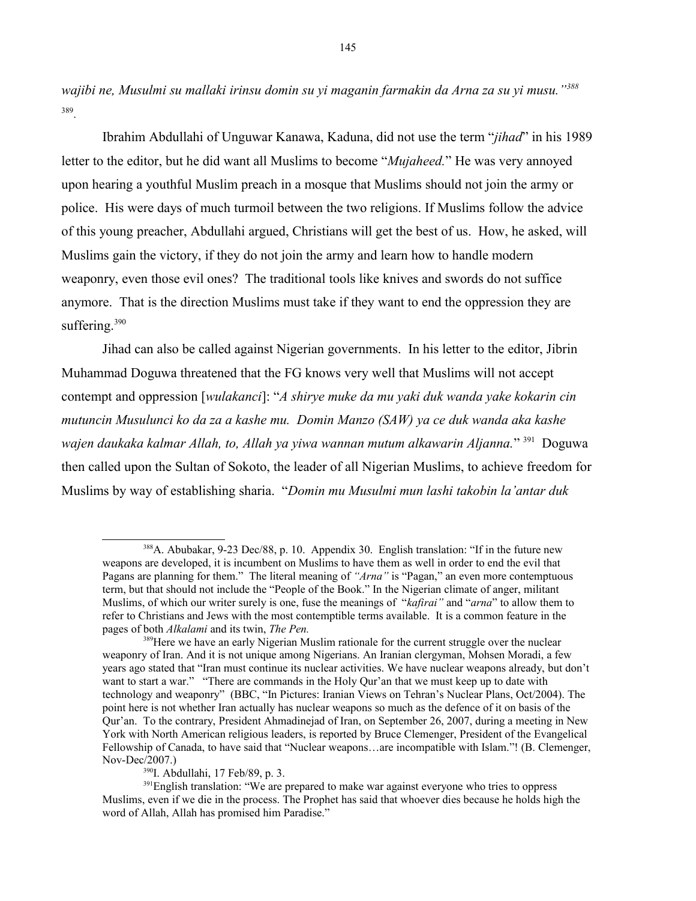*wajibi ne, Musulmi su mallaki irinsu domin su yi maganin farmakin da Arna za su yi musu."*[388] [389].

Ibrahim Abdullahi of Unguwar Kanawa, Kaduna, did not use the term "*jihad*" in his 1989 letter to the editor, but he did want all Muslims to become "*Mujaheed.*" He was very annoyed upon hearing a youthful Muslim preach in a mosque that Muslims should not join the army or police. His were days of much turmoil between the two religions. If Muslims follow the advice of this young preacher, Abdullahi argued, Christians will get the best of us. How, he asked, will Muslims gain the victory, if they do not join the army and learn how to handle modern weaponry, even those evil ones? The traditional tools like knives and swords do not suffice anymore. That is the direction Muslims must take if they want to end the oppression they are suffering.[390]

Jihad can also be called against Nigerian governments. In his letter to the editor, Jibrin Muhammad Doguwa threatened that the FG knows very well that Muslims will not accept contempt and oppression [*wulakanci*]: "*A shirye muke da mu yaki duk wanda yake kokarin cin mutuncin Musulunci ko da za a kashe mu. Domin Manzo (SAW) ya ce duk wanda aka kashe wajen daukaka kalmar Allah, to, Allah ya yiwa wannan mutum alkawarin Aljanna.*" [391] Doguwa then called upon the Sultan of Sokoto, the leader of all Nigerian Muslims, to achieve freedom for Muslims by way of establishing sharia. "*Domin mu Musulmi mun lashi takobin la'antar duk*

---

[388] A. Abubakar, 9-23 Dec/88, p. 10. Appendix 30. English translation: "If in the future new weapons are developed, it is incumbent on Muslims to have them as well in order to end the evil that Pagans are planning for them." The literal meaning of *"Arna"* is "Pagan," an even more contemptuous term, but that should not include the "People of the Book." In the Nigerian climate of anger, militant Muslims, of which our writer surely is one, fuse the meanings of "*kafirai"* and "*arna*" to allow them to refer to Christians and Jews with the most contemptible terms available. It is a common feature in the pages of both *Alkalami* and its twin, *The Pen.*

[389] Here we have an early Nigerian Muslim rationale for the current struggle over the nuclear weaponry of Iran. And it is not unique among Nigerians. An Iranian clergyman, Mohsen Moradi, a few years ago stated that "Iran must continue its nuclear activities. We have nuclear weapons already, but don't want to start a war." "There are commands in the Holy Qur'an that we must keep up to date with technology and weaponry" (BBC, "In Pictures: Iranian Views on Tehran's Nuclear Plans, Oct/2004). The point here is not whether Iran actually has nuclear weapons so much as the defence of it on basis of the Qur'an. To the contrary, President Ahmadinejad of Iran, on September 26, 2007, during a meeting in New York with North American religious leaders, is reported by Bruce Clemenger, President of the Evangelical Fellowship of Canada, to have said that "Nuclear weapons…are incompatible with Islam."! (B. Clemenger, Nov-Dec/2007.)

[390] I. Abdullahi, 17 Feb/89, p. 3.

[391] English translation: "We are prepared to make war against everyone who tries to oppress Muslims, even if we die in the process. The Prophet has said that whoever dies because he holds high the word of Allah, Allah has promised him Paradise."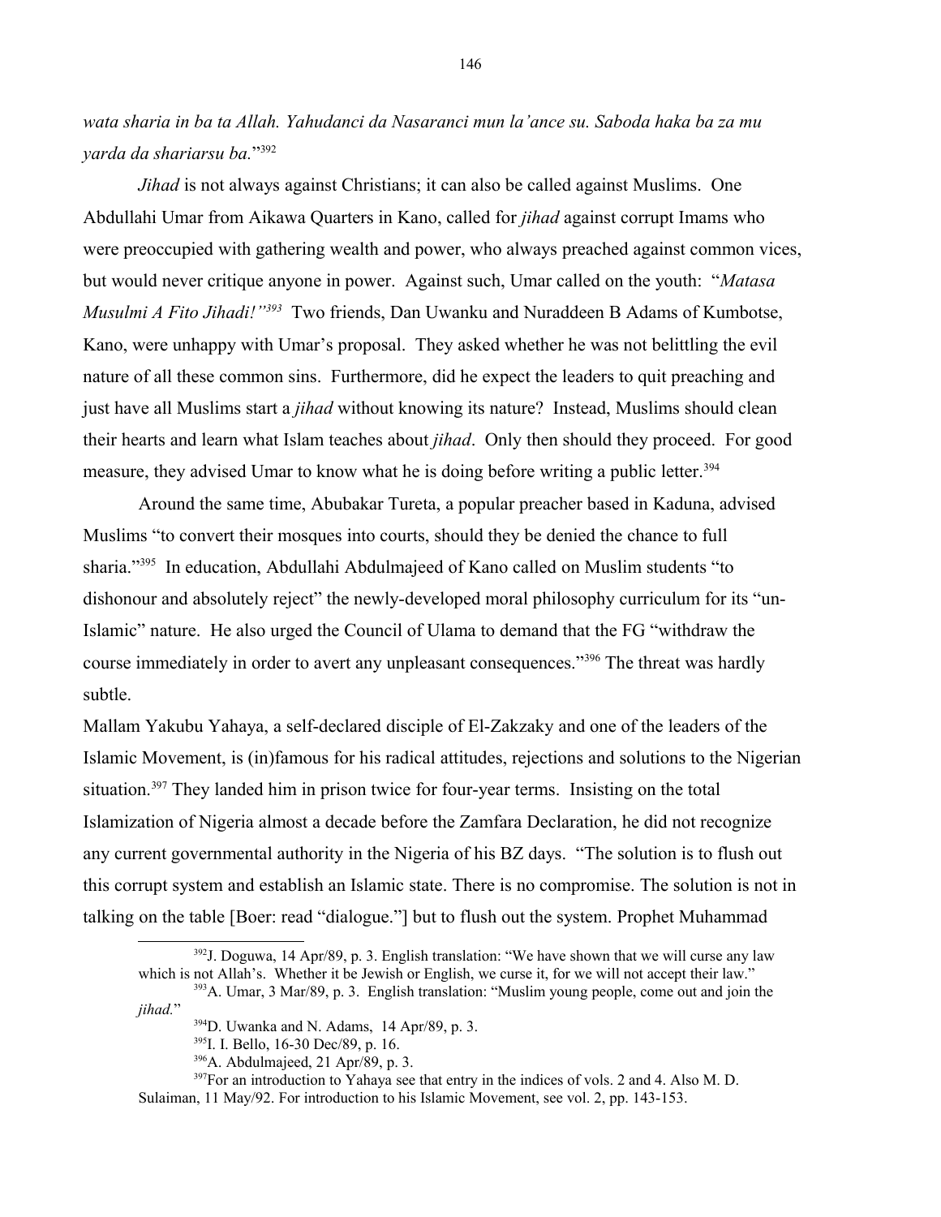*wata sharia in ba ta Allah. Yahudanci da Nasaranci mun la'ance su. Saboda haka ba za mu yarda da shariarsu ba.*"[392]

*Jihad* is not always against Christians; it can also be called against Muslims. One Abdullahi Umar from Aikawa Quarters in Kano, called for *jihad* against corrupt Imams who were preoccupied with gathering wealth and power, who always preached against common vices, but would never critique anyone in power. Against such, Umar called on the youth: "*Matasa Musulmi A Fito Jihadi!"*[393] Two friends, Dan Uwanku and Nuraddeen B Adams of Kumbotse, Kano, were unhappy with Umar's proposal. They asked whether he was not belittling the evil nature of all these common sins. Furthermore, did he expect the leaders to quit preaching and just have all Muslims start a *jihad* without knowing its nature? Instead, Muslims should clean their hearts and learn what Islam teaches about *jihad*. Only then should they proceed. For good measure, they advised Umar to know what he is doing before writing a public letter.[394]

Around the same time, Abubakar Tureta, a popular preacher based in Kaduna, advised Muslims "to convert their mosques into courts, should they be denied the chance to full sharia."[395] In education, Abdullahi Abdulmajeed of Kano called on Muslim students "to dishonour and absolutely reject" the newly-developed moral philosophy curriculum for its "un-Islamic" nature. He also urged the Council of Ulama to demand that the FG "withdraw the course immediately in order to avert any unpleasant consequences."[396] The threat was hardly subtle.

Mallam Yakubu Yahaya, a self-declared disciple of El-Zakzaky and one of the leaders of the Islamic Movement, is (in)famous for his radical attitudes, rejections and solutions to the Nigerian situation.[397] They landed him in prison twice for four-year terms. Insisting on the total Islamization of Nigeria almost a decade before the Zamfara Declaration, he did not recognize any current governmental authority in the Nigeria of his BZ days. "The solution is to flush out this corrupt system and establish an Islamic state. There is no compromise. The solution is not in talking on the table [Boer: read "dialogue."] but to flush out the system. Prophet Muhammad

---

[392] J. Doguwa, 14 Apr/89, p. 3. English translation: "We have shown that we will curse any law which is not Allah's. Whether it be Jewish or English, we curse it, for we will not accept their law."

[393] A. Umar, 3 Mar/89, p. 3. English translation: "Muslim young people, come out and join the *jihad.*"

[394] D. Uwanka and N. Adams, 14 Apr/89, p. 3.

[395] I. I. Bello, 16-30 Dec/89, p. 16.

[396] A. Abdulmajeed, 21 Apr/89, p. 3.

[397] For an introduction to Yahaya see that entry in the indices of vols. 2 and 4. Also M. D. Sulaiman, 11 May/92. For introduction to his Islamic Movement, see vol. 2, pp. 143-153.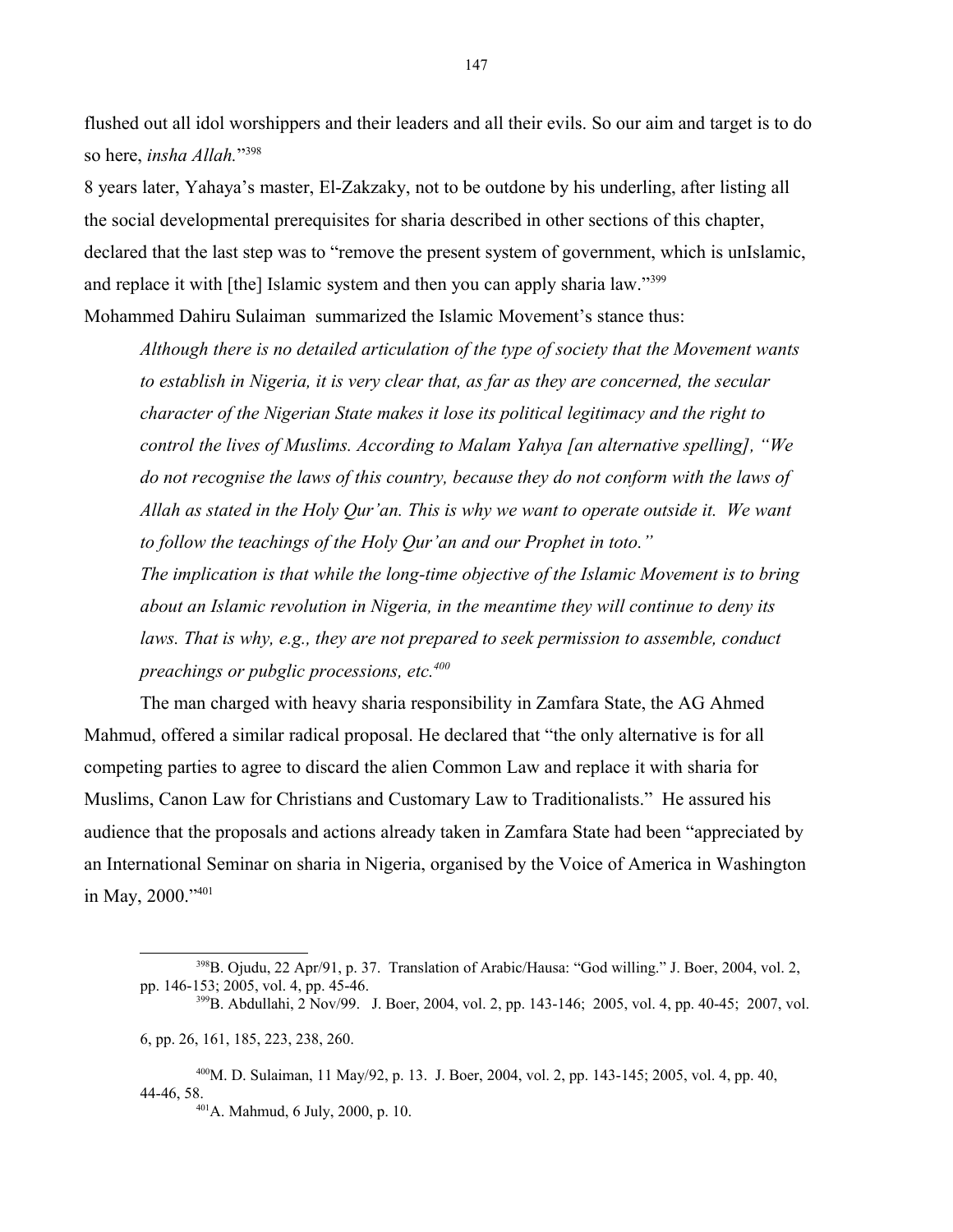flushed out all idol worshippers and their leaders and all their evils. So our aim and target is to do so here, *insha Allah.*"[398]

8 years later, Yahaya's master, El-Zakzaky, not to be outdone by his underling, after listing all the social developmental prerequisites for sharia described in other sections of this chapter, declared that the last step was to "remove the present system of government, which is unIslamic, and replace it with [the] Islamic system and then you can apply sharia law."[399]

Mohammed Dahiru Sulaiman summarized the Islamic Movement's stance thus:

> *Although there is no detailed articulation of the type of society that the Movement wants to establish in Nigeria, it is very clear that, as far as they are concerned, the secular character of the Nigerian State makes it lose its political legitimacy and the right to control the lives of Muslims. According to Malam Yahya [an alternative spelling], "We do not recognise the laws of this country, because they do not conform with the laws of Allah as stated in the Holy Qur'an. This is why we want to operate outside it. We want to follow the teachings of the Holy Qur'an and our Prophet in toto."*
>
> *The implication is that while the long-time objective of the Islamic Movement is to bring about an Islamic revolution in Nigeria, in the meantime they will continue to deny its laws. That is why, e.g., they are not prepared to seek permission to assemble, conduct preachings or pubglic processions, etc.*[400]

The man charged with heavy sharia responsibility in Zamfara State, the AG Ahmed Mahmud, offered a similar radical proposal. He declared that "the only alternative is for all competing parties to agree to discard the alien Common Law and replace it with sharia for Muslims, Canon Law for Christians and Customary Law to Traditionalists." He assured his audience that the proposals and actions already taken in Zamfara State had been "appreciated by an International Seminar on sharia in Nigeria, organised by the Voice of America in Washington in May, 2000."[401]

---

[398] B. Ojudu, 22 Apr/91, p. 37. Translation of Arabic/Hausa: "God willing." J. Boer, 2004, vol. 2, pp. 146-153; 2005, vol. 4, pp. 45-46.

[399] B. Abdullahi, 2 Nov/99. J. Boer, 2004, vol. 2, pp. 143-146; 2005, vol. 4, pp. 40-45; 2007, vol. 6, pp. 26, 161, 185, 223, 238, 260.

[400] M. D. Sulaiman, 11 May/92, p. 13. J. Boer, 2004, vol. 2, pp. 143-145; 2005, vol. 4, pp. 40, 44-46, 58.

[401] A. Mahmud, 6 July, 2000, p. 10.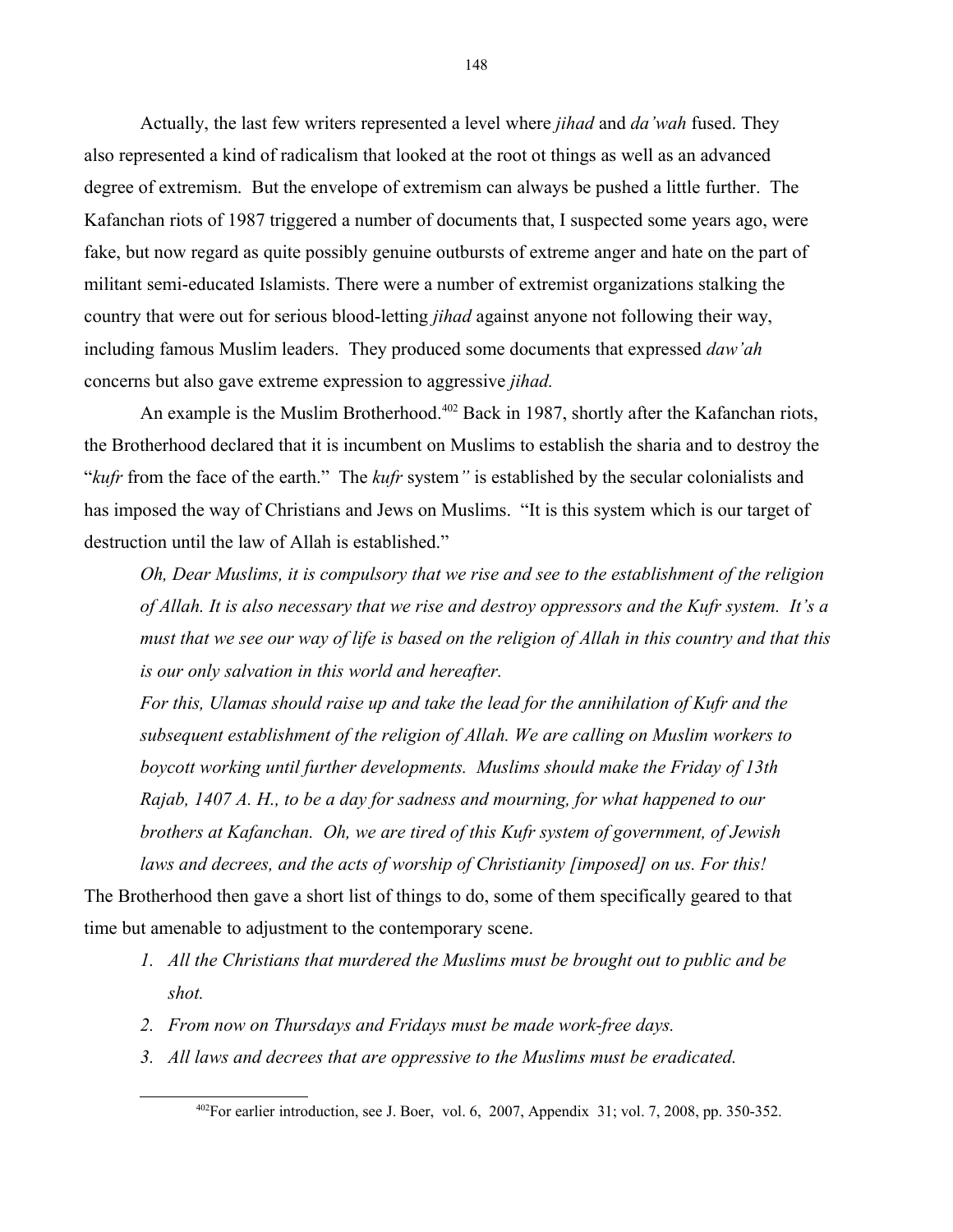Actually, the last few writers represented a level where *jihad* and *da'wah* fused. They also represented a kind of radicalism that looked at the root ot things as well as an advanced degree of extremism. But the envelope of extremism can always be pushed a little further. The Kafanchan riots of 1987 triggered a number of documents that, I suspected some years ago, were fake, but now regard as quite possibly genuine outbursts of extreme anger and hate on the part of militant semi-educated Islamists. There were a number of extremist organizations stalking the country that were out for serious blood-letting *jihad* against anyone not following their way, including famous Muslim leaders. They produced some documents that expressed *daw'ah* concerns but also gave extreme expression to aggressive *jihad.*

An example is the Muslim Brotherhood.[402] Back in 1987, shortly after the Kafanchan riots, the Brotherhood declared that it is incumbent on Muslims to establish the sharia and to destroy the "*kufr* from the face of the earth." The *kufr* system*"* is established by the secular colonialists and has imposed the way of Christians and Jews on Muslims. "It is this system which is our target of destruction until the law of Allah is established."

> *Oh, Dear Muslims, it is compulsory that we rise and see to the establishment of the religion of Allah. It is also necessary that we rise and destroy oppressors and the Kufr system. It's a must that we see our way of life is based on the religion of Allah in this country and that this is our only salvation in this world and hereafter.*
>
> *For this, Ulamas should raise up and take the lead for the annihilation of Kufr and the subsequent establishment of the religion of Allah. We are calling on Muslim workers to boycott working until further developments. Muslims should make the Friday of 13th Rajab, 1407 A. H., to be a day for sadness and mourning, for what happened to our brothers at Kafanchan. Oh, we are tired of this Kufr system of government, of Jewish laws and decrees, and the acts of worship of Christianity [imposed] on us. For this!*

The Brotherhood then gave a short list of things to do, some of them specifically geared to that time but amenable to adjustment to the contemporary scene.

1. *All the Christians that murdered the Muslims must be brought out to public and be shot.*
2. *From now on Thursdays and Fridays must be made work-free days.*
3. *All laws and decrees that are oppressive to the Muslims must be eradicated.*

---

[402] For earlier introduction, see J. Boer, vol. 6, 2007, Appendix 31; vol. 7, 2008, pp. 350-352.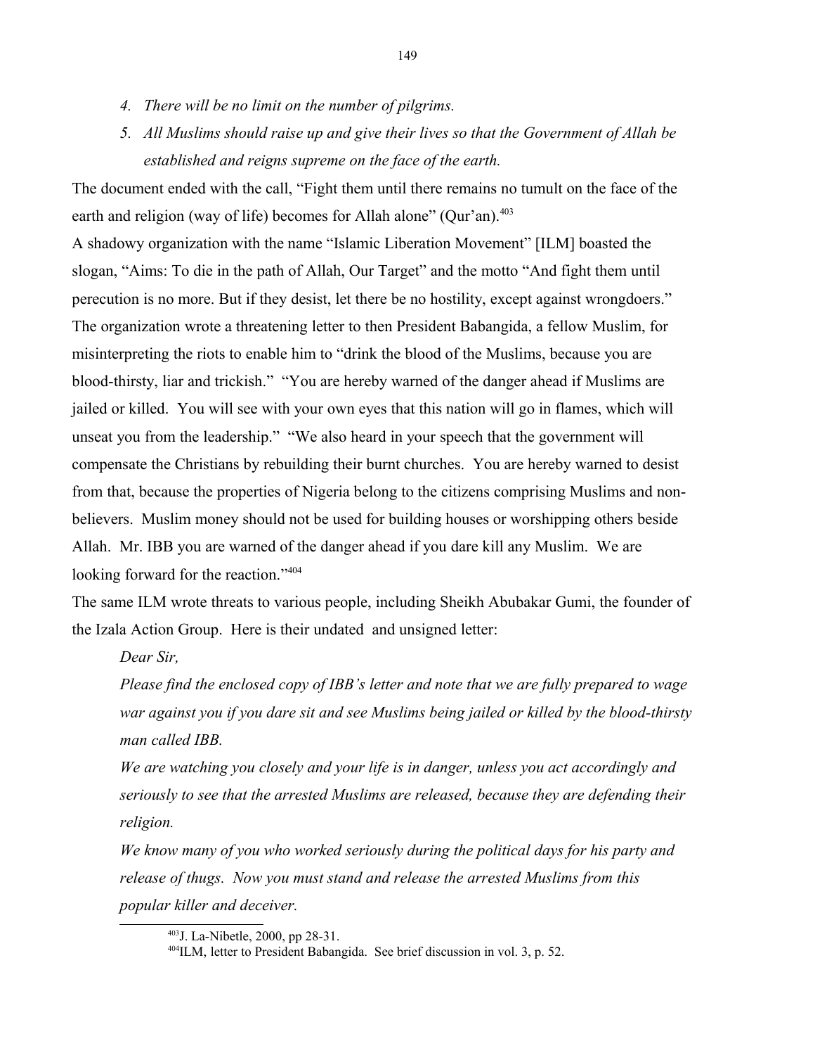4. *There will be no limit on the number of pilgrims.*
5. *All Muslims should raise up and give their lives so that the Government of Allah be established and reigns supreme on the face of the earth.*

The document ended with the call, "Fight them until there remains no tumult on the face of the earth and religion (way of life) becomes for Allah alone" (Qur'an).[403]

A shadowy organization with the name "Islamic Liberation Movement" [ILM] boasted the slogan, "Aims: To die in the path of Allah, Our Target" and the motto "And fight them until perecution is no more. But if they desist, let there be no hostility, except against wrongdoers." The organization wrote a threatening letter to then President Babangida, a fellow Muslim, for misinterpreting the riots to enable him to "drink the blood of the Muslims, because you are blood-thirsty, liar and trickish." "You are hereby warned of the danger ahead if Muslims are jailed or killed. You will see with your own eyes that this nation will go in flames, which will unseat you from the leadership." "We also heard in your speech that the government will compensate the Christians by rebuilding their burnt churches. You are hereby warned to desist from that, because the properties of Nigeria belong to the citizens comprising Muslims and non-believers. Muslim money should not be used for building houses or worshipping others beside Allah. Mr. IBB you are warned of the danger ahead if you dare kill any Muslim. We are looking forward for the reaction."[404]

The same ILM wrote threats to various people, including Sheikh Abubakar Gumi, the founder of the Izala Action Group. Here is their undated and unsigned letter:

*Dear Sir,*

*Please find the enclosed copy of IBB's letter and note that we are fully prepared to wage war against you if you dare sit and see Muslims being jailed or killed by the blood-thirsty man called IBB.*

*We are watching you closely and your life is in danger, unless you act accordingly and seriously to see that the arrested Muslims are released, because they are defending their religion.*

*We know many of you who worked seriously during the political days for his party and release of thugs. Now you must stand and release the arrested Muslims from this popular killer and deceiver.*

---

[403] J. La-Nibetle, 2000, pp 28-31.

[404] ILM, letter to President Babangida. See brief discussion in vol. 3, p. 52.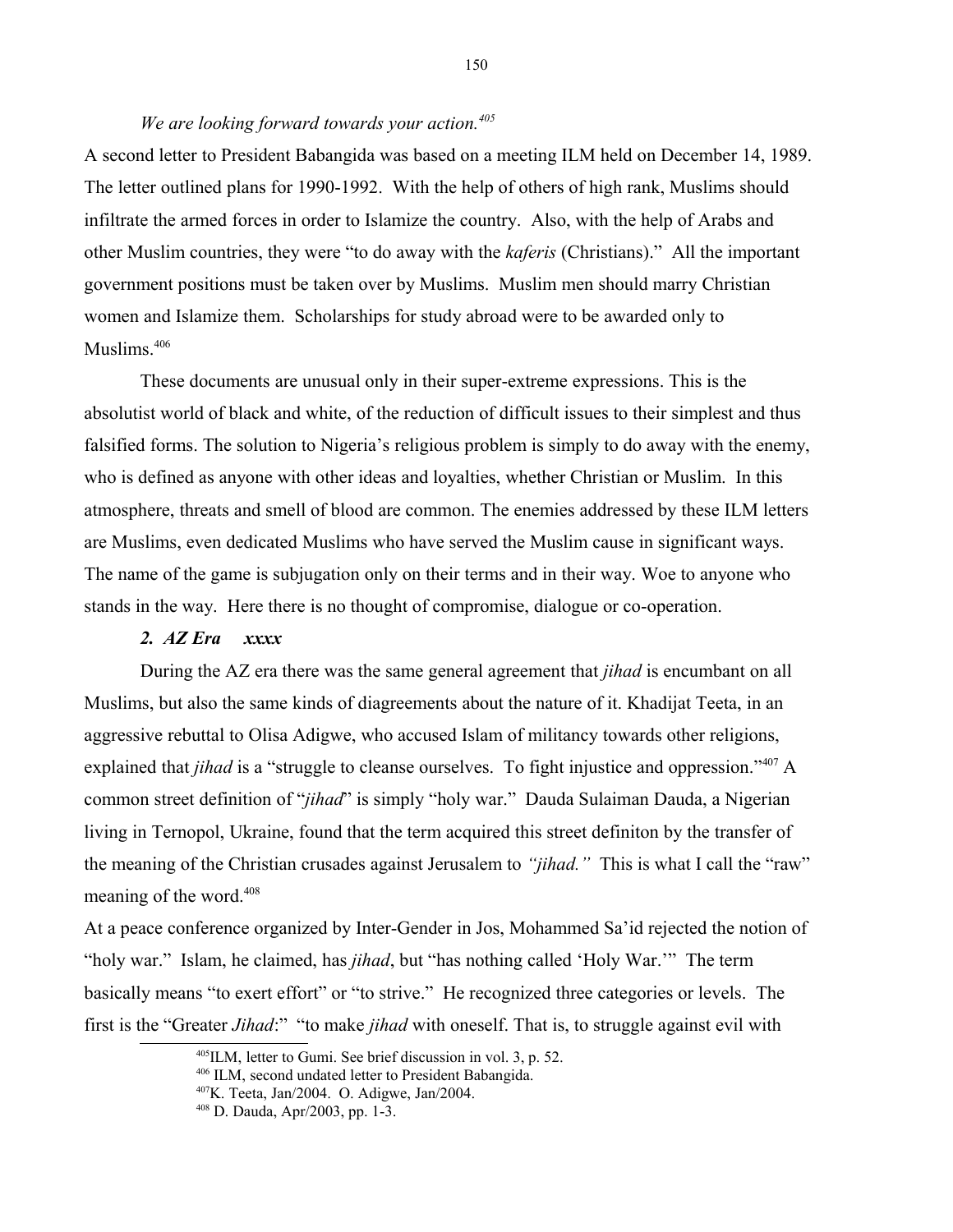*We are looking forward towards your action.*[405]

A second letter to President Babangida was based on a meeting ILM held on December 14, 1989. The letter outlined plans for 1990-1992. With the help of others of high rank, Muslims should infiltrate the armed forces in order to Islamize the country. Also, with the help of Arabs and other Muslim countries, they were "to do away with the *kaferis* (Christians)." All the important government positions must be taken over by Muslims. Muslim men should marry Christian women and Islamize them. Scholarships for study abroad were to be awarded only to Muslims.[406]

These documents are unusual only in their super-extreme expressions. This is the absolutist world of black and white, of the reduction of difficult issues to their simplest and thus falsified forms. The solution to Nigeria's religious problem is simply to do away with the enemy, who is defined as anyone with other ideas and loyalties, whether Christian or Muslim. In this atmosphere, threats and smell of blood are common. The enemies addressed by these ILM letters are Muslims, even dedicated Muslims who have served the Muslim cause in significant ways. The name of the game is subjugation only on their terms and in their way. Woe to anyone who stands in the way. Here there is no thought of compromise, dialogue or co-operation.

### *2. AZ Era xxxx*

During the AZ era there was the same general agreement that *jihad* is encumbant on all Muslims, but also the same kinds of diagreements about the nature of it. Khadijat Teeta, in an aggressive rebuttal to Olisa Adigwe, who accused Islam of militancy towards other religions, explained that *jihad* is a "struggle to cleanse ourselves. To fight injustice and oppression."[407] A common street definition of "*jihad*" is simply "holy war." Dauda Sulaiman Dauda, a Nigerian living in Ternopol, Ukraine, found that the term acquired this street definiton by the transfer of the meaning of the Christian crusades against Jerusalem to *"jihad."* This is what I call the "raw" meaning of the word.[408]

At a peace conference organized by Inter-Gender in Jos, Mohammed Sa'id rejected the notion of "holy war." Islam, he claimed, has *jihad*, but "has nothing called 'Holy War.'" The term basically means "to exert effort" or "to strive." He recognized three categories or levels. The first is the "Greater *Jihad*:" "to make *jihad* with oneself. That is, to struggle against evil with

---

[405] ILM, letter to Gumi. See brief discussion in vol. 3, p. 52.

[406] ILM, second undated letter to President Babangida.

[407] K. Teeta, Jan/2004. O. Adigwe, Jan/2004.

[408] D. Dauda, Apr/2003, pp. 1-3.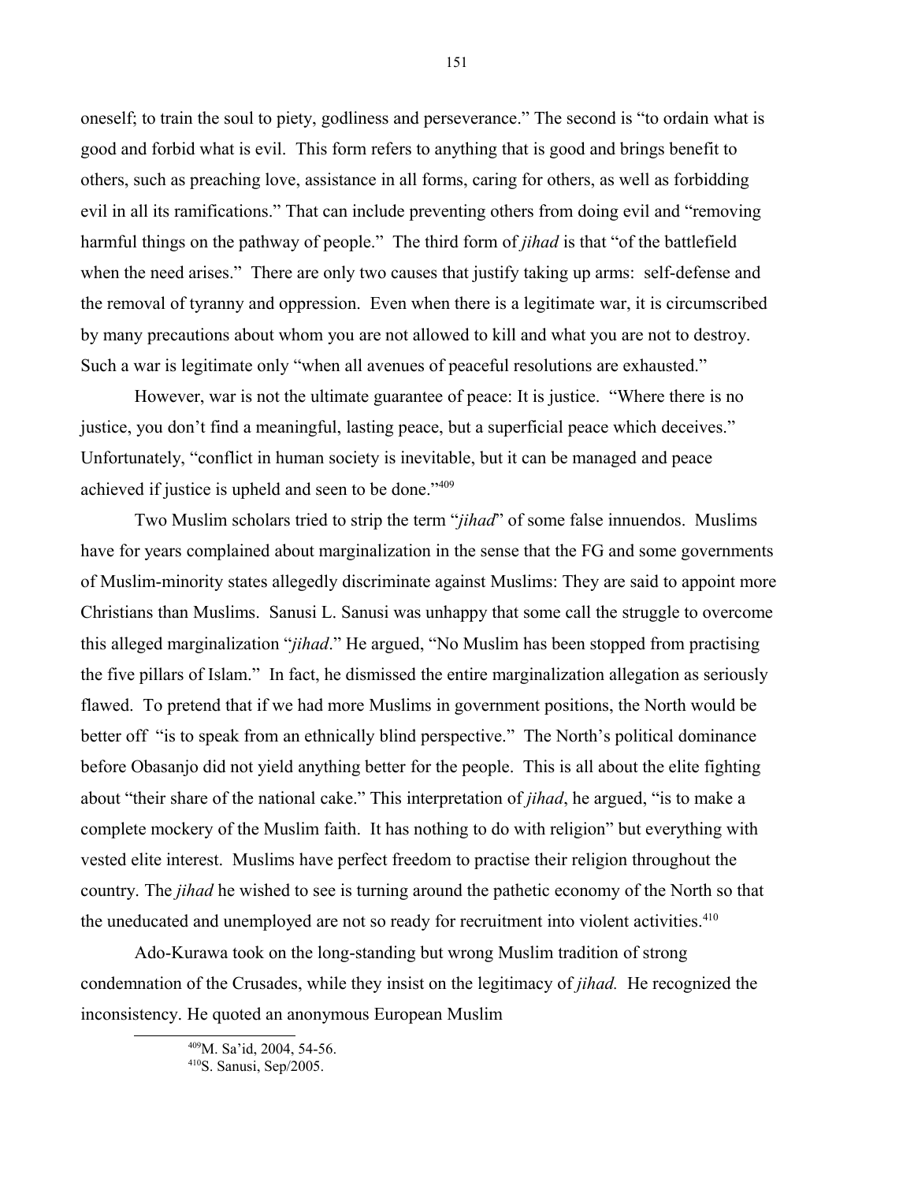oneself; to train the soul to piety, godliness and perseverance." The second is "to ordain what is good and forbid what is evil. This form refers to anything that is good and brings benefit to others, such as preaching love, assistance in all forms, caring for others, as well as forbidding evil in all its ramifications." That can include preventing others from doing evil and "removing harmful things on the pathway of people." The third form of *jihad* is that "of the battlefield when the need arises." There are only two causes that justify taking up arms: self-defense and the removal of tyranny and oppression. Even when there is a legitimate war, it is circumscribed by many precautions about whom you are not allowed to kill and what you are not to destroy. Such a war is legitimate only "when all avenues of peaceful resolutions are exhausted."

However, war is not the ultimate guarantee of peace: It is justice. "Where there is no justice, you don't find a meaningful, lasting peace, but a superficial peace which deceives." Unfortunately, "conflict in human society is inevitable, but it can be managed and peace achieved if justice is upheld and seen to be done."[409]

Two Muslim scholars tried to strip the term "*jihad*" of some false innuendos. Muslims have for years complained about marginalization in the sense that the FG and some governments of Muslim-minority states allegedly discriminate against Muslims: They are said to appoint more Christians than Muslims. Sanusi L. Sanusi was unhappy that some call the struggle to overcome this alleged marginalization "*jihad*." He argued, "No Muslim has been stopped from practising the five pillars of Islam." In fact, he dismissed the entire marginalization allegation as seriously flawed. To pretend that if we had more Muslims in government positions, the North would be better off "is to speak from an ethnically blind perspective." The North's political dominance before Obasanjo did not yield anything better for the people. This is all about the elite fighting about "their share of the national cake." This interpretation of *jihad*, he argued, "is to make a complete mockery of the Muslim faith. It has nothing to do with religion" but everything with vested elite interest. Muslims have perfect freedom to practise their religion throughout the country. The *jihad* he wished to see is turning around the pathetic economy of the North so that the uneducated and unemployed are not so ready for recruitment into violent activities.[410]

Ado-Kurawa took on the long-standing but wrong Muslim tradition of strong condemnation of the Crusades, while they insist on the legitimacy of *jihad.* He recognized the inconsistency. He quoted an anonymous European Muslim

---

[409] M. Sa'id, 2004, 54-56.

[410] S. Sanusi, Sep/2005.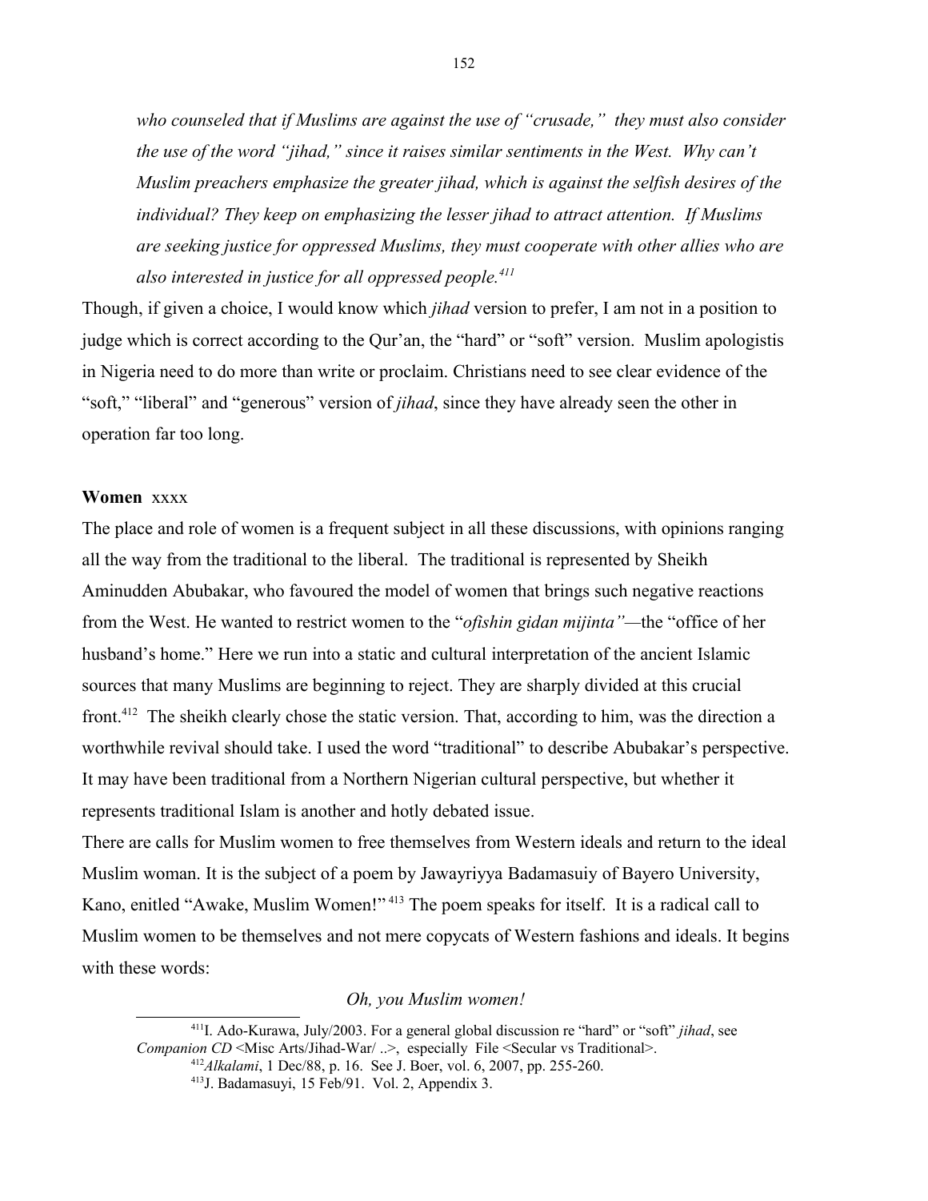*who counseled that if Muslims are against the use of "crusade," they must also consider the use of the word "jihad," since it raises similar sentiments in the West. Why can't Muslim preachers emphasize the greater jihad, which is against the selfish desires of the individual? They keep on emphasizing the lesser jihad to attract attention. If Muslims are seeking justice for oppressed Muslims, they must cooperate with other allies who are also interested in justice for all oppressed people.*[411]

Though, if given a choice, I would know which *jihad* version to prefer, I am not in a position to judge which is correct according to the Qur'an, the "hard" or "soft" version. Muslim apologistis in Nigeria need to do more than write or proclaim. Christians need to see clear evidence of the "soft," "liberal" and "generous" version of *jihad*, since they have already seen the other in operation far too long.

**Women** xxxx

The place and role of women is a frequent subject in all these discussions, with opinions ranging all the way from the traditional to the liberal. The traditional is represented by Sheikh Aminudden Abubakar, who favoured the model of women that brings such negative reactions from the West. He wanted to restrict women to the "*ofishin gidan mijinta"*—the "office of her husband's home." Here we run into a static and cultural interpretation of the ancient Islamic sources that many Muslims are beginning to reject. They are sharply divided at this crucial front.[412] The sheikh clearly chose the static version. That, according to him, was the direction a worthwhile revival should take. I used the word "traditional" to describe Abubakar's perspective. It may have been traditional from a Northern Nigerian cultural perspective, but whether it represents traditional Islam is another and hotly debated issue.

There are calls for Muslim women to free themselves from Western ideals and return to the ideal Muslim woman. It is the subject of a poem by Jawayriyya Badamasuiy of Bayero University, Kano, enitled "Awake, Muslim Women!"[413] The poem speaks for itself. It is a radical call to Muslim women to be themselves and not mere copycats of Western fashions and ideals. It begins with these words:

*Oh, you Muslim women!*

---

[411] I. Ado-Kurawa, July/2003. For a general global discussion re "hard" or "soft" *jihad*, see *Companion CD* <Misc Arts/Jihad-War/ ..>, especially File <Secular vs Traditional>.

[412] *Alkalami*, 1 Dec/88, p. 16. See J. Boer, vol. 6, 2007, pp. 255-260.

[413] J. Badamasuyi, 15 Feb/91. Vol. 2, Appendix 3.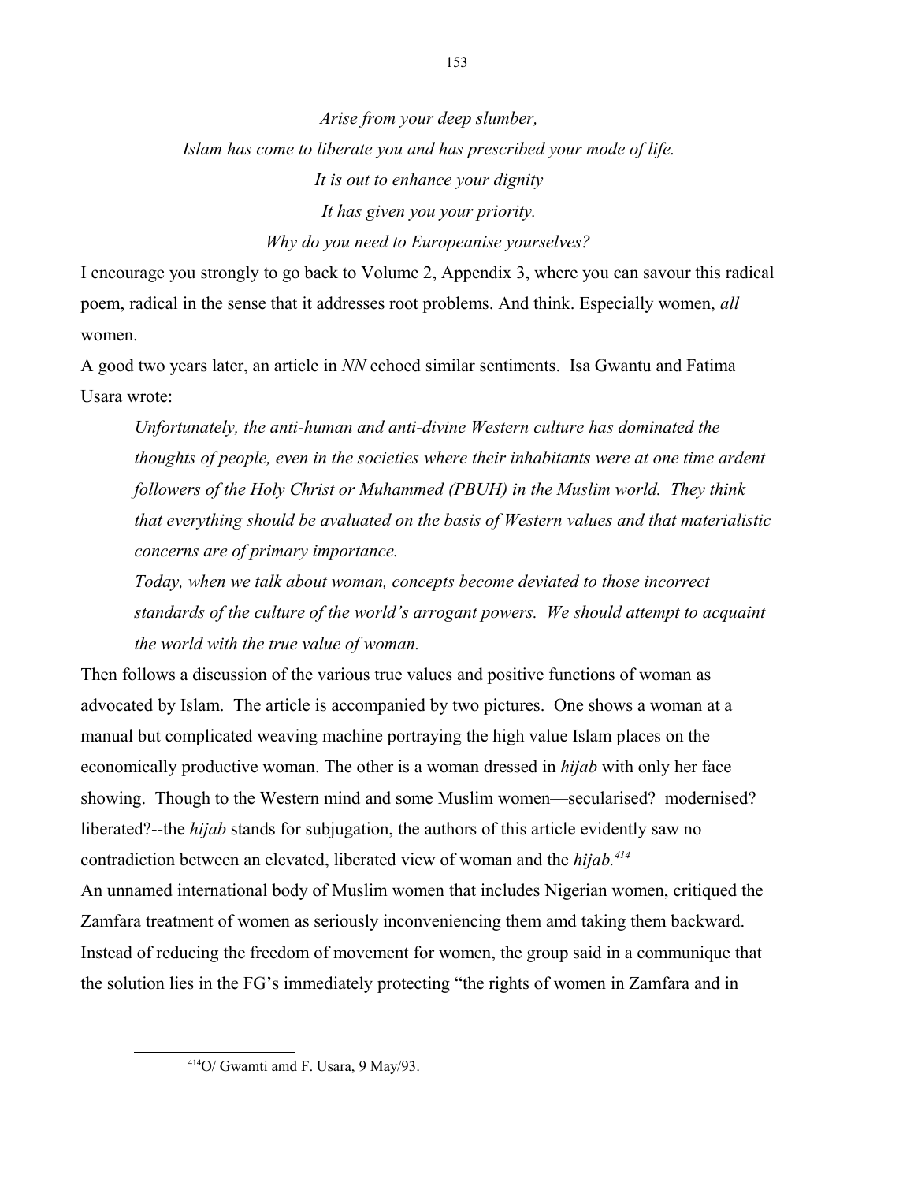*Arise from your deep slumber,*

*Islam has come to liberate you and has prescribed your mode of life.*

*It is out to enhance your dignity*

*It has given you your priority.*

*Why do you need to Europeanise yourselves?*

I encourage you strongly to go back to Volume 2, Appendix 3, where you can savour this radical poem, radical in the sense that it addresses root problems. And think. Especially women, *all* women.

A good two years later, an article in *NN* echoed similar sentiments. Isa Gwantu and Fatima Usara wrote:

> *Unfortunately, the anti-human and anti-divine Western culture has dominated the thoughts of people, even in the societies where their inhabitants were at one time ardent followers of the Holy Christ or Muhammed (PBUH) in the Muslim world. They think that everything should be avaluated on the basis of Western values and that materialistic concerns are of primary importance.*
>
> *Today, when we talk about woman, concepts become deviated to those incorrect standards of the culture of the world's arrogant powers. We should attempt to acquaint the world with the true value of woman.*

Then follows a discussion of the various true values and positive functions of woman as advocated by Islam. The article is accompanied by two pictures. One shows a woman at a manual but complicated weaving machine portraying the high value Islam places on the economically productive woman. The other is a woman dressed in *hijab* with only her face showing. Though to the Western mind and some Muslim women—secularised? modernised? liberated?--the *hijab* stands for subjugation, the authors of this article evidently saw no contradiction between an elevated, liberated view of woman and the *hijab.*[414]

An unnamed international body of Muslim women that includes Nigerian women, critiqued the Zamfara treatment of women as seriously inconveniencing them amd taking them backward. Instead of reducing the freedom of movement for women, the group said in a communique that the solution lies in the FG's immediately protecting "the rights of women in Zamfara and in

---

[414]O/ Gwamti amd F. Usara, 9 May/93.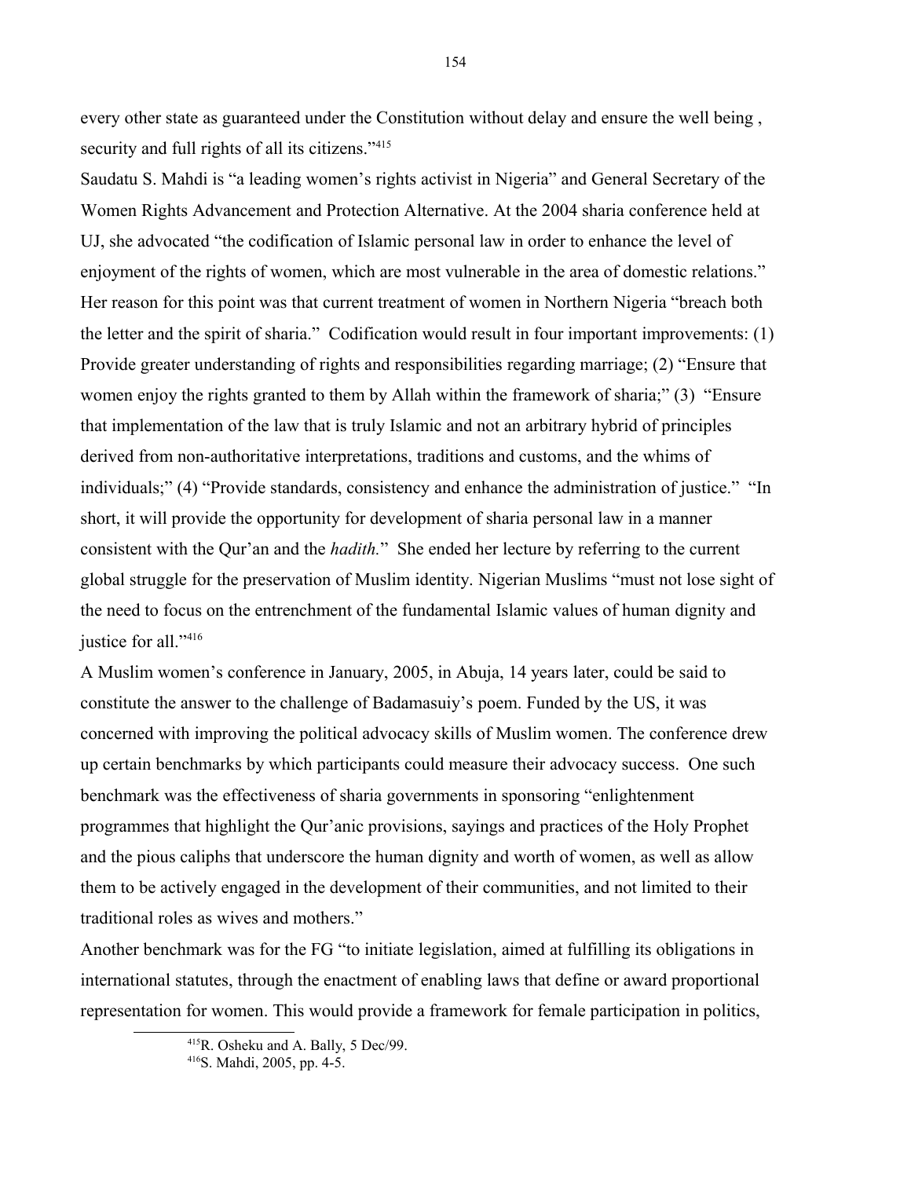every other state as guaranteed under the Constitution without delay and ensure the well being , security and full rights of all its citizens."[415]

Saudatu S. Mahdi is "a leading women's rights activist in Nigeria" and General Secretary of the Women Rights Advancement and Protection Alternative. At the 2004 sharia conference held at UJ, she advocated "the codification of Islamic personal law in order to enhance the level of enjoyment of the rights of women, which are most vulnerable in the area of domestic relations." Her reason for this point was that current treatment of women in Northern Nigeria "breach both the letter and the spirit of sharia." Codification would result in four important improvements: (1) Provide greater understanding of rights and responsibilities regarding marriage; (2) "Ensure that women enjoy the rights granted to them by Allah within the framework of sharia;" (3) "Ensure that implementation of the law that is truly Islamic and not an arbitrary hybrid of principles derived from non-authoritative interpretations, traditions and customs, and the whims of individuals;" (4) "Provide standards, consistency and enhance the administration of justice." "In short, it will provide the opportunity for development of sharia personal law in a manner consistent with the Qur'an and the *hadith.*" She ended her lecture by referring to the current global struggle for the preservation of Muslim identity. Nigerian Muslims "must not lose sight of the need to focus on the entrenchment of the fundamental Islamic values of human dignity and justice for all."[416]

A Muslim women's conference in January, 2005, in Abuja, 14 years later, could be said to constitute the answer to the challenge of Badamasuiy's poem. Funded by the US, it was concerned with improving the political advocacy skills of Muslim women. The conference drew up certain benchmarks by which participants could measure their advocacy success. One such benchmark was the effectiveness of sharia governments in sponsoring "enlightenment programmes that highlight the Qur'anic provisions, sayings and practices of the Holy Prophet and the pious caliphs that underscore the human dignity and worth of women, as well as allow them to be actively engaged in the development of their communities, and not limited to their traditional roles as wives and mothers."

Another benchmark was for the FG "to initiate legislation, aimed at fulfilling its obligations in international statutes, through the enactment of enabling laws that define or award proportional representation for women. This would provide a framework for female participation in politics,

[415] R. Osheku and A. Bally, 5 Dec/99.

[416] S. Mahdi, 2005, pp. 4-5.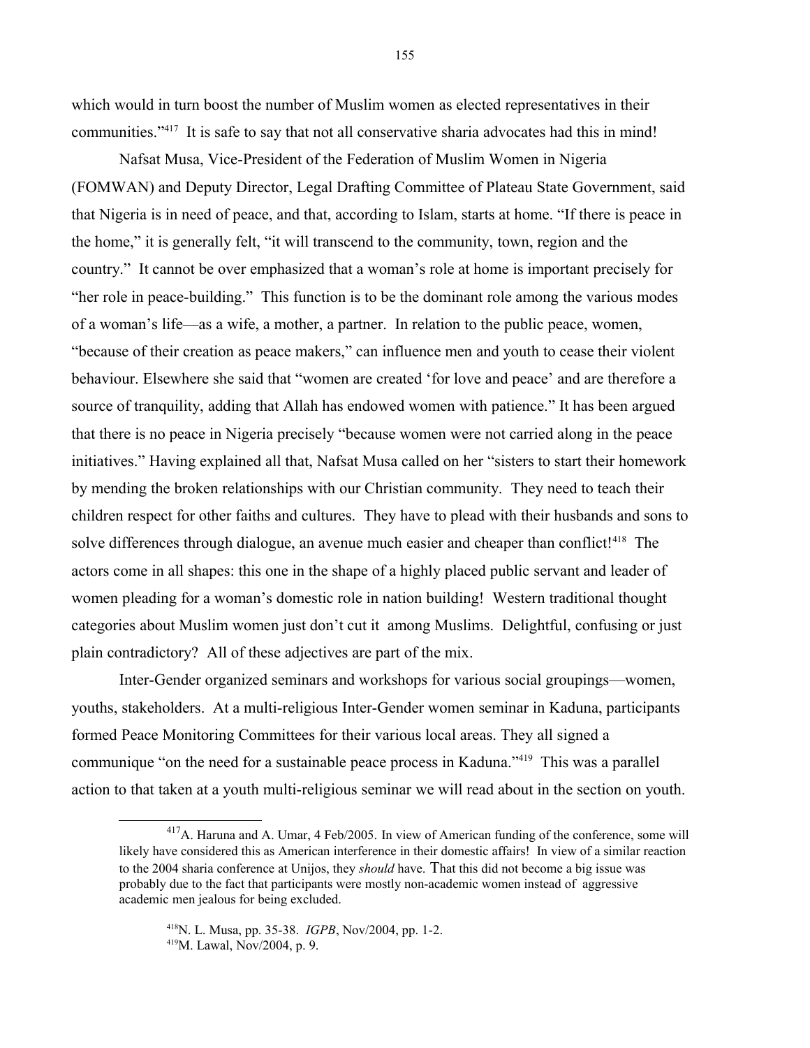which would in turn boost the number of Muslim women as elected representatives in their communities."[417] It is safe to say that not all conservative sharia advocates had this in mind!

Nafsat Musa, Vice-President of the Federation of Muslim Women in Nigeria (FOMWAN) and Deputy Director, Legal Drafting Committee of Plateau State Government, said that Nigeria is in need of peace, and that, according to Islam, starts at home. "If there is peace in the home," it is generally felt, "it will transcend to the community, town, region and the country." It cannot be over emphasized that a woman's role at home is important precisely for "her role in peace-building." This function is to be the dominant role among the various modes of a woman's life—as a wife, a mother, a partner. In relation to the public peace, women, "because of their creation as peace makers," can influence men and youth to cease their violent behaviour. Elsewhere she said that "women are created 'for love and peace' and are therefore a source of tranquility, adding that Allah has endowed women with patience." It has been argued that there is no peace in Nigeria precisely "because women were not carried along in the peace initiatives." Having explained all that, Nafsat Musa called on her "sisters to start their homework by mending the broken relationships with our Christian community. They need to teach their children respect for other faiths and cultures. They have to plead with their husbands and sons to solve differences through dialogue, an avenue much easier and cheaper than conflict![418] The actors come in all shapes: this one in the shape of a highly placed public servant and leader of women pleading for a woman's domestic role in nation building! Western traditional thought categories about Muslim women just don't cut it among Muslims. Delightful, confusing or just plain contradictory? All of these adjectives are part of the mix.

Inter-Gender organized seminars and workshops for various social groupings—women, youths, stakeholders. At a multi-religious Inter-Gender women seminar in Kaduna, participants formed Peace Monitoring Committees for their various local areas. They all signed a communique "on the need for a sustainable peace process in Kaduna."[419] This was a parallel action to that taken at a youth multi-religious seminar we will read about in the section on youth.

---

[417] A. Haruna and A. Umar, 4 Feb/2005. In view of American funding of the conference, some will likely have considered this as American interference in their domestic affairs! In view of a similar reaction to the 2004 sharia conference at Unijos, they *should* have. That this did not become a big issue was probably due to the fact that participants were mostly non-academic women instead of aggressive academic men jealous for being excluded.

[418] N. L. Musa, pp. 35-38. *IGPB*, Nov/2004, pp. 1-2.

[419] M. Lawal, Nov/2004, p. 9.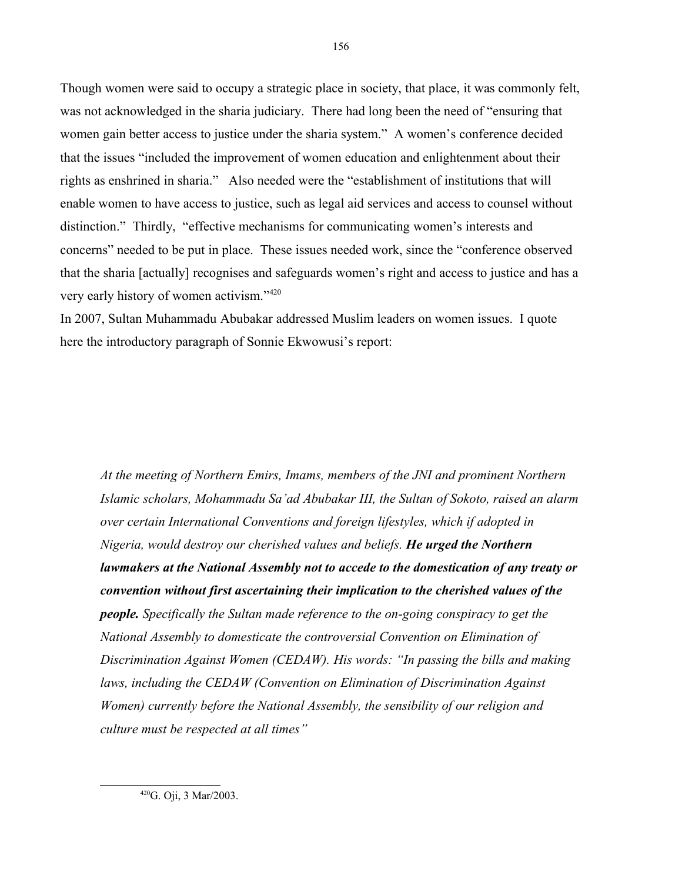Though women were said to occupy a strategic place in society, that place, it was commonly felt, was not acknowledged in the sharia judiciary. There had long been the need of "ensuring that women gain better access to justice under the sharia system." A women's conference decided that the issues "included the improvement of women education and enlightenment about their rights as enshrined in sharia." Also needed were the "establishment of institutions that will enable women to have access to justice, such as legal aid services and access to counsel without distinction." Thirdly, "effective mechanisms for communicating women's interests and concerns" needed to be put in place. These issues needed work, since the "conference observed that the sharia [actually] recognises and safeguards women's right and access to justice and has a very early history of women activism."[420]

In 2007, Sultan Muhammadu Abubakar addressed Muslim leaders on women issues. I quote here the introductory paragraph of Sonnie Ekwowusi's report:

> *At the meeting of Northern Emirs, Imams, members of the JNI and prominent Northern Islamic scholars, Mohammadu Sa'ad Abubakar III, the Sultan of Sokoto, raised an alarm over certain International Conventions and foreign lifestyles, which if adopted in Nigeria, would destroy our cherished values and beliefs.* ***He urged the Northern lawmakers at the National Assembly not to accede to the domestication of any treaty or convention without first ascertaining their implication to the cherished values of the people.*** *Specifically the Sultan made reference to the on-going conspiracy to get the National Assembly to domesticate the controversial Convention on Elimination of Discrimination Against Women (CEDAW). His words: "In passing the bills and making laws, including the CEDAW (Convention on Elimination of Discrimination Against Women) currently before the National Assembly, the sensibility of our religion and culture must be respected at all times"*

---

[420] G. Oji, 3 Mar/2003.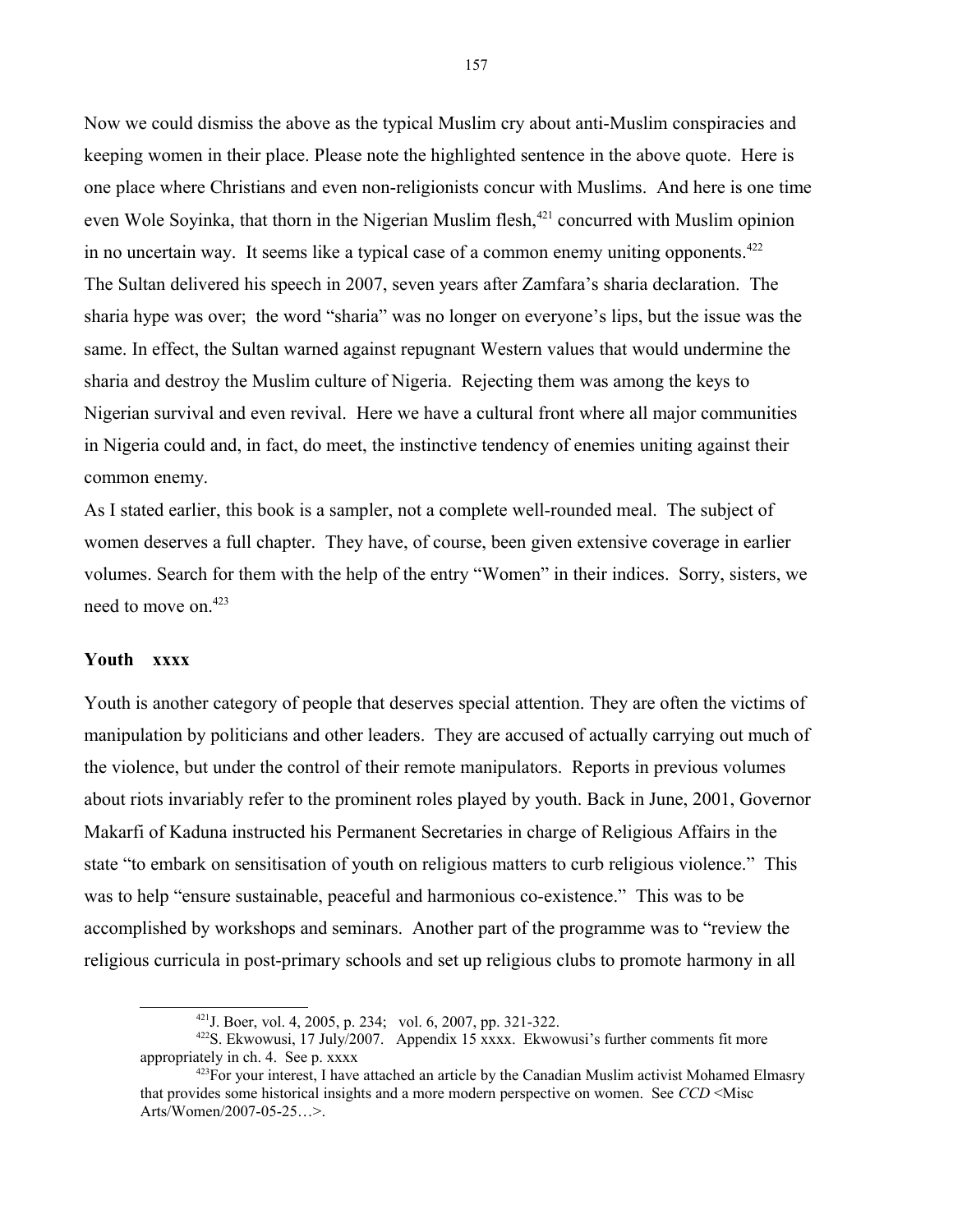Now we could dismiss the above as the typical Muslim cry about anti-Muslim conspiracies and keeping women in their place. Please note the highlighted sentence in the above quote. Here is one place where Christians and even non-religionists concur with Muslims. And here is one time even Wole Soyinka, that thorn in the Nigerian Muslim flesh,[421] concurred with Muslim opinion in no uncertain way. It seems like a typical case of a common enemy uniting opponents.[422] The Sultan delivered his speech in 2007, seven years after Zamfara's sharia declaration. The sharia hype was over; the word "sharia" was no longer on everyone's lips, but the issue was the same. In effect, the Sultan warned against repugnant Western values that would undermine the sharia and destroy the Muslim culture of Nigeria. Rejecting them was among the keys to Nigerian survival and even revival. Here we have a cultural front where all major communities in Nigeria could and, in fact, do meet, the instinctive tendency of enemies uniting against their common enemy.

As I stated earlier, this book is a sampler, not a complete well-rounded meal. The subject of women deserves a full chapter. They have, of course, been given extensive coverage in earlier volumes. Search for them with the help of the entry "Women" in their indices. Sorry, sisters, we need to move on.[423]

### Youth xxxx

Youth is another category of people that deserves special attention. They are often the victims of manipulation by politicians and other leaders. They are accused of actually carrying out much of the violence, but under the control of their remote manipulators. Reports in previous volumes about riots invariably refer to the prominent roles played by youth. Back in June, 2001, Governor Makarfi of Kaduna instructed his Permanent Secretaries in charge of Religious Affairs in the state "to embark on sensitisation of youth on religious matters to curb religious violence." This was to help "ensure sustainable, peaceful and harmonious co-existence." This was to be accomplished by workshops and seminars. Another part of the programme was to "review the religious curricula in post-primary schools and set up religious clubs to promote harmony in all

---

[421] J. Boer, vol. 4, 2005, p. 234; vol. 6, 2007, pp. 321-322.

[422] S. Ekwowusi, 17 July/2007. Appendix 15 xxxx. Ekwowusi's further comments fit more appropriately in ch. 4. See p. xxxx

[423] For your interest, I have attached an article by the Canadian Muslim activist Mohamed Elmasry that provides some historical insights and a more modern perspective on women. See *CCD* <Misc Arts/Women/2007-05-25…>.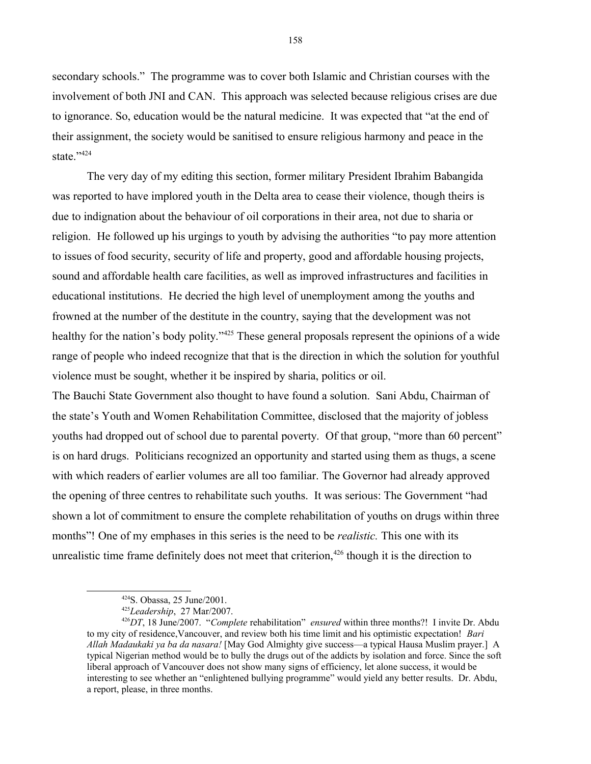secondary schools." The programme was to cover both Islamic and Christian courses with the involvement of both JNI and CAN. This approach was selected because religious crises are due to ignorance. So, education would be the natural medicine. It was expected that "at the end of their assignment, the society would be sanitised to ensure religious harmony and peace in the state."[424]

The very day of my editing this section, former military President Ibrahim Babangida was reported to have implored youth in the Delta area to cease their violence, though theirs is due to indignation about the behaviour of oil corporations in their area, not due to sharia or religion. He followed up his urgings to youth by advising the authorities "to pay more attention to issues of food security, security of life and property, good and affordable housing projects, sound and affordable health care facilities, as well as improved infrastructures and facilities in educational institutions. He decried the high level of unemployment among the youths and frowned at the number of the destitute in the country, saying that the development was not healthy for the nation's body polity."[425] These general proposals represent the opinions of a wide range of people who indeed recognize that that is the direction in which the solution for youthful violence must be sought, whether it be inspired by sharia, politics or oil.

The Bauchi State Government also thought to have found a solution. Sani Abdu, Chairman of the state's Youth and Women Rehabilitation Committee, disclosed that the majority of jobless youths had dropped out of school due to parental poverty. Of that group, "more than 60 percent" is on hard drugs. Politicians recognized an opportunity and started using them as thugs, a scene with which readers of earlier volumes are all too familiar. The Governor had already approved the opening of three centres to rehabilitate such youths. It was serious: The Government "had shown a lot of commitment to ensure the complete rehabilitation of youths on drugs within three months"! One of my emphases in this series is the need to be *realistic.* This one with its unrealistic time frame definitely does not meet that criterion,[426] though it is the direction to

---

[424] S. Obassa, 25 June/2001.

[425] *Leadership*, 27 Mar/2007.

[426] *DT*, 18 June/2007. "*Complete* rehabilitation" *ensured* within three months?! I invite Dr. Abdu to my city of residence,Vancouver, and review both his time limit and his optimistic expectation! *Bari Allah Madaukaki ya ba da nasara!* [May God Almighty give success—a typical Hausa Muslim prayer.] A typical Nigerian method would be to bully the drugs out of the addicts by isolation and force. Since the soft liberal approach of Vancouver does not show many signs of efficiency, let alone success, it would be interesting to see whether an "enlightened bullying programme" would yield any better results. Dr. Abdu, a report, please, in three months.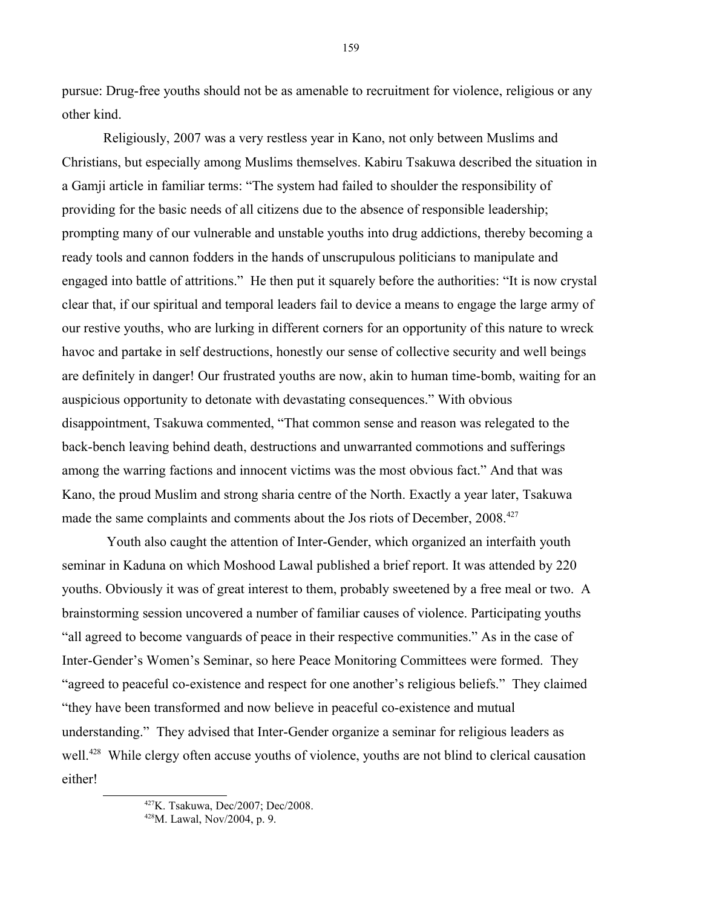pursue: Drug-free youths should not be as amenable to recruitment for violence, religious or any other kind.

Religiously, 2007 was a very restless year in Kano, not only between Muslims and Christians, but especially among Muslims themselves. Kabiru Tsakuwa described the situation in a Gamji article in familiar terms: "The system had failed to shoulder the responsibility of providing for the basic needs of all citizens due to the absence of responsible leadership; prompting many of our vulnerable and unstable youths into drug addictions, thereby becoming a ready tools and cannon fodders in the hands of unscrupulous politicians to manipulate and engaged into battle of attritions." He then put it squarely before the authorities: "It is now crystal clear that, if our spiritual and temporal leaders fail to device a means to engage the large army of our restive youths, who are lurking in different corners for an opportunity of this nature to wreck havoc and partake in self destructions, honestly our sense of collective security and well beings are definitely in danger! Our frustrated youths are now, akin to human time-bomb, waiting for an auspicious opportunity to detonate with devastating consequences." With obvious disappointment, Tsakuwa commented, "That common sense and reason was relegated to the back-bench leaving behind death, destructions and unwarranted commotions and sufferings among the warring factions and innocent victims was the most obvious fact." And that was Kano, the proud Muslim and strong sharia centre of the North. Exactly a year later, Tsakuwa made the same complaints and comments about the Jos riots of December, 2008.[427]

Youth also caught the attention of Inter-Gender, which organized an interfaith youth seminar in Kaduna on which Moshood Lawal published a brief report. It was attended by 220 youths. Obviously it was of great interest to them, probably sweetened by a free meal or two. A brainstorming session uncovered a number of familiar causes of violence. Participating youths "all agreed to become vanguards of peace in their respective communities." As in the case of Inter-Gender's Women's Seminar, so here Peace Monitoring Committees were formed. They "agreed to peaceful co-existence and respect for one another's religious beliefs." They claimed "they have been transformed and now believe in peaceful co-existence and mutual understanding." They advised that Inter-Gender organize a seminar for religious leaders as well.[428] While clergy often accuse youths of violence, youths are not blind to clerical causation either!

[427] K. Tsakuwa, Dec/2007; Dec/2008.

[428] M. Lawal, Nov/2004, p. 9.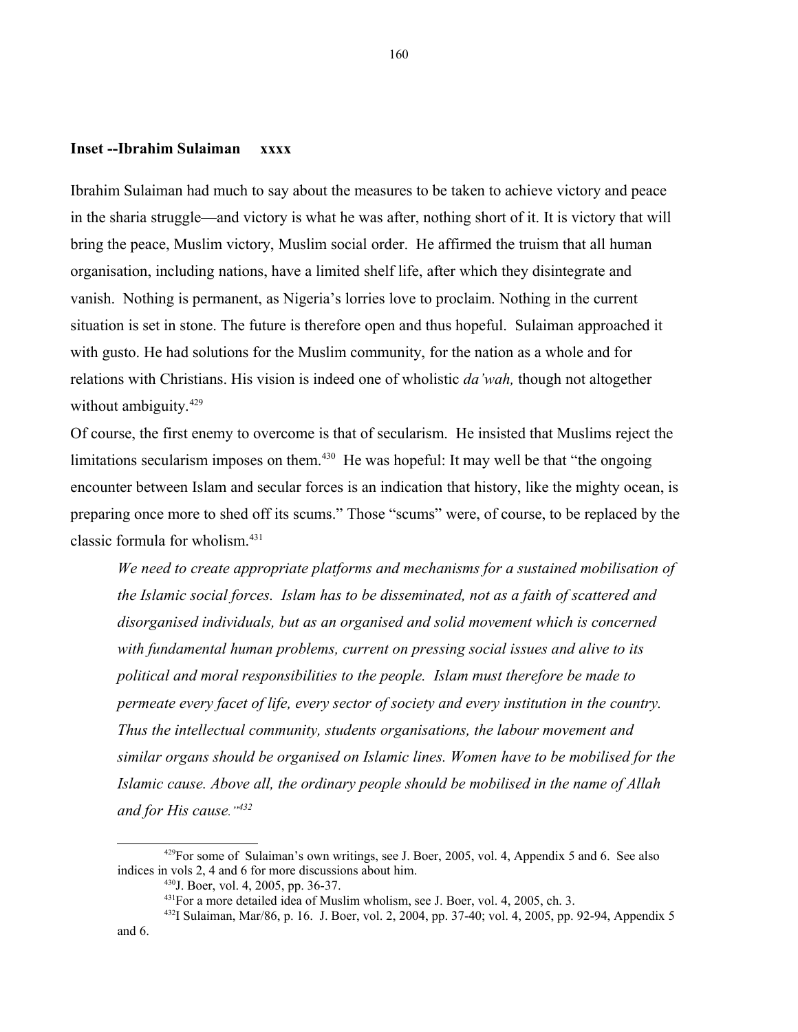### Inset --Ibrahim Sulaiman xxxx

Ibrahim Sulaiman had much to say about the measures to be taken to achieve victory and peace in the sharia struggle—and victory is what he was after, nothing short of it. It is victory that will bring the peace, Muslim victory, Muslim social order. He affirmed the truism that all human organisation, including nations, have a limited shelf life, after which they disintegrate and vanish. Nothing is permanent, as Nigeria's lorries love to proclaim. Nothing in the current situation is set in stone. The future is therefore open and thus hopeful. Sulaiman approached it with gusto. He had solutions for the Muslim community, for the nation as a whole and for relations with Christians. His vision is indeed one of wholistic *da'wah,* though not altogether without ambiguity.[429]

Of course, the first enemy to overcome is that of secularism. He insisted that Muslims reject the limitations secularism imposes on them.[430] He was hopeful: It may well be that "the ongoing encounter between Islam and secular forces is an indication that history, like the mighty ocean, is preparing once more to shed off its scums." Those "scums" were, of course, to be replaced by the classic formula for wholism.[431]

> *We need to create appropriate platforms and mechanisms for a sustained mobilisation of the Islamic social forces. Islam has to be disseminated, not as a faith of scattered and disorganised individuals, but as an organised and solid movement which is concerned with fundamental human problems, current on pressing social issues and alive to its political and moral responsibilities to the people. Islam must therefore be made to permeate every facet of life, every sector of society and every institution in the country. Thus the intellectual community, students organisations, the labour movement and similar organs should be organised on Islamic lines. Women have to be mobilised for the Islamic cause. Above all, the ordinary people should be mobilised in the name of Allah and for His cause."*[432]

---

[429]For some of Sulaiman's own writings, see J. Boer, 2005, vol. 4, Appendix 5 and 6. See also indices in vols 2, 4 and 6 for more discussions about him.

[430]J. Boer, vol. 4, 2005, pp. 36-37.

[431]For a more detailed idea of Muslim wholism, see J. Boer, vol. 4, 2005, ch. 3.

[432]I Sulaiman, Mar/86, p. 16. J. Boer, vol. 2, 2004, pp. 37-40; vol. 4, 2005, pp. 92-94, Appendix 5 and 6.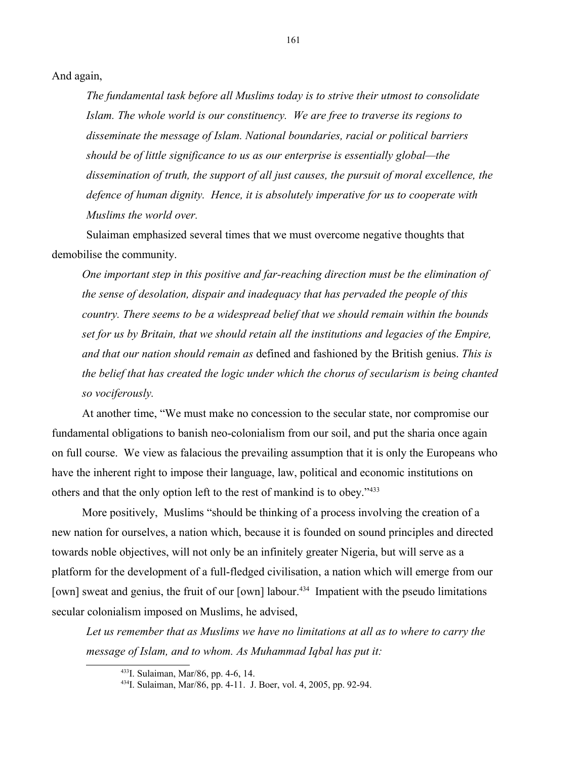And again,

> *The fundamental task before all Muslims today is to strive their utmost to consolidate Islam. The whole world is our constituency. We are free to traverse its regions to disseminate the message of Islam. National boundaries, racial or political barriers should be of little significance to us as our enterprise is essentially global—the dissemination of truth, the support of all just causes, the pursuit of moral excellence, the defence of human dignity. Hence, it is absolutely imperative for us to cooperate with Muslims the world over.*

Sulaiman emphasized several times that we must overcome negative thoughts that demobilise the community.

> *One important step in this positive and far-reaching direction must be the elimination of the sense of desolation, dispair and inadequacy that has pervaded the people of this country. There seems to be a widespread belief that we should remain within the bounds set for us by Britain, that we should retain all the institutions and legacies of the Empire, and that our nation should remain as* defined and fashioned by the British genius. *This is the belief that has created the logic under which the chorus of secularism is being chanted so vociferously.*

At another time, "We must make no concession to the secular state, nor compromise our fundamental obligations to banish neo-colonialism from our soil, and put the sharia once again on full course. We view as falacious the prevailing assumption that it is only the Europeans who have the inherent right to impose their language, law, political and economic institutions on others and that the only option left to the rest of mankind is to obey."[433]

More positively, Muslims "should be thinking of a process involving the creation of a new nation for ourselves, a nation which, because it is founded on sound principles and directed towards noble objectives, will not only be an infinitely greater Nigeria, but will serve as a platform for the development of a full-fledged civilisation, a nation which will emerge from our [own] sweat and genius, the fruit of our [own] labour.[434] Impatient with the pseudo limitations secular colonialism imposed on Muslims, he advised,

> *Let us remember that as Muslims we have no limitations at all as to where to carry the message of Islam, and to whom. As Muhammad Iqbal has put it:*

---

[433] I. Sulaiman, Mar/86, pp. 4-6, 14.

[434] I. Sulaiman, Mar/86, pp. 4-11. J. Boer, vol. 4, 2005, pp. 92-94.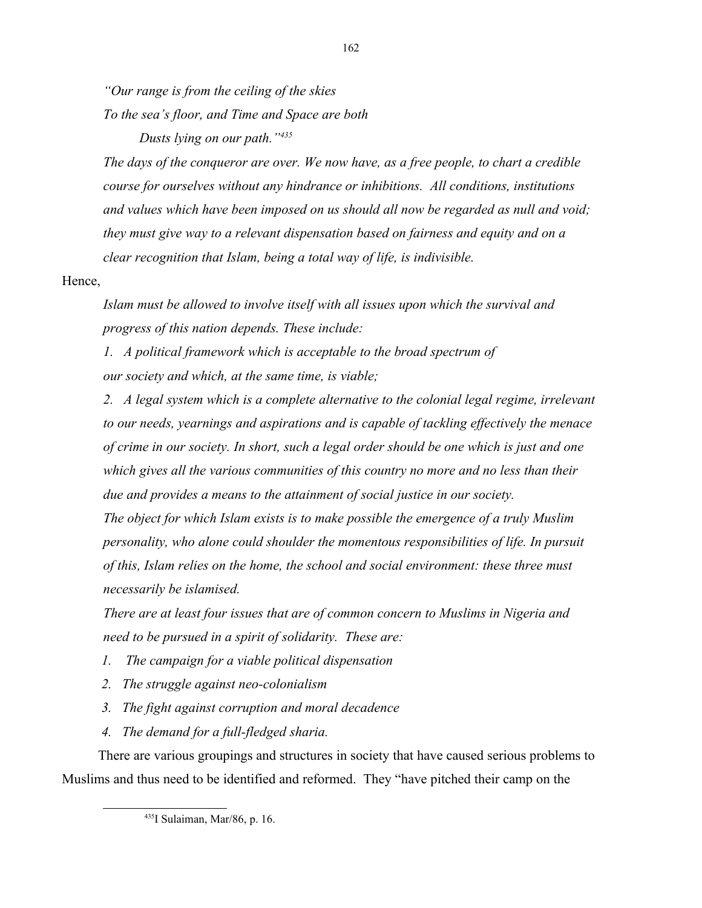*"Our range is from the ceiling of the skies*
*To the sea's floor, and Time and Space are both*
*Dusts lying on our path."*[435]

*The days of the conqueror are over. We now have, as a free people, to chart a credible course for ourselves without any hindrance or inhibitions. All conditions, institutions and values which have been imposed on us should all now be regarded as null and void; they must give way to a relevant dispensation based on fairness and equity and on a clear recognition that Islam, being a total way of life, is indivisible.*

Hence,

*Islam must be allowed to involve itself with all issues upon which the survival and progress of this nation depends. These include:*

*1. A political framework which is acceptable to the broad spectrum of our society and which, at the same time, is viable;*

*2. A legal system which is a complete alternative to the colonial legal regime, irrelevant to our needs, yearnings and aspirations and is capable of tackling effectively the menace of crime in our society. In short, such a legal order should be one which is just and one which gives all the various communities of this country no more and no less than their due and provides a means to the attainment of social justice in our society.*

*The object for which Islam exists is to make possible the emergence of a truly Muslim personality, who alone could shoulder the momentous responsibilities of life. In pursuit of this, Islam relies on the home, the school and social environment: these three must necessarily be islamised.*

*There are at least four issues that are of common concern to Muslims in Nigeria and need to be pursued in a spirit of solidarity. These are:*

*1. The campaign for a viable political dispensation*
*2. The struggle against neo-colonialism*
*3. The fight against corruption and moral decadence*
*4. The demand for a full-fledged sharia.*

There are various groupings and structures in society that have caused serious problems to Muslims and thus need to be identified and reformed. They "have pitched their camp on the

[435] I Sulaiman, Mar/86, p. 16.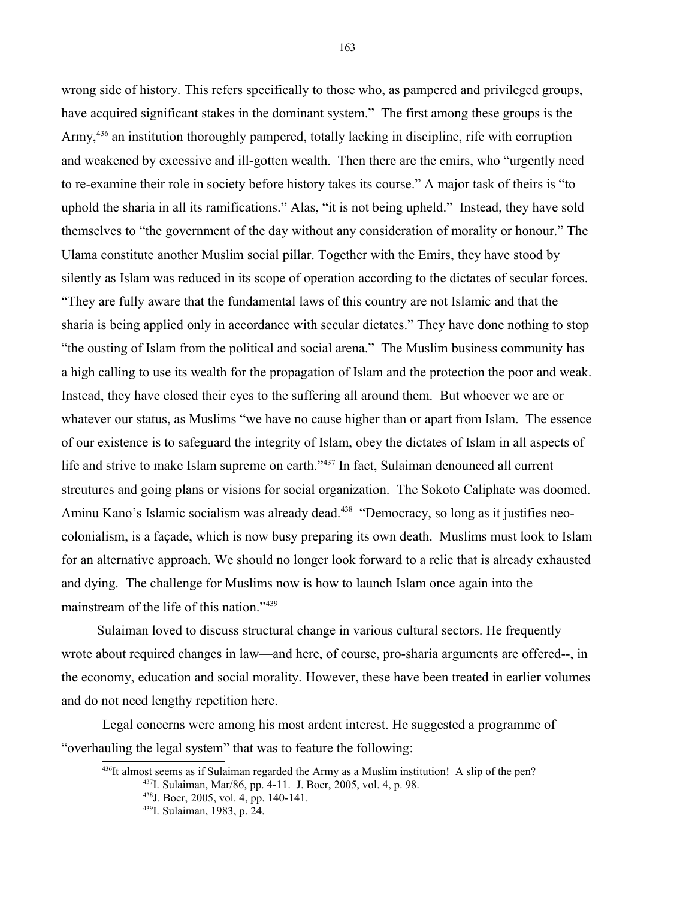wrong side of history. This refers specifically to those who, as pampered and privileged groups, have acquired significant stakes in the dominant system." The first among these groups is the Army,[436] an institution thoroughly pampered, totally lacking in discipline, rife with corruption and weakened by excessive and ill-gotten wealth. Then there are the emirs, who "urgently need to re-examine their role in society before history takes its course." A major task of theirs is "to uphold the sharia in all its ramifications." Alas, "it is not being upheld." Instead, they have sold themselves to "the government of the day without any consideration of morality or honour." The Ulama constitute another Muslim social pillar. Together with the Emirs, they have stood by silently as Islam was reduced in its scope of operation according to the dictates of secular forces. "They are fully aware that the fundamental laws of this country are not Islamic and that the sharia is being applied only in accordance with secular dictates." They have done nothing to stop "the ousting of Islam from the political and social arena." The Muslim business community has a high calling to use its wealth for the propagation of Islam and the protection the poor and weak. Instead, they have closed their eyes to the suffering all around them. But whoever we are or whatever our status, as Muslims "we have no cause higher than or apart from Islam. The essence of our existence is to safeguard the integrity of Islam, obey the dictates of Islam in all aspects of life and strive to make Islam supreme on earth."[437] In fact, Sulaiman denounced all current strcutures and going plans or visions for social organization. The Sokoto Caliphate was doomed. Aminu Kano's Islamic socialism was already dead.[438] "Democracy, so long as it justifies neo-colonialism, is a façade, which is now busy preparing its own death. Muslims must look to Islam for an alternative approach. We should no longer look forward to a relic that is already exhausted and dying. The challenge for Muslims now is how to launch Islam once again into the mainstream of the life of this nation."[439]

Sulaiman loved to discuss structural change in various cultural sectors. He frequently wrote about required changes in law—and here, of course, pro-sharia arguments are offered--, in the economy, education and social morality. However, these have been treated in earlier volumes and do not need lengthy repetition here.

Legal concerns were among his most ardent interest. He suggested a programme of "overhauling the legal system" that was to feature the following:

---

[436]It almost seems as if Sulaiman regarded the Army as a Muslim institution! A slip of the pen?

[437]I. Sulaiman, Mar/86, pp. 4-11. J. Boer, 2005, vol. 4, p. 98.

[438]J. Boer, 2005, vol. 4, pp. 140-141.

[439]I. Sulaiman, 1983, p. 24.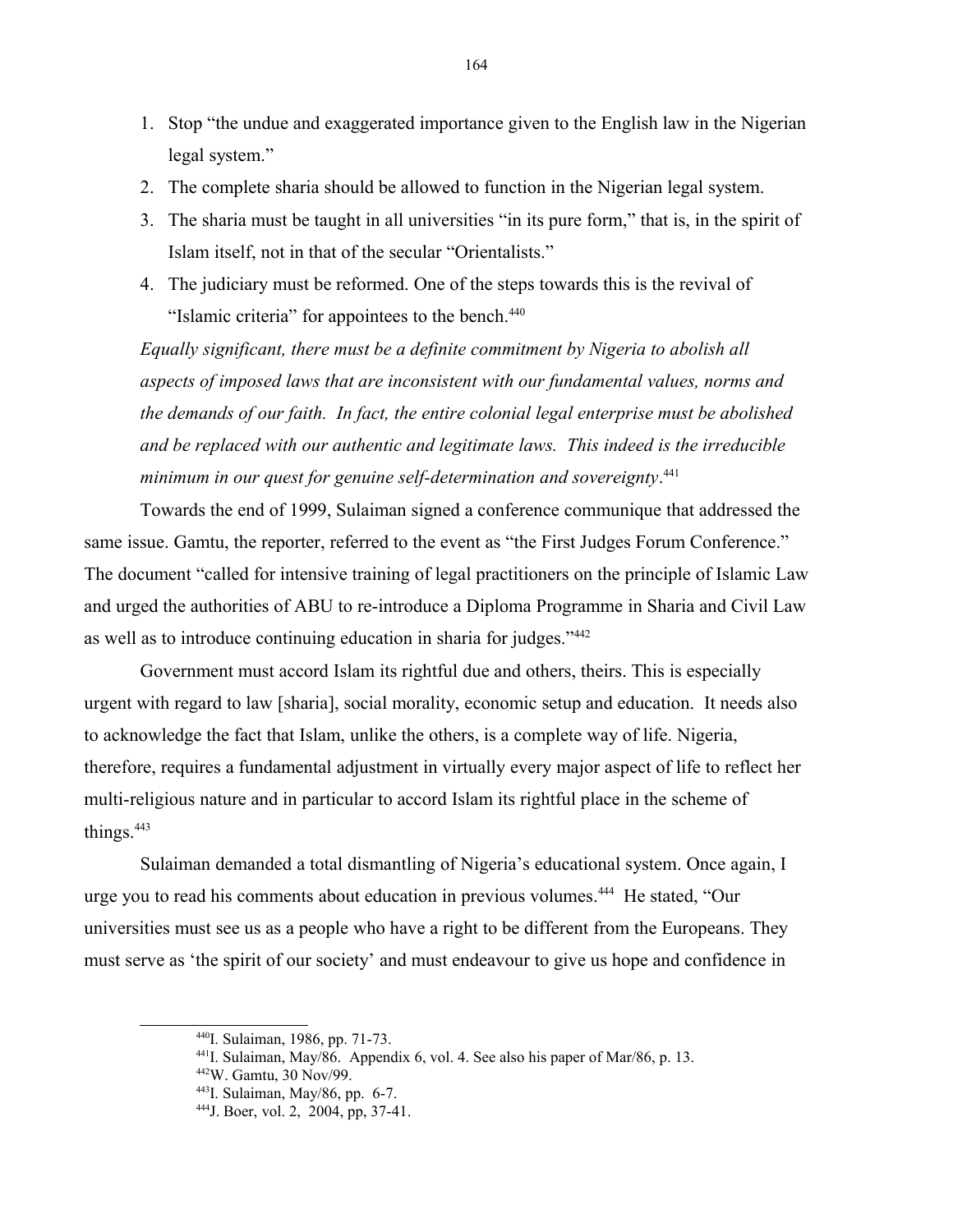1. Stop "the undue and exaggerated importance given to the English law in the Nigerian legal system."
2. The complete sharia should be allowed to function in the Nigerian legal system.
3. The sharia must be taught in all universities "in its pure form," that is, in the spirit of Islam itself, not in that of the secular "Orientalists."
4. The judiciary must be reformed. One of the steps towards this is the revival of "Islamic criteria" for appointees to the bench.[440]

*Equally significant, there must be a definite commitment by Nigeria to abolish all aspects of imposed laws that are inconsistent with our fundamental values, norms and the demands of our faith. In fact, the entire colonial legal enterprise must be abolished and be replaced with our authentic and legitimate laws. This indeed is the irreducible minimum in our quest for genuine self-determination and sovereignty*.[441]

Towards the end of 1999, Sulaiman signed a conference communique that addressed the same issue. Gamtu, the reporter, referred to the event as "the First Judges Forum Conference." The document "called for intensive training of legal practitioners on the principle of Islamic Law and urged the authorities of ABU to re-introduce a Diploma Programme in Sharia and Civil Law as well as to introduce continuing education in sharia for judges."[442]

Government must accord Islam its rightful due and others, theirs. This is especially urgent with regard to law [sharia], social morality, economic setup and education. It needs also to acknowledge the fact that Islam, unlike the others, is a complete way of life. Nigeria, therefore, requires a fundamental adjustment in virtually every major aspect of life to reflect her multi-religious nature and in particular to accord Islam its rightful place in the scheme of things.[443]

Sulaiman demanded a total dismantling of Nigeria's educational system. Once again, I urge you to read his comments about education in previous volumes.[444] He stated, "Our universities must see us as a people who have a right to be different from the Europeans. They must serve as 'the spirit of our society' and must endeavour to give us hope and confidence in

---

[440] I. Sulaiman, 1986, pp. 71-73.

[441] I. Sulaiman, May/86. Appendix 6, vol. 4. See also his paper of Mar/86, p. 13.

[442] W. Gamtu, 30 Nov/99.

[443] I. Sulaiman, May/86, pp. 6-7.

[444] J. Boer, vol. 2, 2004, pp, 37-41.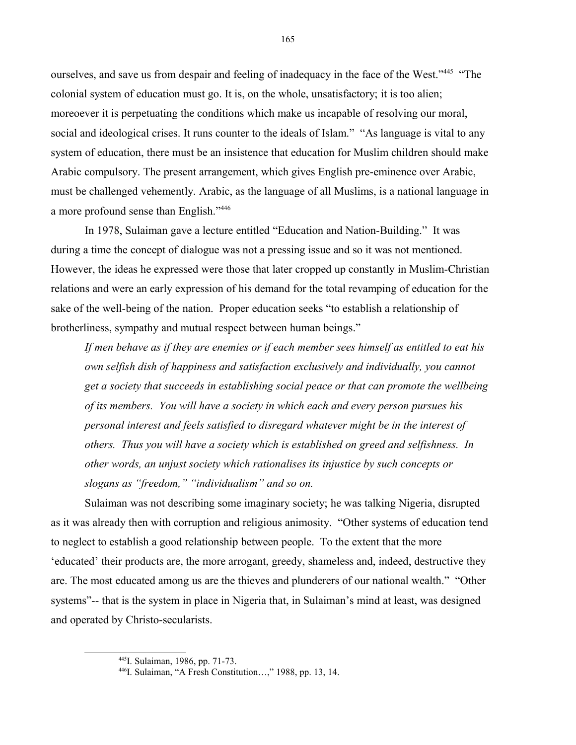ourselves, and save us from despair and feeling of inadequacy in the face of the West."[445] "The colonial system of education must go. It is, on the whole, unsatisfactory; it is too alien; moreoever it is perpetuating the conditions which make us incapable of resolving our moral, social and ideological crises. It runs counter to the ideals of Islam." "As language is vital to any system of education, there must be an insistence that education for Muslim children should make Arabic compulsory. The present arrangement, which gives English pre-eminence over Arabic, must be challenged vehemently. Arabic, as the language of all Muslims, is a national language in a more profound sense than English."[446]

In 1978, Sulaiman gave a lecture entitled "Education and Nation-Building." It was during a time the concept of dialogue was not a pressing issue and so it was not mentioned. However, the ideas he expressed were those that later cropped up constantly in Muslim-Christian relations and were an early expression of his demand for the total revamping of education for the sake of the well-being of the nation. Proper education seeks "to establish a relationship of brotherliness, sympathy and mutual respect between human beings."

> *If men behave as if they are enemies or if each member sees himself as entitled to eat his own selfish dish of happiness and satisfaction exclusively and individually, you cannot get a society that succeeds in establishing social peace or that can promote the wellbeing of its members. You will have a society in which each and every person pursues his personal interest and feels satisfied to disregard whatever might be in the interest of others. Thus you will have a society which is established on greed and selfishness. In other words, an unjust society which rationalises its injustice by such concepts or slogans as "freedom," "individualism" and so on.*

Sulaiman was not describing some imaginary society; he was talking Nigeria, disrupted as it was already then with corruption and religious animosity. "Other systems of education tend to neglect to establish a good relationship between people. To the extent that the more 'educated' their products are, the more arrogant, greedy, shameless and, indeed, destructive they are. The most educated among us are the thieves and plunderers of our national wealth." "Other systems"-- that is the system in place in Nigeria that, in Sulaiman's mind at least, was designed and operated by Christo-secularists.

---

[445] I. Sulaiman, 1986, pp. 71-73.

[446] I. Sulaiman, "A Fresh Constitution…," 1988, pp. 13, 14.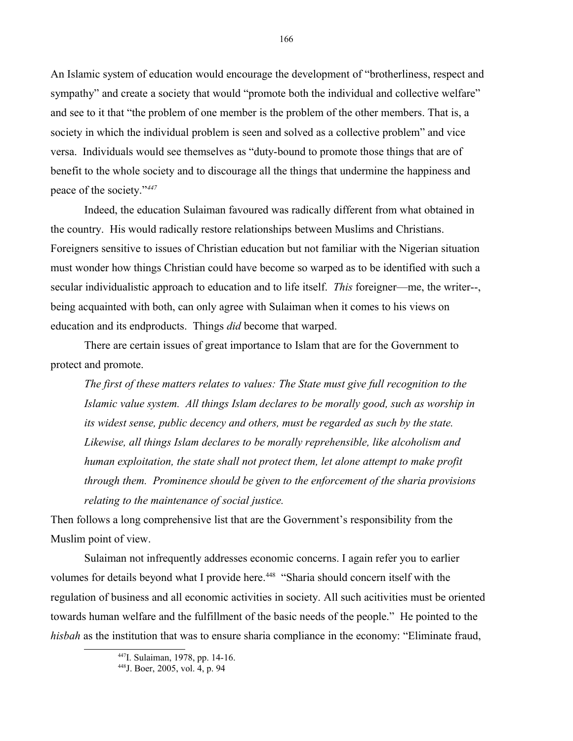An Islamic system of education would encourage the development of "brotherliness, respect and sympathy" and create a society that would "promote both the individual and collective welfare" and see to it that "the problem of one member is the problem of the other members. That is, a society in which the individual problem is seen and solved as a collective problem" and vice versa. Individuals would see themselves as "duty-bound to promote those things that are of benefit to the whole society and to discourage all the things that undermine the happiness and peace of the society."[447]

Indeed, the education Sulaiman favoured was radically different from what obtained in the country. His would radically restore relationships between Muslims and Christians. Foreigners sensitive to issues of Christian education but not familiar with the Nigerian situation must wonder how things Christian could have become so warped as to be identified with such a secular individualistic approach to education and to life itself. *This* foreigner—me, the writer--, being acquainted with both, can only agree with Sulaiman when it comes to his views on education and its endproducts. Things *did* become that warped.

There are certain issues of great importance to Islam that are for the Government to protect and promote.

> *The first of these matters relates to values: The State must give full recognition to the Islamic value system. All things Islam declares to be morally good, such as worship in its widest sense, public decency and others, must be regarded as such by the state. Likewise, all things Islam declares to be morally reprehensible, like alcoholism and human exploitation, the state shall not protect them, let alone attempt to make profit through them. Prominence should be given to the enforcement of the sharia provisions relating to the maintenance of social justice.*

Then follows a long comprehensive list that are the Government's responsibility from the Muslim point of view.

Sulaiman not infrequently addresses economic concerns. I again refer you to earlier volumes for details beyond what I provide here.[448] "Sharia should concern itself with the regulation of business and all economic activities in society. All such acitivities must be oriented towards human welfare and the fulfillment of the basic needs of the people." He pointed to the *hisbah* as the institution that was to ensure sharia compliance in the economy: "Eliminate fraud,

[447] I. Sulaiman, 1978, pp. 14-16.

[448] J. Boer, 2005, vol. 4, p. 94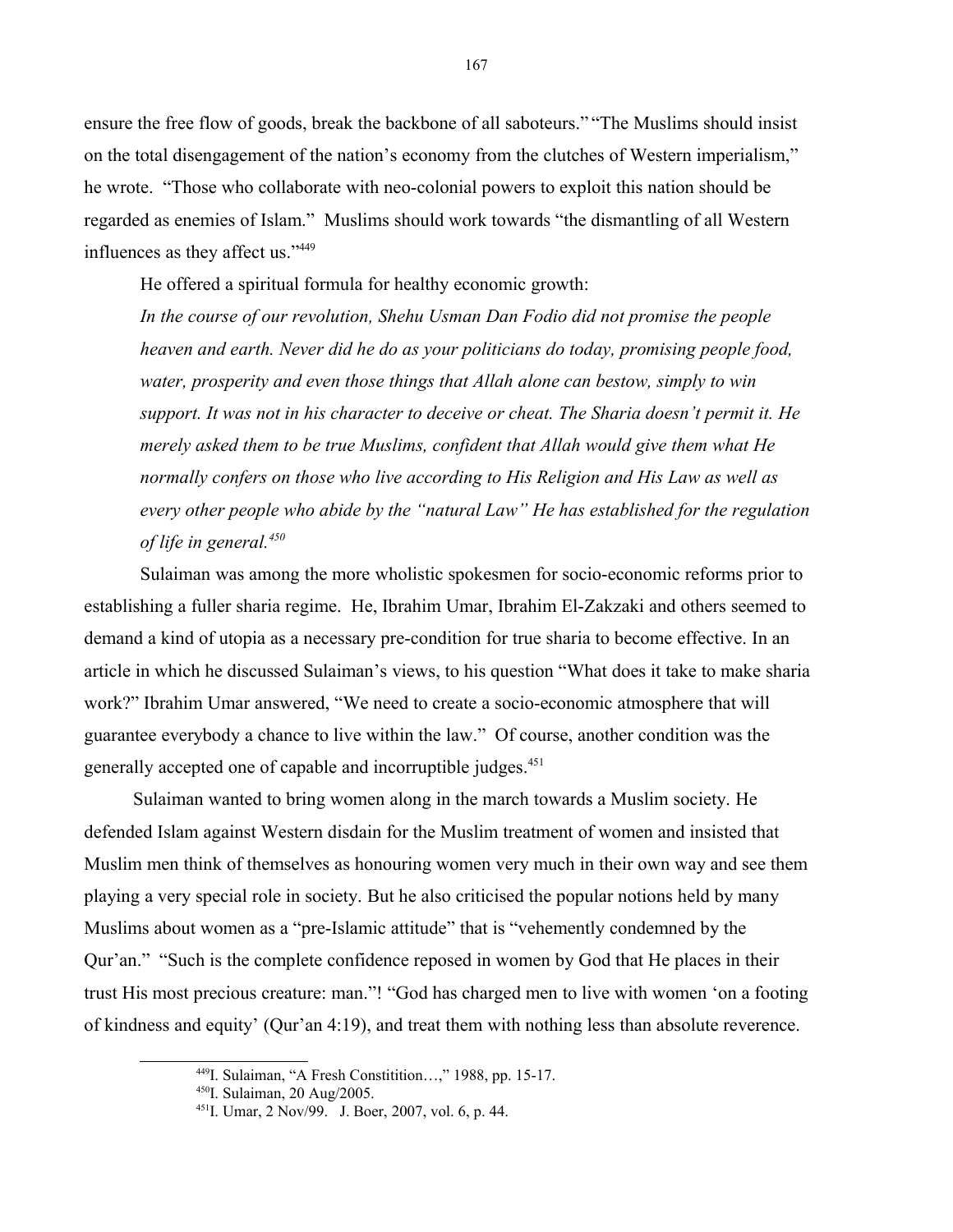ensure the free flow of goods, break the backbone of all saboteurs." "The Muslims should insist on the total disengagement of the nation's economy from the clutches of Western imperialism," he wrote. "Those who collaborate with neo-colonial powers to exploit this nation should be regarded as enemies of Islam." Muslims should work towards "the dismantling of all Western influences as they affect us."[449]

He offered a spiritual formula for healthy economic growth:

*In the course of our revolution, Shehu Usman Dan Fodio did not promise the people heaven and earth. Never did he do as your politicians do today, promising people food, water, prosperity and even those things that Allah alone can bestow, simply to win support. It was not in his character to deceive or cheat. The Sharia doesn't permit it. He merely asked them to be true Muslims, confident that Allah would give them what He normally confers on those who live according to His Religion and His Law as well as every other people who abide by the "natural Law" He has established for the regulation of life in general.*[450]

Sulaiman was among the more wholistic spokesmen for socio-economic reforms prior to establishing a fuller sharia regime. He, Ibrahim Umar, Ibrahim El-Zakzaki and others seemed to demand a kind of utopia as a necessary pre-condition for true sharia to become effective. In an article in which he discussed Sulaiman's views, to his question "What does it take to make sharia work?" Ibrahim Umar answered, "We need to create a socio-economic atmosphere that will guarantee everybody a chance to live within the law." Of course, another condition was the generally accepted one of capable and incorruptible judges.[451]

Sulaiman wanted to bring women along in the march towards a Muslim society. He defended Islam against Western disdain for the Muslim treatment of women and insisted that Muslim men think of themselves as honouring women very much in their own way and see them playing a very special role in society. But he also criticised the popular notions held by many Muslims about women as a "pre-Islamic attitude" that is "vehemently condemned by the Qur'an." "Such is the complete confidence reposed in women by God that He places in their trust His most precious creature: man."! "God has charged men to live with women 'on a footing of kindness and equity' (Qur'an 4:19), and treat them with nothing less than absolute reverence.

---

[449] I. Sulaiman, "A Fresh Constitition…," 1988, pp. 15-17.

[450] I. Sulaiman, 20 Aug/2005.

[451] I. Umar, 2 Nov/99. J. Boer, 2007, vol. 6, p. 44.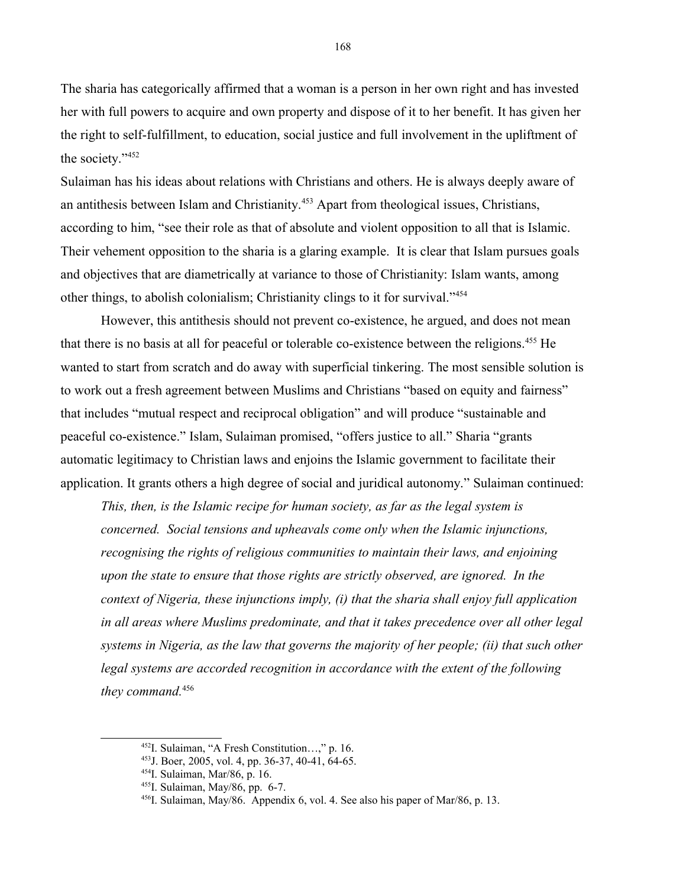The sharia has categorically affirmed that a woman is a person in her own right and has invested her with full powers to acquire and own property and dispose of it to her benefit. It has given her the right to self-fulfillment, to education, social justice and full involvement in the upliftment of the society."[452]

Sulaiman has his ideas about relations with Christians and others. He is always deeply aware of an antithesis between Islam and Christianity.[453] Apart from theological issues, Christians, according to him, "see their role as that of absolute and violent opposition to all that is Islamic. Their vehement opposition to the sharia is a glaring example. It is clear that Islam pursues goals and objectives that are diametrically at variance to those of Christianity: Islam wants, among other things, to abolish colonialism; Christianity clings to it for survival."[454]

However, this antithesis should not prevent co-existence, he argued, and does not mean that there is no basis at all for peaceful or tolerable co-existence between the religions.[455] He wanted to start from scratch and do away with superficial tinkering. The most sensible solution is to work out a fresh agreement between Muslims and Christians "based on equity and fairness" that includes "mutual respect and reciprocal obligation" and will produce "sustainable and peaceful co-existence." Islam, Sulaiman promised, "offers justice to all." Sharia "grants automatic legitimacy to Christian laws and enjoins the Islamic government to facilitate their application. It grants others a high degree of social and juridical autonomy." Sulaiman continued:

> *This, then, is the Islamic recipe for human society, as far as the legal system is concerned. Social tensions and upheavals come only when the Islamic injunctions, recognising the rights of religious communities to maintain their laws, and enjoining upon the state to ensure that those rights are strictly observed, are ignored. In the context of Nigeria, these injunctions imply, (i) that the sharia shall enjoy full application in all areas where Muslims predominate, and that it takes precedence over all other legal systems in Nigeria, as the law that governs the majority of her people; (ii) that such other legal systems are accorded recognition in accordance with the extent of the following they command.*[456]

---

[452] I. Sulaiman, "A Fresh Constitution…," p. 16.

[453] J. Boer, 2005, vol. 4, pp. 36-37, 40-41, 64-65.

[454] I. Sulaiman, Mar/86, p. 16.

[455] I. Sulaiman, May/86, pp. 6-7.

[456] I. Sulaiman, May/86. Appendix 6, vol. 4. See also his paper of Mar/86, p. 13.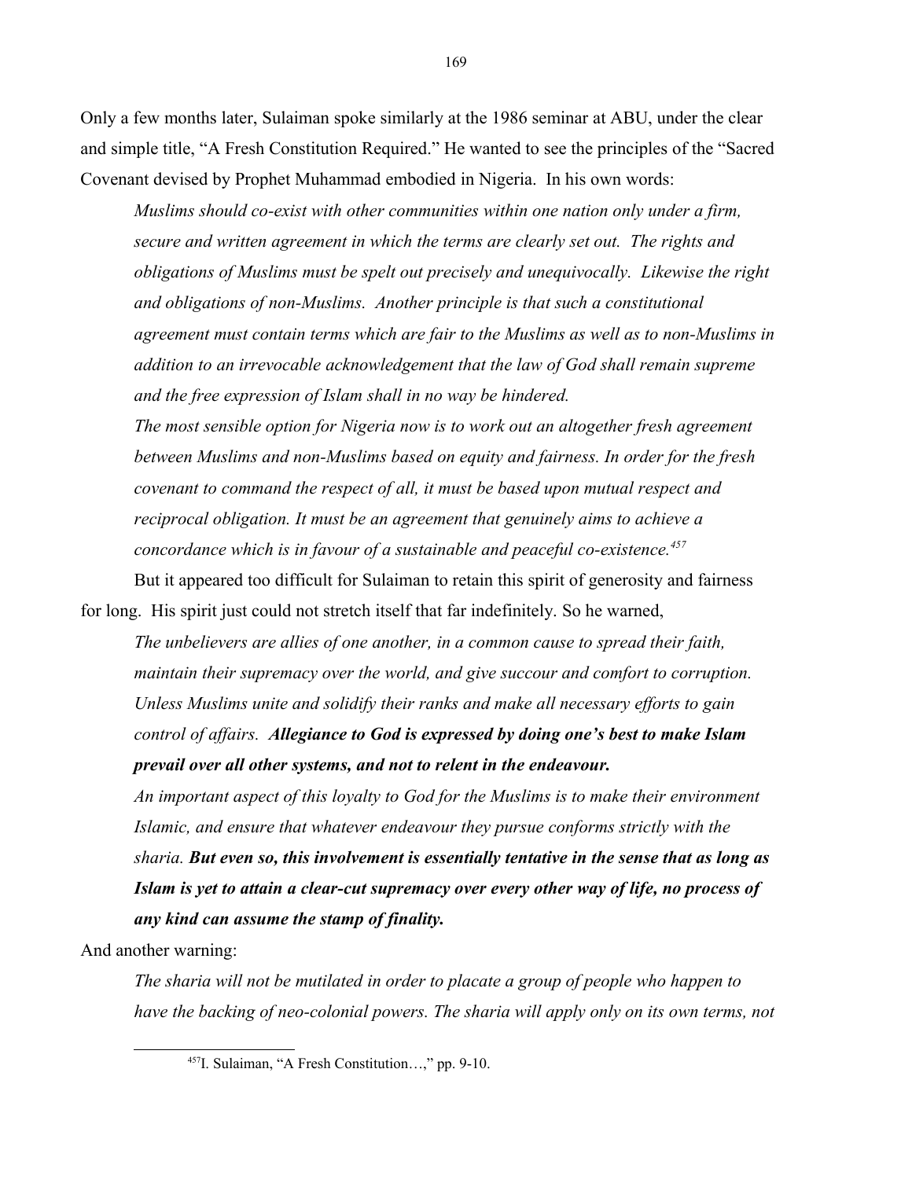Only a few months later, Sulaiman spoke similarly at the 1986 seminar at ABU, under the clear and simple title, "A Fresh Constitution Required." He wanted to see the principles of the "Sacred Covenant devised by Prophet Muhammad embodied in Nigeria. In his own words:

> *Muslims should co-exist with other communities within one nation only under a firm, secure and written agreement in which the terms are clearly set out. The rights and obligations of Muslims must be spelt out precisely and unequivocally. Likewise the right and obligations of non-Muslims. Another principle is that such a constitutional agreement must contain terms which are fair to the Muslims as well as to non-Muslims in addition to an irrevocable acknowledgement that the law of God shall remain supreme and the free expression of Islam shall in no way be hindered.*
>
> *The most sensible option for Nigeria now is to work out an altogether fresh agreement between Muslims and non-Muslims based on equity and fairness. In order for the fresh covenant to command the respect of all, it must be based upon mutual respect and reciprocal obligation. It must be an agreement that genuinely aims to achieve a concordance which is in favour of a sustainable and peaceful co-existence.*[457]

But it appeared too difficult for Sulaiman to retain this spirit of generosity and fairness for long. His spirit just could not stretch itself that far indefinitely. So he warned,

> *The unbelievers are allies of one another, in a common cause to spread their faith, maintain their supremacy over the world, and give succour and comfort to corruption. Unless Muslims unite and solidify their ranks and make all necessary efforts to gain control of affairs.* ***Allegiance to God is expressed by doing one's best to make Islam prevail over all other systems, and not to relent in the endeavour.***
>
> *An important aspect of this loyalty to God for the Muslims is to make their environment Islamic, and ensure that whatever endeavour they pursue conforms strictly with the sharia.* ***But even so, this involvement is essentially tentative in the sense that as long as Islam is yet to attain a clear-cut supremacy over every other way of life, no process of any kind can assume the stamp of finality.***

And another warning:

> *The sharia will not be mutilated in order to placate a group of people who happen to have the backing of neo-colonial powers. The sharia will apply only on its own terms, not*

[457] I. Sulaiman, "A Fresh Constitution…," pp. 9-10.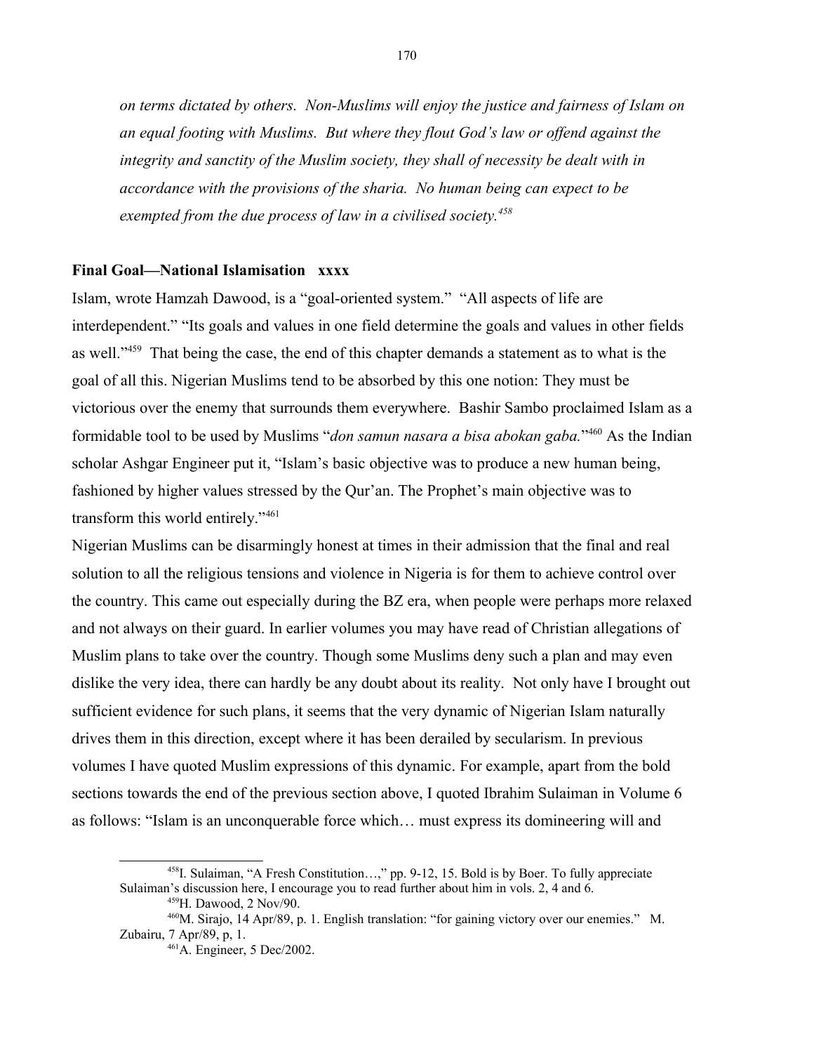*on terms dictated by others. Non-Muslims will enjoy the justice and fairness of Islam on an equal footing with Muslims. But where they flout God's law or offend against the integrity and sanctity of the Muslim society, they shall of necessity be dealt with in accordance with the provisions of the sharia. No human being can expect to be exempted from the due process of law in a civilised society.*[458]

**Final Goal—National Islamisation xxxx**

Islam, wrote Hamzah Dawood, is a "goal-oriented system." "All aspects of life are interdependent." "Its goals and values in one field determine the goals and values in other fields as well."[459] That being the case, the end of this chapter demands a statement as to what is the goal of all this. Nigerian Muslims tend to be absorbed by this one notion: They must be victorious over the enemy that surrounds them everywhere. Bashir Sambo proclaimed Islam as a formidable tool to be used by Muslims "*don samun nasara a bisa abokan gaba.*"[460] As the Indian scholar Ashgar Engineer put it, "Islam's basic objective was to produce a new human being, fashioned by higher values stressed by the Qur'an. The Prophet's main objective was to transform this world entirely."[461]

Nigerian Muslims can be disarmingly honest at times in their admission that the final and real solution to all the religious tensions and violence in Nigeria is for them to achieve control over the country. This came out especially during the BZ era, when people were perhaps more relaxed and not always on their guard. In earlier volumes you may have read of Christian allegations of Muslim plans to take over the country. Though some Muslims deny such a plan and may even dislike the very idea, there can hardly be any doubt about its reality. Not only have I brought out sufficient evidence for such plans, it seems that the very dynamic of Nigerian Islam naturally drives them in this direction, except where it has been derailed by secularism. In previous volumes I have quoted Muslim expressions of this dynamic. For example, apart from the bold sections towards the end of the previous section above, I quoted Ibrahim Sulaiman in Volume 6 as follows: "Islam is an unconquerable force which… must express its domineering will and

---

[458] I. Sulaiman, "A Fresh Constitution…," pp. 9-12, 15. Bold is by Boer. To fully appreciate Sulaiman's discussion here, I encourage you to read further about him in vols. 2, 4 and 6.

[459] H. Dawood, 2 Nov/90.

[460] M. Sirajo, 14 Apr/89, p. 1. English translation: "for gaining victory over our enemies." M. Zubairu, 7 Apr/89, p, 1.

[461] A. Engineer, 5 Dec/2002.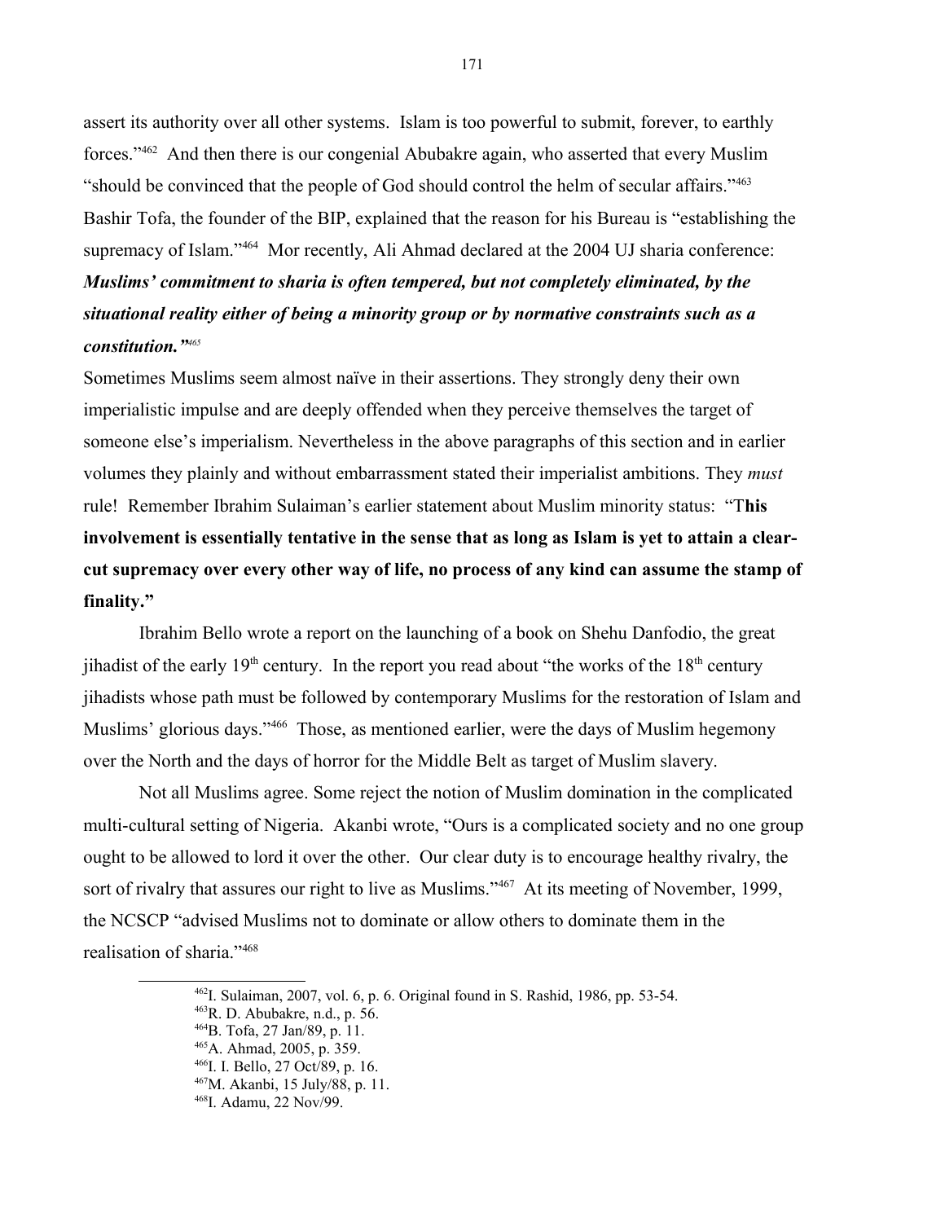assert its authority over all other systems. Islam is too powerful to submit, forever, to earthly forces."[462] And then there is our congenial Abubakre again, who asserted that every Muslim "should be convinced that the people of God should control the helm of secular affairs."[463] Bashir Tofa, the founder of the BIP, explained that the reason for his Bureau is "establishing the supremacy of Islam."[464] Mor recently, Ali Ahmad declared at the 2004 UJ sharia conference:

***Muslims' commitment to sharia is often tempered, but not completely eliminated, by the situational reality either of being a minority group or by normative constraints such as a constitution."***[465]

Sometimes Muslims seem almost naïve in their assertions. They strongly deny their own imperialistic impulse and are deeply offended when they perceive themselves the target of someone else's imperialism. Nevertheless in the above paragraphs of this section and in earlier volumes they plainly and without embarrassment stated their imperialist ambitions. They *must* rule! Remember Ibrahim Sulaiman's earlier statement about Muslim minority status: "T**his involvement is essentially tentative in the sense that as long as Islam is yet to attain a clear-cut supremacy over every other way of life, no process of any kind can assume the stamp of finality."**

Ibrahim Bello wrote a report on the launching of a book on Shehu Danfodio, the great jihadist of the early 19th century. In the report you read about "the works of the 18th century jihadists whose path must be followed by contemporary Muslims for the restoration of Islam and Muslims' glorious days."[466] Those, as mentioned earlier, were the days of Muslim hegemony over the North and the days of horror for the Middle Belt as target of Muslim slavery.

Not all Muslims agree. Some reject the notion of Muslim domination in the complicated multi-cultural setting of Nigeria. Akanbi wrote, "Ours is a complicated society and no one group ought to be allowed to lord it over the other. Our clear duty is to encourage healthy rivalry, the sort of rivalry that assures our right to live as Muslims."[467] At its meeting of November, 1999, the NCSCP "advised Muslims not to dominate or allow others to dominate them in the realisation of sharia."[468]

---

[462] I. Sulaiman, 2007, vol. 6, p. 6. Original found in S. Rashid, 1986, pp. 53-54.
[463] R. D. Abubakre, n.d., p. 56.
[464] B. Tofa, 27 Jan/89, p. 11.
[465] A. Ahmad, 2005, p. 359.
[466] I. I. Bello, 27 Oct/89, p. 16.
[467] M. Akanbi, 15 July/88, p. 11.
[468] I. Adamu, 22 Nov/99.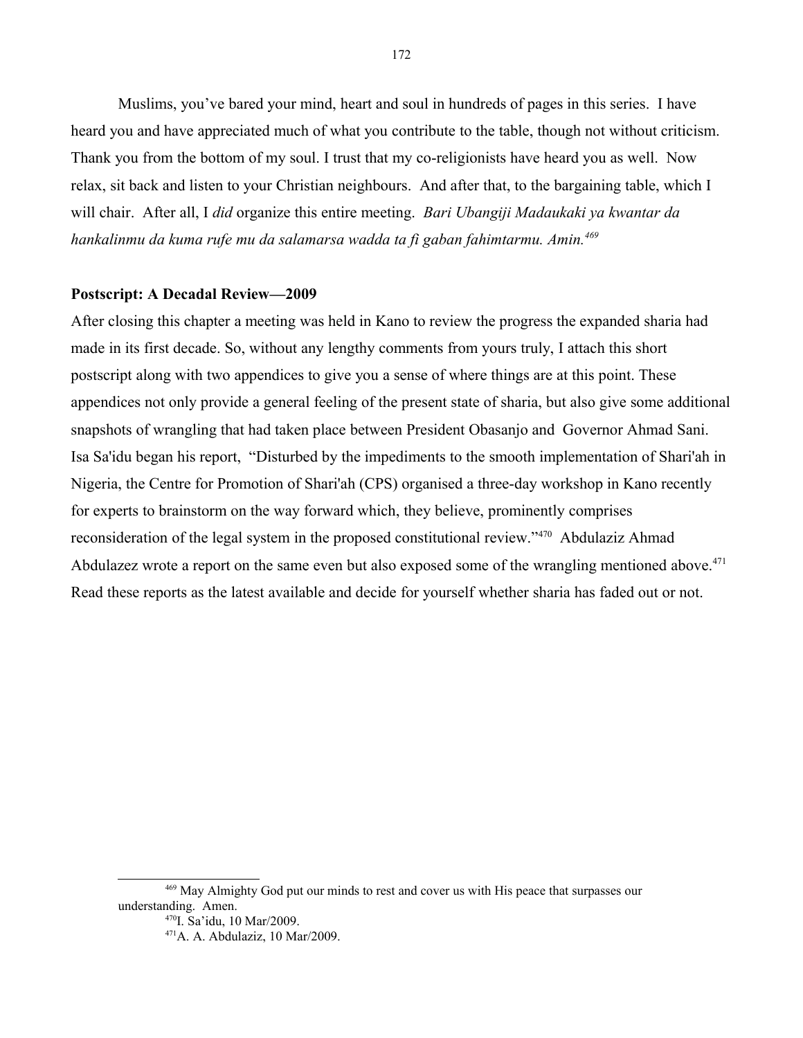Muslims, you've bared your mind, heart and soul in hundreds of pages in this series. I have heard you and have appreciated much of what you contribute to the table, though not without criticism. Thank you from the bottom of my soul. I trust that my co-religionists have heard you as well. Now relax, sit back and listen to your Christian neighbours. And after that, to the bargaining table, which I will chair. After all, I *did* organize this entire meeting. *Bari Ubangiji Madaukaki ya kwantar da hankalinmu da kuma rufe mu da salamarsa wadda ta fi gaban fahimtarmu. Amin.*[469]

**Postscript: A Decadal Review—2009**

After closing this chapter a meeting was held in Kano to review the progress the expanded sharia had made in its first decade. So, without any lengthy comments from yours truly, I attach this short postscript along with two appendices to give you a sense of where things are at this point. These appendices not only provide a general feeling of the present state of sharia, but also give some additional snapshots of wrangling that had taken place between President Obasanjo and Governor Ahmad Sani. Isa Sa'idu began his report, "Disturbed by the impediments to the smooth implementation of Shari'ah in Nigeria, the Centre for Promotion of Shari'ah (CPS) organised a three-day workshop in Kano recently for experts to brainstorm on the way forward which, they believe, prominently comprises reconsideration of the legal system in the proposed constitutional review."[470] Abdulaziz Ahmad Abdulazez wrote a report on the same even but also exposed some of the wrangling mentioned above.[471] Read these reports as the latest available and decide for yourself whether sharia has faded out or not.

---

[469] May Almighty God put our minds to rest and cover us with His peace that surpasses our understanding. Amen.

[470] I. Sa'idu, 10 Mar/2009.

[471] A. A. Abdulaziz, 10 Mar/2009.